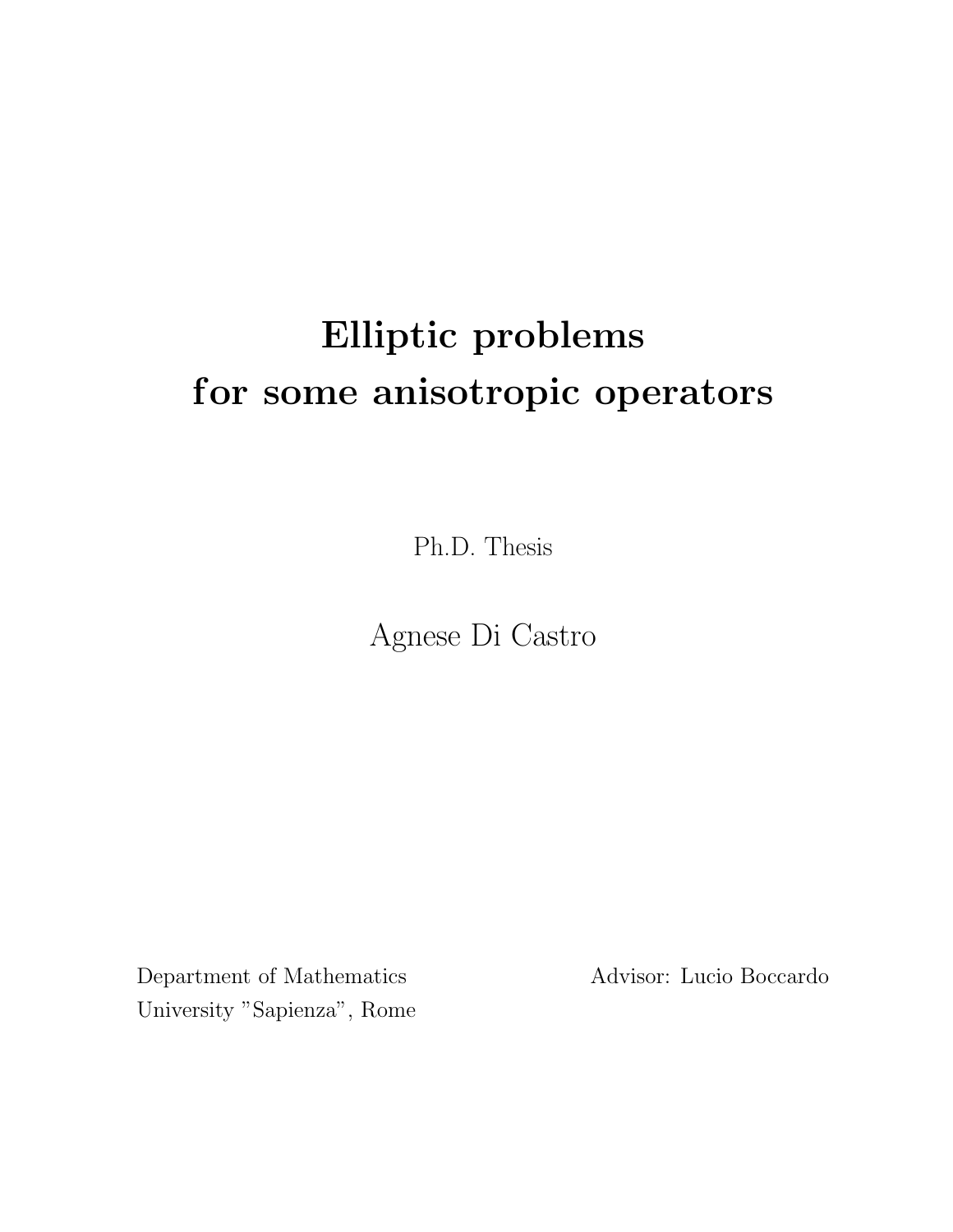# Elliptic problems for some anisotropic operators

Ph.D. Thesis

Agnese Di Castro

Department of Mathematics
University "Sapienza", Rome

Advisor: Lucio Boccardo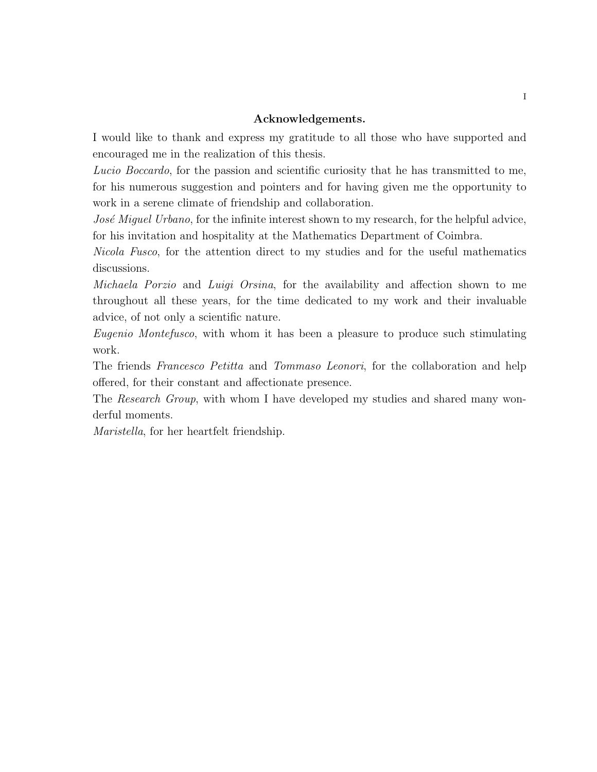## Acknowledgements.

I would like to thank and express my gratitude to all those who have supported and encouraged me in the realization of this thesis.

*Lucio Boccardo*, for the passion and scientific curiosity that he has transmitted to me, for his numerous suggestion and pointers and for having given me the opportunity to work in a serene climate of friendship and collaboration.

*José Miguel Urbano*, for the infinite interest shown to my research, for the helpful advice, for his invitation and hospitality at the Mathematics Department of Coimbra.

*Nicola Fusco*, for the attention direct to my studies and for the useful mathematics discussions.

*Michaela Porzio* and *Luigi Orsina*, for the availability and affection shown to me throughout all these years, for the time dedicated to my work and their invaluable advice, of not only a scientific nature.

*Eugenio Montefusco*, with whom it has been a pleasure to produce such stimulating work.

The friends *Francesco Petitta* and *Tommaso Leonori*, for the collaboration and help offered, for their constant and affectionate presence.

The *Research Group*, with whom I have developed my studies and shared many wonderful moments.

*Maristella*, for her heartfelt friendship.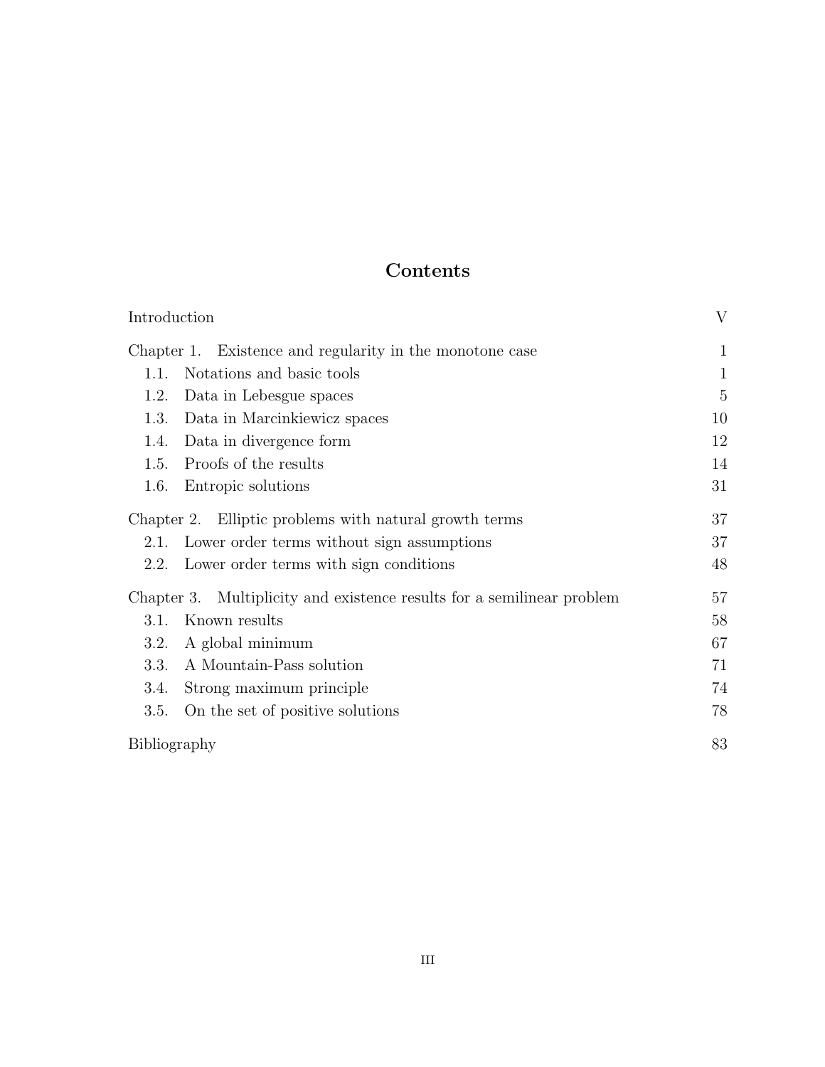# Contents

Introduction V

Chapter 1. Existence and regularity in the monotone case 1

- 1.1. Notations and basic tools 1
- 1.2. Data in Lebesgue spaces 5
- 1.3. Data in Marcinkiewicz spaces 10
- 1.4. Data in divergence form 12
- 1.5. Proofs of the results 14
- 1.6. Entropic solutions 31

Chapter 2. Elliptic problems with natural growth terms 37

- 2.1. Lower order terms without sign assumptions 37
- 2.2. Lower order terms with sign conditions 48

Chapter 3. Multiplicity and existence results for a semilinear problem 57

- 3.1. Known results 58
- 3.2. A global minimum 67
- 3.3. A Mountain-Pass solution 71
- 3.4. Strong maximum principle 74
- 3.5. On the set of positive solutions 78

Bibliography 83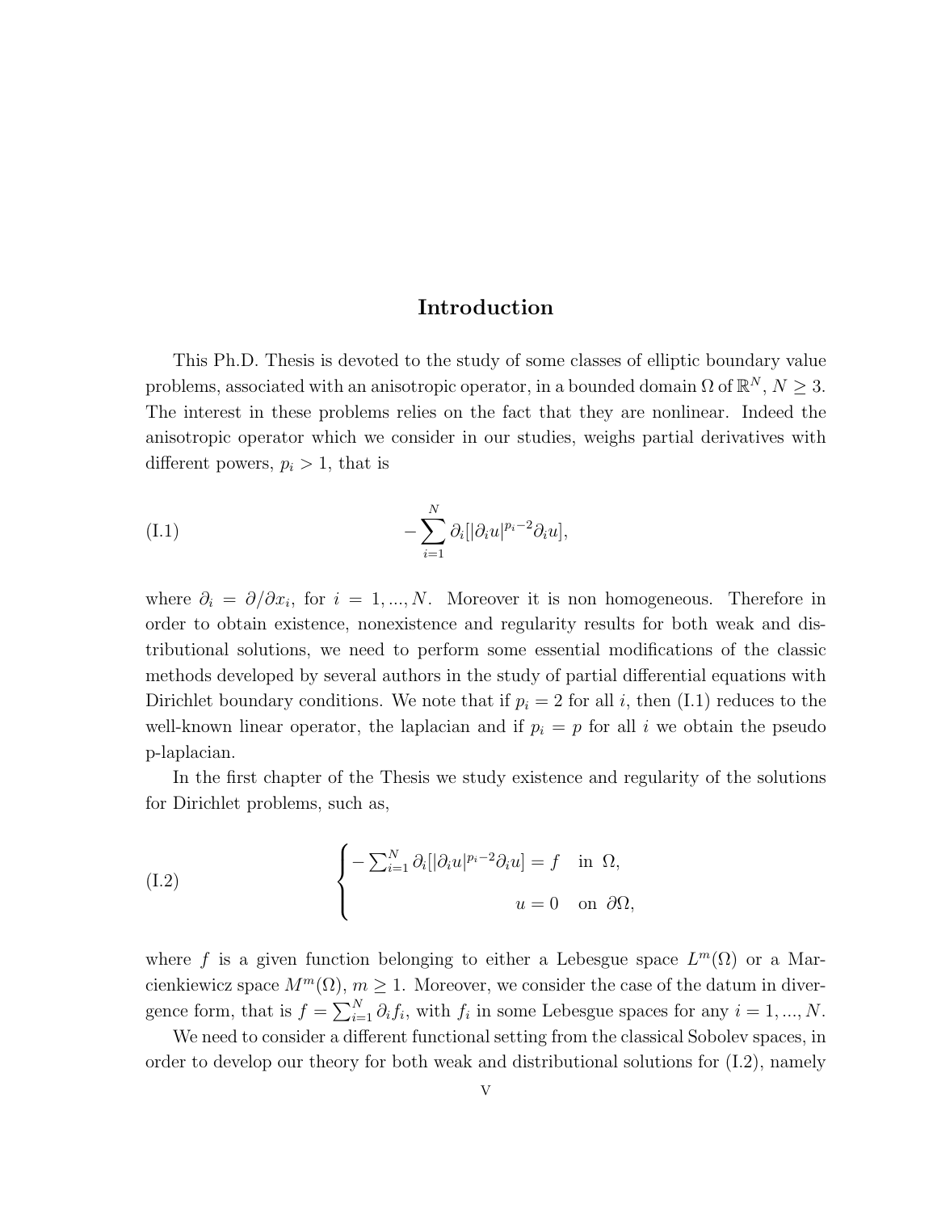# Introduction

This Ph.D. Thesis is devoted to the study of some classes of elliptic boundary value problems, associated with an anisotropic operator, in a bounded domain $\Omega$ of $\mathbb{R}^N$, $N \geq 3$. The interest in these problems relies on the fact that they are nonlinear. Indeed the anisotropic operator which we consider in our studies, weighs partial derivatives with different powers, $p_i > 1$, that is

$$
-\sum_{i=1}^{N} \partial_i[|\partial_i u|^{p_i-2}\partial_i u], \tag{I.1}
$$

where $\partial_i = \partial/\partial x_i$, for $i = 1, ..., N$. Moreover it is non homogeneous. Therefore in order to obtain existence, nonexistence and regularity results for both weak and distributional solutions, we need to perform some essential modifications of the classic methods developed by several authors in the study of partial differential equations with Dirichlet boundary conditions. We note that if $p_i = 2$ for all $i$, then (I.1) reduces to the well-known linear operator, the laplacian and if $p_i = p$ for all $i$ we obtain the pseudo p-laplacian.

In the first chapter of the Thesis we study existence and regularity of the solutions for Dirichlet problems, such as,

$$
\begin{cases} -\sum_{i=1}^{N} \partial_i[|\partial_i u|^{p_i-2}\partial_i u] = f & \text{in } \Omega, \\ u = 0 & \text{on } \partial\Omega, \end{cases} \tag{I.2}
$$

where $f$ is a given function belonging to either a Lebesgue space $L^m(\Omega)$ or a Marcienkiewicz space $M^m(\Omega)$, $m \geq 1$. Moreover, we consider the case of the datum in divergence form, that is $f = \sum_{i=1}^{N} \partial_i f_i$, with $f_i$ in some Lebesgue spaces for any $i = 1, ..., N$.

We need to consider a different functional setting from the classical Sobolev spaces, in order to develop our theory for both weak and distributional solutions for (I.2), namely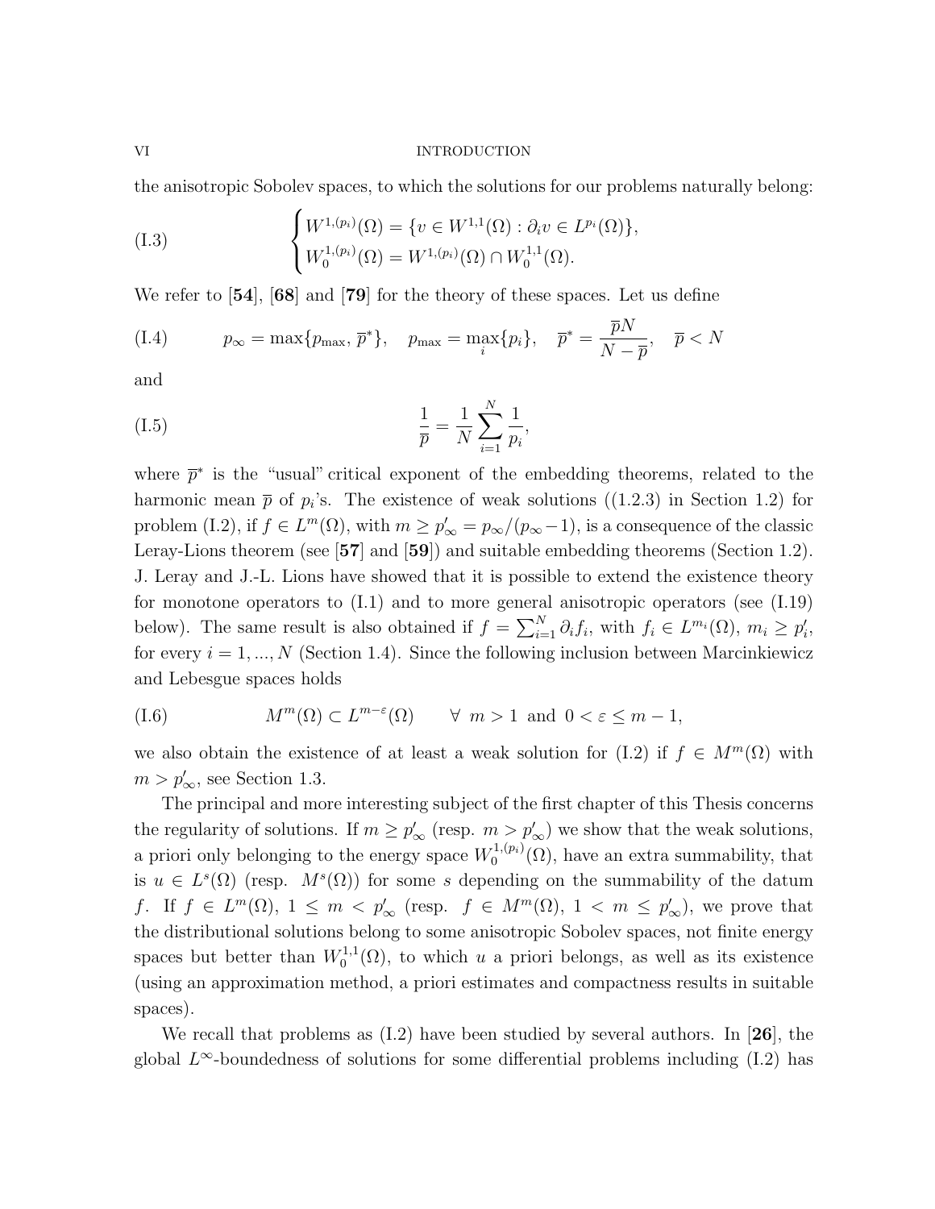the anisotropic Sobolev spaces, to which the solutions for our problems naturally belong:

$$\text{(I.3)} \qquad \begin{cases} W^{1,(p_i)}(\Omega) = \{v \in W^{1,1}(\Omega) : \partial_i v \in L^{p_i}(\Omega)\}, \\ W_0^{1,(p_i)}(\Omega) = W^{1,(p_i)}(\Omega) \cap W_0^{1,1}(\Omega). \end{cases}$$

We refer to [**54**], [**68**] and [**79**] for the theory of these spaces. Let us define

$$\text{(I.4)} \qquad p_\infty = \max\{p_{\max}, \overline{p}^*\}, \quad p_{\max} = \max_i \{p_i\}, \quad \overline{p}^* = \frac{\overline{p}N}{N - \overline{p}}, \quad \overline{p} < N$$

and

$$\text{(I.5)} \qquad \frac{1}{\overline{p}} = \frac{1}{N} \sum_{i=1}^{N} \frac{1}{p_i},$$

where $\overline{p}^*$ is the "usual" critical exponent of the embedding theorems, related to the harmonic mean $\overline{p}$ of $p_i$'s. The existence of weak solutions ((1.2.3) in Section 1.2) for problem (I.2), if $f \in L^m(\Omega)$, with $m \geq p'_\infty = p_\infty/(p_\infty - 1)$, is a consequence of the classic Leray-Lions theorem (see [**57**] and [**59**]) and suitable embedding theorems (Section 1.2). J. Leray and J.-L. Lions have showed that it is possible to extend the existence theory for monotone operators to (I.1) and to more general anisotropic operators (see (I.19) below). The same result is also obtained if $f = \sum_{i=1}^{N} \partial_i f_i$, with $f_i \in L^{m_i}(\Omega)$, $m_i \geq p'_i$, for every $i = 1, ..., N$ (Section 1.4). Since the following inclusion between Marcinkiewicz and Lebesgue spaces holds

$$\text{(I.6)} \qquad M^m(\Omega) \subset L^{m-\varepsilon}(\Omega) \qquad \forall \ m > 1 \text{ and } 0 < \varepsilon \leq m - 1,$$

we also obtain the existence of at least a weak solution for (I.2) if $f \in M^m(\Omega)$ with $m > p'_\infty$, see Section 1.3.

The principal and more interesting subject of the first chapter of this Thesis concerns the regularity of solutions. If $m \geq p'_\infty$ (resp. $m > p'_\infty$) we show that the weak solutions, a priori only belonging to the energy space $W_0^{1,(p_i)}(\Omega)$, have an extra summability, that is $u \in L^s(\Omega)$ (resp. $M^s(\Omega)$) for some $s$ depending on the summability of the datum $f$. If $f \in L^m(\Omega)$, $1 \leq m < p'_\infty$ (resp. $f \in M^m(\Omega)$, $1 < m \leq p'_\infty$), we prove that the distributional solutions belong to some anisotropic Sobolev spaces, not finite energy spaces but better than $W_0^{1,1}(\Omega)$, to which $u$ a priori belongs, as well as its existence (using an approximation method, a priori estimates and compactness results in suitable spaces).

We recall that problems as (I.2) have been studied by several authors. In [**26**], the global $L^\infty$-boundedness of solutions for some differential problems including (I.2) has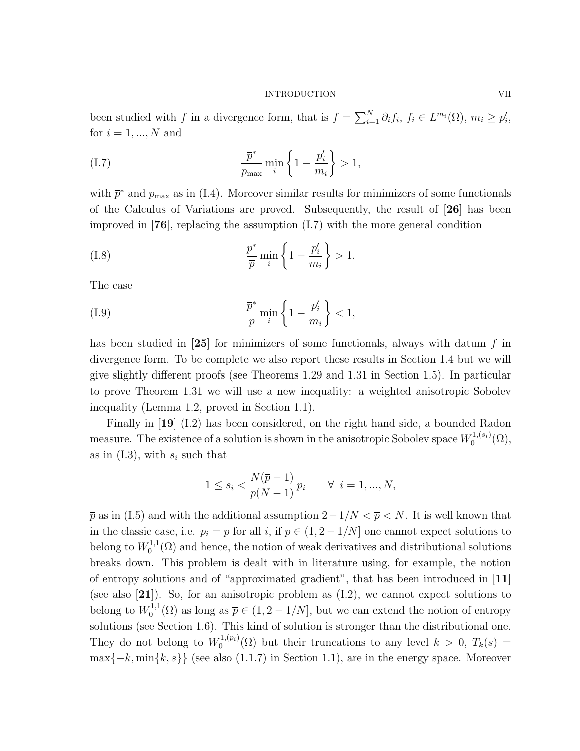been studied with $f$ in a divergence form, that is $f = \sum_{i=1}^{N} \partial_i f_i$, $f_i \in L^{m_i}(\Omega)$, $m_i \geq p_i'$, for $i = 1, ..., N$ and

$$\frac{\overline{p}^*}{p_{\max}} \min_i \left\{ 1 - \frac{p_i'}{m_i} \right\} > 1, \tag{I.7}$$

with $\overline{p}^*$ and $p_{\max}$ as in (I.4). Moreover similar results for minimizers of some functionals of the Calculus of Variations are proved. Subsequently, the result of [**26**] has been improved in [**76**], replacing the assumption (I.7) with the more general condition

$$\frac{\overline{p}^*}{\overline{p}} \min_i \left\{ 1 - \frac{p_i'}{m_i} \right\} > 1. \tag{I.8}$$

The case

$$\frac{\overline{p}^*}{\overline{p}} \min_i \left\{ 1 - \frac{p_i'}{m_i} \right\} < 1, \tag{I.9}$$

has been studied in [**25**] for minimizers of some functionals, always with datum $f$ in divergence form. To be complete we also report these results in Section 1.4 but we will give slightly different proofs (see Theorems 1.29 and 1.31 in Section 1.5). In particular to prove Theorem 1.31 we will use a new inequality: a weighted anisotropic Sobolev inequality (Lemma 1.2, proved in Section 1.1).

Finally in [**19**] (I.2) has been considered, on the right hand side, a bounded Radon measure. The existence of a solution is shown in the anisotropic Sobolev space $W_0^{1,(s_i)}(\Omega)$, as in (I.3), with $s_i$ such that

$$1 \leq s_i < \frac{N(\overline{p}-1)}{\overline{p}(N-1)} p_i \qquad \forall \ i = 1, ..., N,$$

$\overline{p}$ as in (I.5) and with the additional assumption $2 - 1/N < \overline{p} < N$. It is well known that in the classic case, i.e. $p_i = p$ for all $i$, if $p \in (1, 2 - 1/N]$ one cannot expect solutions to belong to $W_0^{1,1}(\Omega)$ and hence, the notion of weak derivatives and distributional solutions breaks down. This problem is dealt with in literature using, for example, the notion of entropy solutions and of "approximated gradient", that has been introduced in [**11**] (see also [**21**]). So, for an anisotropic problem as (I.2), we cannot expect solutions to belong to $W_0^{1,1}(\Omega)$ as long as $\overline{p} \in (1, 2 - 1/N]$, but we can extend the notion of entropy solutions (see Section 1.6). This kind of solution is stronger than the distributional one. They do not belong to $W_0^{1,(p_i)}(\Omega)$ but their truncations to any level $k > 0$, $T_k(s) = \max\{-k, \min\{k, s\}\}$ (see also (1.1.7) in Section 1.1), are in the energy space. Moreover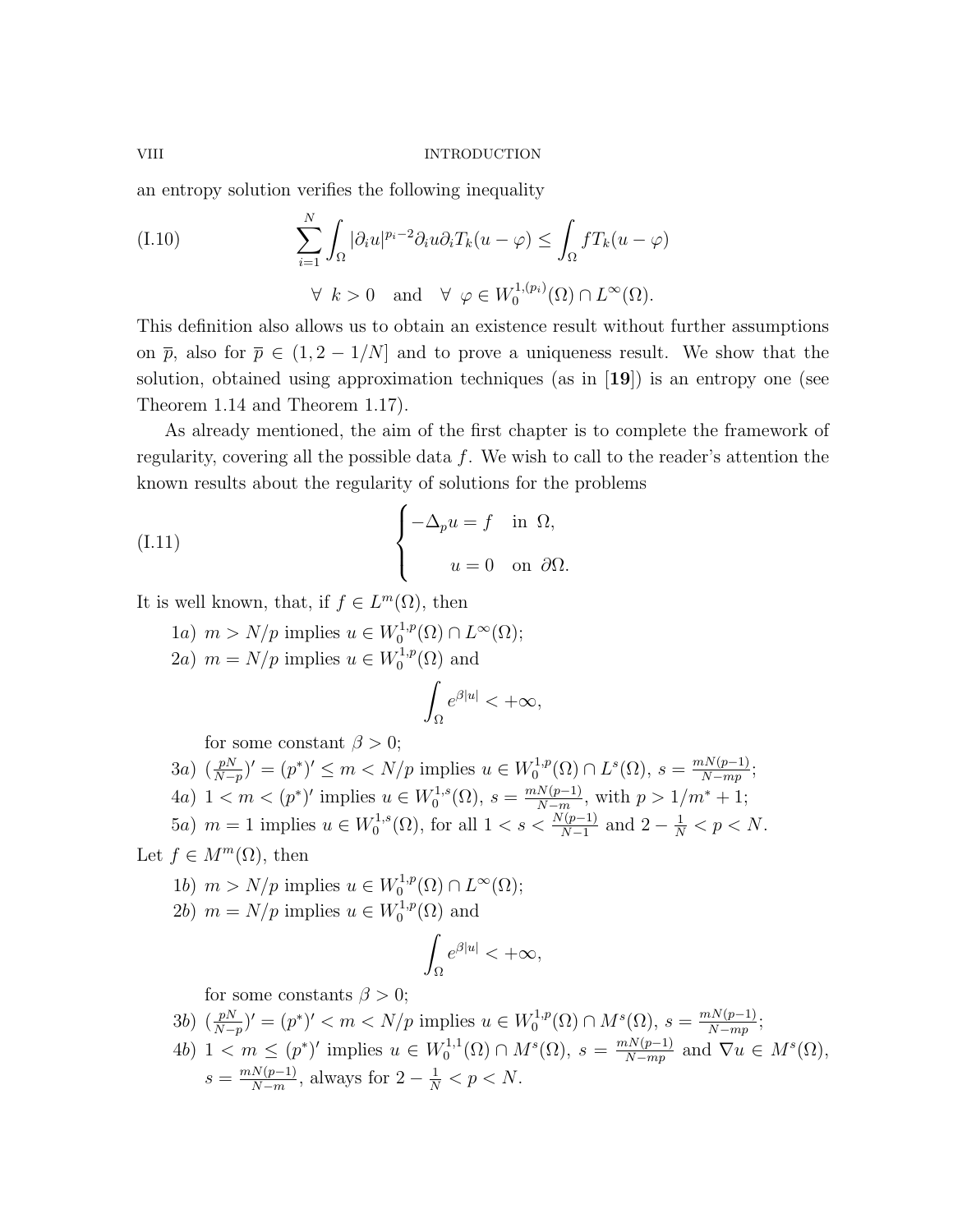an entropy solution verifies the following inequality

$$\sum_{i=1}^{N} \int_\Omega |\partial_i u|^{p_i-2}\partial_i u \partial_i T_k(u-\varphi) \le \int_\Omega f T_k(u-\varphi) \tag{I.10}$$

$$\forall \ k>0 \quad \text{and} \quad \forall \ \varphi \in W_0^{1,(p_i)}(\Omega)\cap L^\infty(\Omega).$$

This definition also allows us to obtain an existence result without further assumptions on $\overline{p}$, also for $\overline{p} \in (1, 2-1/N]$ and to prove a uniqueness result. We show that the solution, obtained using approximation techniques (as in [**19**]) is an entropy one (see Theorem 1.14 and Theorem 1.17).

As already mentioned, the aim of the first chapter is to complete the framework of regularity, covering all the possible data $f$. We wish to call to the reader's attention the known results about the regularity of solutions for the problems

$$\begin{cases} -\Delta_p u = f & \text{in } \Omega, \\ \quad\ u = 0 & \text{on } \partial\Omega. \end{cases} \tag{I.11}$$

It is well known, that, if $f \in L^m(\Omega)$, then

1a) $m > N/p$ implies $u \in W_0^{1,p}(\Omega) \cap L^\infty(\Omega)$;

2a) $m = N/p$ implies $u \in W_0^{1,p}(\Omega)$ and

$$\int_\Omega e^{\beta|u|} < +\infty,$$

for some constant $\beta > 0$;

3a) $(\frac{pN}{N-p})' = (p^*)' \le m < N/p$ implies $u \in W_0^{1,p}(\Omega) \cap L^s(\Omega)$, $s = \frac{mN(p-1)}{N-mp}$;

4a) $1 < m < (p^*)'$ implies $u \in W_0^{1,s}(\Omega)$, $s = \frac{mN(p-1)}{N-m}$, with $p > 1/m^* + 1$;

5a) $m = 1$ implies $u \in W_0^{1,s}(\Omega)$, for all $1 < s < \frac{N(p-1)}{N-1}$ and $2 - \frac{1}{N} < p < N$.

Let $f \in M^m(\Omega)$, then

1b) $m > N/p$ implies $u \in W_0^{1,p}(\Omega) \cap L^\infty(\Omega)$;

2b) $m = N/p$ implies $u \in W_0^{1,p}(\Omega)$ and

$$\int_\Omega e^{\beta|u|} < +\infty,$$

for some constants $\beta > 0$;

3b) $(\frac{pN}{N-p})' = (p^*)' < m < N/p$ implies $u \in W_0^{1,p}(\Omega) \cap M^s(\Omega)$, $s = \frac{mN(p-1)}{N-mp}$;

4b) $1 < m \le (p^*)'$ implies $u \in W_0^{1,1}(\Omega) \cap M^s(\Omega)$, $s = \frac{mN(p-1)}{N-mp}$ and $\nabla u \in M^s(\Omega)$, $s = \frac{mN(p-1)}{N-m}$, always for $2 - \frac{1}{N} < p < N$.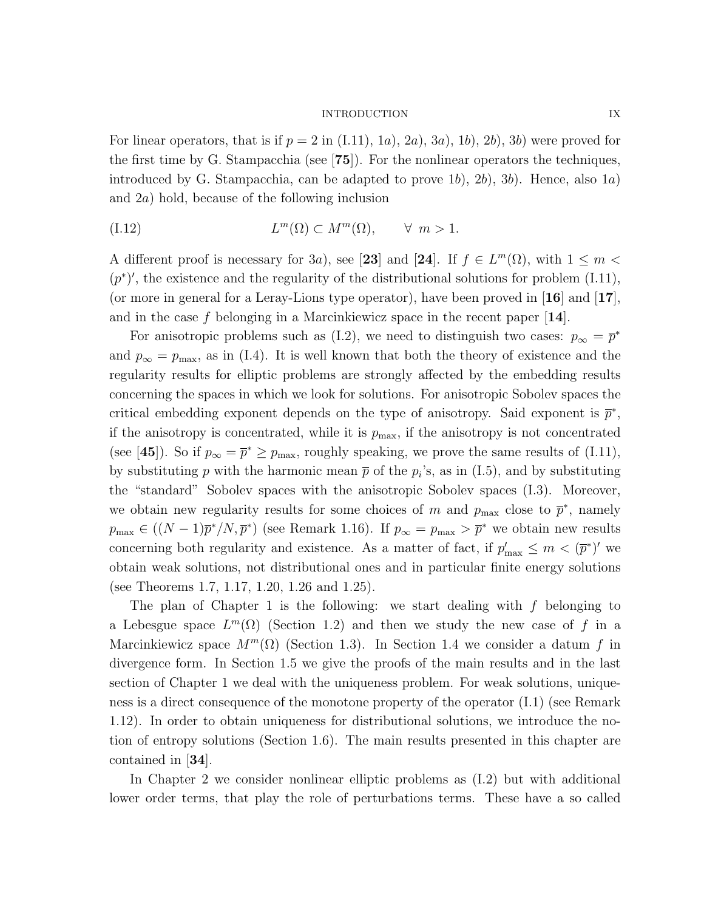For linear operators, that is if $p = 2$ in (I.11), 1$a$), 2$a$), 3$a$), 1$b$), 2$b$), 3$b$) were proved for the first time by G. Stampacchia (see [**75**]). For the nonlinear operators the techniques, introduced by G. Stampacchia, can be adapted to prove 1$b$), 2$b$), 3$b$). Hence, also 1$a$) and 2$a$) hold, because of the following inclusion

$$L^m(\Omega) \subset M^m(\Omega), \qquad \forall\ m > 1. \tag{I.12}$$

A different proof is necessary for 3$a$), see [**23**] and [**24**]. If $f \in L^m(\Omega)$, with $1 \leq m < (p^*)'$, the existence and the regularity of the distributional solutions for problem (I.11), (or more in general for a Leray-Lions type operator), have been proved in [**16**] and [**17**], and in the case $f$ belonging in a Marcinkiewicz space in the recent paper [**14**].

For anisotropic problems such as (I.2), we need to distinguish two cases: $p_\infty = \overline{p}^*$ and $p_\infty = p_{\max}$, as in (I.4). It is well known that both the theory of existence and the regularity results for elliptic problems are strongly affected by the embedding results concerning the spaces in which we look for solutions. For anisotropic Sobolev spaces the critical embedding exponent depends on the type of anisotropy. Said exponent is $\overline{p}^*$, if the anisotropy is concentrated, while it is $p_{\max}$, if the anisotropy is not concentrated (see [**45**]). So if $p_\infty = \overline{p}^* \geq p_{\max}$, roughly speaking, we prove the same results of (I.11), by substituting $p$ with the harmonic mean $\overline{p}$ of the $p_i$'s, as in (I.5), and by substituting the "standard" Sobolev spaces with the anisotropic Sobolev spaces (I.3). Moreover, we obtain new regularity results for some choices of $m$ and $p_{\max}$ close to $\overline{p}^*$, namely $p_{\max} \in ((N-1)\overline{p}^*/N, \overline{p}^*)$ (see Remark 1.16). If $p_\infty = p_{\max} > \overline{p}^*$ we obtain new results concerning both regularity and existence. As a matter of fact, if $p'_{\max} \leq m < (\overline{p}^*)'$ we obtain weak solutions, not distributional ones and in particular finite energy solutions (see Theorems 1.7, 1.17, 1.20, 1.26 and 1.25).

The plan of Chapter 1 is the following: we start dealing with $f$ belonging to a Lebesgue space $L^m(\Omega)$ (Section 1.2) and then we study the new case of $f$ in a Marcinkiewicz space $M^m(\Omega)$ (Section 1.3). In Section 1.4 we consider a datum $f$ in divergence form. In Section 1.5 we give the proofs of the main results and in the last section of Chapter 1 we deal with the uniqueness problem. For weak solutions, uniqueness is a direct consequence of the monotone property of the operator (I.1) (see Remark 1.12). In order to obtain uniqueness for distributional solutions, we introduce the notion of entropy solutions (Section 1.6). The main results presented in this chapter are contained in [**34**].

In Chapter 2 we consider nonlinear elliptic problems as (I.2) but with additional lower order terms, that play the role of perturbations terms. These have a so called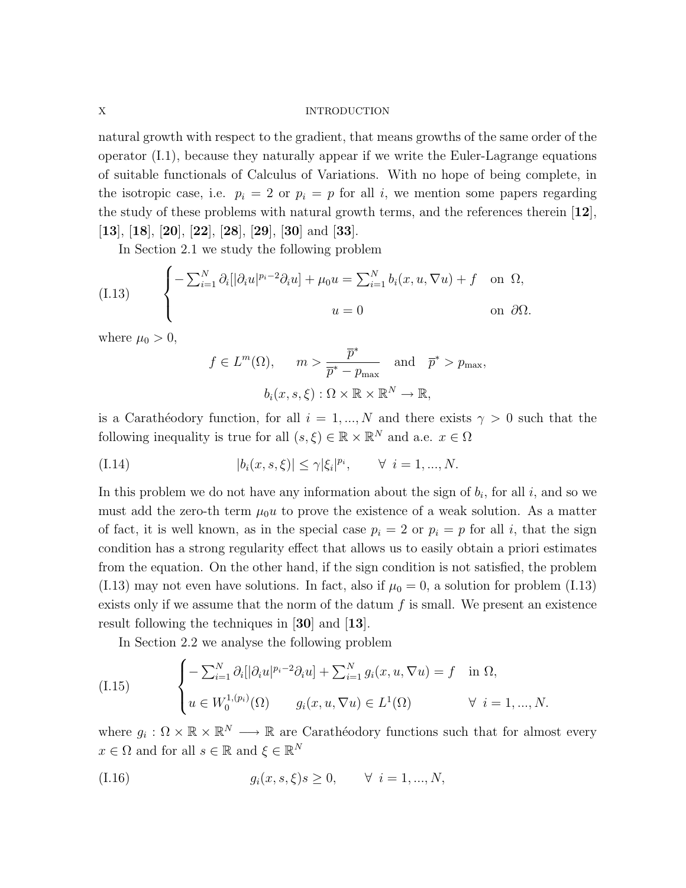natural growth with respect to the gradient, that means growths of the same order of the operator (I.1), because they naturally appear if we write the Euler-Lagrange equations of suitable functionals of Calculus of Variations. With no hope of being complete, in the isotropic case, i.e. $p_i = 2$ or $p_i = p$ for all $i$, we mention some papers regarding the study of these problems with natural growth terms, and the references therein [**12**], [**13**], [**18**], [**20**], [**22**], [**28**], [**29**], [**30**] and [**33**].

In Section 2.1 we study the following problem

$$
\text{(I.13)} \qquad \begin{cases} -\sum_{i=1}^N \partial_i[|\partial_i u|^{p_i-2}\partial_i u] + \mu_0 u = \sum_{i=1}^N b_i(x,u,\nabla u) + f & \text{on } \Omega, \\ u = 0 & \text{on } \partial\Omega. \end{cases}
$$

where $\mu_0 > 0$,

$$
f \in L^m(\Omega), \qquad m > \frac{\overline{p}^*}{\overline{p}^* - p_{\max}} \quad \text{and} \quad \overline{p}^* > p_{\max},
$$

$$
b_i(x,s,\xi) : \Omega \times \mathbb{R} \times \mathbb{R}^N \to \mathbb{R},
$$

is a Carathéodory function, for all $i = 1, ..., N$ and there exists $\gamma > 0$ such that the following inequality is true for all $(s,\xi) \in \mathbb{R} \times \mathbb{R}^N$ and a.e. $x \in \Omega$

$$
\text{(I.14)} \qquad |b_i(x,s,\xi)| \leq \gamma |\xi_i|^{p_i}, \qquad \forall \ i = 1, ..., N.
$$

In this problem we do not have any information about the sign of $b_i$, for all $i$, and so we must add the zero-th term $\mu_0 u$ to prove the existence of a weak solution. As a matter of fact, it is well known, as in the special case $p_i = 2$ or $p_i = p$ for all $i$, that the sign condition has a strong regularity effect that allows us to easily obtain a priori estimates from the equation. On the other hand, if the sign condition is not satisfied, the problem (I.13) may not even have solutions. In fact, also if $\mu_0 = 0$, a solution for problem (I.13) exists only if we assume that the norm of the datum $f$ is small. We present an existence result following the techniques in [**30**] and [**13**].

In Section 2.2 we analyse the following problem

$$
\text{(I.15)} \qquad \begin{cases} -\sum_{i=1}^N \partial_i[|\partial_i u|^{p_i-2}\partial_i u] + \sum_{i=1}^N g_i(x,u,\nabla u) = f & \text{in } \Omega, \\ u \in W_0^{1,(p_i)}(\Omega) \qquad g_i(x,u,\nabla u) \in L^1(\Omega) & \forall \ i = 1, ..., N. \end{cases}
$$

where $g_i : \Omega \times \mathbb{R} \times \mathbb{R}^N \longrightarrow \mathbb{R}$ are Carathéodory functions such that for almost every $x \in \Omega$ and for all $s \in \mathbb{R}$ and $\xi \in \mathbb{R}^N$

$$
\text{(I.16)} \qquad g_i(x,s,\xi)s \geq 0, \qquad \forall \ i = 1, ..., N,
$$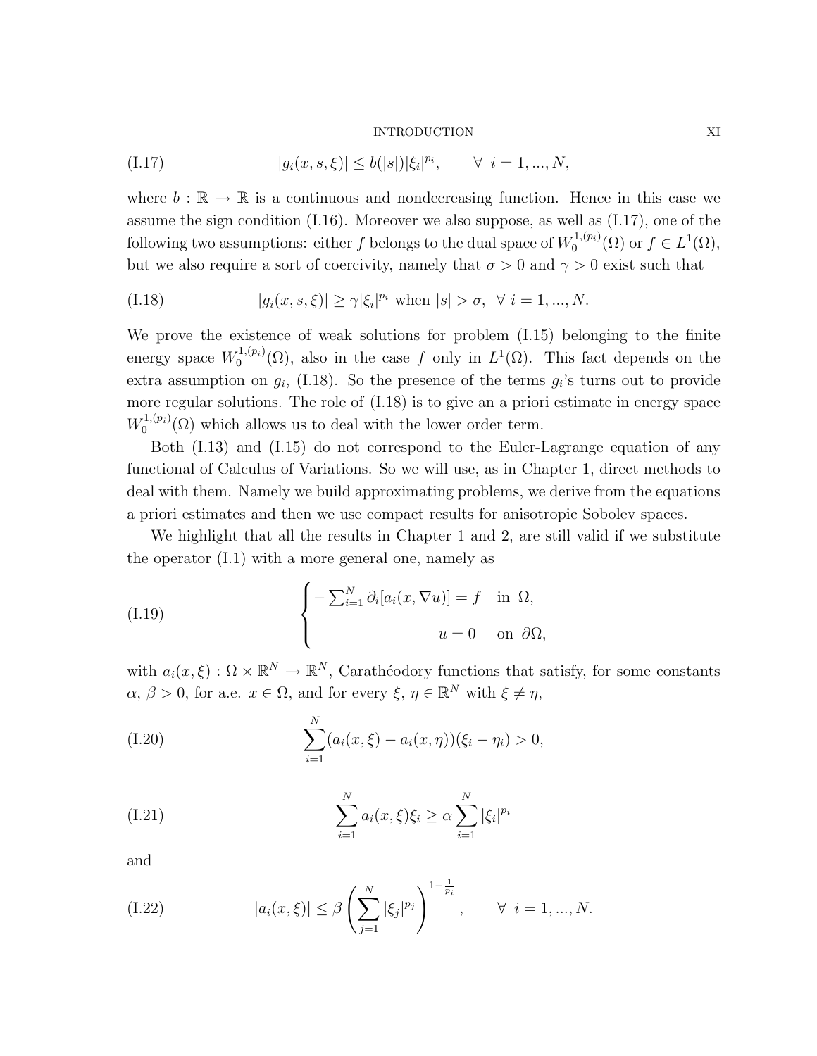$$|g_i(x,s,\xi)| \leq b(|s|)|\xi_i|^{p_i}, \qquad \forall \; i = 1, ..., N, \tag{I.17}$$

where $b : \mathbb{R} \to \mathbb{R}$ is a continuous and nondecreasing function. Hence in this case we assume the sign condition (I.16). Moreover we also suppose, as well as (I.17), one of the following two assumptions: either $f$ belongs to the dual space of $W_0^{1,(p_i)}(\Omega)$ or $f \in L^1(\Omega)$, but we also require a sort of coercivity, namely that $\sigma > 0$ and $\gamma > 0$ exist such that

$$|g_i(x,s,\xi)| \geq \gamma|\xi_i|^{p_i} \text{ when } |s| > \sigma, \;\; \forall \; i = 1, ..., N. \tag{I.18}$$

We prove the existence of weak solutions for problem (I.15) belonging to the finite energy space $W_0^{1,(p_i)}(\Omega)$, also in the case $f$ only in $L^1(\Omega)$. This fact depends on the extra assumption on $g_i$, (I.18). So the presence of the terms $g_i$'s turns out to provide more regular solutions. The role of (I.18) is to give an a priori estimate in energy space $W_0^{1,(p_i)}(\Omega)$ which allows us to deal with the lower order term.

Both (I.13) and (I.15) do not correspond to the Euler-Lagrange equation of any functional of Calculus of Variations. So we will use, as in Chapter 1, direct methods to deal with them. Namely we build approximating problems, we derive from the equations a priori estimates and then we use compact results for anisotropic Sobolev spaces.

We highlight that all the results in Chapter 1 and 2, are still valid if we substitute the operator (I.1) with a more general one, namely as

$$\begin{cases} -\sum_{i=1}^{N} \partial_i[a_i(x,\nabla u)] = f & \text{in } \Omega, \\ \qquad\qquad\qquad\quad u = 0 & \text{on } \partial\Omega, \end{cases} \tag{I.19}$$

with $a_i(x,\xi) : \Omega \times \mathbb{R}^N \to \mathbb{R}^N$, Carathéodory functions that satisfy, for some constants $\alpha$, $\beta > 0$, for a.e. $x \in \Omega$, and for every $\xi$, $\eta \in \mathbb{R}^N$ with $\xi \neq \eta$,

$$\sum_{i=1}^{N}(a_i(x,\xi) - a_i(x,\eta))(\xi_i - \eta_i) > 0, \tag{I.20}$$

$$\sum_{i=1}^{N} a_i(x,\xi)\xi_i \geq \alpha \sum_{i=1}^{N} |\xi_i|^{p_i} \tag{I.21}$$

and

$$|a_i(x,\xi)| \leq \beta \left( \sum_{j=1}^{N} |\xi_j|^{p_j} \right)^{1-\frac{1}{p_i}}, \qquad \forall \; i = 1, ..., N. \tag{I.22}$$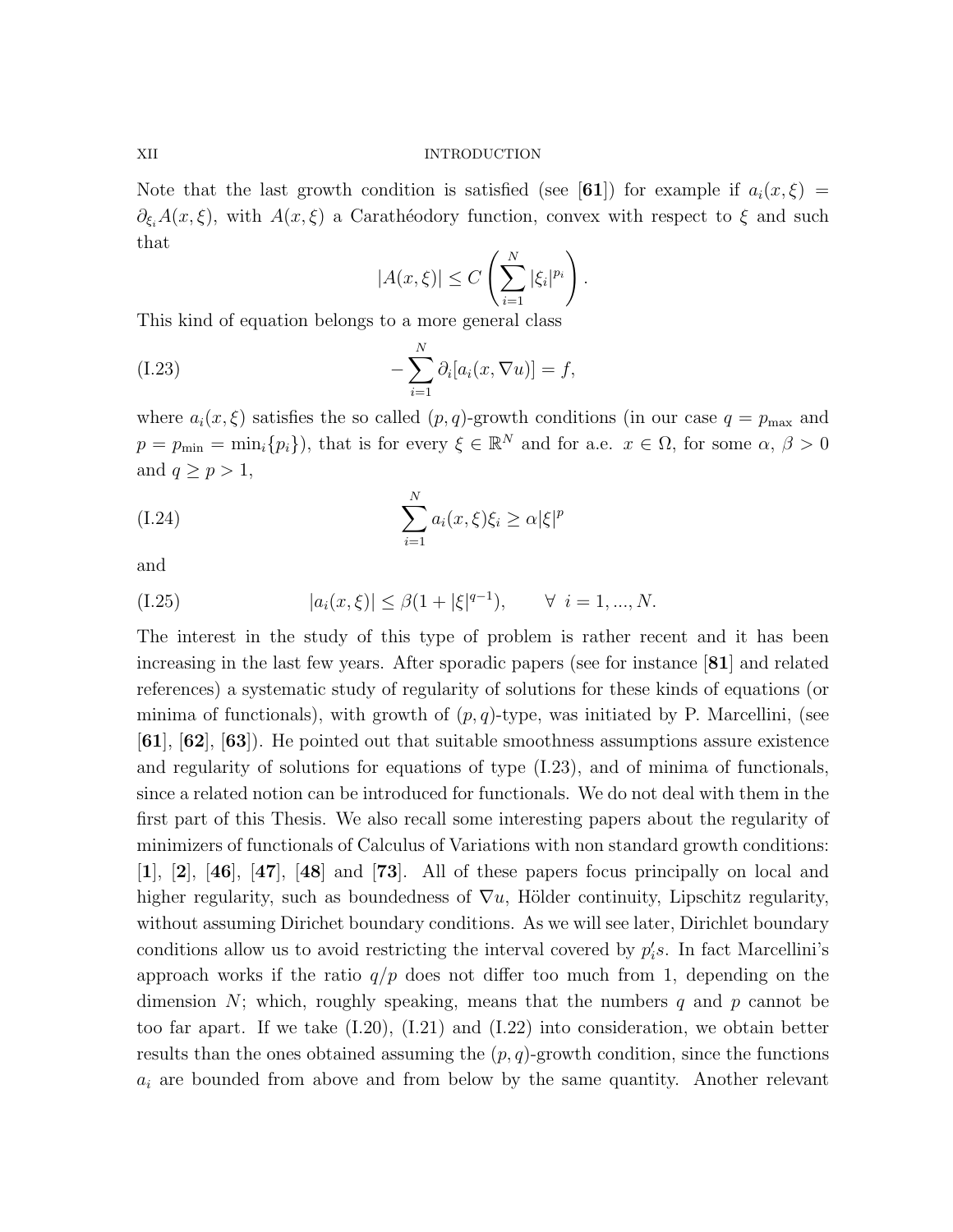Note that the last growth condition is satisfied (see [**61**]) for example if $a_i(x,\xi) = \partial_{\xi_i} A(x,\xi)$, with $A(x,\xi)$ a Carathéodory function, convex with respect to $\xi$ and such that

$$|A(x,\xi)| \le C\left(\sum_{i=1}^{N} |\xi_i|^{p_i}\right).$$

This kind of equation belongs to a more general class

$$-\sum_{i=1}^{N} \partial_i[a_i(x,\nabla u)] = f, \tag{I.23}$$

where $a_i(x,\xi)$ satisfies the so called $(p,q)$-growth conditions (in our case $q = p_{\max}$ and $p = p_{\min} = \min_i\{p_i\}$), that is for every $\xi \in \mathbb{R}^N$ and for a.e. $x \in \Omega$, for some $\alpha$, $\beta > 0$ and $q \ge p > 1$,

$$\sum_{i=1}^{N} a_i(x,\xi)\xi_i \ge \alpha|\xi|^p \tag{I.24}$$

and

$$|a_i(x,\xi)| \le \beta(1 + |\xi|^{q-1}), \qquad \forall\ i = 1,...,N. \tag{I.25}$$

The interest in the study of this type of problem is rather recent and it has been increasing in the last few years. After sporadic papers (see for instance [**81**] and related references) a systematic study of regularity of solutions for these kinds of equations (or minima of functionals), with growth of $(p,q)$-type, was initiated by P. Marcellini, (see [**61**], [**62**], [**63**]). He pointed out that suitable smoothness assumptions assure existence and regularity of solutions for equations of type (I.23), and of minima of functionals, since a related notion can be introduced for functionals. We do not deal with them in the first part of this Thesis. We also recall some interesting papers about the regularity of minimizers of functionals of Calculus of Variations with non standard growth conditions: [**1**], [**2**], [**46**], [**47**], [**48**] and [**73**]. All of these papers focus principally on local and higher regularity, such as boundedness of $\nabla u$, Hölder continuity, Lipschitz regularity, without assuming Dirichet boundary conditions. As we will see later, Dirichlet boundary conditions allow us to avoid restricting the interval covered by $p_i'$s. In fact Marcellini's approach works if the ratio $q/p$ does not differ too much from 1, depending on the dimension $N$; which, roughly speaking, means that the numbers $q$ and $p$ cannot be too far apart. If we take (I.20), (I.21) and (I.22) into consideration, we obtain better results than the ones obtained assuming the $(p,q)$-growth condition, since the functions $a_i$ are bounded from above and from below by the same quantity. Another relevant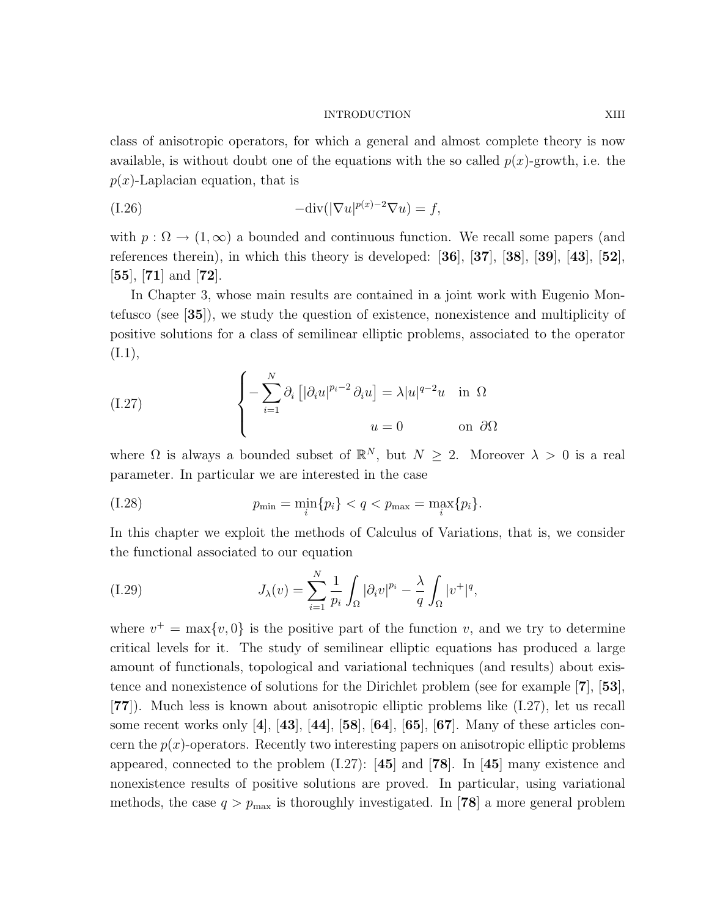class of anisotropic operators, for which a general and almost complete theory is now available, is without doubt one of the equations with the so called $p(x)$-growth, i.e. the $p(x)$-Laplacian equation, that is

$$-\mathrm{div}(|\nabla u|^{p(x)-2}\nabla u) = f, \tag{I.26}$$

with $p : \Omega \to (1, \infty)$ a bounded and continuous function. We recall some papers (and references therein), in which this theory is developed: [**36**], [**37**], [**38**], [**39**], [**43**], [**52**], [**55**], [**71**] and [**72**].

In Chapter 3, whose main results are contained in a joint work with Eugenio Montefusco (see [**35**]), we study the question of existence, nonexistence and multiplicity of positive solutions for a class of semilinear elliptic problems, associated to the operator (I.1),

$$\begin{cases} -\displaystyle\sum_{i=1}^{N} \partial_i \left[ |\partial_i u|^{p_i - 2} \partial_i u \right] = \lambda |u|^{q-2} u & \text{in } \Omega \\ \qquad\qquad\qquad\qquad u = 0 & \text{on } \partial\Omega \end{cases} \tag{I.27}$$

where $\Omega$ is always a bounded subset of $\mathbb{R}^N$, but $N \geq 2$. Moreover $\lambda > 0$ is a real parameter. In particular we are interested in the case

$$p_{\min} = \min_i \{p_i\} < q < p_{\max} = \max_i \{p_i\}. \tag{I.28}$$

In this chapter we exploit the methods of Calculus of Variations, that is, we consider the functional associated to our equation

$$J_\lambda(v) = \sum_{i=1}^{N} \frac{1}{p_i} \int_\Omega |\partial_i v|^{p_i} - \frac{\lambda}{q} \int_\Omega |v^+|^q, \tag{I.29}$$

where $v^+ = \max\{v, 0\}$ is the positive part of the function $v$, and we try to determine critical levels for it. The study of semilinear elliptic equations has produced a large amount of functionals, topological and variational techniques (and results) about existence and nonexistence of solutions for the Dirichlet problem (see for example [**7**], [**53**], [**77**]). Much less is known about anisotropic elliptic problems like (I.27), let us recall some recent works only [**4**], [**43**], [**44**], [**58**], [**64**], [**65**], [**67**]. Many of these articles concern the $p(x)$-operators. Recently two interesting papers on anisotropic elliptic problems appeared, connected to the problem (I.27): [**45**] and [**78**]. In [**45**] many existence and nonexistence results of positive solutions are proved. In particular, using variational methods, the case $q > p_{\max}$ is thoroughly investigated. In [**78**] a more general problem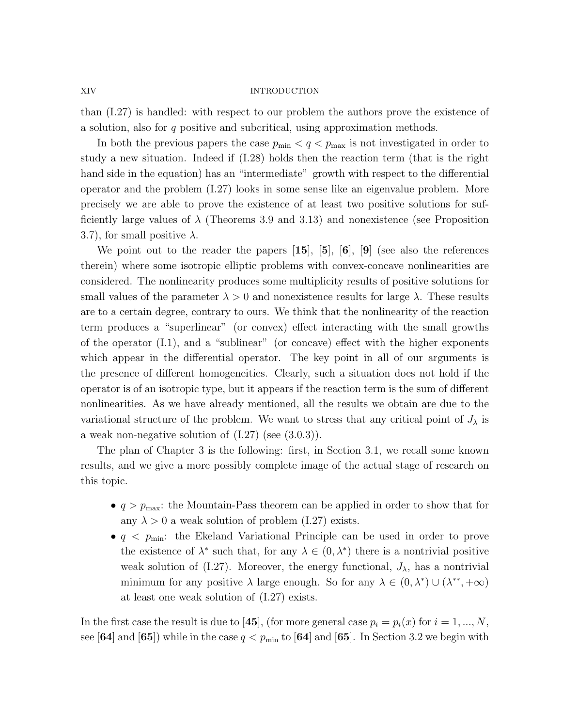than (I.27) is handled: with respect to our problem the authors prove the existence of a solution, also for $q$ positive and subcritical, using approximation methods.

In both the previous papers the case $p_{\min} < q < p_{\max}$ is not investigated in order to study a new situation. Indeed if (I.28) holds then the reaction term (that is the right hand side in the equation) has an "intermediate" growth with respect to the differential operator and the problem (I.27) looks in some sense like an eigenvalue problem. More precisely we are able to prove the existence of at least two positive solutions for sufficiently large values of $\lambda$ (Theorems 3.9 and 3.13) and nonexistence (see Proposition 3.7), for small positive $\lambda$.

We point out to the reader the papers [**15**], [**5**], [**6**], [**9**] (see also the references therein) where some isotropic elliptic problems with convex-concave nonlinearities are considered. The nonlinearity produces some multiplicity results of positive solutions for small values of the parameter $\lambda > 0$ and nonexistence results for large $\lambda$. These results are to a certain degree, contrary to ours. We think that the nonlinearity of the reaction term produces a "superlinear" (or convex) effect interacting with the small growths of the operator (I.1), and a "sublinear" (or concave) effect with the higher exponents which appear in the differential operator. The key point in all of our arguments is the presence of different homogeneities. Clearly, such a situation does not hold if the operator is of an isotropic type, but it appears if the reaction term is the sum of different nonlinearities. As we have already mentioned, all the results we obtain are due to the variational structure of the problem. We want to stress that any critical point of $J_\lambda$ is a weak non-negative solution of (I.27) (see (3.0.3)).

The plan of Chapter 3 is the following: first, in Section 3.1, we recall some known results, and we give a more possibly complete image of the actual stage of research on this topic.

- $q > p_{\max}$: the Mountain-Pass theorem can be applied in order to show that for any $\lambda > 0$ a weak solution of problem (I.27) exists.
- $q < p_{\min}$: the Ekeland Variational Principle can be used in order to prove the existence of $\lambda^*$ such that, for any $\lambda \in (0, \lambda^*)$ there is a nontrivial positive weak solution of (I.27). Moreover, the energy functional, $J_\lambda$, has a nontrivial minimum for any positive $\lambda$ large enough. So for any $\lambda \in (0, \lambda^*) \cup (\lambda^{**}, +\infty)$ at least one weak solution of (I.27) exists.

In the first case the result is due to [**45**], (for more general case $p_i = p_i(x)$ for $i = 1, ..., N$, see [**64**] and [**65**]) while in the case $q < p_{\min}$ to [**64**] and [**65**]. In Section 3.2 we begin with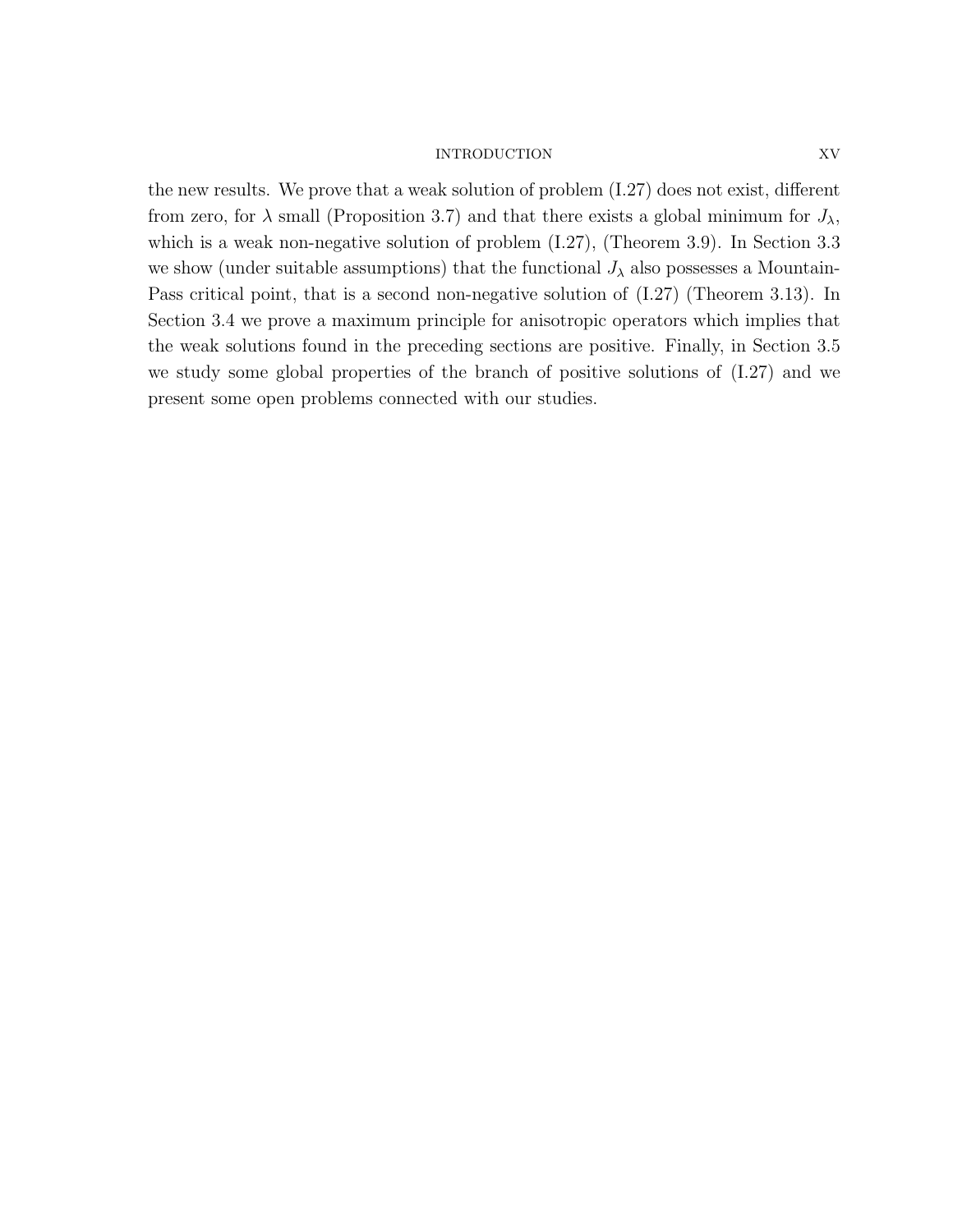the new results. We prove that a weak solution of problem (I.27) does not exist, different from zero, for $\lambda$ small (Proposition 3.7) and that there exists a global minimum for $J_\lambda$, which is a weak non-negative solution of problem (I.27), (Theorem 3.9). In Section 3.3 we show (under suitable assumptions) that the functional $J_\lambda$ also possesses a Mountain-Pass critical point, that is a second non-negative solution of (I.27) (Theorem 3.13). In Section 3.4 we prove a maximum principle for anisotropic operators which implies that the weak solutions found in the preceding sections are positive. Finally, in Section 3.5 we study some global properties of the branch of positive solutions of (I.27) and we present some open problems connected with our studies.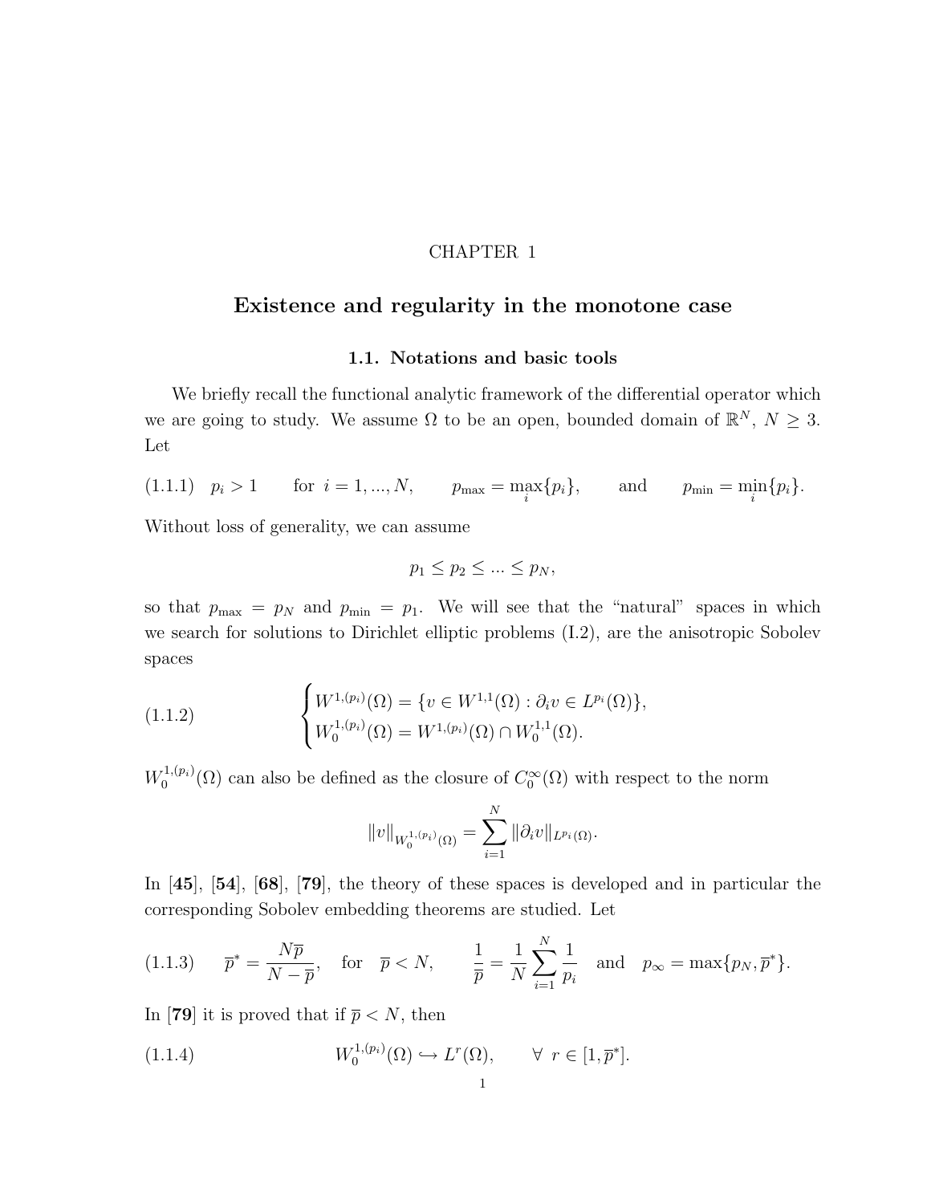CHAPTER 1

# Existence and regularity in the monotone case

## 1.1. Notations and basic tools

We briefly recall the functional analytic framework of the differential operator which we are going to study. We assume $\Omega$ to be an open, bounded domain of $\mathbb{R}^N$, $N \geq 3$. Let

$$
\text{(1.1.1)} \quad p_i > 1 \qquad \text{for } \ i = 1, ..., N, \qquad p_{\max} = \max_i \{p_i\}, \qquad \text{and} \qquad p_{\min} = \min_i \{p_i\}.
$$

Without loss of generality, we can assume

$$
p_1 \leq p_2 \leq ... \leq p_N,
$$

so that $p_{\max} = p_N$ and $p_{\min} = p_1$. We will see that the "natural" spaces in which we search for solutions to Dirichlet elliptic problems (I.2), are the anisotropic Sobolev spaces

$$
\text{(1.1.2)} \qquad \begin{cases} W^{1,(p_i)}(\Omega) = \{v \in W^{1,1}(\Omega) : \partial_i v \in L^{p_i}(\Omega)\}, \\ W_0^{1,(p_i)}(\Omega) = W^{1,(p_i)}(\Omega) \cap W_0^{1,1}(\Omega). \end{cases}
$$

$W_0^{1,(p_i)}(\Omega)$ can also be defined as the closure of $C_0^\infty(\Omega)$ with respect to the norm

$$
\|v\|_{W_0^{1,(p_i)}(\Omega)} = \sum_{i=1}^{N} \|\partial_i v\|_{L^{p_i}(\Omega)}.
$$

In [**45**], [**54**], [**68**], [**79**], the theory of these spaces is developed and in particular the corresponding Sobolev embedding theorems are studied. Let

$$
\text{(1.1.3)} \qquad \overline{p}^* = \frac{N\overline{p}}{N - \overline{p}}, \quad \text{for} \quad \overline{p} < N, \qquad \frac{1}{\overline{p}} = \frac{1}{N} \sum_{i=1}^{N} \frac{1}{p_i} \quad \text{and} \quad p_\infty = \max\{p_N, \overline{p}^*\}.
$$

In [**79**] it is proved that if $\overline{p} < N$, then

$$
\text{(1.1.4)} \qquad W_0^{1,(p_i)}(\Omega) \hookrightarrow L^r(\Omega), \qquad \forall \ r \in [1, \overline{p}^*].
$$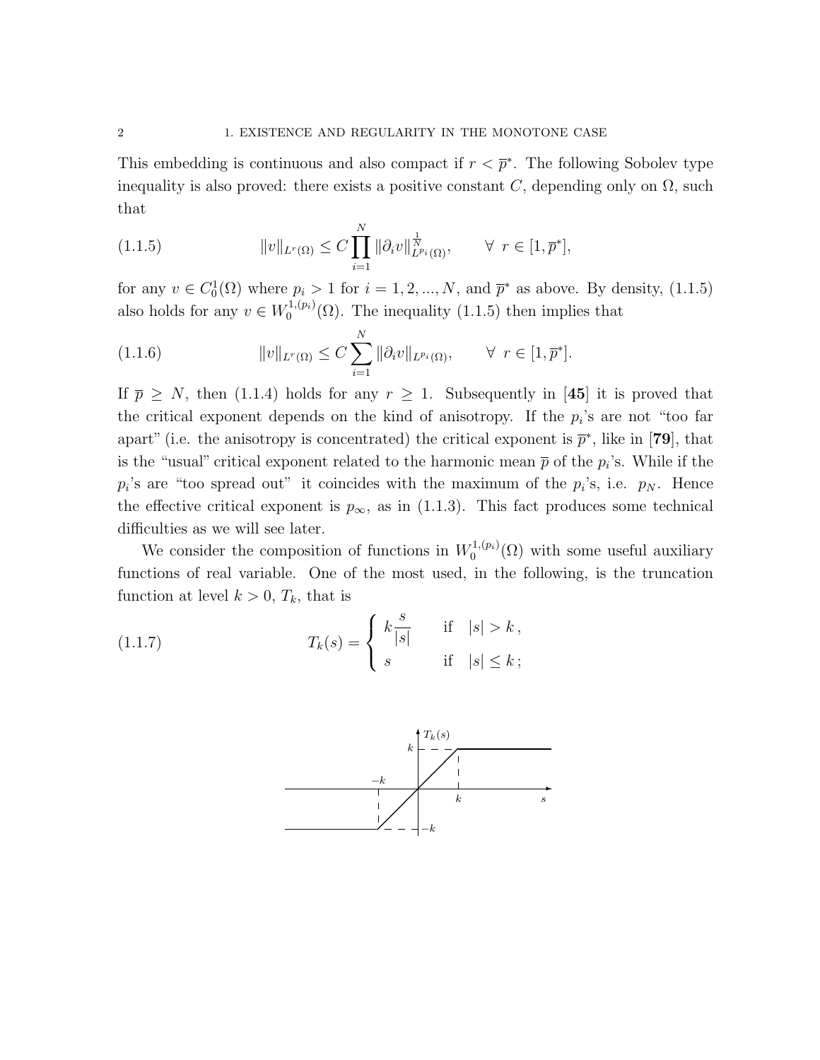This embedding is continuous and also compact if $r < \overline{p}^*$. The following Sobolev type inequality is also proved: there exists a positive constant $C$, depending only on $\Omega$, such that

$$\|v\|_{L^r(\Omega)} \leq C \prod_{i=1}^{N} \|\partial_i v\|_{L^{p_i}(\Omega)}^{\frac{1}{N}}, \qquad \forall \ r \in [1, \overline{p}^*], \tag{1.1.5}$$

for any $v \in C_0^1(\Omega)$ where $p_i > 1$ for $i = 1, 2, ..., N$, and $\overline{p}^*$ as above. By density, (1.1.5) also holds for any $v \in W_0^{1,(p_i)}(\Omega)$. The inequality (1.1.5) then implies that

$$\|v\|_{L^r(\Omega)} \leq C \sum_{i=1}^{N} \|\partial_i v\|_{L^{p_i}(\Omega)}, \qquad \forall \ r \in [1, \overline{p}^*]. \tag{1.1.6}$$

If $\overline{p} \geq N$, then (1.1.4) holds for any $r \geq 1$. Subsequently in [**45**] it is proved that the critical exponent depends on the kind of anisotropy. If the $p_i$'s are not "too far apart" (i.e. the anisotropy is concentrated) the critical exponent is $\overline{p}^*$, like in [**79**], that is the "usual" critical exponent related to the harmonic mean $\overline{p}$ of the $p_i$'s. While if the $p_i$'s are "too spread out" it coincides with the maximum of the $p_i$'s, i.e. $p_N$. Hence the effective critical exponent is $p_\infty$, as in (1.1.3). This fact produces some technical difficulties as we will see later.

We consider the composition of functions in $W_0^{1,(p_i)}(\Omega)$ with some useful auxiliary functions of real variable. One of the most used, in the following, is the truncation function at level $k > 0$, $T_k$, that is

$$T_k(s) = \begin{cases} k\dfrac{s}{|s|} & \text{if} \quad |s| > k\,, \\ s & \text{if} \quad |s| \leq k\,; \end{cases} \tag{1.1.7}$$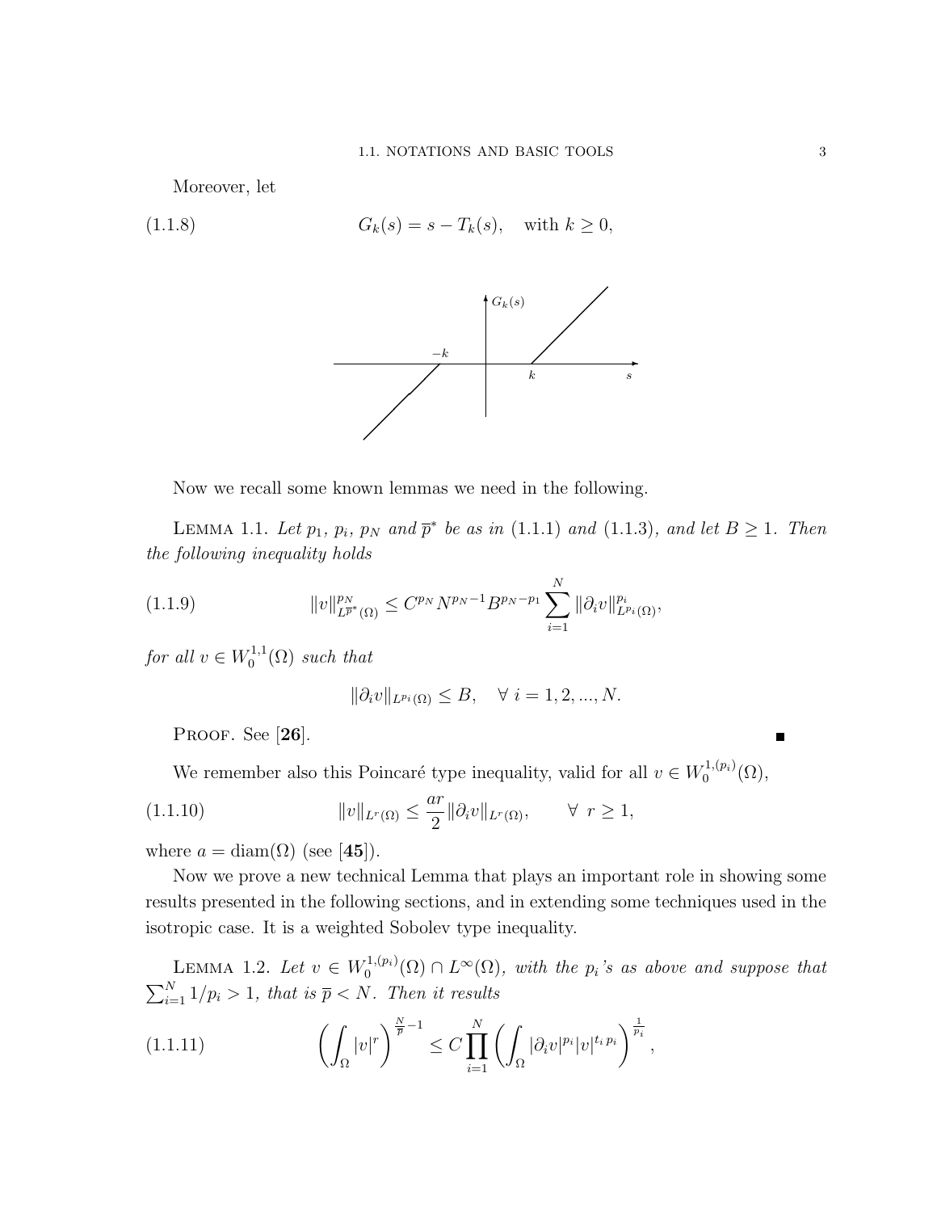Moreover, let

$$G_k(s) = s - T_k(s), \quad \text{with } k \geq 0, \tag{1.1.8}$$

Now we recall some known lemmas we need in the following.

Lemma 1.1. *Let $p_1$, $p_i$, $p_N$ and $\overline{p}^*$ be as in (1.1.1) and (1.1.3), and let $B \geq 1$. Then the following inequality holds*

$$\|v\|^{p_N}_{L^{\overline{p}^*}(\Omega)} \leq C^{p_N} N^{p_N - 1} B^{p_N - p_1} \sum_{i=1}^{N} \|\partial_i v\|^{p_i}_{L^{p_i}(\Omega)}, \tag{1.1.9}$$

*for all $v \in W_0^{1,1}(\Omega)$ such that*

$$\|\partial_i v\|_{L^{p_i}(\Omega)} \leq B, \quad \forall\ i = 1, 2, ..., N.$$

Proof. See [**26**]. ■

We remember also this Poincaré type inequality, valid for all $v \in W_0^{1,(p_i)}(\Omega)$,

$$\|v\|_{L^r(\Omega)} \leq \frac{ar}{2} \|\partial_i v\|_{L^r(\Omega)}, \qquad \forall\ r \geq 1, \tag{1.1.10}$$

where $a = \text{diam}(\Omega)$ (see [**45**]).

Now we prove a new technical Lemma that plays an important role in showing some results presented in the following sections, and in extending some techniques used in the isotropic case. It is a weighted Sobolev type inequality.

Lemma 1.2. *Let $v \in W_0^{1,(p_i)}(\Omega) \cap L^\infty(\Omega)$, with the $p_i$'s as above and suppose that $\sum_{i=1}^{N} 1/p_i > 1$, that is $\overline{p} < N$. Then it results*

$$\left( \int_\Omega |v|^r \right)^{\frac{N}{\overline{p}} - 1} \leq C \prod_{i=1}^{N} \left( \int_\Omega |\partial_i v|^{p_i} |v|^{t_i\, p_i} \right)^{\frac{1}{p_i}}, \tag{1.1.11}$$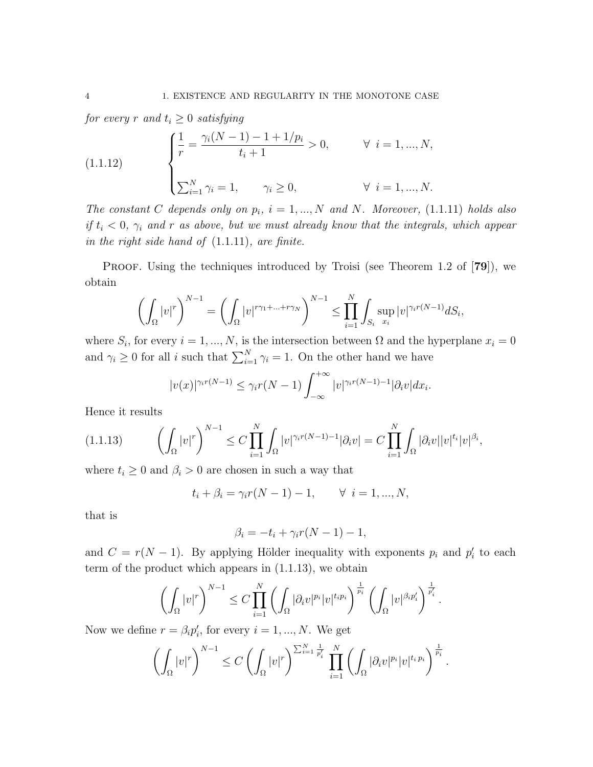*for every $r$ and $t_i \geq 0$ satisfying*

$$
(1.1.12) \qquad \begin{cases} \dfrac{1}{r} = \dfrac{\gamma_i(N-1) - 1 + 1/p_i}{t_i + 1} > 0, & \forall \ i = 1, ..., N, \\ \\ \sum_{i=1}^N \gamma_i = 1, \qquad \gamma_i \geq 0, & \forall \ i = 1, ..., N. \end{cases}
$$

*The constant $C$ depends only on $p_i$, $i = 1, ..., N$ and $N$. Moreover,* (1.1.11) *holds also if $t_i < 0$, $\gamma_i$ and $r$ as above, but we must already know that the integrals, which appear in the right side hand of* (1.1.11)*, are finite.*

Proof. Using the techniques introduced by Troisi (see Theorem 1.2 of [**79**]), we obtain

$$
\left( \int_\Omega |v|^r \right)^{N-1} = \left( \int_\Omega |v|^{r\gamma_1 + ... + r\gamma_N} \right)^{N-1} \leq \prod_{i=1}^N \int_{S_i} \sup_{x_i} |v|^{\gamma_i r(N-1)} dS_i,
$$

where $S_i$, for every $i = 1, ..., N$, is the intersection between $\Omega$ and the hyperplane $x_i = 0$ and $\gamma_i \geq 0$ for all $i$ such that $\sum_{i=1}^N \gamma_i = 1$. On the other hand we have

$$
|v(x)|^{\gamma_i r(N-1)} \leq \gamma_i r(N-1) \int_{-\infty}^{+\infty} |v|^{\gamma_i r(N-1)-1} |\partial_i v| dx_i.
$$

Hence it results

$$
(1.1.13) \qquad \left( \int_\Omega |v|^r \right)^{N-1} \leq C \prod_{i=1}^N \int_\Omega |v|^{\gamma_i r(N-1)-1} |\partial_i v| = C \prod_{i=1}^N \int_\Omega |\partial_i v| |v|^{t_i} |v|^{\beta_i},
$$

where $t_i \geq 0$ and $\beta_i > 0$ are chosen in such a way that

$$
t_i + \beta_i = \gamma_i r(N-1) - 1, \qquad \forall \ i = 1, ..., N,
$$

that is

$$
\beta_i = -t_i + \gamma_i r(N-1) - 1,
$$

and $C = r(N-1)$. By applying Hölder inequality with exponents $p_i$ and $p_i'$ to each term of the product which appears in (1.1.13), we obtain

$$
\left( \int_\Omega |v|^r \right)^{N-1} \leq C \prod_{i=1}^N \left( \int_\Omega |\partial_i v|^{p_i} |v|^{t_i p_i} \right)^{\frac{1}{p_i}} \left( \int_\Omega |v|^{\beta_i p_i'} \right)^{\frac{1}{p_i'}}.
$$

Now we define $r = \beta_i p_i'$, for every $i = 1, ..., N$. We get

$$
\left( \int_\Omega |v|^r \right)^{N-1} \leq C \left( \int_\Omega |v|^r \right)^{\sum_{i=1}^N \frac{1}{p_i'}} \prod_{i=1}^N \left( \int_\Omega |\partial_i v|^{p_i} |v|^{t_i p_i} \right)^{\frac{1}{p_i}}.
$$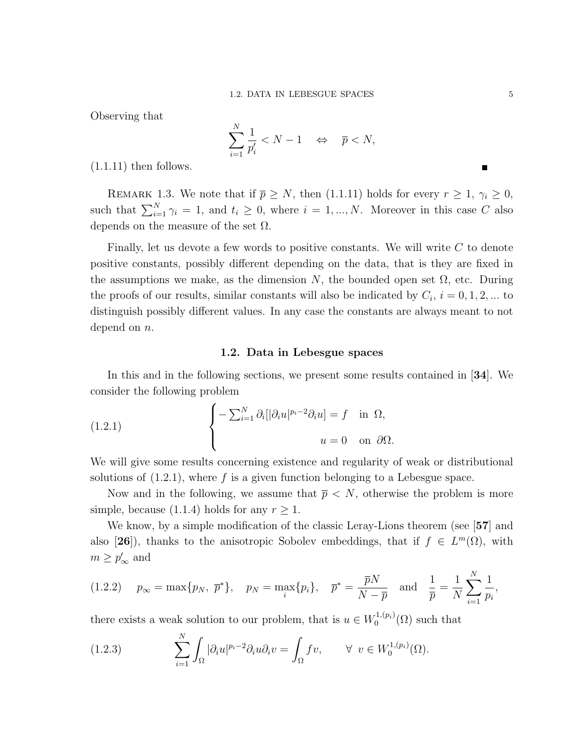Observing that

$$\sum_{i=1}^{N} \frac{1}{p_i'} < N-1 \quad \Leftrightarrow \quad \overline{p} < N,$$

(1.1.11) then follows. ∎

Remark 1.3. We note that if $\overline{p} \geq N$, then (1.1.11) holds for every $r \geq 1$, $\gamma_i \geq 0$, such that $\sum_{i=1}^{N} \gamma_i = 1$, and $t_i \geq 0$, where $i = 1, ..., N$. Moreover in this case $C$ also depends on the measure of the set $\Omega$.

Finally, let us devote a few words to positive constants. We will write $C$ to denote positive constants, possibly different depending on the data, that is they are fixed in the assumptions we make, as the dimension $N$, the bounded open set $\Omega$, etc. During the proofs of our results, similar constants will also be indicated by $C_i$, $i = 0, 1, 2, ...$ to distinguish possibly different values. In any case the constants are always meant to not depend on $n$.

## 1.2. Data in Lebesgue spaces

In this and in the following sections, we present some results contained in [**34**]. We consider the following problem

$$\begin{cases} -\sum_{i=1}^{N} \partial_i[|\partial_i u|^{p_i-2}\partial_i u] = f & \text{in } \Omega, \\ u = 0 & \text{on } \partial\Omega. \end{cases} \tag{1.2.1}$$

We will give some results concerning existence and regularity of weak or distributional solutions of (1.2.1), where $f$ is a given function belonging to a Lebesgue space.

Now and in the following, we assume that $\overline{p} < N$, otherwise the problem is more simple, because (1.1.4) holds for any $r \geq 1$.

We know, by a simple modification of the classic Leray-Lions theorem (see [**57**] and also [**26**]), thanks to the anisotropic Sobolev embeddings, that if $f \in L^m(\Omega)$, with $m \geq p_\infty'$ and

$$p_\infty = \max\{p_N,\ \overline{p}^*\}, \quad p_N = \max_i\{p_i\}, \quad \overline{p}^* = \frac{\overline{p}N}{N-\overline{p}} \quad \text{and} \quad \frac{1}{\overline{p}} = \frac{1}{N}\sum_{i=1}^{N}\frac{1}{p_i}, \tag{1.2.2}$$

there exists a weak solution to our problem, that is $u \in W_0^{1,(p_i)}(\Omega)$ such that

$$\sum_{i=1}^{N} \int_\Omega |\partial_i u|^{p_i-2}\partial_i u \partial_i v = \int_\Omega f v, \qquad \forall\ v \in W_0^{1,(p_i)}(\Omega). \tag{1.2.3}$$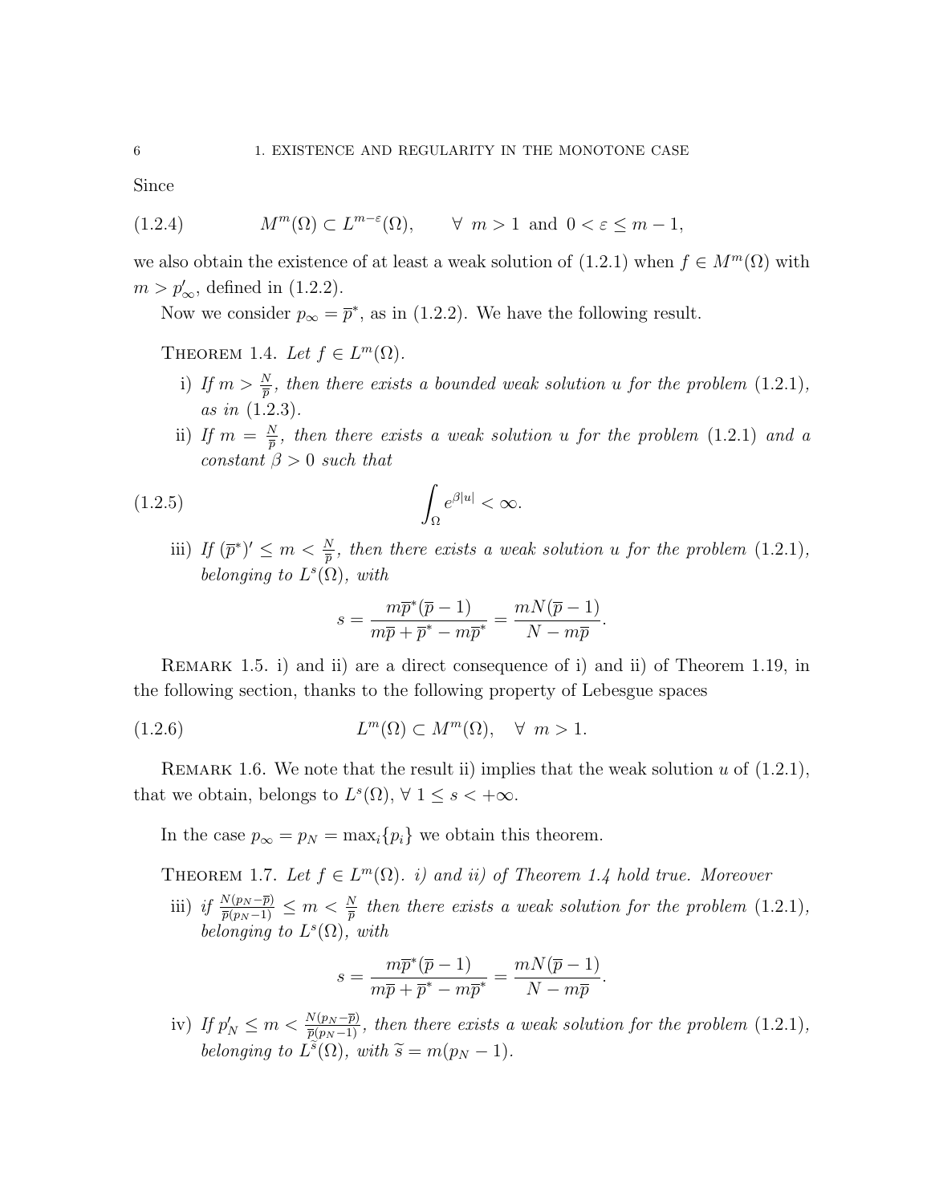Since

$$M^m(\Omega) \subset L^{m-\varepsilon}(\Omega), \qquad \forall\ m > 1 \text{ and } 0 < \varepsilon \le m - 1, \tag{1.2.4}$$

we also obtain the existence of at least a weak solution of (1.2.1) when $f \in M^m(\Omega)$ with $m > p'_\infty$, defined in (1.2.2).

Now we consider $p_\infty = \overline{p}^*$, as in (1.2.2). We have the following result.

**Theorem 1.4.** *Let $f \in L^m(\Omega)$.*

- i) *If $m > \frac{N}{\overline{p}}$, then there exists a bounded weak solution $u$ for the problem (1.2.1), as in (1.2.3).*
- ii) *If $m = \frac{N}{\overline{p}}$, then there exists a weak solution $u$ for the problem (1.2.1) and a constant $\beta > 0$ such that*

$$\int_\Omega e^{\beta |u|} < \infty. \tag{1.2.5}$$

- iii) *If $(\overline{p}^*)' \le m < \frac{N}{\overline{p}}$, then there exists a weak solution $u$ for the problem (1.2.1), belonging to $L^s(\Omega)$, with*

$$s = \frac{m\overline{p}^*(\overline{p}-1)}{m\overline{p} + \overline{p}^* - m\overline{p}^*} = \frac{mN(\overline{p}-1)}{N - m\overline{p}}.$$

Remark 1.5. i) and ii) are a direct consequence of i) and ii) of Theorem 1.19, in the following section, thanks to the following property of Lebesgue spaces

$$L^m(\Omega) \subset M^m(\Omega), \quad \forall\ m > 1. \tag{1.2.6}$$

Remark 1.6. We note that the result ii) implies that the weak solution $u$ of (1.2.1), that we obtain, belongs to $L^s(\Omega)$, $\forall\ 1 \le s < +\infty$.

In the case $p_\infty = p_N = \max_i\{p_i\}$ we obtain this theorem.

**Theorem 1.7.** *Let $f \in L^m(\Omega)$. i) and ii) of Theorem 1.4 hold true. Moreover*

- iii) *if $\frac{N(p_N - \overline{p})}{\overline{p}(p_N - 1)} \le m < \frac{N}{\overline{p}}$ then there exists a weak solution for the problem (1.2.1), belonging to $L^s(\Omega)$, with*

$$s = \frac{m\overline{p}^*(\overline{p}-1)}{m\overline{p} + \overline{p}^* - m\overline{p}^*} = \frac{mN(\overline{p}-1)}{N - m\overline{p}}.$$

- iv) *If $p'_N \le m < \frac{N(p_N - \overline{p})}{\overline{p}(p_N - 1)}$, then there exists a weak solution for the problem (1.2.1), belonging to $L^{\widetilde{s}}(\Omega)$, with $\widetilde{s} = m(p_N - 1)$.*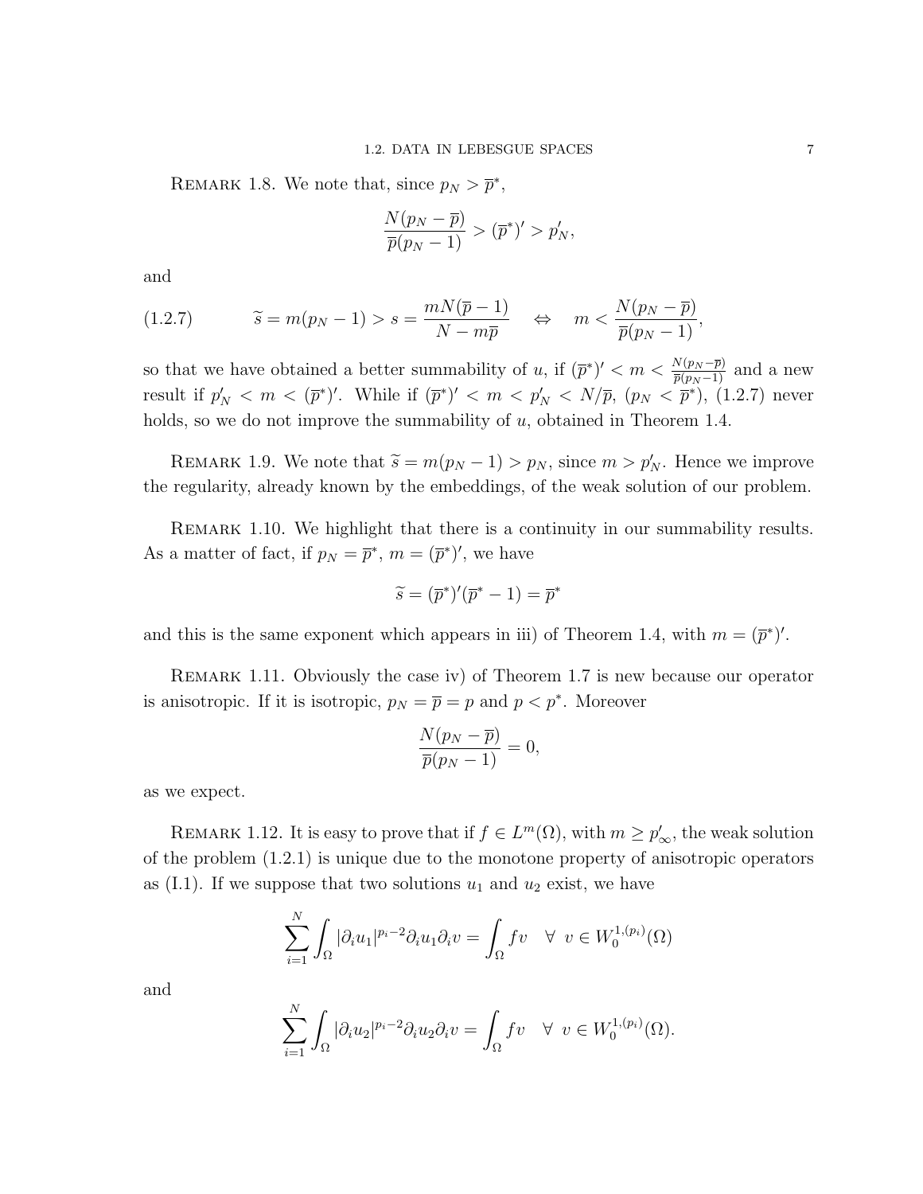Remark 1.8. We note that, since $p_N > \overline{p}^*$,

$$\frac{N(p_N - \overline{p})}{\overline{p}(p_N - 1)} > (\overline{p}^*)' > p_N',$$

and

$$\widetilde{s} = m(p_N - 1) > s = \frac{mN(\overline{p} - 1)}{N - m\overline{p}} \quad \Leftrightarrow \quad m < \frac{N(p_N - \overline{p})}{\overline{p}(p_N - 1)}, \tag{1.2.7}$$

so that we have obtained a better summability of $u$, if $(\overline{p}^*)' < m < \frac{N(p_N - \overline{p})}{\overline{p}(p_N - 1)}$ and a new result if $p_N' < m < (\overline{p}^*)'$. While if $(\overline{p}^*)' < m < p_N' < N/\overline{p}$, $(p_N < \overline{p}^*)$, (1.2.7) never holds, so we do not improve the summability of $u$, obtained in Theorem 1.4.

Remark 1.9. We note that $\widetilde{s} = m(p_N - 1) > p_N$, since $m > p_N'$. Hence we improve the regularity, already known by the embeddings, of the weak solution of our problem.

Remark 1.10. We highlight that there is a continuity in our summability results. As a matter of fact, if $p_N = \overline{p}^*$, $m = (\overline{p}^*)'$, we have

$$\widetilde{s} = (\overline{p}^*)'(\overline{p}^* - 1) = \overline{p}^*$$

and this is the same exponent which appears in iii) of Theorem 1.4, with $m = (\overline{p}^*)'$.

Remark 1.11. Obviously the case iv) of Theorem 1.7 is new because our operator is anisotropic. If it is isotropic, $p_N = \overline{p} = p$ and $p < p^*$. Moreover

$$\frac{N(p_N - \overline{p})}{\overline{p}(p_N - 1)} = 0,$$

as we expect.

Remark 1.12. It is easy to prove that if $f \in L^m(\Omega)$, with $m \geq p_\infty'$, the weak solution of the problem (1.2.1) is unique due to the monotone property of anisotropic operators as (I.1). If we suppose that two solutions $u_1$ and $u_2$ exist, we have

$$\sum_{i=1}^{N} \int_\Omega |\partial_i u_1|^{p_i - 2} \partial_i u_1 \partial_i v = \int_\Omega f v \quad \forall \ v \in W_0^{1,(p_i)}(\Omega)$$

and

$$\sum_{i=1}^{N} \int_\Omega |\partial_i u_2|^{p_i - 2} \partial_i u_2 \partial_i v = \int_\Omega f v \quad \forall \ v \in W_0^{1,(p_i)}(\Omega).$$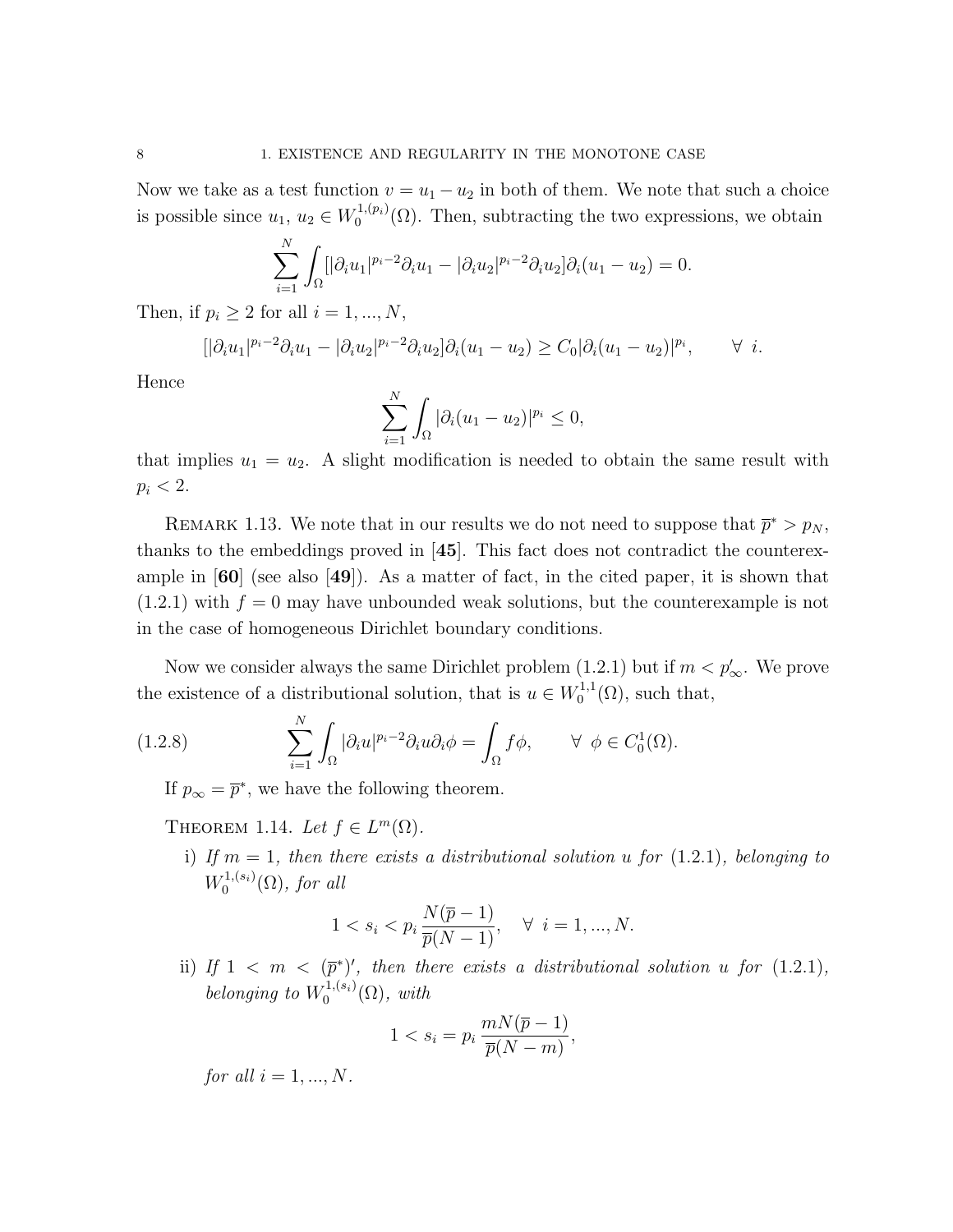Now we take as a test function $v = u_1 - u_2$ in both of them. We note that such a choice is possible since $u_1,\, u_2 \in W_0^{1,(p_i)}(\Omega)$. Then, subtracting the two expressions, we obtain

$$\sum_{i=1}^{N} \int_\Omega [|\partial_i u_1|^{p_i-2}\partial_i u_1 - |\partial_i u_2|^{p_i-2}\partial_i u_2]\partial_i(u_1 - u_2) = 0.$$

Then, if $p_i \geq 2$ for all $i = 1, ..., N$,

$$[|\partial_i u_1|^{p_i-2}\partial_i u_1 - |\partial_i u_2|^{p_i-2}\partial_i u_2]\partial_i(u_1 - u_2) \geq C_0|\partial_i(u_1 - u_2)|^{p_i}, \qquad \forall\ i.$$

Hence

$$\sum_{i=1}^{N} \int_\Omega |\partial_i(u_1 - u_2)|^{p_i} \leq 0,$$

that implies $u_1 = u_2$. A slight modification is needed to obtain the same result with $p_i < 2$.

Remark 1.13. We note that in our results we do not need to suppose that $\overline{p}^* > p_N$, thanks to the embeddings proved in [**45**]. This fact does not contradict the counterexample in [**60**] (see also [**49**]). As a matter of fact, in the cited paper, it is shown that (1.2.1) with $f = 0$ may have unbounded weak solutions, but the counterexample is not in the case of homogeneous Dirichlet boundary conditions.

Now we consider always the same Dirichlet problem (1.2.1) but if $m < p'_\infty$. We prove the existence of a distributional solution, that is $u \in W_0^{1,1}(\Omega)$, such that,

$$\sum_{i=1}^{N} \int_\Omega |\partial_i u|^{p_i-2}\partial_i u \partial_i \phi = \int_\Omega f\phi, \qquad \forall\ \phi \in C_0^1(\Omega). \tag{1.2.8}$$

If $p_\infty = \overline{p}^*$, we have the following theorem.

Theorem 1.14. *Let $f \in L^m(\Omega)$.*

i) *If $m = 1$, then there exists a distributional solution $u$ for (1.2.1), belonging to $W_0^{1,(s_i)}(\Omega)$, for all*

$$1 < s_i < p_i \frac{N(\overline{p} - 1)}{\overline{p}(N - 1)}, \quad \forall\ i = 1, ..., N.$$

ii) *If $1 < m < (\overline{p}^*)'$, then there exists a distributional solution $u$ for (1.2.1), belonging to $W_0^{1,(s_i)}(\Omega)$, with*

$$1 < s_i = p_i \frac{mN(\overline{p} - 1)}{\overline{p}(N - m)},$$

*for all $i = 1, ..., N$.*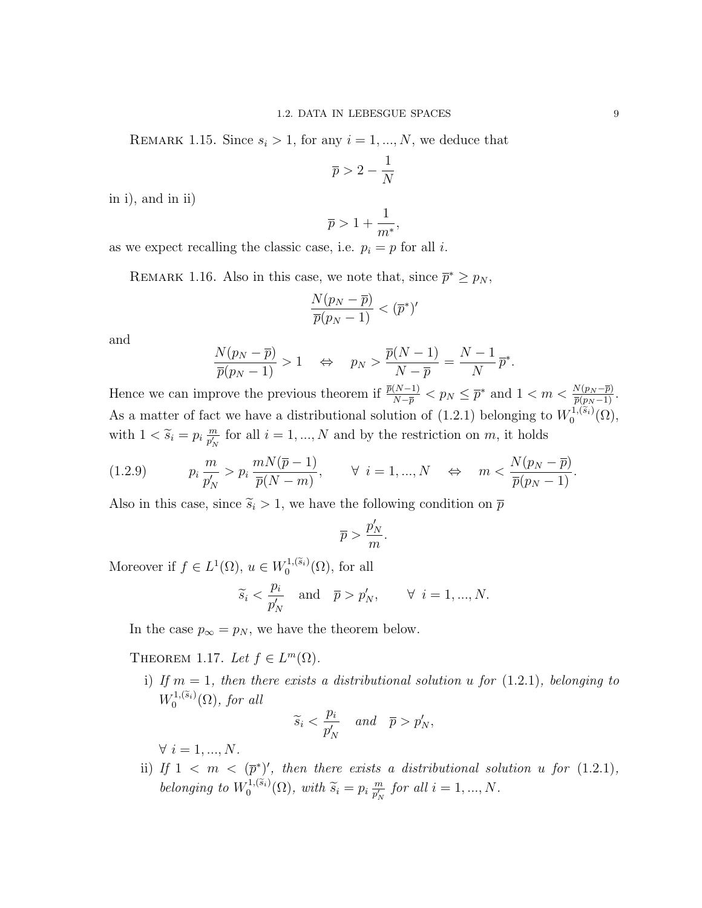REMARK 1.15. Since $s_i > 1$, for any $i = 1, ..., N$, we deduce that

$$\overline{p} > 2 - \frac{1}{N}$$

in i), and in ii)

$$\overline{p} > 1 + \frac{1}{m^*},$$

as we expect recalling the classic case, i.e. $p_i = p$ for all $i$.

REMARK 1.16. Also in this case, we note that, since $\overline{p}^* \geq p_N$,

$$\frac{N(p_N - \overline{p})}{\overline{p}(p_N - 1)} < (\overline{p}^*)'$$

and

$$\frac{N(p_N - \overline{p})}{\overline{p}(p_N - 1)} > 1 \quad \Leftrightarrow \quad p_N > \frac{\overline{p}(N-1)}{N - \overline{p}} = \frac{N-1}{N}\,\overline{p}^*.$$

Hence we can improve the previous theorem if $\frac{\overline{p}(N-1)}{N-\overline{p}} < p_N \leq \overline{p}^*$ and $1 < m < \frac{N(p_N - \overline{p})}{\overline{p}(p_N-1)}$. As a matter of fact we have a distributional solution of (1.2.1) belonging to $W_0^{1,(\widetilde{s}_i)}(\Omega)$, with $1 < \widetilde{s}_i = p_i \frac{m}{p_N'}$ for all $i = 1, ..., N$ and by the restriction on $m$, it holds

$$p_i \frac{m}{p_N'} > p_i \frac{mN(\overline{p} - 1)}{\overline{p}(N - m)}, \qquad \forall \ i = 1, ..., N \quad \Leftrightarrow \quad m < \frac{N(p_N - \overline{p})}{\overline{p}(p_N - 1)}. \tag{1.2.9}$$

Also in this case, since $\widetilde{s}_i > 1$, we have the following condition on $\overline{p}$

$$\overline{p} > \frac{p_N'}{m}.$$

Moreover if $f \in L^1(\Omega)$, $u \in W_0^{1,(\widetilde{s}_i)}(\Omega)$, for all

$$\widetilde{s}_i < \frac{p_i}{p_N'} \quad \text{and} \quad \overline{p} > p_N', \qquad \forall \ i = 1, ..., N.$$

In the case $p_\infty = p_N$, we have the theorem below.

THEOREM 1.17. *Let $f \in L^m(\Omega)$.*

i) *If $m = 1$, then there exists a distributional solution $u$ for (1.2.1), belonging to $W_0^{1,(\widetilde{s}_i)}(\Omega)$, for all*

$$\widetilde{s}_i < \frac{p_i}{p_N'} \quad \text{and} \quad \overline{p} > p_N',$$

$\forall \ i = 1, ..., N$.

ii) *If $1 < m < (\overline{p}^*)'$, then there exists a distributional solution $u$ for (1.2.1), belonging to $W_0^{1,(\widetilde{s}_i)}(\Omega)$, with $\widetilde{s}_i = p_i \frac{m}{p_N'}$ for all $i = 1, ..., N$.*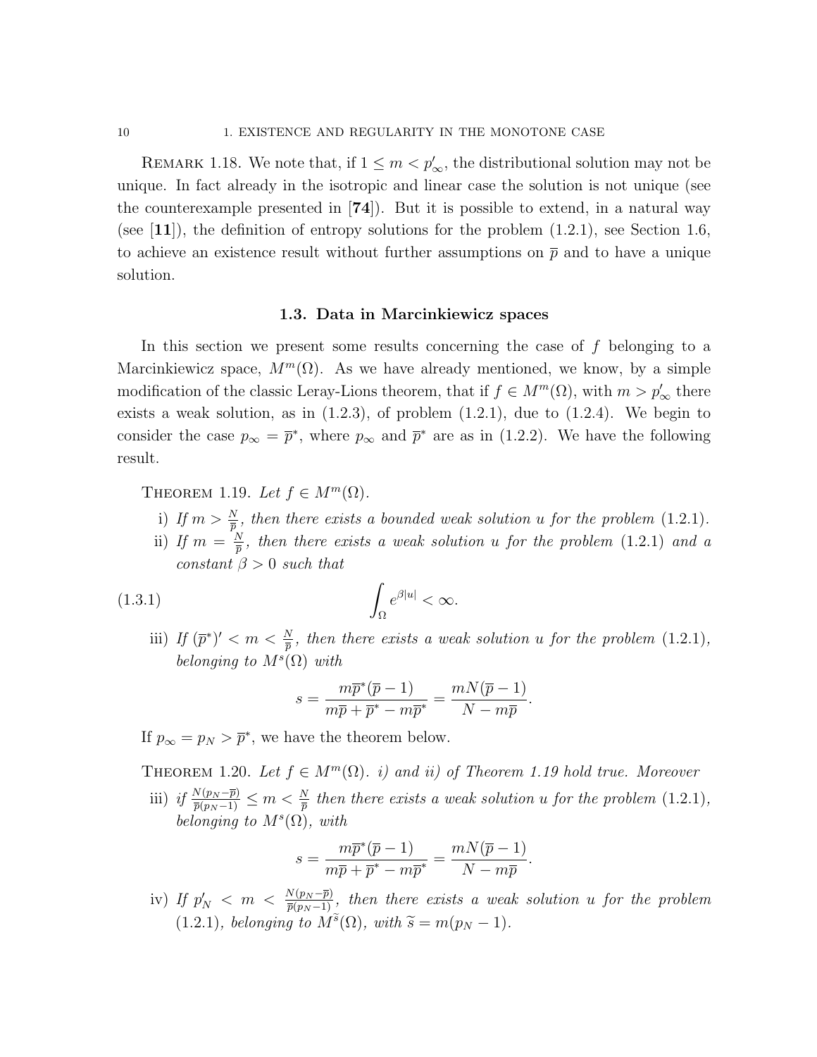REMARK 1.18. We note that, if $1 \leq m < p'_\infty$, the distributional solution may not be unique. In fact already in the isotropic and linear case the solution is not unique (see the counterexample presented in [**74**]). But it is possible to extend, in a natural way (see [**11**]), the definition of entropy solutions for the problem (1.2.1), see Section 1.6, to achieve an existence result without further assumptions on $\overline{p}$ and to have a unique solution.

## 1.3. Data in Marcinkiewicz spaces

In this section we present some results concerning the case of $f$ belonging to a Marcinkiewicz space, $M^m(\Omega)$. As we have already mentioned, we know, by a simple modification of the classic Leray-Lions theorem, that if $f \in M^m(\Omega)$, with $m > p'_\infty$ there exists a weak solution, as in (1.2.3), of problem (1.2.1), due to (1.2.4). We begin to consider the case $p_\infty = \overline{p}^*$, where $p_\infty$ and $\overline{p}^*$ are as in (1.2.2). We have the following result.

THEOREM 1.19. *Let $f \in M^m(\Omega)$.*

i) *If $m > \frac{N}{\overline{p}}$, then there exists a bounded weak solution $u$ for the problem (1.2.1).*

ii) *If $m = \frac{N}{\overline{p}}$, then there exists a weak solution $u$ for the problem (1.2.1) and a constant $\beta > 0$ such that*

$$\int_\Omega e^{\beta|u|} < \infty. \tag{1.3.1}$$

iii) *If $(\overline{p}^*)' < m < \frac{N}{\overline{p}}$, then there exists a weak solution $u$ for the problem (1.2.1), belonging to $M^s(\Omega)$ with*

$$s = \frac{m\overline{p}^*(\overline{p}-1)}{m\overline{p} + \overline{p}^* - m\overline{p}^*} = \frac{mN(\overline{p}-1)}{N - m\overline{p}}.$$

If $p_\infty = p_N > \overline{p}^*$, we have the theorem below.

THEOREM 1.20. *Let $f \in M^m(\Omega)$. i) and ii) of Theorem 1.19 hold true. Moreover*

iii) *if $\frac{N(p_N - \overline{p})}{\overline{p}(p_N - 1)} \leq m < \frac{N}{\overline{p}}$ then there exists a weak solution $u$ for the problem (1.2.1), belonging to $M^s(\Omega)$, with*

$$s = \frac{m\overline{p}^*(\overline{p}-1)}{m\overline{p} + \overline{p}^* - m\overline{p}^*} = \frac{mN(\overline{p}-1)}{N - m\overline{p}}.$$

iv) *If $p'_N < m < \frac{N(p_N - \overline{p})}{\overline{p}(p_N - 1)}$, then there exists a weak solution $u$ for the problem (1.2.1), belonging to $M^{\widetilde{s}}(\Omega)$, with $\widetilde{s} = m(p_N - 1)$.*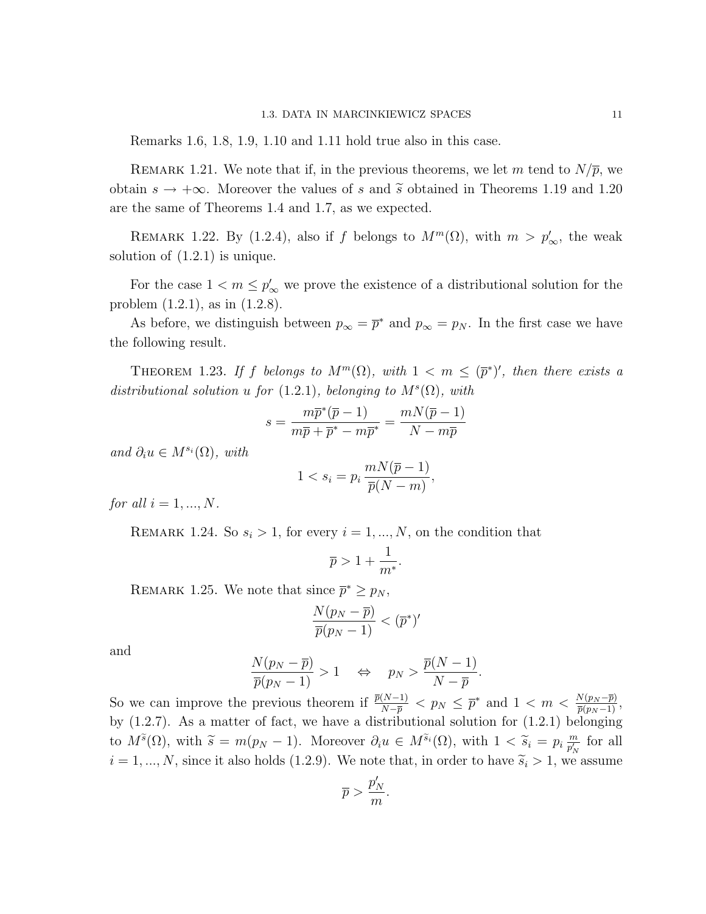Remarks 1.6, 1.8, 1.9, 1.10 and 1.11 hold true also in this case.

Remark 1.21. We note that if, in the previous theorems, we let $m$ tend to $N/\overline{p}$, we obtain $s \to +\infty$. Moreover the values of $s$ and $\widetilde{s}$ obtained in Theorems 1.19 and 1.20 are the same of Theorems 1.4 and 1.7, as we expected.

Remark 1.22. By (1.2.4), also if $f$ belongs to $M^m(\Omega)$, with $m > p'_\infty$, the weak solution of (1.2.1) is unique.

For the case $1 < m \leq p'_\infty$ we prove the existence of a distributional solution for the problem (1.2.1), as in (1.2.8).

As before, we distinguish between $p_\infty = \overline{p}^*$ and $p_\infty = p_N$. In the first case we have the following result.

Theorem 1.23. *If $f$ belongs to $M^m(\Omega)$, with $1 < m \leq (\overline{p}^*)'$, then there exists a distributional solution $u$ for (1.2.1), belonging to $M^s(\Omega)$, with*

$$s = \frac{m\overline{p}^*(\overline{p}-1)}{m\overline{p} + \overline{p}^* - m\overline{p}^*} = \frac{mN(\overline{p}-1)}{N - m\overline{p}}$$

*and $\partial_i u \in M^{s_i}(\Omega)$, with*

$$1 < s_i = p_i \, \frac{mN(\overline{p}-1)}{\overline{p}(N-m)},$$

*for all $i = 1, ..., N$.*

Remark 1.24. So $s_i > 1$, for every $i = 1, ..., N$, on the condition that

$$\overline{p} > 1 + \frac{1}{m^*}.$$

Remark 1.25. We note that since $\overline{p}^* \geq p_N$,

$$\frac{N(p_N - \overline{p})}{\overline{p}(p_N - 1)} < (\overline{p}^*)'$$

and

$$\frac{N(p_N - \overline{p})}{\overline{p}(p_N - 1)} > 1 \quad \Leftrightarrow \quad p_N > \frac{\overline{p}(N-1)}{N - \overline{p}}.$$

So we can improve the previous theorem if $\frac{\overline{p}(N-1)}{N-\overline{p}} < p_N \leq \overline{p}^*$ and $1 < m < \frac{N(p_N-\overline{p})}{\overline{p}(p_N-1)}$, by (1.2.7). As a matter of fact, we have a distributional solution for (1.2.1) belonging to $M^{\widetilde{s}}(\Omega)$, with $\widetilde{s} = m(p_N - 1)$. Moreover $\partial_i u \in M^{\widetilde{s}_i}(\Omega)$, with $1 < \widetilde{s}_i = p_i \frac{m}{p'_N}$ for all $i = 1, ..., N$, since it also holds (1.2.9). We note that, in order to have $\widetilde{s}_i > 1$, we assume

$$\overline{p} > \frac{p'_N}{m}.$$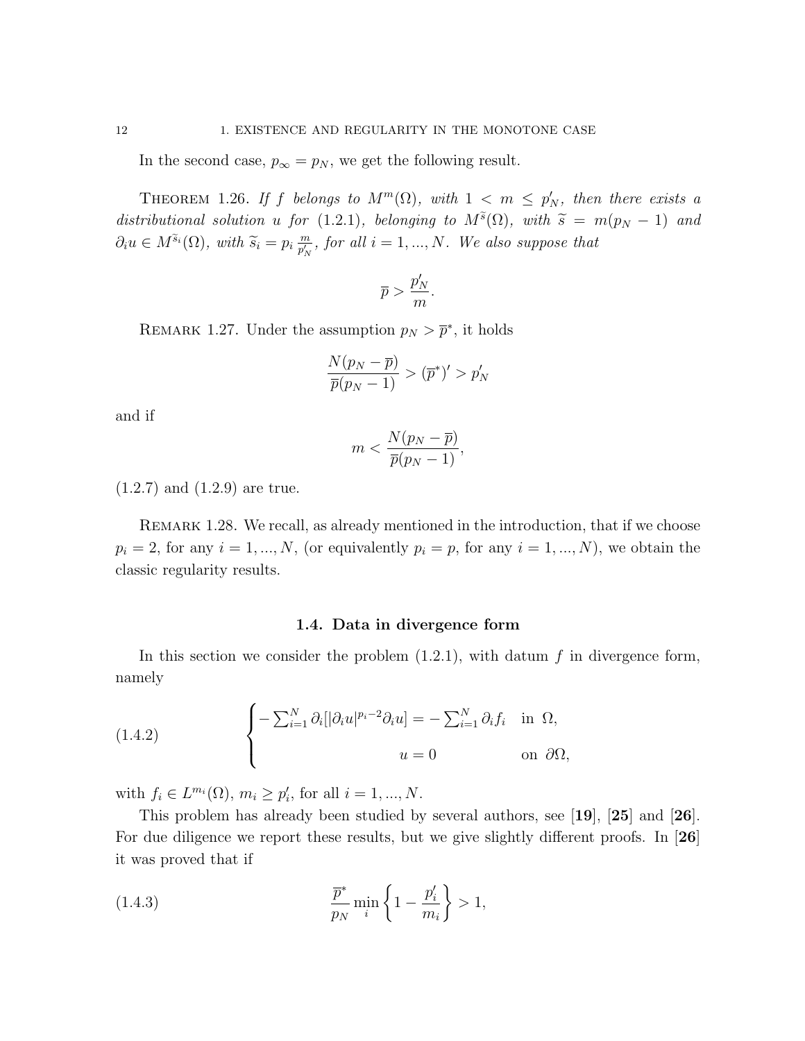In the second case, $p_\infty = p_N$, we get the following result.

**Theorem 1.26.** *If $f$ belongs to $M^m(\Omega)$, with $1 < m \le p_N'$, then there exists a distributional solution $u$ for (1.2.1), belonging to $M^{\widetilde{s}}(\Omega)$, with $\widetilde{s} = m(p_N - 1)$ and $\partial_i u \in M^{\widetilde{s}_i}(\Omega)$, with $\widetilde{s}_i = p_i \frac{m}{p_N'}$, for all $i = 1, ..., N$. We also suppose that*

$$\overline{p} > \frac{p_N'}{m}.$$

**Remark 1.27.** Under the assumption $p_N > \overline{p}^*$, it holds

$$\frac{N(p_N - \overline{p})}{\overline{p}(p_N - 1)} > (\overline{p}^*)' > p_N'$$

and if

$$m < \frac{N(p_N - \overline{p})}{\overline{p}(p_N - 1)},$$

(1.2.7) and (1.2.9) are true.

**Remark 1.28.** We recall, as already mentioned in the introduction, that if we choose $p_i = 2$, for any $i = 1, ..., N$, (or equivalently $p_i = p$, for any $i = 1, ..., N$), we obtain the classic regularity results.

### 1.4. Data in divergence form

In this section we consider the problem (1.2.1), with datum $f$ in divergence form, namely

$$\begin{cases} -\sum_{i=1}^N \partial_i[|\partial_i u|^{p_i - 2}\partial_i u] = -\sum_{i=1}^N \partial_i f_i & \text{in } \Omega, \\ u = 0 & \text{on } \partial\Omega, \end{cases} \tag{1.4.2}$$

with $f_i \in L^{m_i}(\Omega)$, $m_i \ge p_i'$, for all $i = 1, ..., N$.

This problem has already been studied by several authors, see [**19**], [**25**] and [**26**]. For due diligence we report these results, but we give slightly different proofs. In [**26**] it was proved that if

$$\frac{\overline{p}^*}{p_N} \min_i \left\{1 - \frac{p_i'}{m_i}\right\} > 1, \tag{1.4.3}$$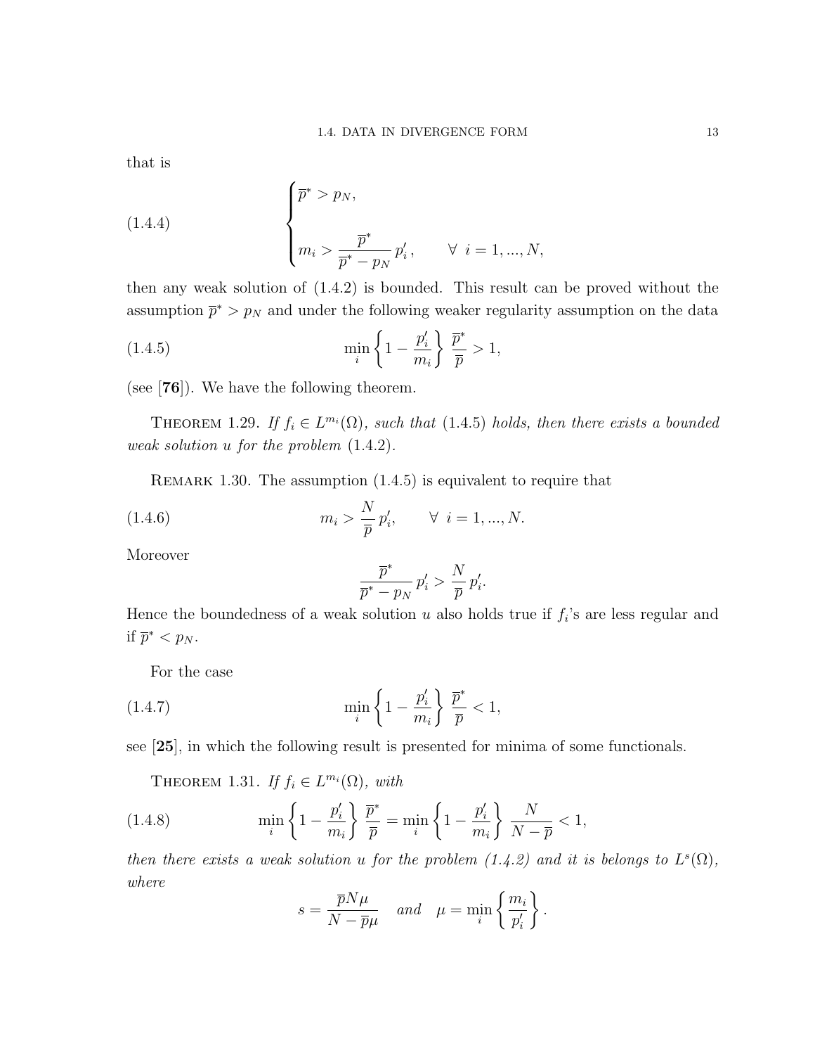that is

$$
\begin{cases} \overline{p}^* > p_N, \\ \\ m_i > \dfrac{\overline{p}^*}{\overline{p}^* - p_N}\, p_i', \qquad \forall\ i = 1, ..., N, \end{cases} \tag{1.4.4}
$$

then any weak solution of (1.4.2) is bounded. This result can be proved without the assumption $\overline{p}^* > p_N$ and under the following weaker regularity assumption on the data

$$
\min_i \left\{ 1 - \frac{p_i'}{m_i} \right\} \frac{\overline{p}^*}{\overline{p}} > 1, \tag{1.4.5}
$$

(see [**76**]). We have the following theorem.

THEOREM 1.29. *If $f_i \in L^{m_i}(\Omega)$, such that (1.4.5) holds, then there exists a bounded weak solution $u$ for the problem (1.4.2).*

REMARK 1.30. The assumption (1.4.5) is equivalent to require that

$$
m_i > \frac{N}{\overline{p}}\, p_i', \qquad \forall\ i = 1, ..., N. \tag{1.4.6}
$$

Moreover

$$
\frac{\overline{p}^*}{\overline{p}^* - p_N}\, p_i' > \frac{N}{\overline{p}}\, p_i'.
$$

Hence the boundedness of a weak solution $u$ also holds true if $f_i$'s are less regular and if $\overline{p}^* < p_N$.

For the case

$$
\min_i \left\{ 1 - \frac{p_i'}{m_i} \right\} \frac{\overline{p}^*}{\overline{p}} < 1, \tag{1.4.7}
$$

see [**25**], in which the following result is presented for minima of some functionals.

THEOREM 1.31. *If $f_i \in L^{m_i}(\Omega)$, with*

$$
\min_i \left\{ 1 - \frac{p_i'}{m_i} \right\} \frac{\overline{p}^*}{\overline{p}} = \min_i \left\{ 1 - \frac{p_i'}{m_i} \right\} \frac{N}{N - \overline{p}} < 1, \tag{1.4.8}
$$

*then there exists a weak solution $u$ for the problem (1.4.2) and it is belongs to $L^s(\Omega)$, where*

$$
s = \frac{\overline{p} N \mu}{N - \overline{p}\mu} \quad \textit{and} \quad \mu = \min_i \left\{ \frac{m_i}{p_i'} \right\}.
$$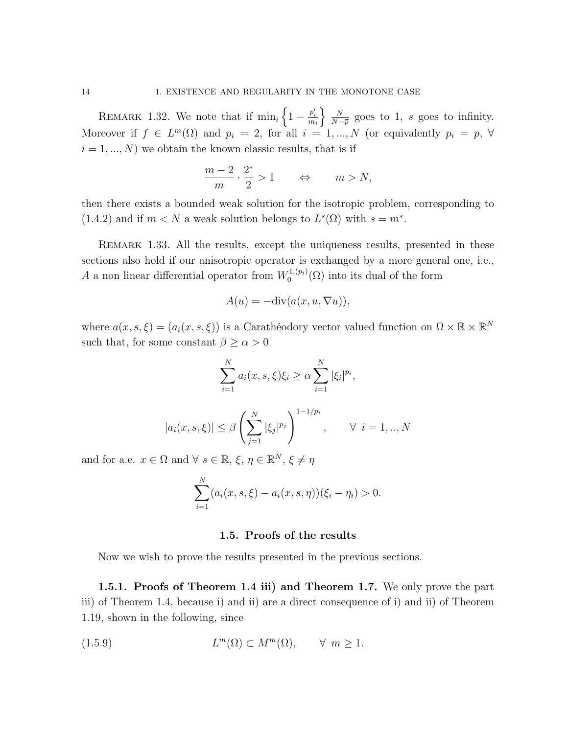Remark 1.32. We note that if $\min_i \left\{1 - \frac{p_i'}{m_i}\right\} \frac{N}{N-\overline{p}}$ goes to 1, $s$ goes to infinity. Moreover if $f \in L^m(\Omega)$ and $p_i = 2$, for all $i = 1, ..., N$ (or equivalently $p_i = p$, $\forall$ $i = 1, ..., N$) we obtain the known classic results, that is if

$$\frac{m-2}{m} \cdot \frac{2^*}{2} > 1 \qquad \Leftrightarrow \qquad m > N,$$

then there exists a bounded weak solution for the isotropic problem, corresponding to (1.4.2) and if $m < N$ a weak solution belongs to $L^s(\Omega)$ with $s = m^*$.

Remark 1.33. All the results, except the uniqueness results, presented in these sections also hold if our anisotropic operator is exchanged by a more general one, i.e., $A$ a non linear differential operator from $W_0^{1,(p_i)}(\Omega)$ into its dual of the form

$$A(u) = -\text{div}(a(x, u, \nabla u)),$$

where $a(x, s, \xi) = (a_i(x, s, \xi))$ is a Carathéodory vector valued function on $\Omega \times \mathbb{R} \times \mathbb{R}^N$ such that, for some constant $\beta \geq \alpha > 0$

$$\sum_{i=1}^{N} a_i(x, s, \xi)\xi_i \geq \alpha \sum_{i=1}^{N} |\xi_i|^{p_i},$$

$$|a_i(x, s, \xi)| \leq \beta \left( \sum_{j=1}^{N} |\xi_j|^{p_j} \right)^{1-1/p_i}, \qquad \forall \ i = 1, .., N$$

and for a.e. $x \in \Omega$ and $\forall$ $s \in \mathbb{R}$, $\xi$, $\eta \in \mathbb{R}^N$, $\xi \neq \eta$

$$\sum_{i=1}^{N} (a_i(x, s, \xi) - a_i(x, s, \eta))(\xi_i - \eta_i) > 0.$$

## 1.5. Proofs of the results

Now we wish to prove the results presented in the previous sections.

### 1.5.1. Proofs of Theorem 1.4 iii) and Theorem 1.7.

We only prove the part iii) of Theorem 1.4, because i) and ii) are a direct consequence of i) and ii) of Theorem 1.19, shown in the following, since

$$L^m(\Omega) \subset M^m(\Omega), \qquad \forall \ m \geq 1. \tag{1.5.9}$$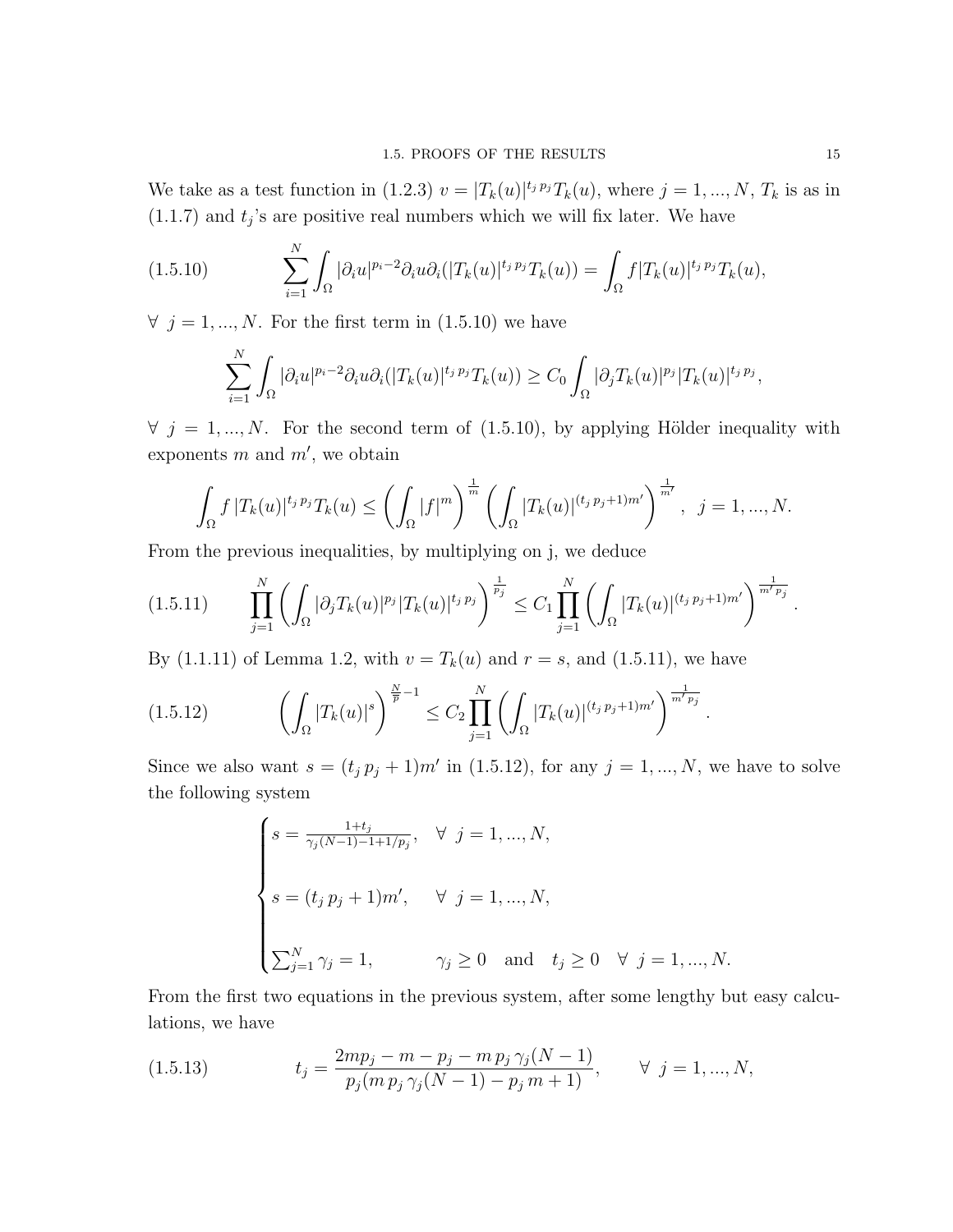We take as a test function in (1.2.3) $v = |T_k(u)|^{t_j\, p_j} T_k(u)$, where $j = 1, ..., N$, $T_k$ is as in (1.1.7) and $t_j$'s are positive real numbers which we will fix later. We have

$$\sum_{i=1}^{N} \int_\Omega |\partial_i u|^{p_i-2} \partial_i u \partial_i (|T_k(u)|^{t_j\, p_j} T_k(u)) = \int_\Omega f |T_k(u)|^{t_j\, p_j} T_k(u), \tag{1.5.10}$$

$\forall\ j = 1, ..., N$. For the first term in (1.5.10) we have

$$\sum_{i=1}^{N} \int_\Omega |\partial_i u|^{p_i-2} \partial_i u \partial_i (|T_k(u)|^{t_j\, p_j} T_k(u)) \geq C_0 \int_\Omega |\partial_j T_k(u)|^{p_j} |T_k(u)|^{t_j\, p_j},$$

$\forall\ j = 1, ..., N$. For the second term of (1.5.10), by applying Hölder inequality with exponents $m$ and $m'$, we obtain

$$\int_\Omega f\, |T_k(u)|^{t_j\, p_j} T_k(u) \leq \left( \int_\Omega |f|^m \right)^{\frac{1}{m}} \left( \int_\Omega |T_k(u)|^{(t_j\, p_j+1)m'} \right)^{\frac{1}{m'}}, \quad j = 1, ..., N.$$

From the previous inequalities, by multiplying on j, we deduce

$$\prod_{j=1}^{N} \left( \int_\Omega |\partial_j T_k(u)|^{p_j} |T_k(u)|^{t_j\, p_j} \right)^{\frac{1}{p_j}} \leq C_1 \prod_{j=1}^{N} \left( \int_\Omega |T_k(u)|^{(t_j\, p_j+1)m'} \right)^{\frac{1}{m'\, p_j}}. \tag{1.5.11}$$

By (1.1.11) of Lemma 1.2, with $v = T_k(u)$ and $r = s$, and (1.5.11), we have

$$\left( \int_\Omega |T_k(u)|^s \right)^{\frac{N}{\overline{p}}-1} \leq C_2 \prod_{j=1}^{N} \left( \int_\Omega |T_k(u)|^{(t_j\, p_j+1)m'} \right)^{\frac{1}{m'\, p_j}}. \tag{1.5.12}$$

Since we also want $s = (t_j\, p_j + 1)m'$ in (1.5.12), for any $j = 1, ..., N$, we have to solve the following system

$$\begin{cases} s = \frac{1+t_j}{\gamma_j (N-1) - 1 + 1/p_j}, \quad \forall\ j = 1, ..., N, \\[2ex] s = (t_j\, p_j + 1)m', \quad\ \ \forall\ j = 1, ..., N, \\[2ex] \sum_{j=1}^{N} \gamma_j = 1, \qquad\quad \gamma_j \geq 0 \quad \text{and} \quad t_j \geq 0 \quad \forall\ j = 1, ..., N. \end{cases}$$

From the first two equations in the previous system, after some lengthy but easy calculations, we have

$$t_j = \frac{2mp_j - m - p_j - m\, p_j\, \gamma_j (N-1)}{p_j (m\, p_j\, \gamma_j (N-1) - p_j\, m + 1)}, \qquad \forall\ j = 1, ..., N, \tag{1.5.13}$$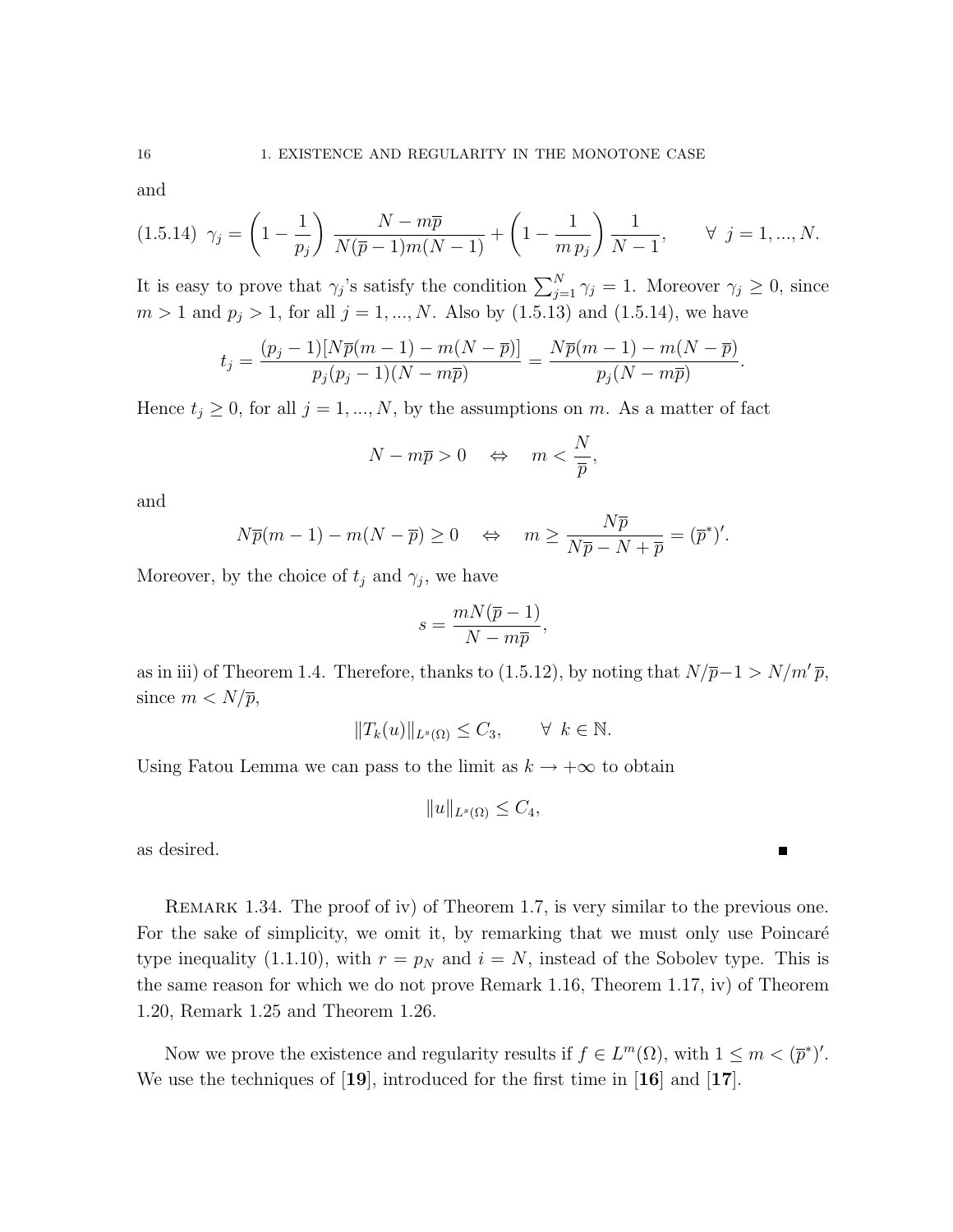and

$$
\text{(1.5.14)} \quad \gamma_j = \left(1 - \frac{1}{p_j}\right) \frac{N - m\overline{p}}{N(\overline{p}-1)m(N-1)} + \left(1 - \frac{1}{m\, p_j}\right) \frac{1}{N-1}, \qquad \forall\ j = 1, ..., N.
$$

It is easy to prove that $\gamma_j$'s satisfy the condition $\sum_{j=1}^{N} \gamma_j = 1$. Moreover $\gamma_j \geq 0$, since $m > 1$ and $p_j > 1$, for all $j = 1, ..., N$. Also by (1.5.13) and (1.5.14), we have

$$
t_j = \frac{(p_j - 1)[N\overline{p}(m-1) - m(N - \overline{p})]}{p_j(p_j - 1)(N - m\overline{p})} = \frac{N\overline{p}(m-1) - m(N-\overline{p})}{p_j(N - m\overline{p})}.
$$

Hence $t_j \geq 0$, for all $j = 1, ..., N$, by the assumptions on $m$. As a matter of fact

$$
N - m\overline{p} > 0 \quad \Leftrightarrow \quad m < \frac{N}{\overline{p}},
$$

and

$$
N\overline{p}(m-1) - m(N - \overline{p}) \geq 0 \quad \Leftrightarrow \quad m \geq \frac{N\overline{p}}{N\overline{p} - N + \overline{p}} = (\overline{p}^*)'.
$$

Moreover, by the choice of $t_j$ and $\gamma_j$, we have

$$
s = \frac{mN(\overline{p}-1)}{N - m\overline{p}},
$$

as in iii) of Theorem 1.4. Therefore, thanks to (1.5.12), by noting that $N/\overline{p} - 1 > N/m'\,\overline{p}$, since $m < N/\overline{p}$,

$$
\|T_k(u)\|_{L^s(\Omega)} \leq C_3, \qquad \forall\ k \in \mathbb{N}.
$$

Using Fatou Lemma we can pass to the limit as $k \to +\infty$ to obtain

$$
\|u\|_{L^s(\Omega)} \leq C_4,
$$

as desired. ∎

Remark 1.34. The proof of iv) of Theorem 1.7, is very similar to the previous one. For the sake of simplicity, we omit it, by remarking that we must only use Poincaré type inequality (1.1.10), with $r = p_N$ and $i = N$, instead of the Sobolev type. This is the same reason for which we do not prove Remark 1.16, Theorem 1.17, iv) of Theorem 1.20, Remark 1.25 and Theorem 1.26.

Now we prove the existence and regularity results if $f \in L^m(\Omega)$, with $1 \leq m < (\overline{p}^*)'$. We use the techniques of [**19**], introduced for the first time in [**16**] and [**17**].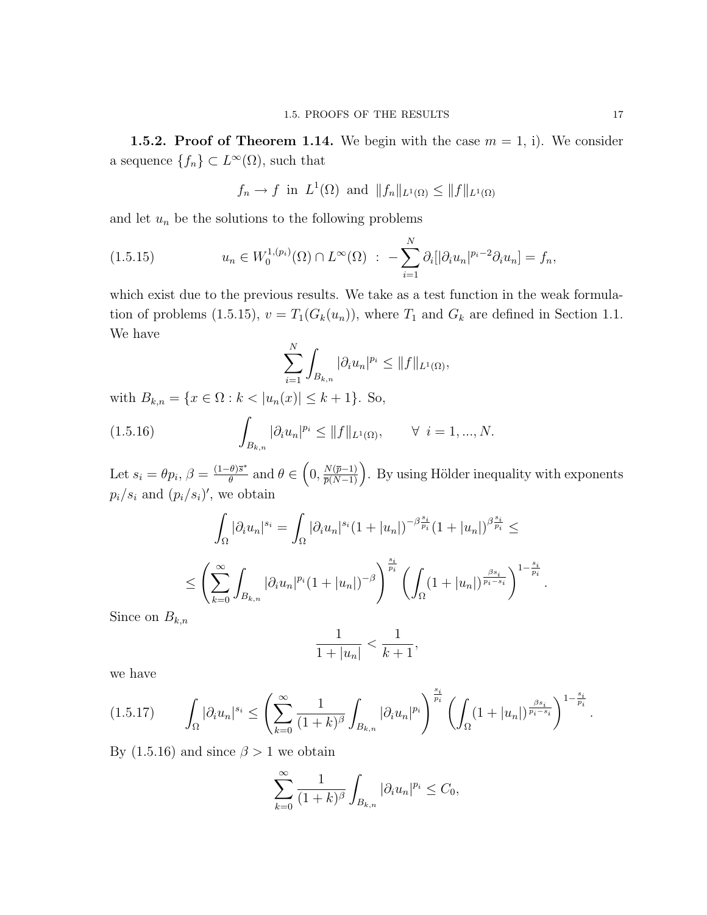**1.5.2. Proof of Theorem 1.14.** We begin with the case $m = 1$, i). We consider a sequence $\{f_n\} \subset L^\infty(\Omega)$, such that

$$f_n \to f \ \text{ in } \ L^1(\Omega) \ \text{ and } \ \|f_n\|_{L^1(\Omega)} \le \|f\|_{L^1(\Omega)}$$

and let $u_n$ be the solutions to the following problems

$$u_n \in W_0^{1,(p_i)}(\Omega) \cap L^\infty(\Omega) \ : \ -\sum_{i=1}^N \partial_i [|\partial_i u_n|^{p_i-2} \partial_i u_n] = f_n, \tag{1.5.15}$$

which exist due to the previous results. We take as a test function in the weak formulation of problems (1.5.15), $v = T_1(G_k(u_n))$, where $T_1$ and $G_k$ are defined in Section 1.1. We have

$$\sum_{i=1}^N \int_{B_{k,n}} |\partial_i u_n|^{p_i} \le \|f\|_{L^1(\Omega)},$$

with $B_{k,n} = \{x \in \Omega : k < |u_n(x)| \le k+1\}$. So,

$$\int_{B_{k,n}} |\partial_i u_n|^{p_i} \le \|f\|_{L^1(\Omega)}, \qquad \forall \ i = 1, ..., N. \tag{1.5.16}$$

Let $s_i = \theta p_i$, $\beta = \frac{(1-\theta)\overline{s}^*}{\theta}$ and $\theta \in \left(0, \frac{N(\overline{p}-1)}{\overline{p}(N-1)}\right)$. By using Hölder inequality with exponents $p_i/s_i$ and $(p_i/s_i)'$, we obtain

$$\int_\Omega |\partial_i u_n|^{s_i} = \int_\Omega |\partial_i u_n|^{s_i} (1+|u_n|)^{-\beta \frac{s_i}{p_i}} (1+|u_n|)^{\beta \frac{s_i}{p_i}} \le$$

$$\le \left( \sum_{k=0}^\infty \int_{B_{k,n}} |\partial_i u_n|^{p_i} (1+|u_n|)^{-\beta} \right)^{\frac{s_i}{p_i}} \left( \int_\Omega (1+|u_n|)^{\frac{\beta s_i}{p_i - s_i}} \right)^{1-\frac{s_i}{p_i}}.$$

Since on $B_{k,n}$

$$\frac{1}{1+|u_n|} < \frac{1}{k+1},$$

we have

$$\int_\Omega |\partial_i u_n|^{s_i} \le \left( \sum_{k=0}^\infty \frac{1}{(1+k)^\beta} \int_{B_{k,n}} |\partial_i u_n|^{p_i} \right)^{\frac{s_i}{p_i}} \left( \int_\Omega (1+|u_n|)^{\frac{\beta s_i}{p_i - s_i}} \right)^{1-\frac{s_i}{p_i}}. \tag{1.5.17}$$

By (1.5.16) and since $\beta > 1$ we obtain

$$\sum_{k=0}^\infty \frac{1}{(1+k)^\beta} \int_{B_{k,n}} |\partial_i u_n|^{p_i} \le C_0,$$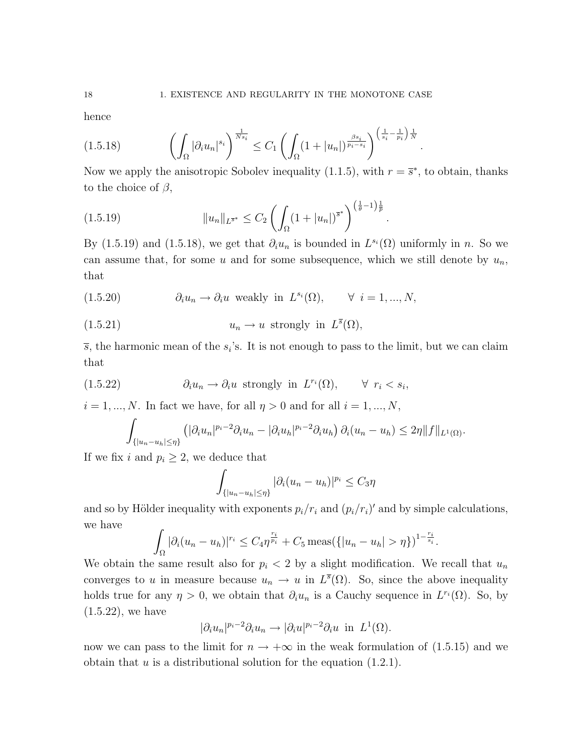hence

$$
\left(\int_\Omega |\partial_i u_n|^{s_i}\right)^{\frac{1}{Ns_i}} \leq C_1 \left(\int_\Omega (1+|u_n|)^{\frac{\beta s_i}{p_i - s_i}}\right)^{\left(\frac{1}{s_i}-\frac{1}{p_i}\right)\frac{1}{N}}. \tag{1.5.18}
$$

Now we apply the anisotropic Sobolev inequality (1.1.5), with $r = \overline{s}^*$, to obtain, thanks to the choice of $\beta$,

$$
\|u_n\|_{L^{\overline{s}^*}} \leq C_2 \left(\int_\Omega (1+|u_n|)^{\overline{s}^*}\right)^{\left(\frac{1}{\theta}-1\right)\frac{1}{\overline{p}}}. \tag{1.5.19}
$$

By (1.5.19) and (1.5.18), we get that $\partial_i u_n$ is bounded in $L^{s_i}(\Omega)$ uniformly in $n$. So we can assume that, for some $u$ and for some subsequence, which we still denote by $u_n$, that

$$
\partial_i u_n \to \partial_i u \ \text{ weakly in } \ L^{s_i}(\Omega), \qquad \forall \ i = 1, ..., N, \tag{1.5.20}
$$

$$
u_n \to u \ \text{ strongly in } \ L^{\overline{s}}(\Omega), \tag{1.5.21}
$$

$\overline{s}$, the harmonic mean of the $s_i$'s. It is not enough to pass to the limit, but we can claim that

$$
\partial_i u_n \to \partial_i u \ \text{ strongly in } \ L^{r_i}(\Omega), \qquad \forall \ r_i < s_i, \tag{1.5.22}
$$

$i = 1, ..., N$. In fact we have, for all $\eta > 0$ and for all $i = 1, ..., N$,

$$
\int_{\{|u_n - u_h| \leq \eta\}} \left(|\partial_i u_n|^{p_i-2}\partial_i u_n - |\partial_i u_h|^{p_i-2}\partial_i u_h\right)\partial_i(u_n - u_h) \leq 2\eta \|f\|_{L^1(\Omega)}.
$$

If we fix $i$ and $p_i \geq 2$, we deduce that

$$
\int_{\{|u_n - u_h| \leq \eta\}} |\partial_i(u_n - u_h)|^{p_i} \leq C_3 \eta
$$

and so by Hölder inequality with exponents $p_i/r_i$ and $(p_i/r_i)'$ and by simple calculations, we have

$$
\int_\Omega |\partial_i(u_n - u_h)|^{r_i} \leq C_4 \eta^{\frac{r_i}{p_i}} + C_5 \operatorname{meas}(\{|u_n - u_h| > \eta\})^{1-\frac{r_i}{s_i}}.
$$

We obtain the same result also for $p_i < 2$ by a slight modification. We recall that $u_n$ converges to $u$ in measure because $u_n \to u$ in $L^{\overline{s}}(\Omega)$. So, since the above inequality holds true for any $\eta > 0$, we obtain that $\partial_i u_n$ is a Cauchy sequence in $L^{r_i}(\Omega)$. So, by (1.5.22), we have

$$
|\partial_i u_n|^{p_i-2}\partial_i u_n \to |\partial_i u|^{p_i-2}\partial_i u \ \text{ in } \ L^1(\Omega).
$$

now we can pass to the limit for $n \to +\infty$ in the weak formulation of (1.5.15) and we obtain that $u$ is a distributional solution for the equation (1.2.1).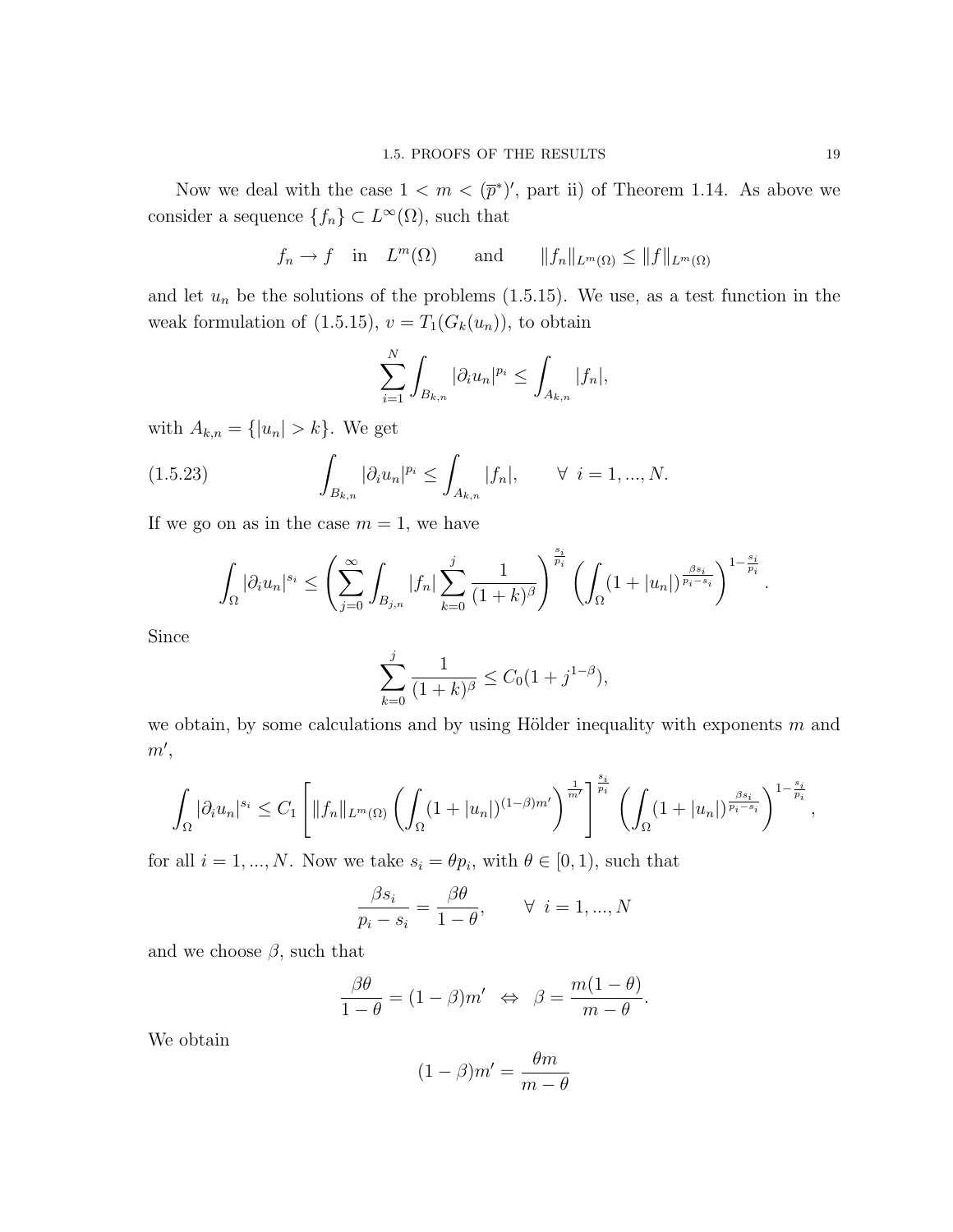Now we deal with the case $1 < m < (\overline{p}^*)'$, part ii) of Theorem 1.14. As above we consider a sequence $\{f_n\} \subset L^\infty(\Omega)$, such that

$$f_n \to f \quad \text{in} \quad L^m(\Omega) \qquad \text{and} \qquad \|f_n\|_{L^m(\Omega)} \leq \|f\|_{L^m(\Omega)}$$

and let $u_n$ be the solutions of the problems (1.5.15). We use, as a test function in the weak formulation of (1.5.15), $v = T_1(G_k(u_n))$, to obtain

$$\sum_{i=1}^{N} \int_{B_{k,n}} |\partial_i u_n|^{p_i} \leq \int_{A_{k,n}} |f_n|,$$

with $A_{k,n} = \{|u_n| > k\}$. We get

$$\int_{B_{k,n}} |\partial_i u_n|^{p_i} \leq \int_{A_{k,n}} |f_n|, \qquad \forall \ i = 1, ..., N. \tag{1.5.23}$$

If we go on as in the case $m = 1$, we have

$$\int_\Omega |\partial_i u_n|^{s_i} \leq \left( \sum_{j=0}^{\infty} \int_{B_{j,n}} |f_n| \sum_{k=0}^{j} \frac{1}{(1+k)^\beta} \right)^{\frac{s_i}{p_i}} \left( \int_\Omega (1 + |u_n|)^{\frac{\beta s_i}{p_i - s_i}} \right)^{1 - \frac{s_i}{p_i}}.$$

Since

$$\sum_{k=0}^{j} \frac{1}{(1+k)^\beta} \leq C_0 (1 + j^{1-\beta}),$$

we obtain, by some calculations and by using Hölder inequality with exponents $m$ and $m'$,

$$\int_\Omega |\partial_i u_n|^{s_i} \leq C_1 \left[ \|f_n\|_{L^m(\Omega)} \left( \int_\Omega (1 + |u_n|)^{(1-\beta)m'} \right)^{\frac{1}{m'}} \right]^{\frac{s_i}{p_i}} \left( \int_\Omega (1 + |u_n|)^{\frac{\beta s_i}{p_i - s_i}} \right)^{1 - \frac{s_i}{p_i}},$$

for all $i = 1, ..., N$. Now we take $s_i = \theta p_i$, with $\theta \in [0, 1)$, such that

$$\frac{\beta s_i}{p_i - s_i} = \frac{\beta \theta}{1 - \theta}, \qquad \forall \ i = 1, ..., N$$

and we choose $\beta$, such that

$$\frac{\beta \theta}{1 - \theta} = (1 - \beta) m' \ \Leftrightarrow \ \beta = \frac{m(1 - \theta)}{m - \theta}.$$

We obtain

$$(1 - \beta) m' = \frac{\theta m}{m - \theta}$$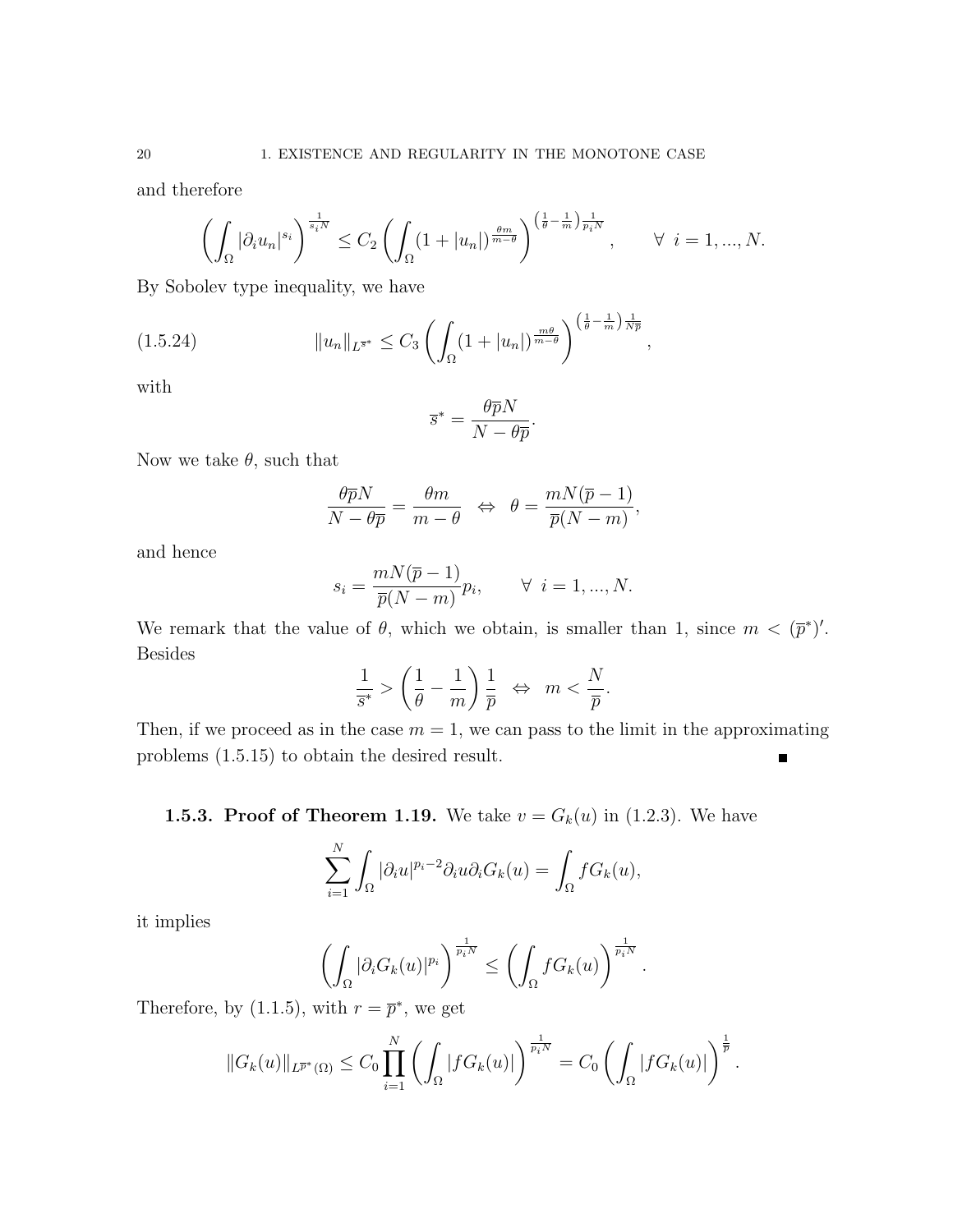and therefore

$$\left(\int_\Omega |\partial_i u_n|^{s_i}\right)^{\frac{1}{s_i N}} \leq C_2 \left(\int_\Omega (1+|u_n|)^{\frac{\theta m}{m-\theta}}\right)^{\left(\frac{1}{\theta}-\frac{1}{m}\right)\frac{1}{p_i N}}, \qquad \forall \ i=1,...,N.$$

By Sobolev type inequality, we have

$$\|u_n\|_{L^{\overline{s}^*}} \leq C_3 \left(\int_\Omega (1+|u_n|)^{\frac{m\theta}{m-\theta}}\right)^{\left(\frac{1}{\theta}-\frac{1}{m}\right)\frac{1}{N\overline{p}}}, \tag{1.5.24}$$

with

$$\overline{s}^* = \frac{\theta \overline{p} N}{N - \theta \overline{p}}.$$

Now we take $\theta$, such that

$$\frac{\theta \overline{p} N}{N-\theta\overline{p}} = \frac{\theta m}{m-\theta} \ \Leftrightarrow \ \theta = \frac{mN(\overline{p}-1)}{\overline{p}(N-m)},$$

and hence

$$s_i = \frac{mN(\overline{p}-1)}{\overline{p}(N-m)} p_i, \qquad \forall \ i=1,...,N.$$

We remark that the value of $\theta$, which we obtain, is smaller than 1, since $m < (\overline{p}^*)'$. Besides

$$\frac{1}{\overline{s}^*} > \left(\frac{1}{\theta}-\frac{1}{m}\right)\frac{1}{\overline{p}} \ \Leftrightarrow \ m < \frac{N}{\overline{p}}.$$

Then, if we proceed as in the case $m=1$, we can pass to the limit in the approximating problems (1.5.15) to obtain the desired result. ∎

**1.5.3. Proof of Theorem 1.19.** We take $v = G_k(u)$ in (1.2.3). We have

$$\sum_{i=1}^N \int_\Omega |\partial_i u|^{p_i-2}\partial_i u \partial_i G_k(u) = \int_\Omega f G_k(u),$$

it implies

$$\left(\int_\Omega |\partial_i G_k(u)|^{p_i}\right)^{\frac{1}{p_i N}} \leq \left(\int_\Omega f G_k(u)\right)^{\frac{1}{p_i N}}.$$

Therefore, by (1.1.5), with $r = \overline{p}^*$, we get

$$\|G_k(u)\|_{L^{\overline{p}^*}(\Omega)} \leq C_0 \prod_{i=1}^N \left(\int_\Omega |f G_k(u)|\right)^{\frac{1}{p_i N}} = C_0 \left(\int_\Omega |f G_k(u)|\right)^{\frac{1}{\overline{p}}}.$$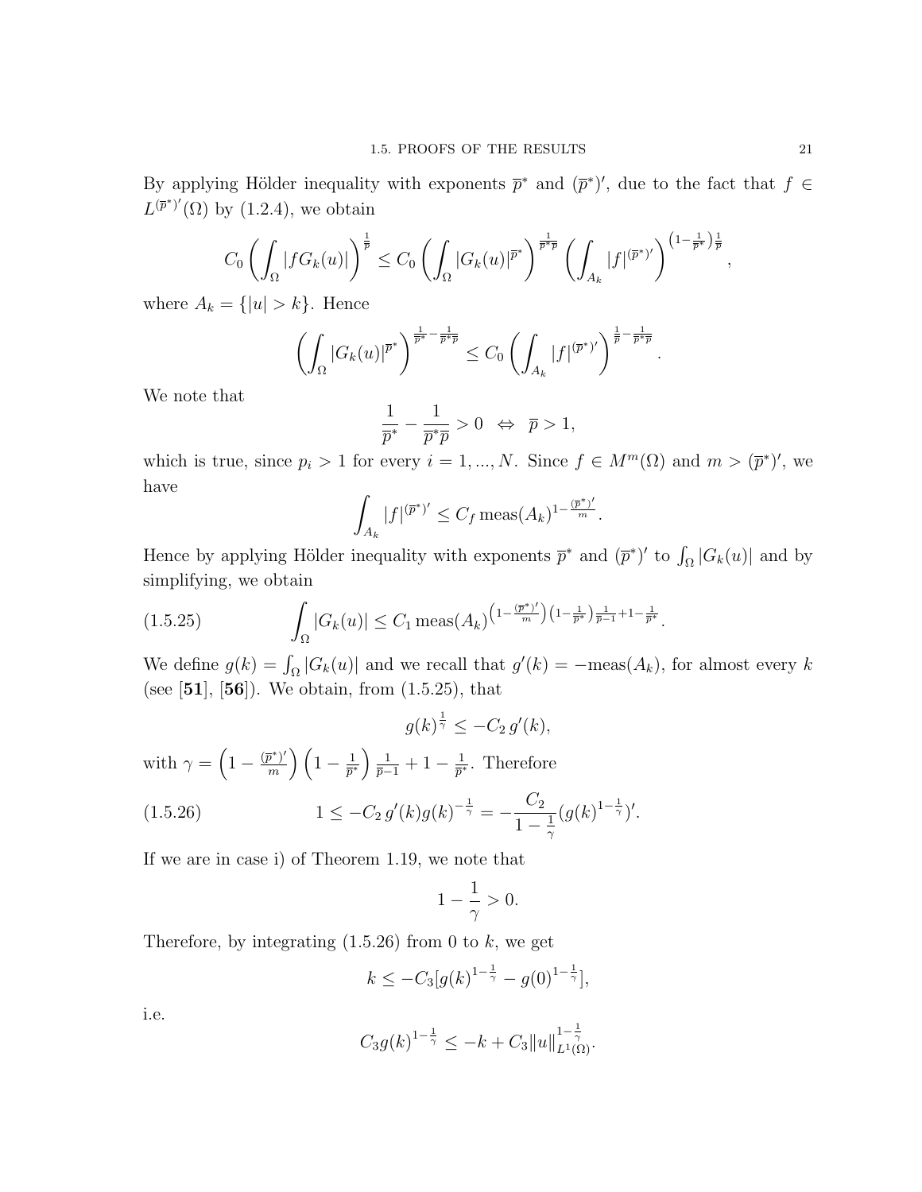By applying Hölder inequality with exponents $\overline{p}^*$ and $(\overline{p}^*)'$, due to the fact that $f \in L^{(\overline{p}^*)'}(\Omega)$ by (1.2.4), we obtain

$$C_0 \left( \int_\Omega |f G_k(u)| \right)^{\frac{1}{\overline{p}}} \le C_0 \left( \int_\Omega |G_k(u)|^{\overline{p}^*} \right)^{\frac{1}{\overline{p}^* \overline{p}}} \left( \int_{A_k} |f|^{(\overline{p}^*)'} \right)^{\left(1 - \frac{1}{\overline{p}^*}\right)\frac{1}{\overline{p}}},$$

where $A_k = \{|u| > k\}$. Hence

$$\left( \int_\Omega |G_k(u)|^{\overline{p}^*} \right)^{\frac{1}{\overline{p}^*} - \frac{1}{\overline{p}^* \overline{p}}} \le C_0 \left( \int_{A_k} |f|^{(\overline{p}^*)'} \right)^{\frac{1}{\overline{p}} - \frac{1}{\overline{p}^* \overline{p}}}.$$

We note that

$$\frac{1}{\overline{p}^*} - \frac{1}{\overline{p}^* \overline{p}} > 0 \quad \Leftrightarrow \quad \overline{p} > 1,$$

which is true, since $p_i > 1$ for every $i = 1, ..., N$. Since $f \in M^m(\Omega)$ and $m > (\overline{p}^*)'$, we have

$$\int_{A_k} |f|^{(\overline{p}^*)'} \le C_f \operatorname{meas}(A_k)^{1 - \frac{(\overline{p}^*)'}{m}}.$$

Hence by applying Hölder inequality with exponents $\overline{p}^*$ and $(\overline{p}^*)'$ to $\int_\Omega |G_k(u)|$ and by simplifying, we obtain

$$\int_\Omega |G_k(u)| \le C_1 \operatorname{meas}(A_k)^{\left(1 - \frac{(\overline{p}^*)'}{m}\right)\left(1 - \frac{1}{\overline{p}^*}\right)\frac{1}{\overline{p}-1} + 1 - \frac{1}{\overline{p}^*}}. \tag{1.5.25}$$

We define $g(k) = \int_\Omega |G_k(u)|$ and we recall that $g'(k) = -\operatorname{meas}(A_k)$, for almost every $k$ (see [**51**], [**56**]). We obtain, from (1.5.25), that

$$g(k)^{\frac{1}{\gamma}} \le -C_2 \, g'(k),$$

with $\gamma = \left(1 - \frac{(\overline{p}^*)'}{m}\right)\left(1 - \frac{1}{\overline{p}^*}\right)\frac{1}{\overline{p}-1} + 1 - \frac{1}{\overline{p}^*}$. Therefore

$$1 \le -C_2 \, g'(k) g(k)^{-\frac{1}{\gamma}} = -\frac{C_2}{1 - \frac{1}{\gamma}} (g(k)^{1 - \frac{1}{\gamma}})'. \tag{1.5.26}$$

If we are in case i) of Theorem 1.19, we note that

$$1 - \frac{1}{\gamma} > 0.$$

Therefore, by integrating (1.5.26) from 0 to $k$, we get

$$k \le -C_3 [g(k)^{1 - \frac{1}{\gamma}} - g(0)^{1 - \frac{1}{\gamma}}],$$

i.e.

$$C_3 g(k)^{1 - \frac{1}{\gamma}} \le -k + C_3 \|u\|_{L^1(\Omega)}^{1 - \frac{1}{\gamma}}.$$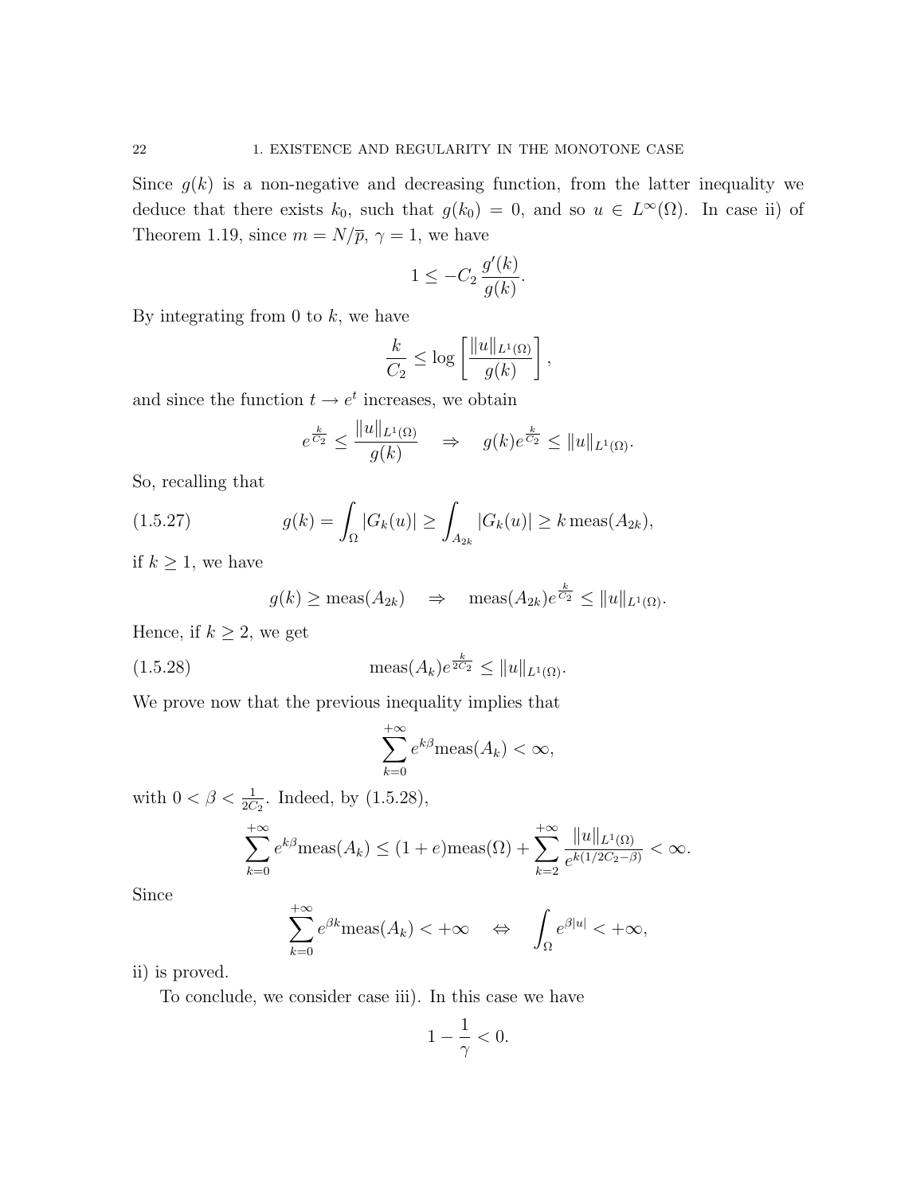Since $g(k)$ is a non-negative and decreasing function, from the latter inequality we deduce that there exists $k_0$, such that $g(k_0) = 0$, and so $u \in L^\infty(\Omega)$. In case ii) of Theorem 1.19, since $m = N/\overline{p}$, $\gamma = 1$, we have

$$1 \leq -C_2 \frac{g'(k)}{g(k)}.$$

By integrating from 0 to $k$, we have

$$\frac{k}{C_2} \leq \log \left[ \frac{\|u\|_{L^1(\Omega)}}{g(k)} \right],$$

and since the function $t \to e^t$ increases, we obtain

$$e^{\frac{k}{C_2}} \leq \frac{\|u\|_{L^1(\Omega)}}{g(k)} \quad \Rightarrow \quad g(k) e^{\frac{k}{C_2}} \leq \|u\|_{L^1(\Omega)}.$$

So, recalling that

$$g(k) = \int_\Omega |G_k(u)| \geq \int_{A_{2k}} |G_k(u)| \geq k \,\text{meas}(A_{2k}), \tag{1.5.27}$$

if $k \geq 1$, we have

$$g(k) \geq \text{meas}(A_{2k}) \quad \Rightarrow \quad \text{meas}(A_{2k}) e^{\frac{k}{C_2}} \leq \|u\|_{L^1(\Omega)}.$$

Hence, if $k \geq 2$, we get

$$\text{meas}(A_k) e^{\frac{k}{2C_2}} \leq \|u\|_{L^1(\Omega)}. \tag{1.5.28}$$

We prove now that the previous inequality implies that

$$\sum_{k=0}^{+\infty} e^{k\beta} \text{meas}(A_k) < \infty,$$

with $0 < \beta < \frac{1}{2C_2}$. Indeed, by (1.5.28),

$$\sum_{k=0}^{+\infty} e^{k\beta} \text{meas}(A_k) \leq (1+e)\text{meas}(\Omega) + \sum_{k=2}^{+\infty} \frac{\|u\|_{L^1(\Omega)}}{e^{k(1/2C_2 - \beta)}} < \infty.$$

Since

$$\sum_{k=0}^{+\infty} e^{\beta k} \text{meas}(A_k) < +\infty \quad \Leftrightarrow \quad \int_\Omega e^{\beta |u|} < +\infty,$$

ii) is proved.

To conclude, we consider case iii). In this case we have

$$1 - \frac{1}{\gamma} < 0.$$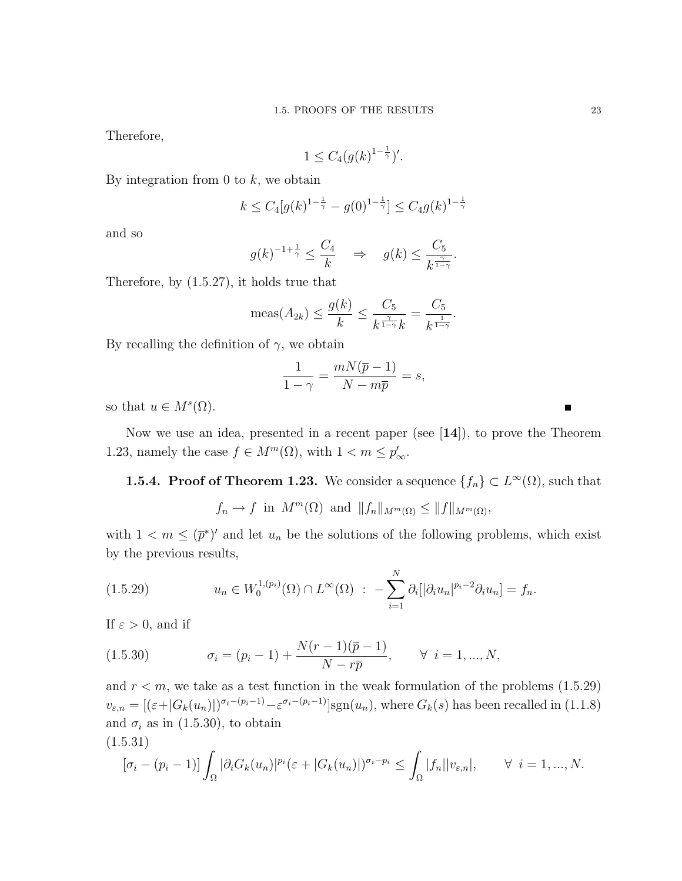Therefore,

$$1 \leq C_4 (g(k)^{1-\frac{1}{\gamma}})'.$$

By integration from 0 to $k$, we obtain

$$k \leq C_4 [g(k)^{1-\frac{1}{\gamma}} - g(0)^{1-\frac{1}{\gamma}}] \leq C_4 g(k)^{1-\frac{1}{\gamma}}$$

and so

$$g(k)^{-1+\frac{1}{\gamma}} \leq \frac{C_4}{k} \quad \Rightarrow \quad g(k) \leq \frac{C_5}{k^{\frac{\gamma}{1-\gamma}}}.$$

Therefore, by (1.5.27), it holds true that

$$\text{meas}(A_{2k}) \leq \frac{g(k)}{k} \leq \frac{C_5}{k^{\frac{\gamma}{1-\gamma}} k} = \frac{C_5}{k^{\frac{1}{1-\gamma}}}.$$

By recalling the definition of $\gamma$, we obtain

$$\frac{1}{1-\gamma} = \frac{mN(\overline{p}-1)}{N - m\overline{p}} = s,$$

so that $u \in M^s(\Omega)$. ∎

Now we use an idea, presented in a recent paper (see [**14**]), to prove the Theorem 1.23, namely the case $f \in M^m(\Omega)$, with $1 < m \leq p'_\infty$.

**1.5.4. Proof of Theorem 1.23.** We consider a sequence $\{f_n\} \subset L^\infty(\Omega)$, such that

$$f_n \to f \text{ in } M^m(\Omega) \text{ and } \|f_n\|_{M^m(\Omega)} \leq \|f\|_{M^m(\Omega)},$$

with $1 < m \leq (\overline{p}^*)'$ and let $u_n$ be the solutions of the following problems, which exist by the previous results,

$$u_n \in W_0^{1,(p_i)}(\Omega) \cap L^\infty(\Omega) \ : \ -\sum_{i=1}^{N} \partial_i [|\partial_i u_n|^{p_i-2} \partial_i u_n] = f_n. \tag{1.5.29}$$

If $\varepsilon > 0$, and if

$$\sigma_i = (p_i - 1) + \frac{N(r-1)(\overline{p}-1)}{N - r\overline{p}}, \qquad \forall \ i = 1, ..., N, \tag{1.5.30}$$

and $r < m$, we take as a test function in the weak formulation of the problems (1.5.29) $v_{\varepsilon,n} = [(\varepsilon + |G_k(u_n)|)^{\sigma_i - (p_i-1)} - \varepsilon^{\sigma_i - (p_i-1)}]\text{sgn}(u_n)$, where $G_k(s)$ has been recalled in (1.1.8) and $\sigma_i$ as in (1.5.30), to obtain

(1.5.31)

$$[\sigma_i - (p_i - 1)] \int_\Omega |\partial_i G_k(u_n)|^{p_i} (\varepsilon + |G_k(u_n)|)^{\sigma_i - p_i} \leq \int_\Omega |f_n||v_{\varepsilon,n}|, \qquad \forall \ i = 1, ..., N.$$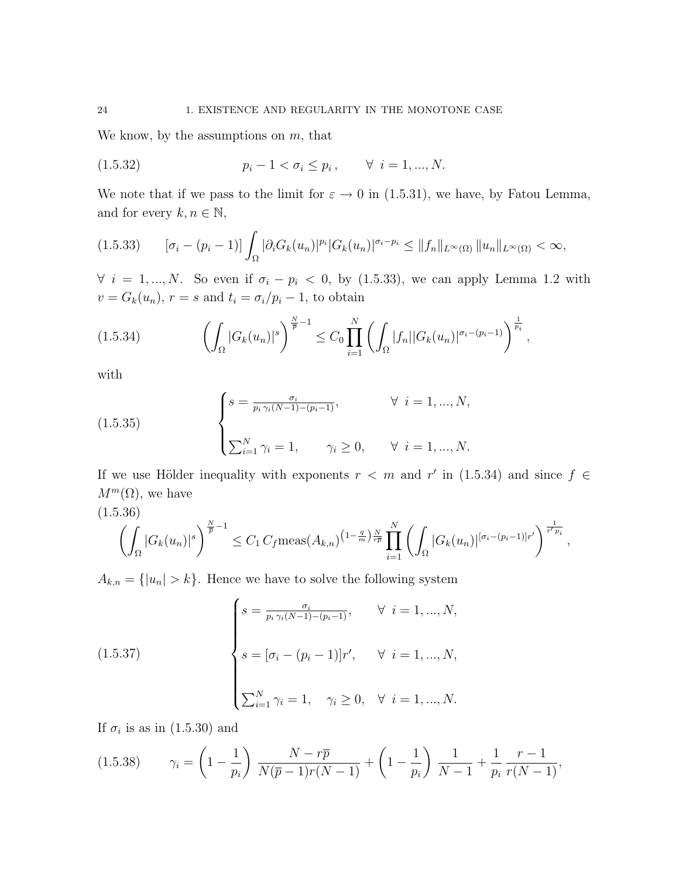We know, by the assumptions on $m$, that

$$p_i - 1 < \sigma_i \le p_i\,, \qquad \forall\ i = 1, ..., N. \tag{1.5.32}$$

We note that if we pass to the limit for $\varepsilon \to 0$ in (1.5.31), we have, by Fatou Lemma, and for every $k, n \in \mathbb{N}$,

$$[\sigma_i - (p_i - 1)] \int_\Omega |\partial_i G_k(u_n)|^{p_i} |G_k(u_n)|^{\sigma_i - p_i} \le \|f_n\|_{L^\infty(\Omega)} \, \|u_n\|_{L^\infty(\Omega)} < \infty, \tag{1.5.33}$$

$\forall\ i = 1, ..., N$. So even if $\sigma_i - p_i < 0$, by (1.5.33), we can apply Lemma 1.2 with $v = G_k(u_n)$, $r = s$ and $t_i = \sigma_i/p_i - 1$, to obtain

$$\left( \int_\Omega |G_k(u_n)|^s \right)^{\frac{N}{\overline{p}} - 1} \le C_0 \prod_{i=1}^N \left( \int_\Omega |f_n| |G_k(u_n)|^{\sigma_i - (p_i - 1)} \right)^{\frac{1}{p_i}}, \tag{1.5.34}$$

with

$$\begin{cases} s = \frac{\sigma_i}{p_i\, \gamma_i (N-1) - (p_i - 1)}, & \forall\ i = 1, ..., N, \\[2ex] \sum_{i=1}^N \gamma_i = 1, \qquad \gamma_i \ge 0, & \forall\ i = 1, ..., N. \end{cases} \tag{1.5.35}$$

If we use Hölder inequality with exponents $r < m$ and $r'$ in (1.5.34) and since $f \in M^m(\Omega)$, we have

$$\left( \int_\Omega |G_k(u_n)|^s \right)^{\frac{N}{\overline{p}} - 1} \le C_1\, C_f \text{meas}(A_{k,n})^{\left(1 - \frac{q}{m}\right) \frac{N}{r \overline{p}}} \prod_{i=1}^N \left( \int_\Omega |G_k(u_n)|^{[\sigma_i - (p_i - 1)] r'} \right)^{\frac{1}{r' p_i}}, \tag{1.5.36}$$

$A_{k,n} = \{|u_n| > k\}$. Hence we have to solve the following system

$$\begin{cases} s = \frac{\sigma_i}{p_i\, \gamma_i (N-1) - (p_i - 1)}, & \forall\ i = 1, ..., N, \\[2ex] s = [\sigma_i - (p_i - 1)] r', & \forall\ i = 1, ..., N, \\[2ex] \sum_{i=1}^N \gamma_i = 1, \quad \gamma_i \ge 0, & \forall\ i = 1, ..., N. \end{cases} \tag{1.5.37}$$

If $\sigma_i$ is as in (1.5.30) and

$$\gamma_i = \left(1 - \frac{1}{p_i}\right) \frac{N - r\overline{p}}{N(\overline{p} - 1) r (N-1)} + \left(1 - \frac{1}{p_i}\right) \frac{1}{N-1} + \frac{1}{p_i} \frac{r - 1}{r(N-1)}, \tag{1.5.38}$$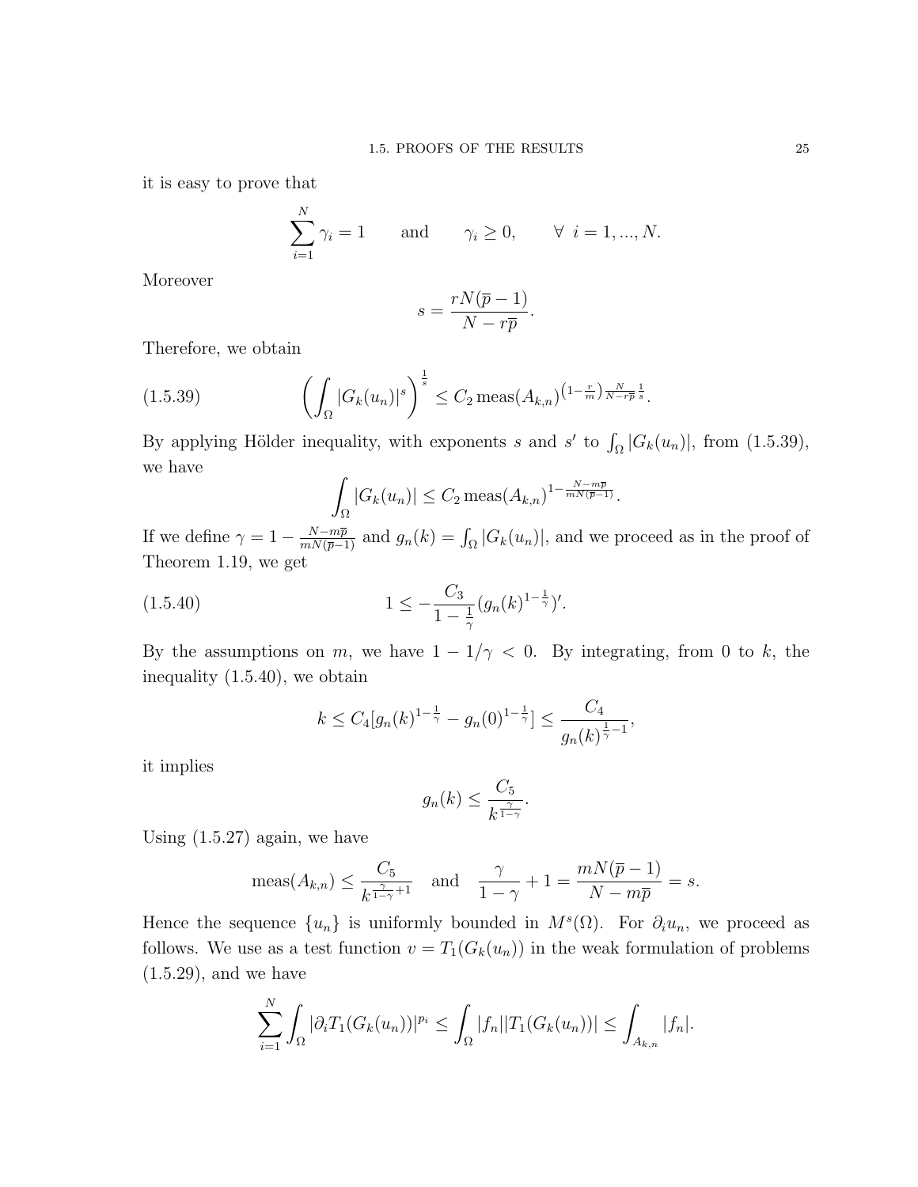it is easy to prove that

$$\sum_{i=1}^{N} \gamma_i = 1 \qquad \text{and} \qquad \gamma_i \geq 0, \qquad \forall\ i = 1, ..., N.$$

Moreover

$$s = \frac{rN(\overline{p}-1)}{N - r\overline{p}}.$$

Therefore, we obtain

$$\left( \int_\Omega |G_k(u_n)|^s \right)^{\frac{1}{s}} \leq C_2 \operatorname{meas}(A_{k,n})^{\left(1-\frac{r}{m}\right)\frac{N}{N-r\overline{p}}\frac{1}{s}}. \tag{1.5.39}$$

By applying Hölder inequality, with exponents $s$ and $s'$ to $\int_\Omega |G_k(u_n)|$, from (1.5.39), we have

$$\int_\Omega |G_k(u_n)| \leq C_2 \operatorname{meas}(A_{k,n})^{1-\frac{N-m\overline{p}}{mN(\overline{p}-1)}}.$$

If we define $\gamma = 1 - \frac{N-m\overline{p}}{mN(\overline{p}-1)}$ and $g_n(k) = \int_\Omega |G_k(u_n)|$, and we proceed as in the proof of Theorem 1.19, we get

$$1 \leq -\frac{C_3}{1-\frac{1}{\gamma}} (g_n(k)^{1-\frac{1}{\gamma}})'. \tag{1.5.40}$$

By the assumptions on $m$, we have $1 - 1/\gamma < 0$. By integrating, from 0 to $k$, the inequality (1.5.40), we obtain

$$k \leq C_4[g_n(k)^{1-\frac{1}{\gamma}} - g_n(0)^{1-\frac{1}{\gamma}}] \leq \frac{C_4}{g_n(k)^{\frac{1}{\gamma}-1}},$$

it implies

$$g_n(k) \leq \frac{C_5}{k^{\frac{\gamma}{1-\gamma}}}.$$

Using (1.5.27) again, we have

$$\operatorname{meas}(A_{k,n}) \leq \frac{C_5}{k^{\frac{\gamma}{1-\gamma}+1}} \quad \text{and} \quad \frac{\gamma}{1-\gamma} + 1 = \frac{mN(\overline{p}-1)}{N-m\overline{p}} = s.$$

Hence the sequence $\{u_n\}$ is uniformly bounded in $M^s(\Omega)$. For $\partial_i u_n$, we proceed as follows. We use as a test function $v = T_1(G_k(u_n))$ in the weak formulation of problems (1.5.29), and we have

$$\sum_{i=1}^{N} \int_\Omega |\partial_i T_1(G_k(u_n))|^{p_i} \leq \int_\Omega |f_n||T_1(G_k(u_n))| \leq \int_{A_{k,n}} |f_n|.$$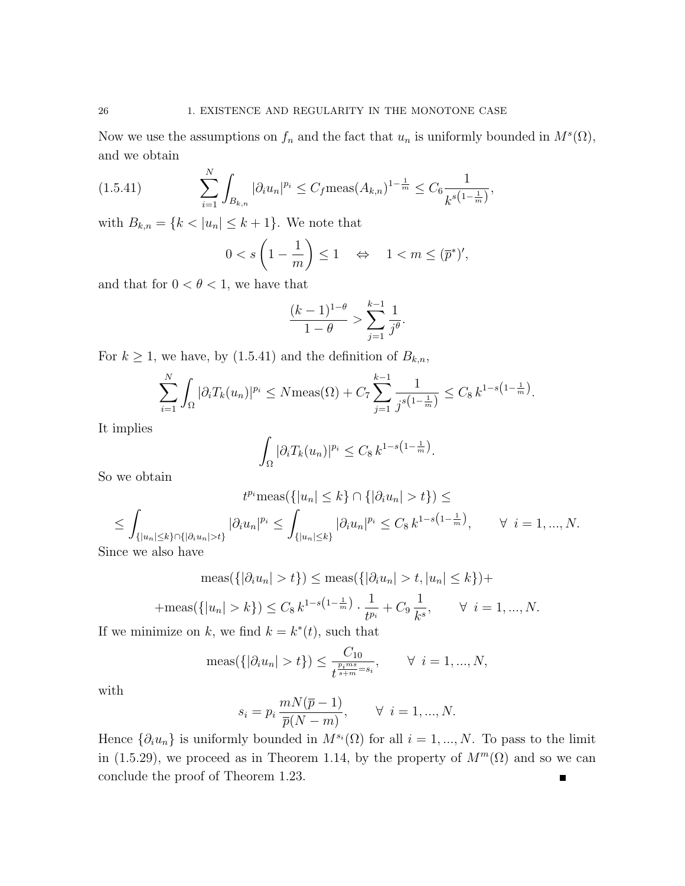Now we use the assumptions on $f_n$ and the fact that $u_n$ is uniformly bounded in $M^s(\Omega)$, and we obtain

$$\sum_{i=1}^{N} \int_{B_{k,n}} |\partial_i u_n|^{p_i} \leq C_f \text{meas}(A_{k,n})^{1-\frac{1}{m}} \leq C_6 \frac{1}{k^{s\left(1-\frac{1}{m}\right)}}, \tag{1.5.41}$$

with $B_{k,n} = \{k < |u_n| \leq k+1\}$. We note that

$$0 < s\left(1 - \frac{1}{m}\right) \leq 1 \quad \Leftrightarrow \quad 1 < m \leq (\overline{p}^*)',$$

and that for $0 < \theta < 1$, we have that

$$\frac{(k-1)^{1-\theta}}{1-\theta} > \sum_{j=1}^{k-1} \frac{1}{j^\theta}.$$

For $k \geq 1$, we have, by (1.5.41) and the definition of $B_{k,n}$,

$$\sum_{i=1}^{N} \int_{\Omega} |\partial_i T_k(u_n)|^{p_i} \leq N \text{meas}(\Omega) + C_7 \sum_{j=1}^{k-1} \frac{1}{j^{s\left(1-\frac{1}{m}\right)}} \leq C_8 \, k^{1-s\left(1-\frac{1}{m}\right)}.$$

It implies

$$\int_{\Omega} |\partial_i T_k(u_n)|^{p_i} \leq C_8 \, k^{1-s\left(1-\frac{1}{m}\right)}.$$

So we obtain

$$t^{p_i} \text{meas}(\{|u_n| \leq k\} \cap \{|\partial_i u_n| > t\}) \leq$$

$$\leq \int_{\{|u_n| \leq k\} \cap \{|\partial_i u_n| > t\}} |\partial_i u_n|^{p_i} \leq \int_{\{|u_n| \leq k\}} |\partial_i u_n|^{p_i} \leq C_8 \, k^{1-s\left(1-\frac{1}{m}\right)}, \qquad \forall \ i = 1, ..., N.$$

Since we also have

$$\text{meas}(\{|\partial_i u_n| > t\}) \leq \text{meas}(\{|\partial_i u_n| > t, |u_n| \leq k\}) +$$

$$+ \text{meas}(\{|u_n| > k\}) \leq C_8 \, k^{1-s\left(1-\frac{1}{m}\right)} \cdot \frac{1}{t^{p_i}} + C_9 \, \frac{1}{k^s}, \qquad \forall \ i = 1, ..., N.$$

If we minimize on $k$, we find $k = k^*(t)$, such that

$$\text{meas}(\{|\partial_i u_n| > t\}) \leq \frac{C_{10}}{t^{\frac{p_i m s}{s+m} = s_i}}, \qquad \forall \ i = 1, ..., N,$$

with

$$s_i = p_i \, \frac{mN(\overline{p} - 1)}{\overline{p}(N - m)}, \qquad \forall \ i = 1, ..., N.$$

Hence $\{\partial_i u_n\}$ is uniformly bounded in $M^{s_i}(\Omega)$ for all $i = 1, ..., N$. To pass to the limit in (1.5.29), we proceed as in Theorem 1.14, by the property of $M^m(\Omega)$ and so we can conclude the proof of Theorem 1.23. ∎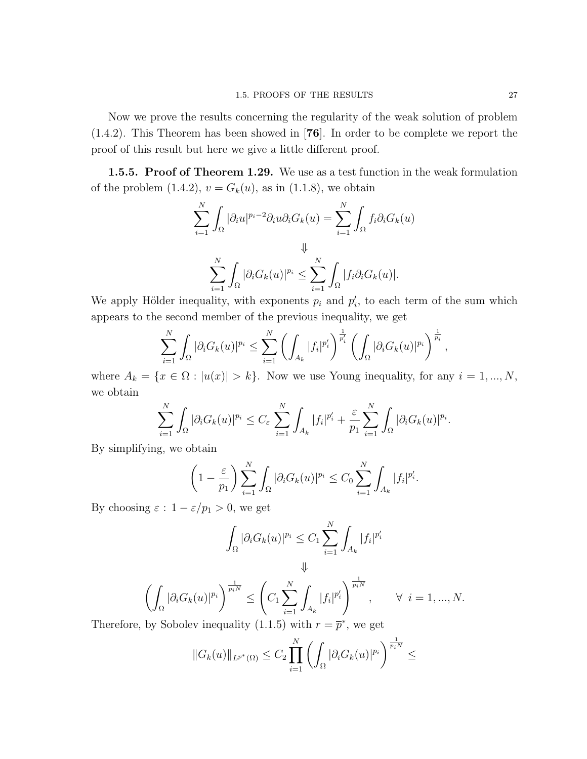Now we prove the results concerning the regularity of the weak solution of problem (1.4.2). This Theorem has been showed in [**76**]. In order to be complete we report the proof of this result but here we give a little different proof.

**1.5.5. Proof of Theorem 1.29.** We use as a test function in the weak formulation of the problem (1.4.2), $v = G_k(u)$, as in (1.1.8), we obtain

$$\sum_{i=1}^{N} \int_{\Omega} |\partial_i u|^{p_i - 2} \partial_i u \partial_i G_k(u) = \sum_{i=1}^{N} \int_{\Omega} f_i \partial_i G_k(u)$$

$$\Downarrow$$

$$\sum_{i=1}^{N} \int_{\Omega} |\partial_i G_k(u)|^{p_i} \leq \sum_{i=1}^{N} \int_{\Omega} |f_i \partial_i G_k(u)|.$$

We apply Hölder inequality, with exponents $p_i$ and $p_i'$, to each term of the sum which appears to the second member of the previous inequality, we get

$$\sum_{i=1}^{N} \int_{\Omega} |\partial_i G_k(u)|^{p_i} \leq \sum_{i=1}^{N} \left( \int_{A_k} |f_i|^{p_i'} \right)^{\frac{1}{p_i'}} \left( \int_{\Omega} |\partial_i G_k(u)|^{p_i} \right)^{\frac{1}{p_i}},$$

where $A_k = \{x \in \Omega : |u(x)| > k\}$. Now we use Young inequality, for any $i = 1, ..., N$, we obtain

$$\sum_{i=1}^{N} \int_{\Omega} |\partial_i G_k(u)|^{p_i} \leq C_\varepsilon \sum_{i=1}^{N} \int_{A_k} |f_i|^{p_i'} + \frac{\varepsilon}{p_1} \sum_{i=1}^{N} \int_{\Omega} |\partial_i G_k(u)|^{p_i}.$$

By simplifying, we obtain

$$\left(1 - \frac{\varepsilon}{p_1}\right) \sum_{i=1}^{N} \int_{\Omega} |\partial_i G_k(u)|^{p_i} \leq C_0 \sum_{i=1}^{N} \int_{A_k} |f_i|^{p_i'}.$$

By choosing $\varepsilon : 1 - \varepsilon/p_1 > 0$, we get

$$\int_{\Omega} |\partial_i G_k(u)|^{p_i} \leq C_1 \sum_{i=1}^{N} \int_{A_k} |f_i|^{p_i'}$$

$$\Downarrow$$

$$\left( \int_{\Omega} |\partial_i G_k(u)|^{p_i} \right)^{\frac{1}{p_i N}} \leq \left( C_1 \sum_{i=1}^{N} \int_{A_k} |f_i|^{p_i'} \right)^{\frac{1}{p_i N}}, \qquad \forall \; i = 1, ..., N.$$

Therefore, by Sobolev inequality (1.1.5) with $r = \overline{p}^*$, we get

$$\|G_k(u)\|_{L^{\overline{p}^*}(\Omega)} \leq C_2 \prod_{i=1}^{N} \left( \int_{\Omega} |\partial_i G_k(u)|^{p_i} \right)^{\frac{1}{p_i N}} \leq$$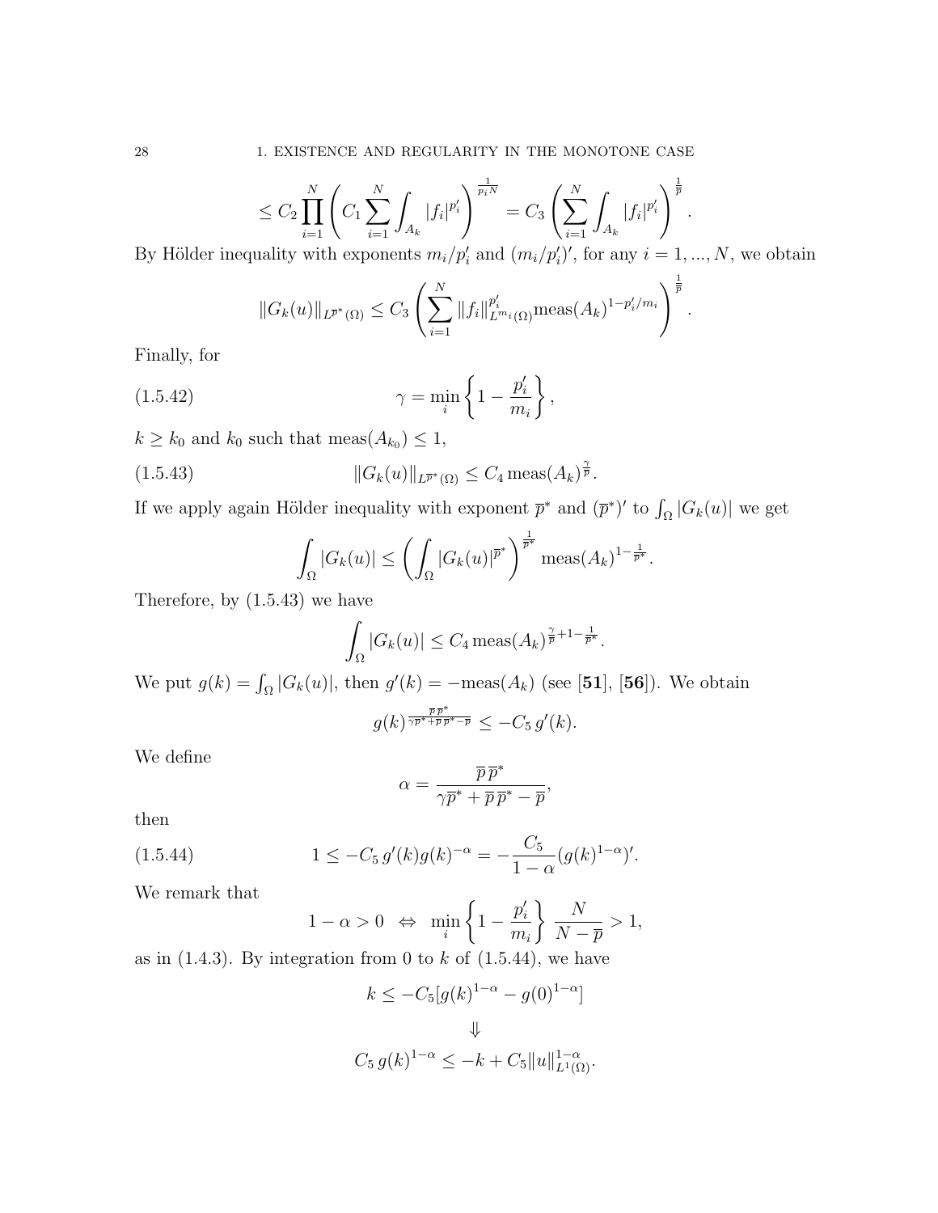$$\leq C_2 \prod_{i=1}^{N} \left( C_1 \sum_{i=1}^{N} \int_{A_k} |f_i|^{p_i'} \right)^{\frac{1}{p_i N}} = C_3 \left( \sum_{i=1}^{N} \int_{A_k} |f_i|^{p_i'} \right)^{\frac{1}{\overline{p}}}.$$

By Hölder inequality with exponents $m_i/p_i'$ and $(m_i/p_i')'$, for any $i = 1, ..., N$, we obtain

$$\|G_k(u)\|_{L^{\overline{p}^*}(\Omega)} \leq C_3 \left( \sum_{i=1}^{N} \|f_i\|_{L^{m_i}(\Omega)}^{p_i'} \text{meas}(A_k)^{1-p_i'/m_i} \right)^{\frac{1}{\overline{p}}}.$$

Finally, for

$$\gamma = \min_i \left\{ 1 - \frac{p_i'}{m_i} \right\}, \tag{1.5.42}$$

$k \geq k_0$ and $k_0$ such that $\text{meas}(A_{k_0}) \leq 1$,

$$\|G_k(u)\|_{L^{\overline{p}^*}(\Omega)} \leq C_4 \, \text{meas}(A_k)^{\frac{\gamma}{\overline{p}}}. \tag{1.5.43}$$

If we apply again Hölder inequality with exponent $\overline{p}^*$ and $(\overline{p}^*)'$ to $\int_\Omega |G_k(u)|$ we get

$$\int_\Omega |G_k(u)| \leq \left( \int_\Omega |G_k(u)|^{\overline{p}^*} \right)^{\frac{1}{\overline{p}^*}} \text{meas}(A_k)^{1-\frac{1}{\overline{p}^*}}.$$

Therefore, by (1.5.43) we have

$$\int_\Omega |G_k(u)| \leq C_4 \, \text{meas}(A_k)^{\frac{\gamma}{\overline{p}}+1-\frac{1}{\overline{p}^*}}.$$

We put $g(k) = \int_\Omega |G_k(u)|$, then $g'(k) = -\text{meas}(A_k)$ (see [**51**], [**56**]). We obtain

$$g(k)^{\frac{\overline{p}\,\overline{p}^*}{\gamma\overline{p}^* + \overline{p}\,\overline{p}^* - \overline{p}}} \leq -C_5 \, g'(k).$$

We define

$$\alpha = \frac{\overline{p}\,\overline{p}^*}{\gamma\overline{p}^* + \overline{p}\,\overline{p}^* - \overline{p}},$$

then

$$1 \leq -C_5 \, g'(k) g(k)^{-\alpha} = -\frac{C_5}{1-\alpha} (g(k)^{1-\alpha})'. \tag{1.5.44}$$

We remark that

$$1 - \alpha > 0 \;\; \Leftrightarrow \;\; \min_i \left\{ 1 - \frac{p_i'}{m_i} \right\} \frac{N}{N - \overline{p}} > 1,$$

as in (1.4.3). By integration from 0 to $k$ of (1.5.44), we have

$$k \leq -C_5 [g(k)^{1-\alpha} - g(0)^{1-\alpha}]$$

$$\Downarrow$$

$$C_5 \, g(k)^{1-\alpha} \leq -k + C_5 \|u\|_{L^1(\Omega)}^{1-\alpha}.$$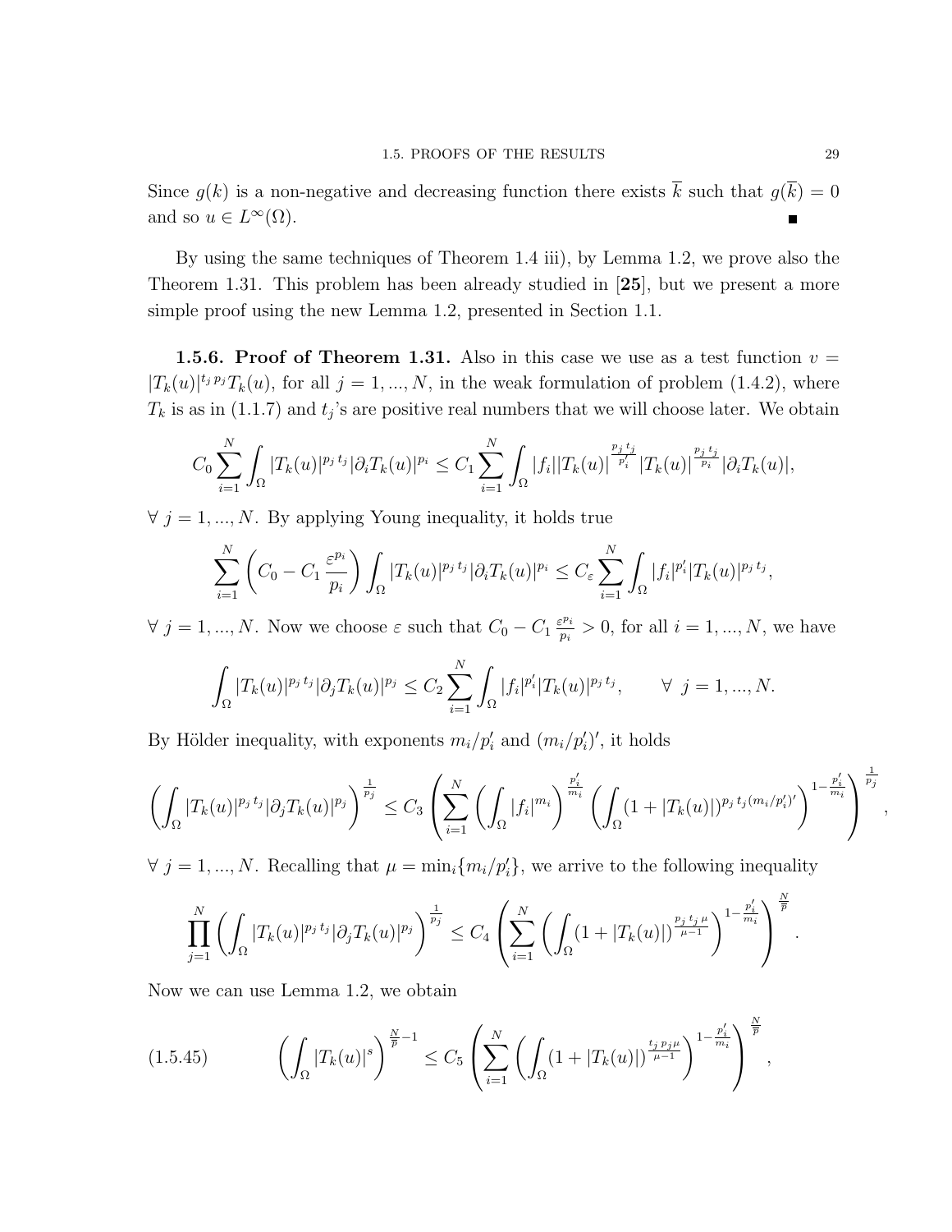Since $g(k)$ is a non-negative and decreasing function there exists $\overline{k}$ such that $g(\overline{k}) = 0$ and so $u \in L^\infty(\Omega)$. ∎

By using the same techniques of Theorem 1.4 iii), by Lemma 1.2, we prove also the Theorem 1.31. This problem has been already studied in [**25**], but we present a more simple proof using the new Lemma 1.2, presented in Section 1.1.

**1.5.6. Proof of Theorem 1.31.** Also in this case we use as a test function $v = |T_k(u)|^{t_j\, p_j} T_k(u)$, for all $j = 1, ..., N$, in the weak formulation of problem (1.4.2), where $T_k$ is as in (1.1.7) and $t_j$'s are positive real numbers that we will choose later. We obtain

$$C_0 \sum_{i=1}^{N} \int_\Omega |T_k(u)|^{p_j\, t_j} |\partial_i T_k(u)|^{p_i} \le C_1 \sum_{i=1}^{N} \int_\Omega |f_i| |T_k(u)|^{\frac{p_j\, t_j}{p_i'}} |T_k(u)|^{\frac{p_j\, t_j}{p_i}} |\partial_i T_k(u)|,$$

$\forall\ j = 1, ..., N$. By applying Young inequality, it holds true

$$\sum_{i=1}^{N} \left( C_0 - C_1 \frac{\varepsilon^{p_i}}{p_i} \right) \int_\Omega |T_k(u)|^{p_j\, t_j} |\partial_i T_k(u)|^{p_i} \le C_\varepsilon \sum_{i=1}^{N} \int_\Omega |f_i|^{p_i'} |T_k(u)|^{p_j\, t_j},$$

$\forall\ j = 1, ..., N$. Now we choose $\varepsilon$ such that $C_0 - C_1 \frac{\varepsilon^{p_i}}{p_i} > 0$, for all $i = 1, ..., N$, we have

$$\int_\Omega |T_k(u)|^{p_j\, t_j} |\partial_j T_k(u)|^{p_j} \le C_2 \sum_{i=1}^{N} \int_\Omega |f_i|^{p_i'} |T_k(u)|^{p_j\, t_j}, \qquad \forall\ j = 1, ..., N.$$

By Hölder inequality, with exponents $m_i/p_i'$ and $(m_i/p_i')'$, it holds

$$\left( \int_\Omega |T_k(u)|^{p_j\, t_j} |\partial_j T_k(u)|^{p_j} \right)^{\frac{1}{p_j}} \le C_3 \left( \sum_{i=1}^{N} \left( \int_\Omega |f_i|^{m_i} \right)^{\frac{p_i'}{m_i}} \left( \int_\Omega (1 + |T_k(u)|)^{p_j\, t_j (m_i/p_i')'} \right)^{1 - \frac{p_i'}{m_i}} \right)^{\frac{1}{p_j}},$$

$\forall\ j = 1, ..., N$. Recalling that $\mu = \min_i \{m_i/p_i'\}$, we arrive to the following inequality

$$\prod_{j=1}^{N} \left( \int_\Omega |T_k(u)|^{p_j\, t_j} |\partial_j T_k(u)|^{p_j} \right)^{\frac{1}{p_j}} \le C_4 \left( \sum_{i=1}^{N} \left( \int_\Omega (1 + |T_k(u)|)^{\frac{p_j\, t_j\, \mu}{\mu - 1}} \right)^{1 - \frac{p_i'}{m_i}} \right)^{\frac{N}{\overline{p}}}.$$

Now we can use Lemma 1.2, we obtain

$$\left( \int_\Omega |T_k(u)|^{s} \right)^{\frac{N}{\overline{p}} - 1} \le C_5 \left( \sum_{i=1}^{N} \left( \int_\Omega (1 + |T_k(u)|)^{\frac{t_j\, p_j \mu}{\mu - 1}} \right)^{1 - \frac{p_i'}{m_i}} \right)^{\frac{N}{\overline{p}}}, \tag{1.5.45}$$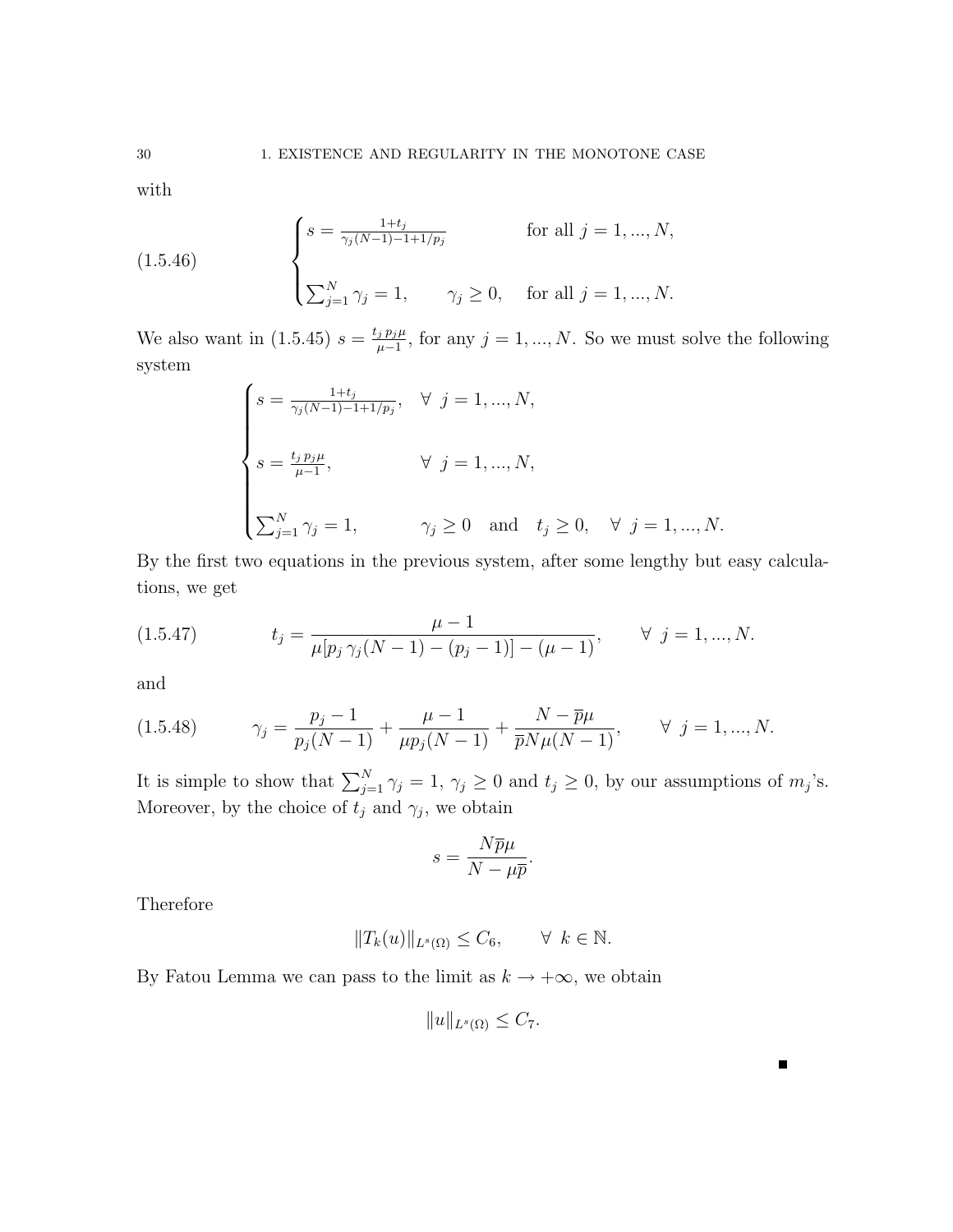with

$$
\begin{cases} s = \frac{1+t_j}{\gamma_j(N-1)-1+1/p_j} & \text{for all } j = 1, ..., N, \\ \\ \sum_{j=1}^{N} \gamma_j = 1, \qquad \gamma_j \geq 0, & \text{for all } j = 1, ..., N. \end{cases} \tag{1.5.46}
$$

We also want in (1.5.45) $s = \frac{t_j \, p_j \mu}{\mu - 1}$, for any $j = 1, ..., N$. So we must solve the following system

$$
\begin{cases} s = \frac{1+t_j}{\gamma_j(N-1)-1+1/p_j}, & \forall \; j = 1, ..., N, \\ \\ s = \frac{t_j \, p_j \mu}{\mu - 1}, & \forall \; j = 1, ..., N, \\ \\ \sum_{j=1}^{N} \gamma_j = 1, & \gamma_j \geq 0 \quad \text{and} \quad t_j \geq 0, \quad \forall \; j = 1, ..., N. \end{cases}
$$

By the first two equations in the previous system, after some lengthy but easy calculations, we get

$$
t_j = \frac{\mu - 1}{\mu[p_j \, \gamma_j (N-1) - (p_j - 1)] - (\mu - 1)}, \qquad \forall \; j = 1, ..., N. \tag{1.5.47}
$$

and

$$
\gamma_j = \frac{p_j - 1}{p_j(N-1)} + \frac{\mu - 1}{\mu p_j (N-1)} + \frac{N - \overline{p}\mu}{\overline{p} N \mu (N-1)}, \qquad \forall \; j = 1, ..., N. \tag{1.5.48}
$$

It is simple to show that $\sum_{j=1}^{N} \gamma_j = 1$, $\gamma_j \geq 0$ and $t_j \geq 0$, by our assumptions of $m_j$'s. Moreover, by the choice of $t_j$ and $\gamma_j$, we obtain

$$
s = \frac{N \overline{p} \mu}{N - \mu \overline{p}}.
$$

Therefore

$$
\|T_k(u)\|_{L^s(\Omega)} \leq C_6, \qquad \forall \; k \in \mathbb{N}.
$$

By Fatou Lemma we can pass to the limit as $k \to +\infty$, we obtain

$$
\|u\|_{L^s(\Omega)} \leq C_7.
$$

■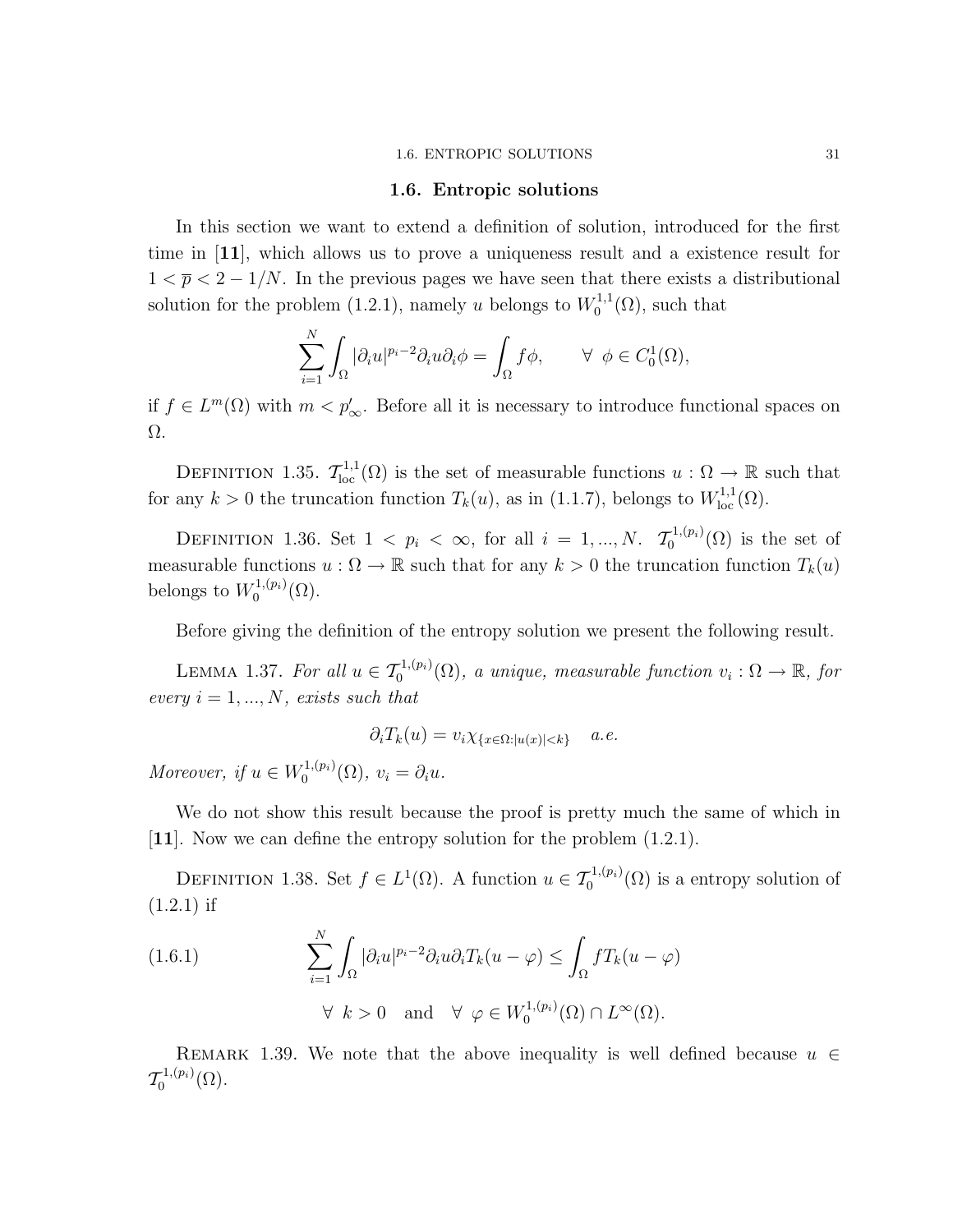## 1.6. Entropic solutions

In this section we want to extend a definition of solution, introduced for the first time in [**11**], which allows us to prove a uniqueness result and a existence result for $1 < \overline{p} < 2 - 1/N$. In the previous pages we have seen that there exists a distributional solution for the problem (1.2.1), namely $u$ belongs to $W_0^{1,1}(\Omega)$, such that

$$\sum_{i=1}^{N} \int_\Omega |\partial_i u|^{p_i - 2} \partial_i u \partial_i \phi = \int_\Omega f \phi, \qquad \forall \;\; \phi \in C_0^1(\Omega),$$

if $f \in L^m(\Omega)$ with $m < p'_\infty$. Before all it is necessary to introduce functional spaces on $\Omega$.

Definition 1.35. $\mathcal{T}^{1,1}_{\mathrm{loc}}(\Omega)$ is the set of measurable functions $u : \Omega \to \mathbb{R}$ such that for any $k > 0$ the truncation function $T_k(u)$, as in (1.1.7), belongs to $W^{1,1}_{\mathrm{loc}}(\Omega)$.

Definition 1.36. Set $1 < p_i < \infty$, for all $i = 1, ..., N$. $\mathcal{T}_0^{1,(p_i)}(\Omega)$ is the set of measurable functions $u : \Omega \to \mathbb{R}$ such that for any $k > 0$ the truncation function $T_k(u)$ belongs to $W_0^{1,(p_i)}(\Omega)$.

Before giving the definition of the entropy solution we present the following result.

Lemma 1.37. *For all $u \in \mathcal{T}_0^{1,(p_i)}(\Omega)$, a unique, measurable function $v_i : \Omega \to \mathbb{R}$, for every $i = 1, ..., N$, exists such that*

$$\partial_i T_k(u) = v_i \chi_{\{x \in \Omega : |u(x)| < k\}} \quad a.e.$$

*Moreover, if $u \in W_0^{1,(p_i)}(\Omega)$, $v_i = \partial_i u$.*

We do not show this result because the proof is pretty much the same of which in [**11**]. Now we can define the entropy solution for the problem (1.2.1).

Definition 1.38. Set $f \in L^1(\Omega)$. A function $u \in \mathcal{T}_0^{1,(p_i)}(\Omega)$ is a entropy solution of (1.2.1) if

$$\sum_{i=1}^{N} \int_\Omega |\partial_i u|^{p_i - 2} \partial_i u \partial_i T_k(u - \varphi) \leq \int_\Omega f T_k(u - \varphi) \tag{1.6.1}$$

$$\forall \;\; k > 0 \quad \text{and} \quad \forall \;\; \varphi \in W_0^{1,(p_i)}(\Omega) \cap L^\infty(\Omega).$$

Remark 1.39. We note that the above inequality is well defined because $u \in \mathcal{T}_0^{1,(p_i)}(\Omega)$.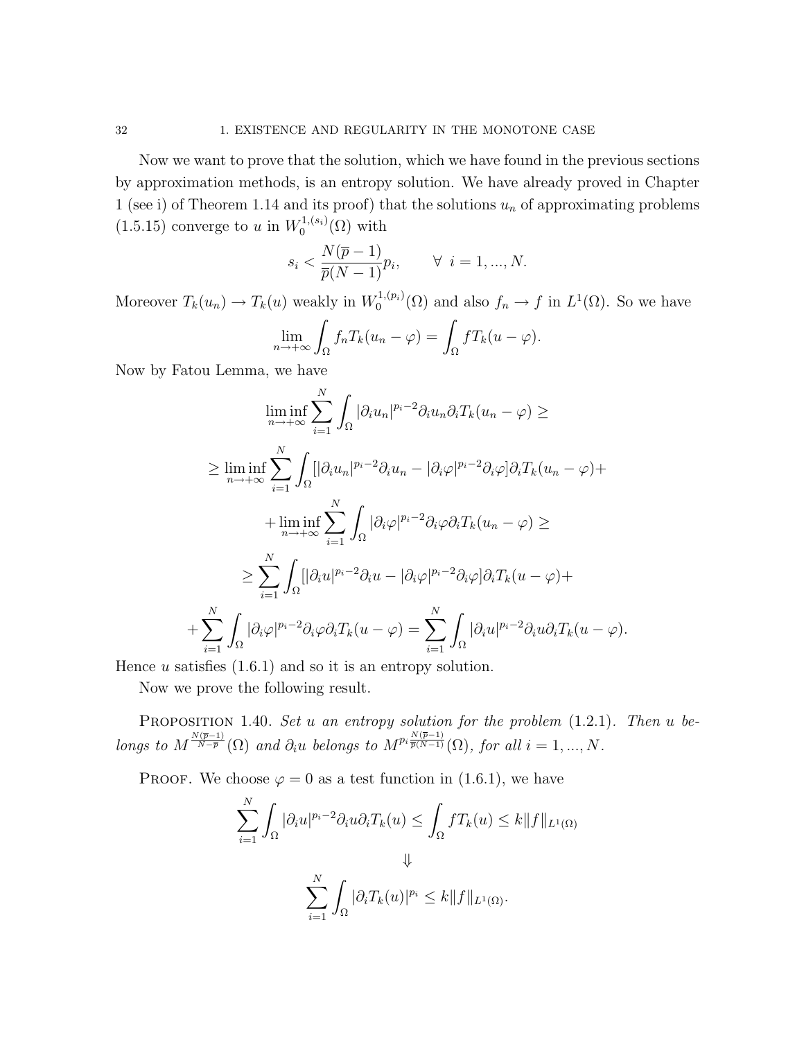Now we want to prove that the solution, which we have found in the previous sections by approximation methods, is an entropy solution. We have already proved in Chapter 1 (see i) of Theorem 1.14 and its proof) that the solutions $u_n$ of approximating problems (1.5.15) converge to $u$ in $W_0^{1,(s_i)}(\Omega)$ with

$$s_i < \frac{N(\overline{p}-1)}{\overline{p}(N-1)}p_i, \qquad \forall \ i = 1, ..., N.$$

Moreover $T_k(u_n) \to T_k(u)$ weakly in $W_0^{1,(p_i)}(\Omega)$ and also $f_n \to f$ in $L^1(\Omega)$. So we have

$$\lim_{n\to+\infty} \int_\Omega f_n T_k(u_n - \varphi) = \int_\Omega f T_k(u - \varphi).$$

Now by Fatou Lemma, we have

$$\liminf_{n\to+\infty} \sum_{i=1}^N \int_\Omega |\partial_i u_n|^{p_i-2}\partial_i u_n \partial_i T_k(u_n - \varphi) \geq$$

$$\geq \liminf_{n\to+\infty} \sum_{i=1}^N \int_\Omega [|\partial_i u_n|^{p_i-2}\partial_i u_n - |\partial_i \varphi|^{p_i-2}\partial_i \varphi]\partial_i T_k(u_n - \varphi) +$$

$$+ \liminf_{n\to+\infty} \sum_{i=1}^N \int_\Omega |\partial_i \varphi|^{p_i-2}\partial_i \varphi \partial_i T_k(u_n - \varphi) \geq$$

$$\geq \sum_{i=1}^N \int_\Omega [|\partial_i u|^{p_i-2}\partial_i u - |\partial_i \varphi|^{p_i-2}\partial_i \varphi]\partial_i T_k(u - \varphi) +$$

$$+ \sum_{i=1}^N \int_\Omega |\partial_i \varphi|^{p_i-2}\partial_i \varphi \partial_i T_k(u - \varphi) = \sum_{i=1}^N \int_\Omega |\partial_i u|^{p_i-2}\partial_i u \partial_i T_k(u - \varphi).$$

Hence $u$ satisfies (1.6.1) and so it is an entropy solution.

Now we prove the following result.

Proposition 1.40. *Set $u$ an entropy solution for the problem (1.2.1). Then $u$ belongs to $M^{\frac{N(\overline{p}-1)}{N-\overline{p}}}(\Omega)$ and $\partial_i u$ belongs to $M^{p_i \frac{N(\overline{p}-1)}{\overline{p}(N-1)}}(\Omega)$, for all $i = 1, ..., N$.*

Proof. We choose $\varphi = 0$ as a test function in (1.6.1), we have

$$\sum_{i=1}^N \int_\Omega |\partial_i u|^{p_i-2}\partial_i u \partial_i T_k(u) \leq \int_\Omega f T_k(u) \leq k\|f\|_{L^1(\Omega)}$$

$$\Downarrow$$

$$\sum_{i=1}^N \int_\Omega |\partial_i T_k(u)|^{p_i} \leq k\|f\|_{L^1(\Omega)}.$$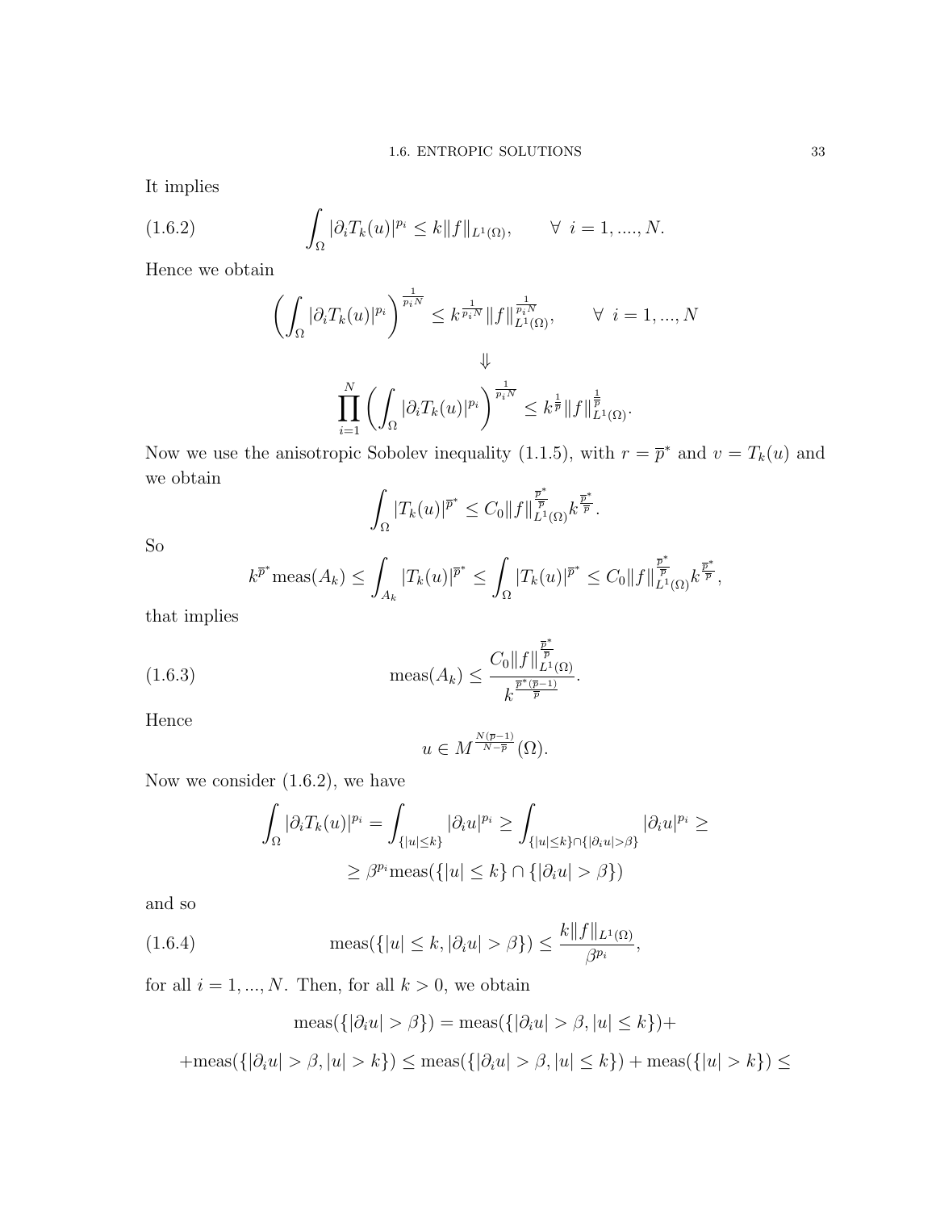It implies

$$\int_\Omega |\partial_i T_k(u)|^{p_i} \le k\|f\|_{L^1(\Omega)}, \qquad \forall\ i = 1, ...., N. \tag{1.6.2}$$

Hence we obtain

$$\left(\int_\Omega |\partial_i T_k(u)|^{p_i}\right)^{\frac{1}{p_i N}} \le k^{\frac{1}{p_i N}} \|f\|_{L^1(\Omega)}^{\frac{1}{p_i N}}, \qquad \forall\ i = 1, ..., N$$

$$\Downarrow$$

$$\prod_{i=1}^N \left(\int_\Omega |\partial_i T_k(u)|^{p_i}\right)^{\frac{1}{p_i N}} \le k^{\frac{1}{\overline{p}}} \|f\|_{L^1(\Omega)}^{\frac{1}{\overline{p}}}.$$

Now we use the anisotropic Sobolev inequality (1.1.5), with $r = \overline{p}^*$ and $v = T_k(u)$ and we obtain

$$\int_\Omega |T_k(u)|^{\overline{p}^*} \le C_0 \|f\|_{L^1(\Omega)}^{\frac{\overline{p}^*}{\overline{p}}} k^{\frac{\overline{p}^*}{\overline{p}}}.$$

So

$$k^{\overline{p}^*} \text{meas}(A_k) \le \int_{A_k} |T_k(u)|^{\overline{p}^*} \le \int_\Omega |T_k(u)|^{\overline{p}^*} \le C_0 \|f\|_{L^1(\Omega)}^{\frac{\overline{p}^*}{\overline{p}}} k^{\frac{\overline{p}^*}{\overline{p}}},$$

that implies

$$\text{meas}(A_k) \le \frac{C_0 \|f\|_{L^1(\Omega)}^{\frac{\overline{p}^*}{\overline{p}}}}{k^{\frac{\overline{p}^*(\overline{p}-1)}{\overline{p}}}}. \tag{1.6.3}$$

Hence

$$u \in M^{\frac{N(\overline{p}-1)}{N-\overline{p}}}(\Omega).$$

Now we consider (1.6.2), we have

$$\int_\Omega |\partial_i T_k(u)|^{p_i} = \int_{\{|u|\le k\}} |\partial_i u|^{p_i} \ge \int_{\{|u|\le k\}\cap\{|\partial_i u|>\beta\}} |\partial_i u|^{p_i} \ge$$

$$\ge \beta^{p_i} \text{meas}(\{|u| \le k\} \cap \{|\partial_i u| > \beta\})$$

and so

$$\text{meas}(\{|u| \le k, |\partial_i u| > \beta\}) \le \frac{k\|f\|_{L^1(\Omega)}}{\beta^{p_i}}, \tag{1.6.4}$$

for all $i = 1, ..., N$. Then, for all $k > 0$, we obtain

$$\text{meas}(\{|\partial_i u| > \beta\}) = \text{meas}(\{|\partial_i u| > \beta, |u| \le k\}) +$$

$$+\text{meas}(\{|\partial_i u| > \beta, |u| > k\}) \le \text{meas}(\{|\partial_i u| > \beta, |u| \le k\}) + \text{meas}(\{|u| > k\}) \le$$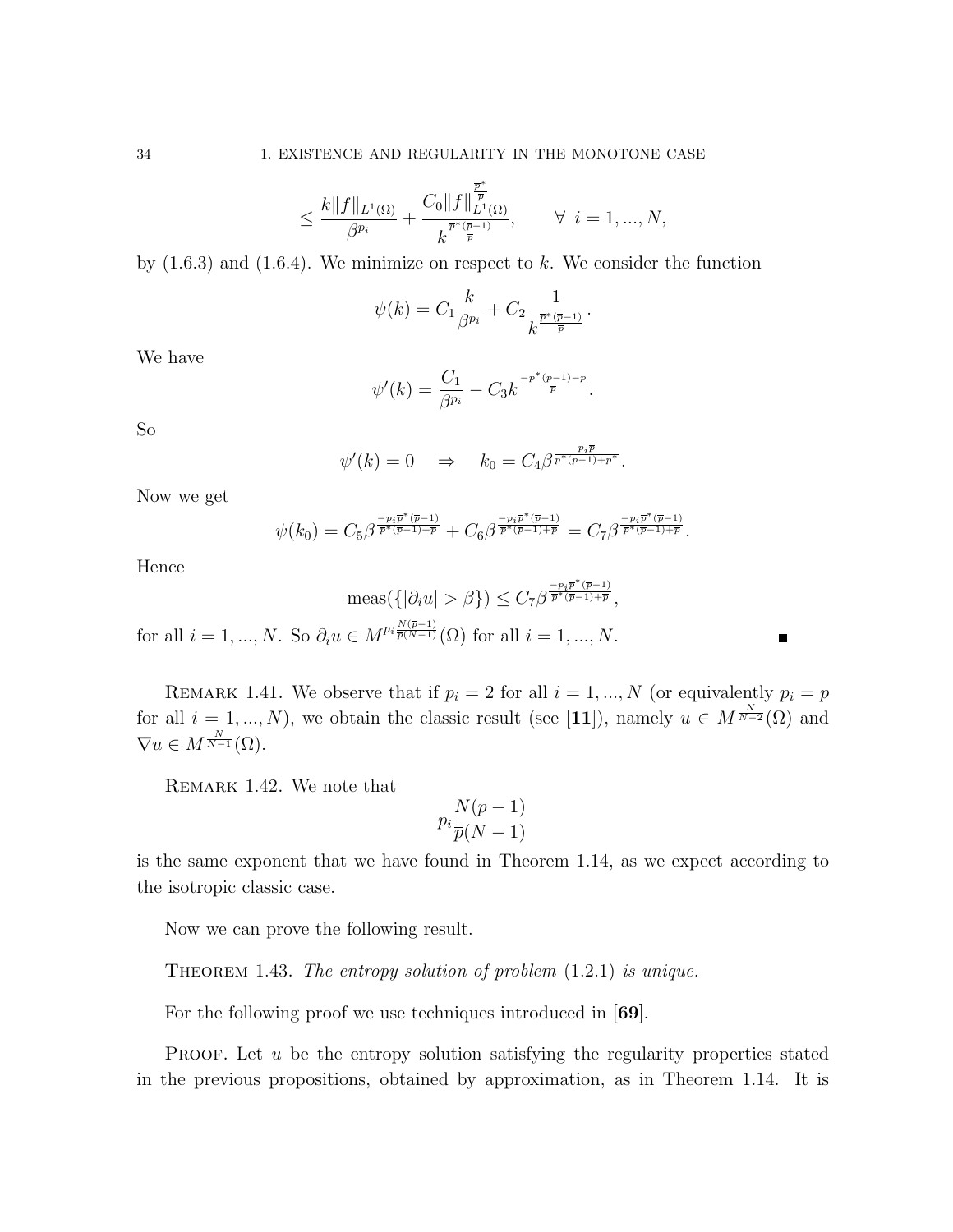$$\leq \frac{k\|f\|_{L^1(\Omega)}}{\beta^{p_i}} + \frac{C_0\|f\|_{L^1(\Omega)}^{\frac{\overline{p}^*}{\overline{p}}}}{k^{\frac{\overline{p}^*(\overline{p}-1)}{\overline{p}}}}, \qquad \forall \ i = 1, ..., N,$$

by (1.6.3) and (1.6.4). We minimize on respect to $k$. We consider the function

$$\psi(k) = C_1 \frac{k}{\beta^{p_i}} + C_2 \frac{1}{k^{\frac{\overline{p}^*(\overline{p}-1)}{\overline{p}}}}.$$

We have

$$\psi'(k) = \frac{C_1}{\beta^{p_i}} - C_3 k^{\frac{-\overline{p}^*(\overline{p}-1)-\overline{p}}{\overline{p}}}.$$

So

$$\psi'(k) = 0 \quad \Rightarrow \quad k_0 = C_4 \beta^{\frac{p_i \overline{p}}{\overline{p}^*(\overline{p}-1)+\overline{p}^*}}.$$

Now we get

$$\psi(k_0) = C_5 \beta^{\frac{-p_i \overline{p}^*(\overline{p}-1)}{\overline{p}^*(\overline{p}-1)+\overline{p}}} + C_6 \beta^{\frac{-p_i \overline{p}^*(\overline{p}-1)}{\overline{p}^*(\overline{p}-1)+\overline{p}}} = C_7 \beta^{\frac{-p_i \overline{p}^*(\overline{p}-1)}{\overline{p}^*(\overline{p}-1)+\overline{p}}}.$$

Hence

$$\text{meas}(\{|\partial_i u| > \beta\}) \leq C_7 \beta^{\frac{-p_i \overline{p}^*(\overline{p}-1)}{\overline{p}^*(\overline{p}-1)+\overline{p}}},$$

for all $i = 1, ..., N$. So $\partial_i u \in M^{p_i \frac{N(\overline{p}-1)}{\overline{p}(N-1)}}(\Omega)$ for all $i = 1, ..., N$. ∎

Remark 1.41. We observe that if $p_i = 2$ for all $i = 1, ..., N$ (or equivalently $p_i = p$ for all $i = 1, ..., N$), we obtain the classic result (see [**11**]), namely $u \in M^{\frac{N}{N-2}}(\Omega)$ and $\nabla u \in M^{\frac{N}{N-1}}(\Omega)$.

Remark 1.42. We note that

$$p_i \frac{N(\overline{p}-1)}{\overline{p}(N-1)}$$

is the same exponent that we have found in Theorem 1.14, as we expect according to the isotropic classic case.

Now we can prove the following result.

Theorem 1.43. *The entropy solution of problem* (1.2.1) *is unique.*

For the following proof we use techniques introduced in [**69**].

Proof. Let $u$ be the entropy solution satisfying the regularity properties stated in the previous propositions, obtained by approximation, as in Theorem 1.14. It is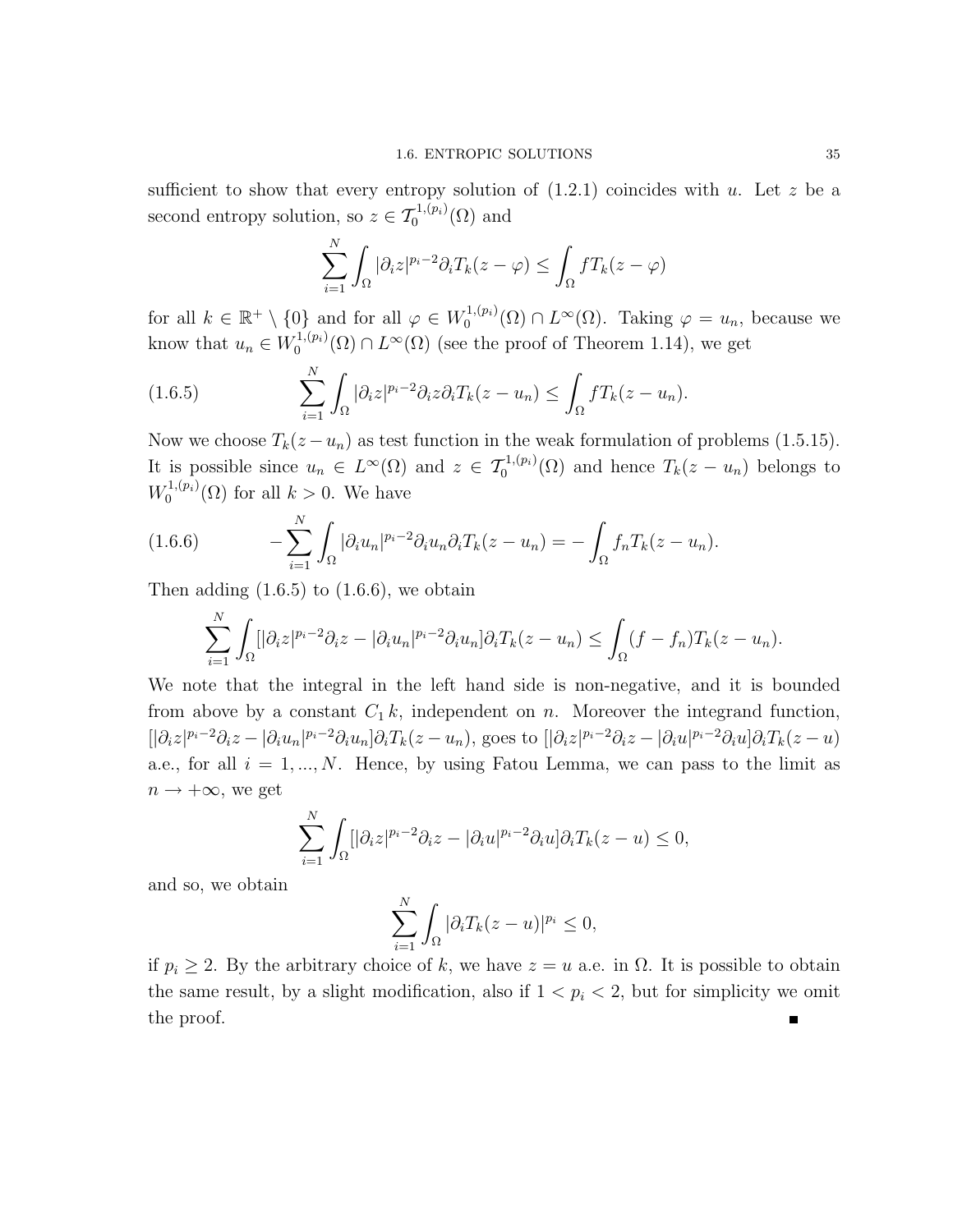sufficient to show that every entropy solution of (1.2.1) coincides with $u$. Let $z$ be a second entropy solution, so $z \in \mathcal{T}_0^{1,(p_i)}(\Omega)$ and

$$\sum_{i=1}^{N} \int_{\Omega} |\partial_i z|^{p_i-2} \partial_i T_k(z-\varphi) \leq \int_{\Omega} f T_k(z-\varphi)$$

for all $k \in \mathbb{R}^+ \setminus \{0\}$ and for all $\varphi \in W_0^{1,(p_i)}(\Omega) \cap L^\infty(\Omega)$. Taking $\varphi = u_n$, because we know that $u_n \in W_0^{1,(p_i)}(\Omega) \cap L^\infty(\Omega)$ (see the proof of Theorem 1.14), we get

$$\sum_{i=1}^{N} \int_{\Omega} |\partial_i z|^{p_i-2} \partial_i z \partial_i T_k(z-u_n) \leq \int_{\Omega} f T_k(z-u_n). \tag{1.6.5}$$

Now we choose $T_k(z-u_n)$ as test function in the weak formulation of problems (1.5.15). It is possible since $u_n \in L^\infty(\Omega)$ and $z \in \mathcal{T}_0^{1,(p_i)}(\Omega)$ and hence $T_k(z-u_n)$ belongs to $W_0^{1,(p_i)}(\Omega)$ for all $k > 0$. We have

$$-\sum_{i=1}^{N} \int_{\Omega} |\partial_i u_n|^{p_i-2} \partial_i u_n \partial_i T_k(z-u_n) = -\int_{\Omega} f_n T_k(z-u_n). \tag{1.6.6}$$

Then adding (1.6.5) to (1.6.6), we obtain

$$\sum_{i=1}^{N} \int_{\Omega} [|\partial_i z|^{p_i-2} \partial_i z - |\partial_i u_n|^{p_i-2} \partial_i u_n] \partial_i T_k(z-u_n) \leq \int_{\Omega} (f-f_n) T_k(z-u_n).$$

We note that the integral in the left hand side is non-negative, and it is bounded from above by a constant $C_1\, k$, independent on $n$. Moreover the integrand function, $[|\partial_i z|^{p_i-2} \partial_i z - |\partial_i u_n|^{p_i-2} \partial_i u_n] \partial_i T_k(z-u_n)$, goes to $[|\partial_i z|^{p_i-2} \partial_i z - |\partial_i u|^{p_i-2} \partial_i u] \partial_i T_k(z-u)$ a.e., for all $i = 1, ..., N$. Hence, by using Fatou Lemma, we can pass to the limit as $n \to +\infty$, we get

$$\sum_{i=1}^{N} \int_{\Omega} [|\partial_i z|^{p_i-2} \partial_i z - |\partial_i u|^{p_i-2} \partial_i u] \partial_i T_k(z-u) \leq 0,$$

and so, we obtain

$$\sum_{i=1}^{N} \int_{\Omega} |\partial_i T_k(z-u)|^{p_i} \leq 0,$$

if $p_i \geq 2$. By the arbitrary choice of $k$, we have $z = u$ a.e. in $\Omega$. It is possible to obtain the same result, by a slight modification, also if $1 < p_i < 2$, but for simplicity we omit the proof. ∎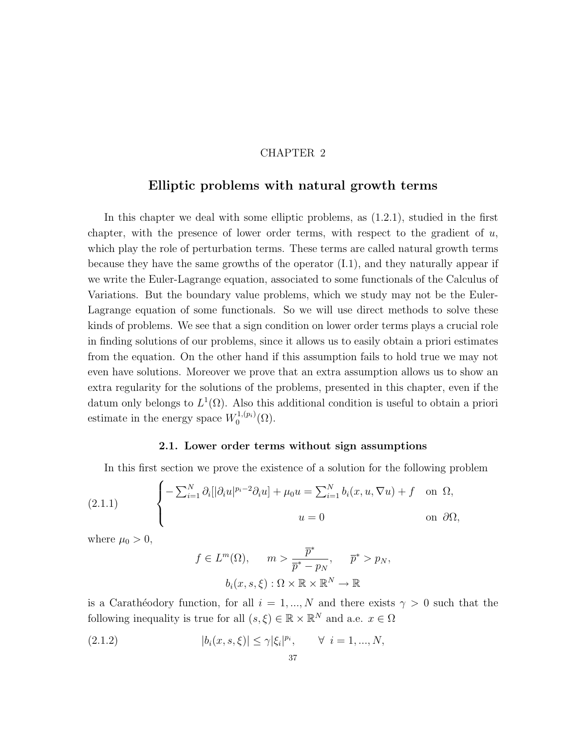# CHAPTER 2

## Elliptic problems with natural growth terms

In this chapter we deal with some elliptic problems, as (1.2.1), studied in the first chapter, with the presence of lower order terms, with respect to the gradient of $u$, which play the role of perturbation terms. These terms are called natural growth terms because they have the same growths of the operator (I.1), and they naturally appear if we write the Euler-Lagrange equation, associated to some functionals of the Calculus of Variations. But the boundary value problems, which we study may not be the Euler-Lagrange equation of some functionals. So we will use direct methods to solve these kinds of problems. We see that a sign condition on lower order terms plays a crucial role in finding solutions of our problems, since it allows us to easily obtain a priori estimates from the equation. On the other hand if this assumption fails to hold true we may not even have solutions. Moreover we prove that an extra assumption allows us to show an extra regularity for the solutions of the problems, presented in this chapter, even if the datum only belongs to $L^1(\Omega)$. Also this additional condition is useful to obtain a priori estimate in the energy space $W_0^{1,(p_i)}(\Omega)$.

### 2.1. Lower order terms without sign assumptions

In this first section we prove the existence of a solution for the following problem

$$
\begin{cases} -\sum_{i=1}^N \partial_i[|\partial_i u|^{p_i-2}\partial_i u] + \mu_0 u = \sum_{i=1}^N b_i(x,u,\nabla u) + f & \text{on } \Omega, \\ u = 0 & \text{on } \partial\Omega, \end{cases} \tag{2.1.1}
$$

where $\mu_0 > 0$,

$$
f \in L^m(\Omega), \qquad m > \frac{\overline{p}^*}{\overline{p}^* - p_N}, \qquad \overline{p}^* > p_N,
$$

$$
b_i(x,s,\xi) : \Omega \times \mathbb{R} \times \mathbb{R}^N \to \mathbb{R}
$$

is a Carathéodory function, for all $i = 1, ..., N$ and there exists $\gamma > 0$ such that the following inequality is true for all $(s,\xi) \in \mathbb{R} \times \mathbb{R}^N$ and a.e. $x \in \Omega$

$$
|b_i(x,s,\xi)| \leq \gamma |\xi_i|^{p_i}, \qquad \forall \ i = 1, ..., N, \tag{2.1.2}
$$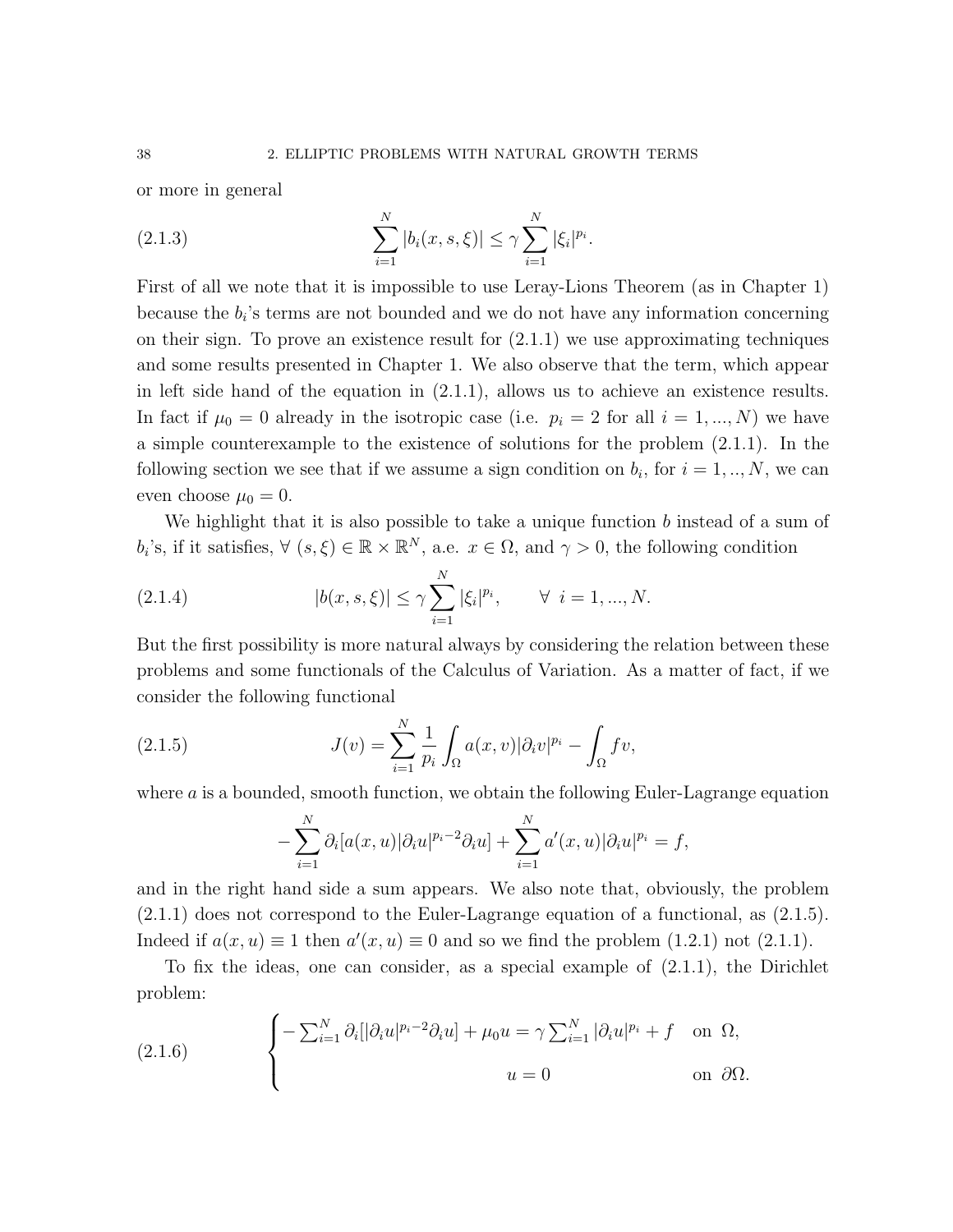or more in general

$$
\sum_{i=1}^{N} |b_i(x,s,\xi)| \leq \gamma \sum_{i=1}^{N} |\xi_i|^{p_i}. \tag{2.1.3}
$$

First of all we note that it is impossible to use Leray-Lions Theorem (as in Chapter 1) because the $b_i$'s terms are not bounded and we do not have any information concerning on their sign. To prove an existence result for (2.1.1) we use approximating techniques and some results presented in Chapter 1. We also observe that the term, which appear in left side hand of the equation in (2.1.1), allows us to achieve an existence results. In fact if $\mu_0 = 0$ already in the isotropic case (i.e. $p_i = 2$ for all $i = 1, ..., N$) we have a simple counterexample to the existence of solutions for the problem (2.1.1). In the following section we see that if we assume a sign condition on $b_i$, for $i = 1, .., N$, we can even choose $\mu_0 = 0$.

We highlight that it is also possible to take a unique function $b$ instead of a sum of $b_i$'s, if it satisfies, $\forall\ (s, \xi) \in \mathbb{R} \times \mathbb{R}^N$, a.e. $x \in \Omega$, and $\gamma > 0$, the following condition

$$
|b(x,s,\xi)| \leq \gamma \sum_{i=1}^{N} |\xi_i|^{p_i}, \qquad \forall\ i = 1, ..., N. \tag{2.1.4}
$$

But the first possibility is more natural always by considering the relation between these problems and some functionals of the Calculus of Variation. As a matter of fact, if we consider the following functional

$$
J(v) = \sum_{i=1}^{N} \frac{1}{p_i} \int_\Omega a(x,v)|\partial_i v|^{p_i} - \int_\Omega f v, \tag{2.1.5}
$$

where $a$ is a bounded, smooth function, we obtain the following Euler-Lagrange equation

$$
-\sum_{i=1}^{N} \partial_i [a(x,u)|\partial_i u|^{p_i-2}\partial_i u] + \sum_{i=1}^{N} a'(x,u)|\partial_i u|^{p_i} = f,
$$

and in the right hand side a sum appears. We also note that, obviously, the problem (2.1.1) does not correspond to the Euler-Lagrange equation of a functional, as (2.1.5). Indeed if $a(x,u) \equiv 1$ then $a'(x,u) \equiv 0$ and so we find the problem (1.2.1) not (2.1.1).

To fix the ideas, one can consider, as a special example of (2.1.1), the Dirichlet problem:

$$
\begin{cases}
-\sum_{i=1}^{N} \partial_i [|\partial_i u|^{p_i-2}\partial_i u] + \mu_0 u = \gamma \sum_{i=1}^{N} |\partial_i u|^{p_i} + f & \text{on } \Omega, \\
u = 0 & \text{on } \partial\Omega.
\end{cases} \tag{2.1.6}
$$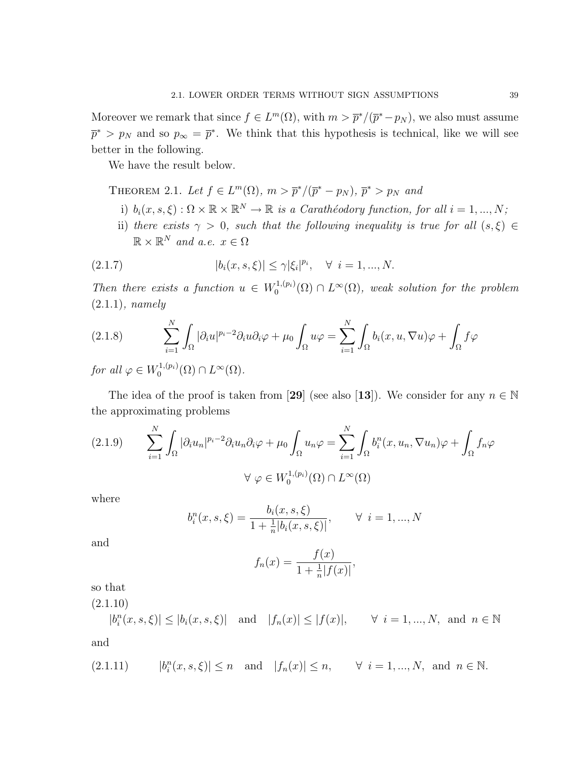Moreover we remark that since $f \in L^m(\Omega)$, with $m > \overline{p}^*/(\overline{p}^* - p_N)$, we also must assume $\overline{p}^* > p_N$ and so $p_\infty = \overline{p}^*$. We think that this hypothesis is technical, like we will see better in the following.

We have the result below.

**Theorem 2.1.** *Let $f \in L^m(\Omega)$, $m > \overline{p}^*/(\overline{p}^* - p_N)$, $\overline{p}^* > p_N$ and*

- i) *$b_i(x, s, \xi) : \Omega \times \mathbb{R} \times \mathbb{R}^N \to \mathbb{R}$ is a Carathéodory function, for all $i = 1, ..., N$;*
- ii) *there exists $\gamma > 0$, such that the following inequality is true for all $(s, \xi) \in \mathbb{R} \times \mathbb{R}^N$ and a.e. $x \in \Omega$*

$$
|b_i(x, s, \xi)| \leq \gamma |\xi_i|^{p_i}, \quad \forall \ i = 1, ..., N. \tag{2.1.7}
$$

*Then there exists a function $u \in W_0^{1,(p_i)}(\Omega) \cap L^\infty(\Omega)$, weak solution for the problem (2.1.1), namely*

$$
\sum_{i=1}^{N} \int_\Omega |\partial_i u|^{p_i - 2} \partial_i u \partial_i \varphi + \mu_0 \int_\Omega u \varphi = \sum_{i=1}^{N} \int_\Omega b_i(x, u, \nabla u) \varphi + \int_\Omega f \varphi \tag{2.1.8}
$$

*for all $\varphi \in W_0^{1,(p_i)}(\Omega) \cap L^\infty(\Omega)$.*

The idea of the proof is taken from [**29**] (see also [**13**]). We consider for any $n \in \mathbb{N}$ the approximating problems

$$
\sum_{i=1}^{N} \int_\Omega |\partial_i u_n|^{p_i - 2} \partial_i u_n \partial_i \varphi + \mu_0 \int_\Omega u_n \varphi = \sum_{i=1}^{N} \int_\Omega b_i^n(x, u_n, \nabla u_n) \varphi + \int_\Omega f_n \varphi \tag{2.1.9}
$$

$$
\forall \ \varphi \in W_0^{1,(p_i)}(\Omega) \cap L^\infty(\Omega)
$$

where

$$
b_i^n(x, s, \xi) = \frac{b_i(x, s, \xi)}{1 + \frac{1}{n} |b_i(x, s, \xi)|}, \qquad \forall \ i = 1, ..., N
$$

and

$$
f_n(x) = \frac{f(x)}{1 + \frac{1}{n} |f(x)|},
$$

so that

$$
|b_i^n(x, s, \xi)| \leq |b_i(x, s, \xi)| \quad \text{and} \quad |f_n(x)| \leq |f(x)|, \qquad \forall \ i = 1, ..., N, \ \text{and} \ n \in \mathbb{N} \tag{2.1.10}
$$

and

$$
|b_i^n(x, s, \xi)| \leq n \quad \text{and} \quad |f_n(x)| \leq n, \qquad \forall \ i = 1, ..., N, \ \text{and} \ n \in \mathbb{N}. \tag{2.1.11}
$$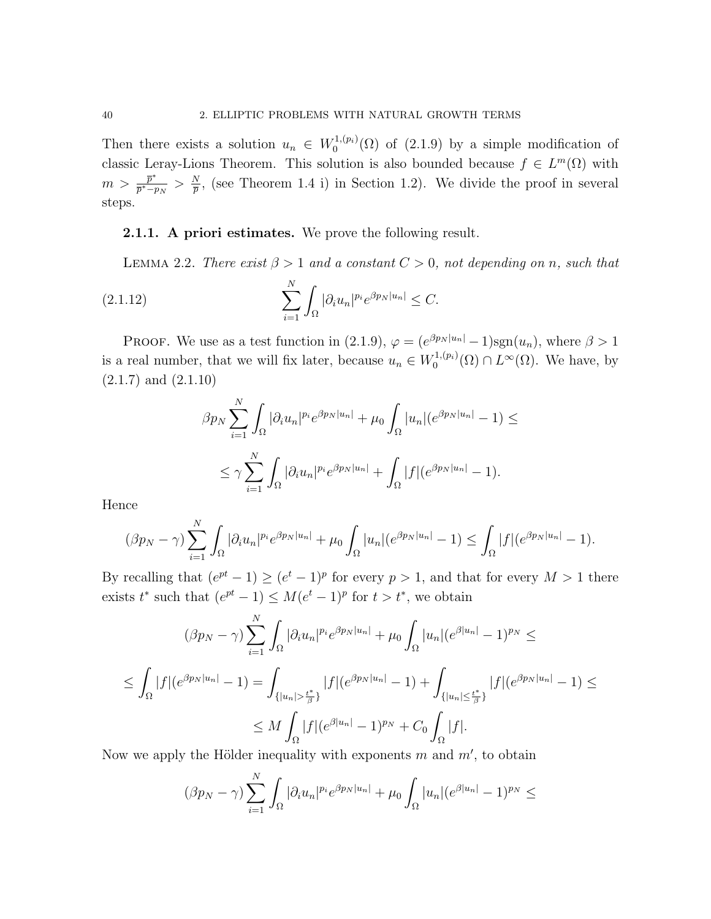Then there exists a solution $u_n \in W_0^{1,(p_i)}(\Omega)$ of (2.1.9) by a simple modification of classic Leray-Lions Theorem. This solution is also bounded because $f \in L^m(\Omega)$ with $m > \frac{\overline{p}^*}{\overline{p}^* - p_N} > \frac{N}{\overline{p}}$, (see Theorem 1.4 i) in Section 1.2). We divide the proof in several steps.

### 2.1.1. A priori estimates.

We prove the following result.

**Lemma 2.2.** *There exist $\beta > 1$ and a constant $C > 0$, not depending on $n$, such that*

$$\sum_{i=1}^{N} \int_{\Omega} |\partial_i u_n|^{p_i} e^{\beta p_N |u_n|} \le C. \tag{2.1.12}$$

Proof. We use as a test function in (2.1.9), $\varphi = (e^{\beta p_N |u_n|} - 1)\mathrm{sgn}(u_n)$, where $\beta > 1$ is a real number, that we will fix later, because $u_n \in W_0^{1,(p_i)}(\Omega) \cap L^\infty(\Omega)$. We have, by (2.1.7) and (2.1.10)

$$\beta p_N \sum_{i=1}^{N} \int_{\Omega} |\partial_i u_n|^{p_i} e^{\beta p_N |u_n|} + \mu_0 \int_{\Omega} |u_n|(e^{\beta p_N |u_n|} - 1) \le$$

$$\le \gamma \sum_{i=1}^{N} \int_{\Omega} |\partial_i u_n|^{p_i} e^{\beta p_N |u_n|} + \int_{\Omega} |f|(e^{\beta p_N |u_n|} - 1).$$

Hence

$$(\beta p_N - \gamma) \sum_{i=1}^{N} \int_{\Omega} |\partial_i u_n|^{p_i} e^{\beta p_N |u_n|} + \mu_0 \int_{\Omega} |u_n|(e^{\beta p_N |u_n|} - 1) \le \int_{\Omega} |f|(e^{\beta p_N |u_n|} - 1).$$

By recalling that $(e^{pt} - 1) \ge (e^t - 1)^p$ for every $p > 1$, and that for every $M > 1$ there exists $t^*$ such that $(e^{pt} - 1) \le M(e^t - 1)^p$ for $t > t^*$, we obtain

$$(\beta p_N - \gamma) \sum_{i=1}^{N} \int_{\Omega} |\partial_i u_n|^{p_i} e^{\beta p_N |u_n|} + \mu_0 \int_{\Omega} |u_n|(e^{\beta |u_n|} - 1)^{p_N} \le$$

$$\le \int_{\Omega} |f|(e^{\beta p_N |u_n|} - 1) = \int_{\{|u_n| > \frac{t^*}{\beta}\}} |f|(e^{\beta p_N |u_n|} - 1) + \int_{\{|u_n| \le \frac{t^*}{\beta}\}} |f|(e^{\beta p_N |u_n|} - 1) \le$$

$$\le M \int_{\Omega} |f|(e^{\beta |u_n|} - 1)^{p_N} + C_0 \int_{\Omega} |f|.$$

Now we apply the Hölder inequality with exponents $m$ and $m'$, to obtain

$$(\beta p_N - \gamma) \sum_{i=1}^{N} \int_{\Omega} |\partial_i u_n|^{p_i} e^{\beta p_N |u_n|} + \mu_0 \int_{\Omega} |u_n|(e^{\beta |u_n|} - 1)^{p_N} \le$$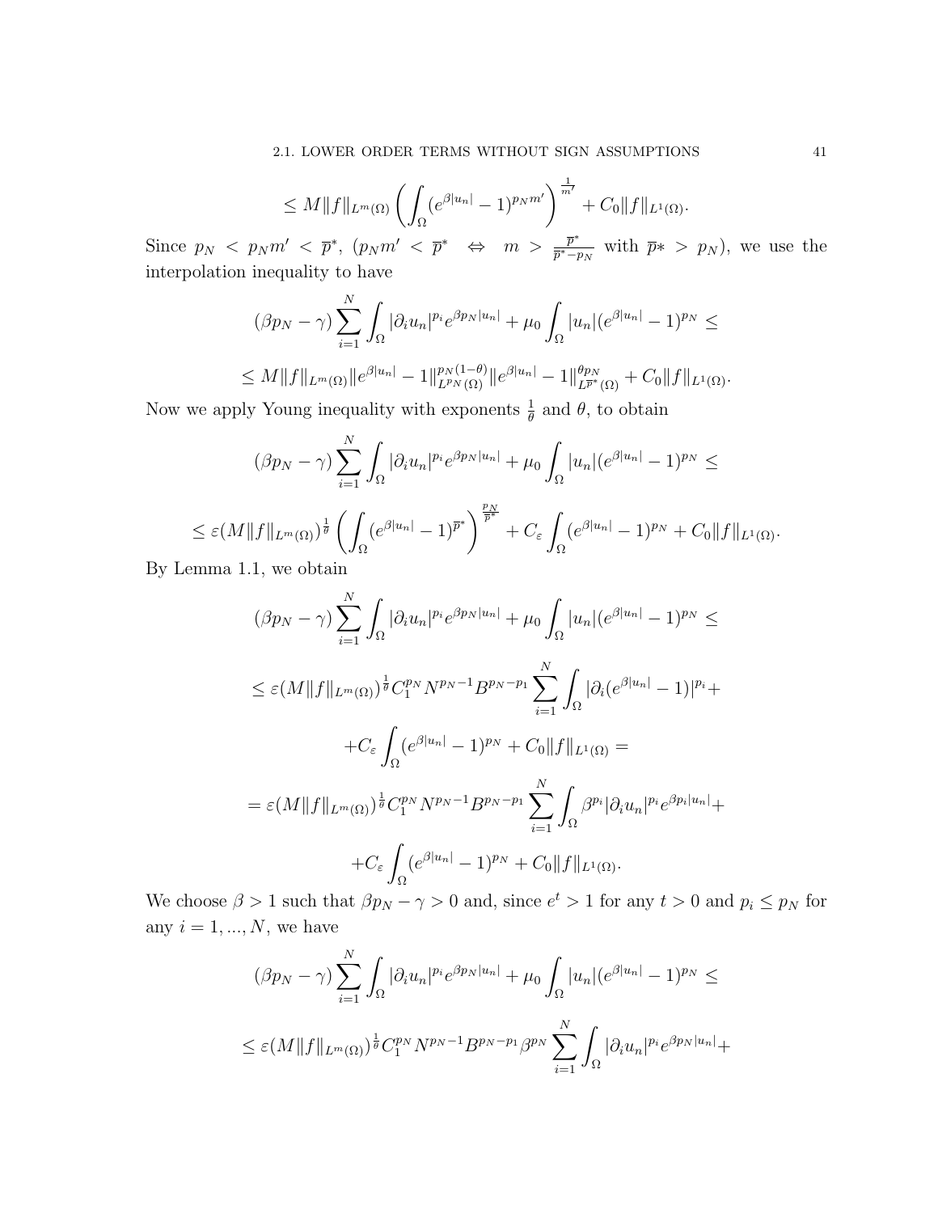$$\leq M\|f\|_{L^m(\Omega)} \left( \int_\Omega (e^{\beta|u_n|} - 1)^{p_N m'} \right)^{\frac{1}{m'}} + C_0\|f\|_{L^1(\Omega)}.$$

Since $p_N < p_N m' < \overline{p}^*$, ($p_N m' < \overline{p}^* \quad \Leftrightarrow \quad m > \frac{\overline{p}^*}{\overline{p}^* - p_N}$ with $\overline{p}* > p_N$), we use the interpolation inequality to have

$$(\beta p_N - \gamma) \sum_{i=1}^N \int_\Omega |\partial_i u_n|^{p_i} e^{\beta p_N |u_n|} + \mu_0 \int_\Omega |u_n|(e^{\beta|u_n|} - 1)^{p_N} \leq$$

$$\leq M\|f\|_{L^m(\Omega)} \|e^{\beta|u_n|} - 1\|_{L^{p_N}(\Omega)}^{p_N(1-\theta)} \|e^{\beta|u_n|} - 1\|_{L^{\overline{p}^*}(\Omega)}^{\theta p_N} + C_0\|f\|_{L^1(\Omega)}.$$

Now we apply Young inequality with exponents $\frac{1}{\theta}$ and $\theta$, to obtain

$$(\beta p_N - \gamma) \sum_{i=1}^N \int_\Omega |\partial_i u_n|^{p_i} e^{\beta p_N |u_n|} + \mu_0 \int_\Omega |u_n|(e^{\beta|u_n|} - 1)^{p_N} \leq$$

$$\leq \varepsilon (M\|f\|_{L^m(\Omega)})^{\frac{1}{\theta}} \left( \int_\Omega (e^{\beta|u_n|} - 1)^{\overline{p}^*} \right)^{\frac{p_N}{\overline{p}^*}} + C_\varepsilon \int_\Omega (e^{\beta|u_n|} - 1)^{p_N} + C_0\|f\|_{L^1(\Omega)}.$$

By Lemma 1.1, we obtain

$$(\beta p_N - \gamma) \sum_{i=1}^N \int_\Omega |\partial_i u_n|^{p_i} e^{\beta p_N |u_n|} + \mu_0 \int_\Omega |u_n|(e^{\beta|u_n|} - 1)^{p_N} \leq$$

$$\leq \varepsilon (M\|f\|_{L^m(\Omega)})^{\frac{1}{\theta}} C_1^{p_N} N^{p_N - 1} B^{p_N - p_1} \sum_{i=1}^N \int_\Omega |\partial_i (e^{\beta|u_n|} - 1)|^{p_i} +$$

$$+ C_\varepsilon \int_\Omega (e^{\beta|u_n|} - 1)^{p_N} + C_0\|f\|_{L^1(\Omega)} =$$

$$= \varepsilon (M\|f\|_{L^m(\Omega)})^{\frac{1}{\theta}} C_1^{p_N} N^{p_N - 1} B^{p_N - p_1} \sum_{i=1}^N \int_\Omega \beta^{p_i} |\partial_i u_n|^{p_i} e^{\beta p_i |u_n|} +$$

$$+ C_\varepsilon \int_\Omega (e^{\beta|u_n|} - 1)^{p_N} + C_0\|f\|_{L^1(\Omega)}.$$

We choose $\beta > 1$ such that $\beta p_N - \gamma > 0$ and, since $e^t > 1$ for any $t > 0$ and $p_i \leq p_N$ for any $i = 1, ..., N$, we have

$$(\beta p_N - \gamma) \sum_{i=1}^N \int_\Omega |\partial_i u_n|^{p_i} e^{\beta p_N |u_n|} + \mu_0 \int_\Omega |u_n|(e^{\beta|u_n|} - 1)^{p_N} \leq$$

$$\leq \varepsilon (M\|f\|_{L^m(\Omega)})^{\frac{1}{\theta}} C_1^{p_N} N^{p_N - 1} B^{p_N - p_1} \beta^{p_N} \sum_{i=1}^N \int_\Omega |\partial_i u_n|^{p_i} e^{\beta p_N |u_n|} +$$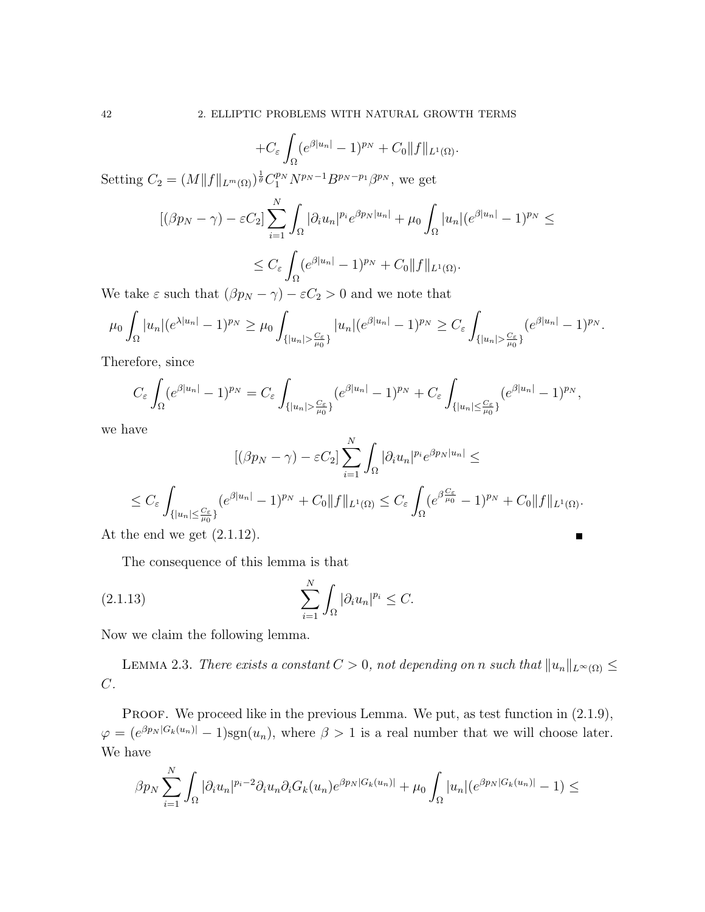$$+C_\varepsilon \int_\Omega (e^{\beta|u_n|} - 1)^{p_N} + C_0\|f\|_{L^1(\Omega)}.$$

Setting $C_2 = (M\|f\|_{L^m(\Omega)})^{\frac{1}{\theta}} C_1^{p_N} N^{p_N-1} B^{p_N-p_1} \beta^{p_N}$, we get

$$[(\beta p_N - \gamma) - \varepsilon C_2] \sum_{i=1}^N \int_\Omega |\partial_i u_n|^{p_i} e^{\beta p_N |u_n|} + \mu_0 \int_\Omega |u_n|(e^{\beta|u_n|} - 1)^{p_N} \leq$$

$$\leq C_\varepsilon \int_\Omega (e^{\beta|u_n|} - 1)^{p_N} + C_0\|f\|_{L^1(\Omega)}.$$

We take $\varepsilon$ such that $(\beta p_N - \gamma) - \varepsilon C_2 > 0$ and we note that

$$\mu_0 \int_\Omega |u_n|(e^{\lambda|u_n|} - 1)^{p_N} \geq \mu_0 \int_{\{|u_n| > \frac{C_\varepsilon}{\mu_0}\}} |u_n|(e^{\beta|u_n|} - 1)^{p_N} \geq C_\varepsilon \int_{\{|u_n| > \frac{C_\varepsilon}{\mu_0}\}} (e^{\beta|u_n|} - 1)^{p_N}.$$

Therefore, since

$$C_\varepsilon \int_\Omega (e^{\beta|u_n|} - 1)^{p_N} = C_\varepsilon \int_{\{|u_n| > \frac{C_\varepsilon}{\mu_0}\}} (e^{\beta|u_n|} - 1)^{p_N} + C_\varepsilon \int_{\{|u_n| \leq \frac{C_\varepsilon}{\mu_0}\}} (e^{\beta|u_n|} - 1)^{p_N},$$

we have

$$[(\beta p_N - \gamma) - \varepsilon C_2] \sum_{i=1}^N \int_\Omega |\partial_i u_n|^{p_i} e^{\beta p_N |u_n|} \leq$$

$$\leq C_\varepsilon \int_{\{|u_n| \leq \frac{C_\varepsilon}{\mu_0}\}} (e^{\beta|u_n|} - 1)^{p_N} + C_0\|f\|_{L^1(\Omega)} \leq C_\varepsilon \int_\Omega (e^{\beta\frac{C_\varepsilon}{\mu_0}} - 1)^{p_N} + C_0\|f\|_{L^1(\Omega)}.$$

At the end we get (2.1.12). ∎

The consequence of this lemma is that

$$\sum_{i=1}^N \int_\Omega |\partial_i u_n|^{p_i} \leq C. \tag{2.1.13}$$

Now we claim the following lemma.

Lemma 2.3. *There exists a constant $C > 0$, not depending on $n$ such that $\|u_n\|_{L^\infty(\Omega)} \leq C$.*

Proof. We proceed like in the previous Lemma. We put, as test function in (2.1.9), $\varphi = (e^{\beta p_N |G_k(u_n)|} - 1)\mathrm{sgn}(u_n)$, where $\beta > 1$ is a real number that we will choose later. We have

$$\beta p_N \sum_{i=1}^N \int_\Omega |\partial_i u_n|^{p_i-2} \partial_i u_n \partial_i G_k(u_n) e^{\beta p_N |G_k(u_n)|} + \mu_0 \int_\Omega |u_n|(e^{\beta p_N |G_k(u_n)|} - 1) \leq$$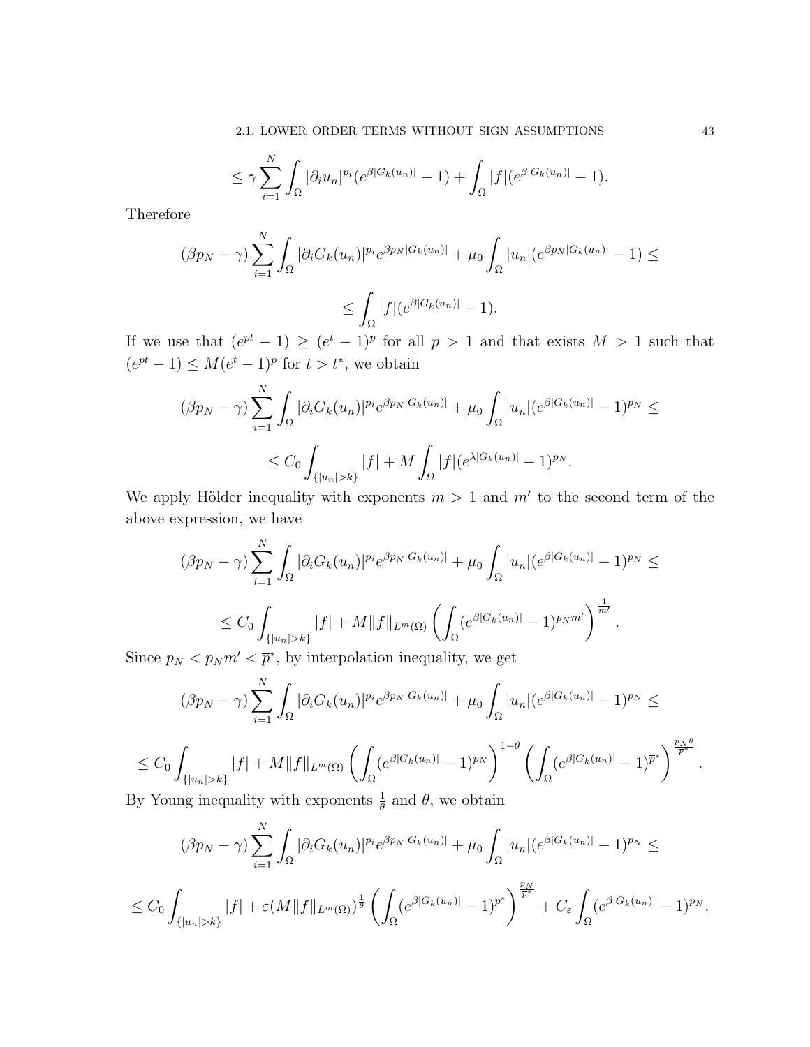$$\leq \gamma \sum_{i=1}^{N} \int_\Omega |\partial_i u_n|^{p_i} (e^{\beta |G_k(u_n)|} - 1) + \int_\Omega |f| (e^{\beta |G_k(u_n)|} - 1).$$

Therefore

$$(\beta p_N - \gamma) \sum_{i=1}^{N} \int_\Omega |\partial_i G_k(u_n)|^{p_i} e^{\beta p_N |G_k(u_n)|} + \mu_0 \int_\Omega |u_n| (e^{\beta p_N |G_k(u_n)|} - 1) \leq$$

$$\leq \int_\Omega |f| (e^{\beta |G_k(u_n)|} - 1).$$

If we use that $(e^{pt} - 1) \geq (e^t - 1)^p$ for all $p > 1$ and that exists $M > 1$ such that $(e^{pt} - 1) \leq M(e^t - 1)^p$ for $t > t^*$, we obtain

$$(\beta p_N - \gamma) \sum_{i=1}^{N} \int_\Omega |\partial_i G_k(u_n)|^{p_i} e^{\beta p_N |G_k(u_n)|} + \mu_0 \int_\Omega |u_n| (e^{\beta |G_k(u_n)|} - 1)^{p_N} \leq$$

$$\leq C_0 \int_{\{|u_n| > k\}} |f| + M \int_\Omega |f| (e^{\lambda |G_k(u_n)|} - 1)^{p_N}.$$

We apply Hölder inequality with exponents $m > 1$ and $m'$ to the second term of the above expression, we have

$$(\beta p_N - \gamma) \sum_{i=1}^{N} \int_\Omega |\partial_i G_k(u_n)|^{p_i} e^{\beta p_N |G_k(u_n)|} + \mu_0 \int_\Omega |u_n| (e^{\beta |G_k(u_n)|} - 1)^{p_N} \leq$$

$$\leq C_0 \int_{\{|u_n| > k\}} |f| + M \|f\|_{L^m(\Omega)} \left( \int_\Omega (e^{\beta |G_k(u_n)|} - 1)^{p_N m'} \right)^{\frac{1}{m'}}.$$

Since $p_N < p_N m' < \overline{p}^*$, by interpolation inequality, we get

$$(\beta p_N - \gamma) \sum_{i=1}^{N} \int_\Omega |\partial_i G_k(u_n)|^{p_i} e^{\beta p_N |G_k(u_n)|} + \mu_0 \int_\Omega |u_n| (e^{\beta |G_k(u_n)|} - 1)^{p_N} \leq$$

$$\leq C_0 \int_{\{|u_n| > k\}} |f| + M \|f\|_{L^m(\Omega)} \left( \int_\Omega (e^{\beta |G_k(u_n)|} - 1)^{p_N} \right)^{1-\theta} \left( \int_\Omega (e^{\beta |G_k(u_n)|} - 1)^{\overline{p}^*} \right)^{\frac{p_N \theta}{\overline{p}^*}}.$$

By Young inequality with exponents $\frac{1}{\theta}$ and $\theta$, we obtain

$$(\beta p_N - \gamma) \sum_{i=1}^{N} \int_\Omega |\partial_i G_k(u_n)|^{p_i} e^{\beta p_N |G_k(u_n)|} + \mu_0 \int_\Omega |u_n| (e^{\beta |G_k(u_n)|} - 1)^{p_N} \leq$$

$$\leq C_0 \int_{\{|u_n| > k\}} |f| + \varepsilon (M \|f\|_{L^m(\Omega)})^{\frac{1}{\theta}} \left( \int_\Omega (e^{\beta |G_k(u_n)|} - 1)^{\overline{p}^*} \right)^{\frac{p_N}{\overline{p}^*}} + C_\varepsilon \int_\Omega (e^{\beta |G_k(u_n)|} - 1)^{p_N}.$$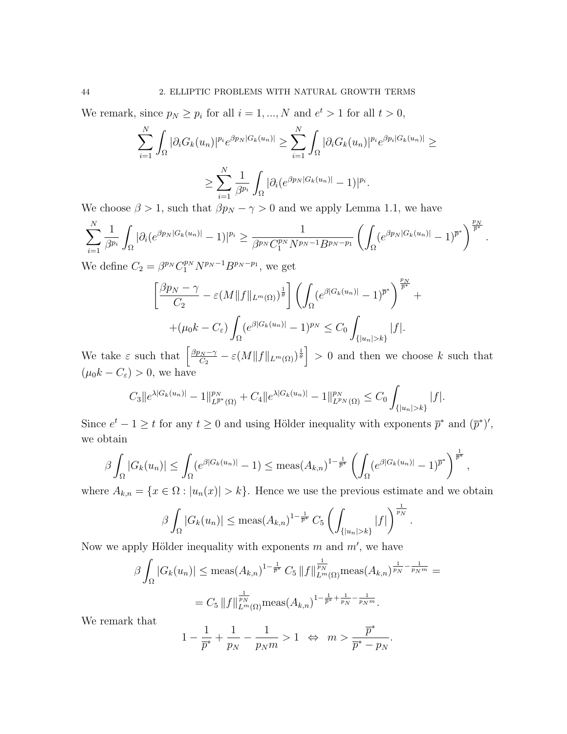We remark, since $p_N \geq p_i$ for all $i = 1, ..., N$ and $e^t > 1$ for all $t > 0$,

$$\sum_{i=1}^{N} \int_\Omega |\partial_i G_k(u_n)|^{p_i} e^{\beta p_N |G_k(u_n)|} \geq \sum_{i=1}^{N} \int_\Omega |\partial_i G_k(u_n)|^{p_i} e^{\beta p_i |G_k(u_n)|} \geq$$

$$\geq \sum_{i=1}^{N} \frac{1}{\beta^{p_i}} \int_\Omega |\partial_i (e^{\beta p_N |G_k(u_n)|} - 1)|^{p_i}.$$

We choose $\beta > 1$, such that $\beta p_N - \gamma > 0$ and we apply Lemma 1.1, we have

$$\sum_{i=1}^{N} \frac{1}{\beta^{p_i}} \int_\Omega |\partial_i (e^{\beta p_N |G_k(u_n)|} - 1)|^{p_i} \geq \frac{1}{\beta^{p_N} C_1^{p_N} N^{p_N - 1} B^{p_N - p_1}} \left( \int_\Omega (e^{\beta p_N |G_k(u_n)|} - 1)^{\overline{p}^*} \right)^{\frac{p_N}{\overline{p}^*}}.$$

We define $C_2 = \beta^{p_N} C_1^{p_N} N^{p_N - 1} B^{p_N - p_1}$, we get

$$\left[ \frac{\beta p_N - \gamma}{C_2} - \varepsilon (M \|f\|_{L^m(\Omega)})^{\frac{1}{\theta}} \right] \left( \int_\Omega (e^{\beta |G_k(u_n)|} - 1)^{\overline{p}^*} \right)^{\frac{p_N}{\overline{p}^*}} +$$

$$+ (\mu_0 k - C_\varepsilon) \int_\Omega (e^{\beta |G_k(u_n)|} - 1)^{p_N} \leq C_0 \int_{\{|u_n| > k\}} |f|.$$

We take $\varepsilon$ such that $\left[ \frac{\beta p_N - \gamma}{C_2} - \varepsilon (M \|f\|_{L^m(\Omega)})^{\frac{1}{\theta}} \right] > 0$ and then we choose $k$ such that $(\mu_0 k - C_\varepsilon) > 0$, we have

$$C_3 \|e^{\lambda |G_k(u_n)|} - 1\|_{L^{\overline{p}^*}(\Omega)}^{p_N} + C_4 \|e^{\lambda |G_k(u_n)|} - 1\|_{L^{p_N}(\Omega)}^{p_N} \leq C_0 \int_{\{|u_n| > k\}} |f|.$$

Since $e^t - 1 \geq t$ for any $t \geq 0$ and using Hölder inequality with exponents $\overline{p}^*$ and $(\overline{p}^*)'$, we obtain

$$\beta \int_\Omega |G_k(u_n)| \leq \int_\Omega (e^{\beta |G_k(u_n)|} - 1) \leq \operatorname{meas}(A_{k,n})^{1 - \frac{1}{\overline{p}^*}} \left( \int_\Omega (e^{\beta |G_k(u_n)|} - 1)^{\overline{p}^*} \right)^{\frac{1}{\overline{p}^*}},$$

where $A_{k,n} = \{x \in \Omega : |u_n(x)| > k\}$. Hence we use the previous estimate and we obtain

$$\beta \int_\Omega |G_k(u_n)| \leq \operatorname{meas}(A_{k,n})^{1 - \frac{1}{\overline{p}^*}} C_5 \left( \int_{\{|u_n| > k\}} |f| \right)^{\frac{1}{p_N}}.$$

Now we apply Hölder inequality with exponents $m$ and $m'$, we have

$$\beta \int_\Omega |G_k(u_n)| \leq \operatorname{meas}(A_{k,n})^{1 - \frac{1}{\overline{p}^*}} C_5 \|f\|_{L^m(\Omega)}^{\frac{1}{p_N}} \operatorname{meas}(A_{k,n})^{\frac{1}{p_N} - \frac{1}{p_N m}} =$$

$$= C_5 \|f\|_{L^m(\Omega)}^{\frac{1}{p_N}} \operatorname{meas}(A_{k,n})^{1 - \frac{1}{\overline{p}^*} + \frac{1}{p_N} - \frac{1}{p_N m}}.$$

We remark that

$$1 - \frac{1}{\overline{p}^*} + \frac{1}{p_N} - \frac{1}{p_N m} > 1 \iff m > \frac{\overline{p}^*}{\overline{p}^* - p_N}.$$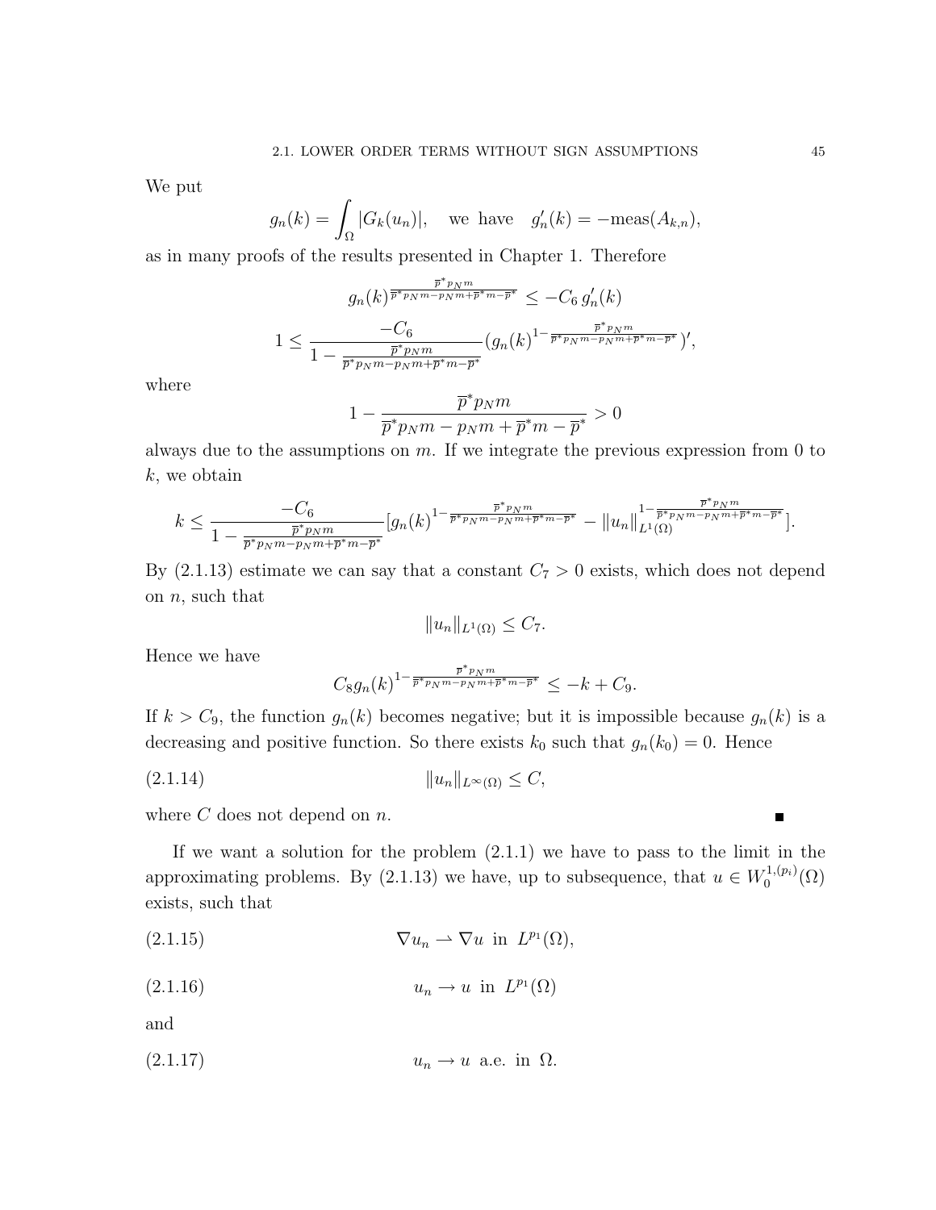We put

$$g_n(k) = \int_\Omega |G_k(u_n)|, \quad \text{we have} \quad g_n'(k) = -\text{meas}(A_{k,n}),$$

as in many proofs of the results presented in Chapter 1. Therefore

$$g_n(k)^{\frac{\overline{p}^* p_N m}{\overline{p}^* p_N m - p_N m + \overline{p}^* m - \overline{p}^*}} \leq -C_6\, g_n'(k)$$

$$1 \leq \frac{-C_6}{1 - \frac{\overline{p}^* p_N m}{\overline{p}^* p_N m - p_N m + \overline{p}^* m - \overline{p}^*}} (g_n(k)^{1 - \frac{\overline{p}^* p_N m}{\overline{p}^* p_N m - p_N m + \overline{p}^* m - \overline{p}^*}})',$$

where

$$1 - \frac{\overline{p}^* p_N m}{\overline{p}^* p_N m - p_N m + \overline{p}^* m - \overline{p}^*} > 0$$

always due to the assumptions on $m$. If we integrate the previous expression from 0 to $k$, we obtain

$$k \leq \frac{-C_6}{1 - \frac{\overline{p}^* p_N m}{\overline{p}^* p_N m - p_N m + \overline{p}^* m - \overline{p}^*}} [g_n(k)^{1 - \frac{\overline{p}^* p_N m}{\overline{p}^* p_N m - p_N m + \overline{p}^* m - \overline{p}^*}} - \|u_n\|_{L^1(\Omega)}^{1 - \frac{\overline{p}^* p_N m}{\overline{p}^* p_N m - p_N m + \overline{p}^* m - \overline{p}^*}}].$$

By (2.1.13) estimate we can say that a constant $C_7 > 0$ exists, which does not depend on $n$, such that

$$\|u_n\|_{L^1(\Omega)} \leq C_7.$$

Hence we have

$$C_8 g_n(k)^{1 - \frac{\overline{p}^* p_N m}{\overline{p}^* p_N m - p_N m + \overline{p}^* m - \overline{p}^*}} \leq -k + C_9.$$

If $k > C_9$, the function $g_n(k)$ becomes negative; but it is impossible because $g_n(k)$ is a decreasing and positive function. So there exists $k_0$ such that $g_n(k_0) = 0$. Hence

$$\|u_n\|_{L^\infty(\Omega)} \leq C, \tag{2.1.14}$$

where $C$ does not depend on $n$. ■

If we want a solution for the problem (2.1.1) we have to pass to the limit in the approximating problems. By (2.1.13) we have, up to subsequence, that $u \in W_0^{1,(p_i)}(\Omega)$ exists, such that

$$\nabla u_n \rightharpoonup \nabla u \ \text{ in } \ L^{p_1}(\Omega), \tag{2.1.15}$$

$$u_n \to u \ \text{ in } \ L^{p_1}(\Omega) \tag{2.1.16}$$

and

$$u_n \to u \ \text{ a.e. in } \ \Omega. \tag{2.1.17}$$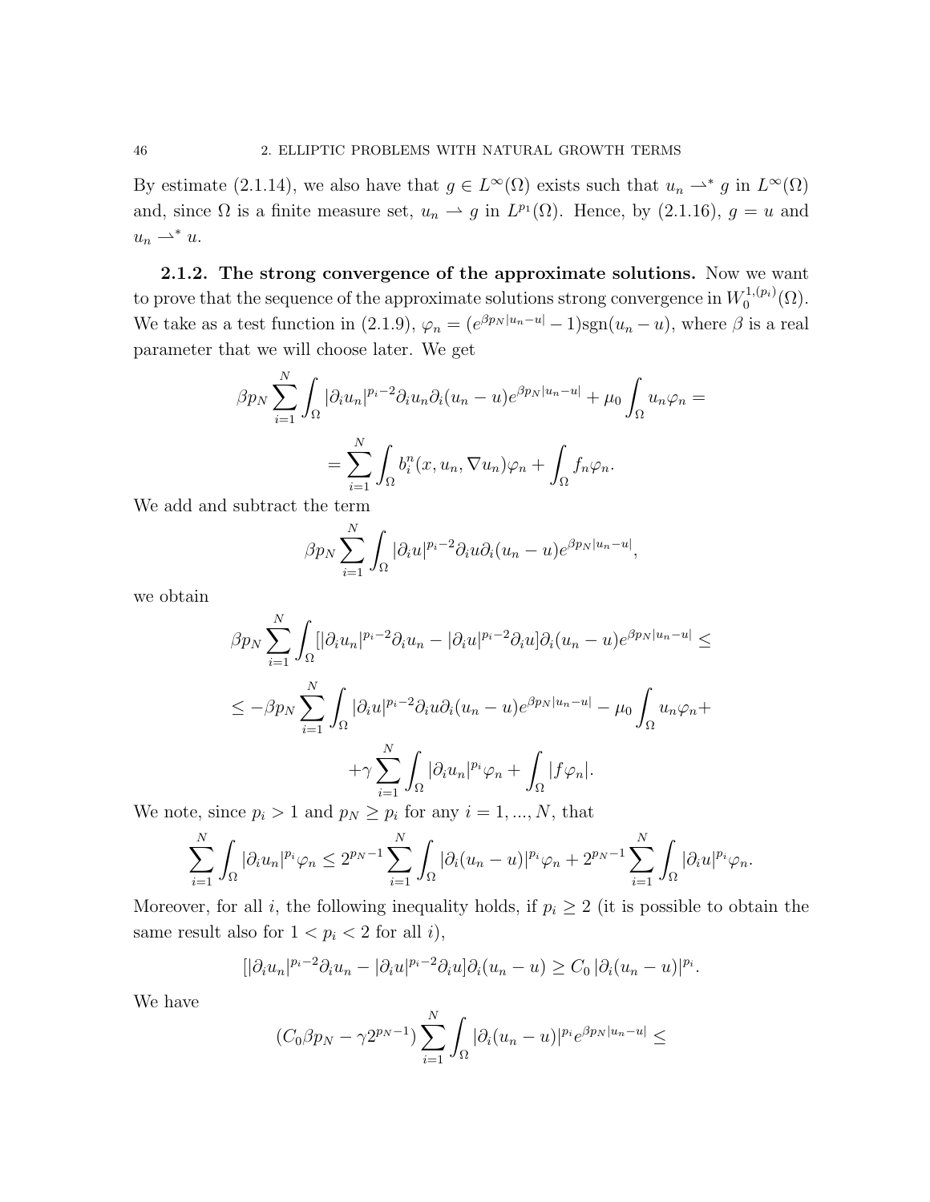By estimate (2.1.14), we also have that $g \in L^\infty(\Omega)$ exists such that $u_n \rightharpoonup^* g$ in $L^\infty(\Omega)$ and, since $\Omega$ is a finite measure set, $u_n \rightharpoonup g$ in $L^{p_1}(\Omega)$. Hence, by (2.1.16), $g = u$ and $u_n \rightharpoonup^* u$.

**2.1.2. The strong convergence of the approximate solutions.** Now we want to prove that the sequence of the approximate solutions strong convergence in $W_0^{1,(p_i)}(\Omega)$. We take as a test function in (2.1.9), $\varphi_n = (e^{\beta p_N |u_n - u|} - 1)\mathrm{sgn}(u_n - u)$, where $\beta$ is a real parameter that we will choose later. We get

$$\beta p_N \sum_{i=1}^N \int_\Omega |\partial_i u_n|^{p_i-2}\partial_i u_n \partial_i (u_n - u) e^{\beta p_N |u_n-u|} + \mu_0 \int_\Omega u_n \varphi_n =$$

$$= \sum_{i=1}^N \int_\Omega b_i^n(x, u_n, \nabla u_n)\varphi_n + \int_\Omega f_n \varphi_n.$$

We add and subtract the term

$$\beta p_N \sum_{i=1}^N \int_\Omega |\partial_i u|^{p_i-2}\partial_i u \partial_i (u_n - u) e^{\beta p_N |u_n-u|},$$

we obtain

$$\beta p_N \sum_{i=1}^N \int_\Omega [|\partial_i u_n|^{p_i-2}\partial_i u_n - |\partial_i u|^{p_i-2}\partial_i u] \partial_i (u_n - u) e^{\beta p_N |u_n-u|} \leq$$

$$\leq -\beta p_N \sum_{i=1}^N \int_\Omega |\partial_i u|^{p_i-2}\partial_i u \partial_i (u_n - u) e^{\beta p_N |u_n-u|} - \mu_0 \int_\Omega u_n \varphi_n +$$

$$+ \gamma \sum_{i=1}^N \int_\Omega |\partial_i u_n|^{p_i} \varphi_n + \int_\Omega |f \varphi_n|.$$

We note, since $p_i > 1$ and $p_N \geq p_i$ for any $i = 1, ..., N$, that

$$\sum_{i=1}^N \int_\Omega |\partial_i u_n|^{p_i} \varphi_n \leq 2^{p_N - 1} \sum_{i=1}^N \int_\Omega |\partial_i (u_n - u)|^{p_i} \varphi_n + 2^{p_N-1} \sum_{i=1}^N \int_\Omega |\partial_i u|^{p_i} \varphi_n.$$

Moreover, for all $i$, the following inequality holds, if $p_i \geq 2$ (it is possible to obtain the same result also for $1 < p_i < 2$ for all $i$),

$$[|\partial_i u_n|^{p_i-2}\partial_i u_n - |\partial_i u|^{p_i-2}\partial_i u] \partial_i (u_n - u) \geq C_0 \, |\partial_i (u_n - u)|^{p_i}.$$

We have

$$(C_0 \beta p_N - \gamma 2^{p_N - 1}) \sum_{i=1}^N \int_\Omega |\partial_i (u_n - u)|^{p_i} e^{\beta p_N |u_n - u|} \leq$$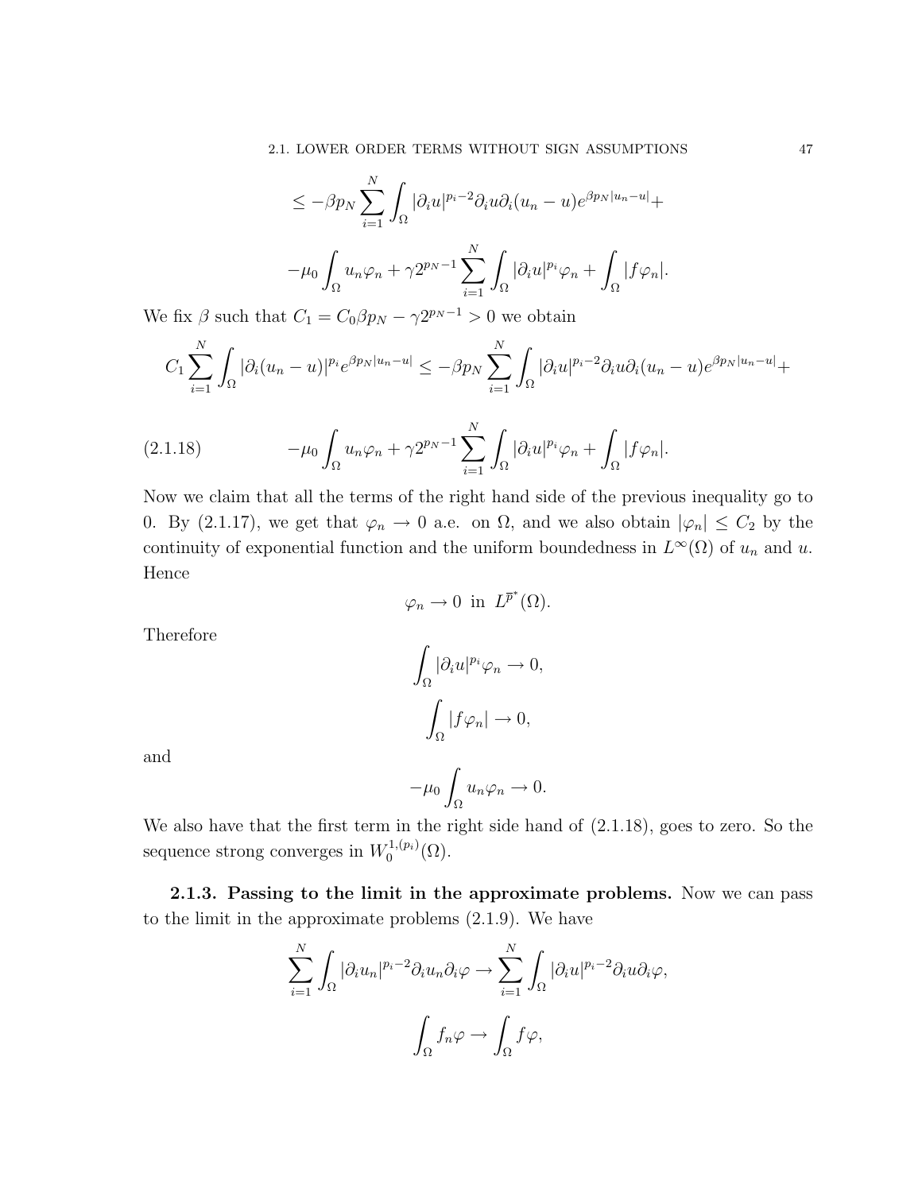$$\leq -\beta p_N \sum_{i=1}^{N} \int_\Omega |\partial_i u|^{p_i-2} \partial_i u \partial_i (u_n - u) e^{\beta p_N |u_n - u|} +$$

$$-\mu_0 \int_\Omega u_n \varphi_n + \gamma 2^{p_N - 1} \sum_{i=1}^{N} \int_\Omega |\partial_i u|^{p_i} \varphi_n + \int_\Omega |f \varphi_n|.$$

We fix $\beta$ such that $C_1 = C_0 \beta p_N - \gamma 2^{p_N-1} > 0$ we obtain

$$C_1 \sum_{i=1}^{N} \int_\Omega |\partial_i (u_n - u)|^{p_i} e^{\beta p_N |u_n - u|} \leq -\beta p_N \sum_{i=1}^{N} \int_\Omega |\partial_i u|^{p_i-2} \partial_i u \partial_i (u_n - u) e^{\beta p_N |u_n - u|} +$$

$$-\mu_0 \int_\Omega u_n \varphi_n + \gamma 2^{p_N - 1} \sum_{i=1}^{N} \int_\Omega |\partial_i u|^{p_i} \varphi_n + \int_\Omega |f \varphi_n|. \tag{2.1.18}$$

Now we claim that all the terms of the right hand side of the previous inequality go to 0. By (2.1.17), we get that $\varphi_n \to 0$ a.e. on $\Omega$, and we also obtain $|\varphi_n| \leq C_2$ by the continuity of exponential function and the uniform boundedness in $L^\infty(\Omega)$ of $u_n$ and $u$. Hence

$$\varphi_n \to 0 \text{ in } L^{\overline{p}^*}(\Omega).$$

Therefore

$$\int_\Omega |\partial_i u|^{p_i} \varphi_n \to 0,$$

$$\int_\Omega |f \varphi_n| \to 0,$$

and

$$-\mu_0 \int_\Omega u_n \varphi_n \to 0.$$

We also have that the first term in the right side hand of (2.1.18), goes to zero. So the sequence strong converges in $W_0^{1,(p_i)}(\Omega)$.

**2.1.3. Passing to the limit in the approximate problems.** Now we can pass to the limit in the approximate problems (2.1.9). We have

$$\sum_{i=1}^{N} \int_\Omega |\partial_i u_n|^{p_i-2} \partial_i u_n \partial_i \varphi \to \sum_{i=1}^{N} \int_\Omega |\partial_i u|^{p_i-2} \partial_i u \partial_i \varphi,$$

$$\int_\Omega f_n \varphi \to \int_\Omega f \varphi,$$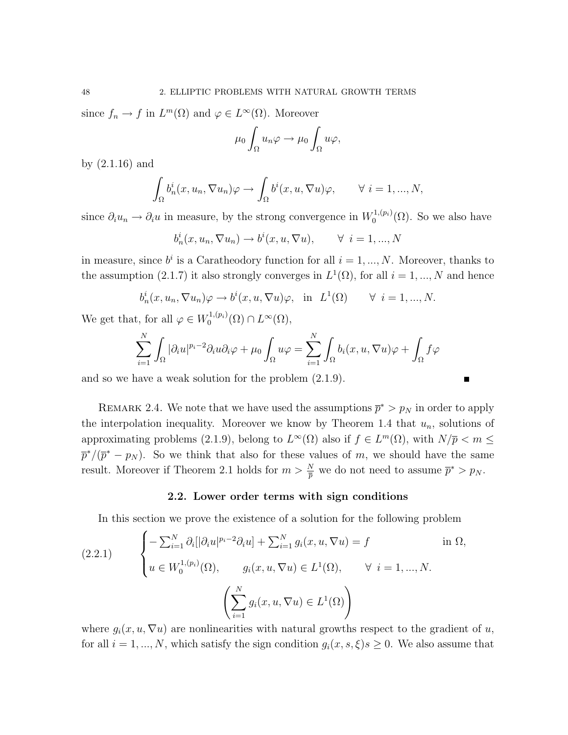since $f_n \to f$ in $L^m(\Omega)$ and $\varphi \in L^\infty(\Omega)$. Moreover

$$\mu_0 \int_\Omega u_n \varphi \to \mu_0 \int_\Omega u\varphi,$$

by (2.1.16) and

$$\int_\Omega b_n^i(x, u_n, \nabla u_n)\varphi \to \int_\Omega b^i(x, u, \nabla u)\varphi, \qquad \forall\ i = 1, ..., N,$$

since $\partial_i u_n \to \partial_i u$ in measure, by the strong convergence in $W_0^{1,(p_i)}(\Omega)$. So we also have

$$b_n^i(x, u_n, \nabla u_n) \to b^i(x, u, \nabla u), \qquad \forall\ i = 1, ..., N$$

in measure, since $b^i$ is a Caratheodory function for all $i = 1, ..., N$. Moreover, thanks to the assumption (2.1.7) it also strongly converges in $L^1(\Omega)$, for all $i = 1, ..., N$ and hence

$$b_n^i(x, u_n, \nabla u_n)\varphi \to b^i(x, u, \nabla u)\varphi, \ \text{ in } \ L^1(\Omega) \qquad \forall\ i = 1, ..., N.$$

We get that, for all $\varphi \in W_0^{1,(p_i)}(\Omega) \cap L^\infty(\Omega)$,

$$\sum_{i=1}^N \int_\Omega |\partial_i u|^{p_i - 2}\partial_i u \partial_i \varphi + \mu_0 \int_\Omega u\varphi = \sum_{i=1}^N \int_\Omega b_i(x, u, \nabla u)\varphi + \int_\Omega f\varphi$$

and so we have a weak solution for the problem (2.1.9). ■

Remark 2.4. We note that we have used the assumptions $\overline{p}^* > p_N$ in order to apply the interpolation inequality. Moreover we know by Theorem 1.4 that $u_n$, solutions of approximating problems (2.1.9), belong to $L^\infty(\Omega)$ also if $f \in L^m(\Omega)$, with $N/\overline{p} < m \le \overline{p}^*/(\overline{p}^* - p_N)$. So we think that also for these values of $m$, we should have the same result. Moreover if Theorem 2.1 holds for $m > \frac{N}{\overline{p}}$ we do not need to assume $\overline{p}^* > p_N$.

## 2.2. Lower order terms with sign conditions

In this section we prove the existence of a solution for the following problem

$$\text{(2.2.1)} \qquad \begin{cases} -\sum_{i=1}^N \partial_i[|\partial_i u|^{p_i-2}\partial_i u] + \sum_{i=1}^N g_i(x, u, \nabla u) = f & \text{in } \Omega, \\ u \in W_0^{1,(p_i)}(\Omega), \qquad g_i(x, u, \nabla u) \in L^1(\Omega), \qquad \forall\ i = 1, ..., N. \end{cases}$$

$$\left(\sum_{i=1}^N g_i(x, u, \nabla u) \in L^1(\Omega)\right)$$

where $g_i(x, u, \nabla u)$ are nonlinearities with natural growths respect to the gradient of $u$, for all $i = 1, ..., N$, which satisfy the sign condition $g_i(x, s, \xi)s \ge 0$. We also assume that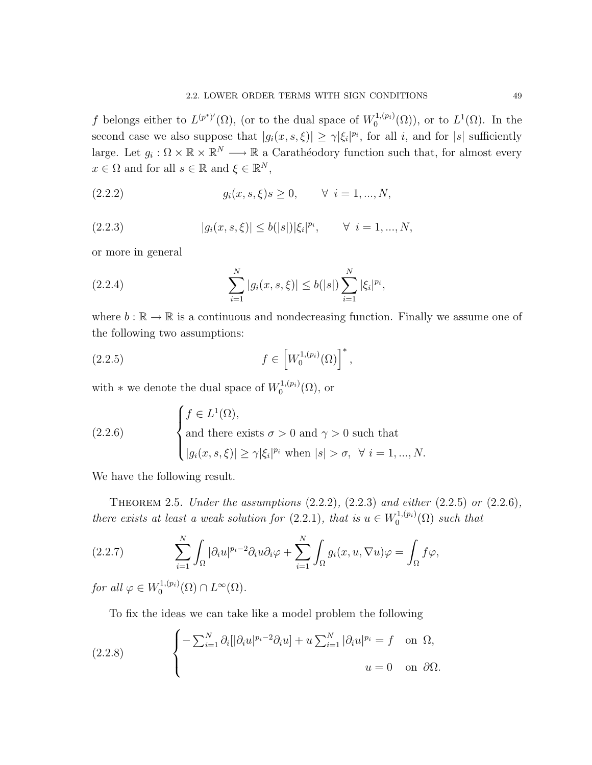$f$ belongs either to $L^{(\overline{p}^*)'}(\Omega)$, (or to the dual space of $W_0^{1,(p_i)}(\Omega)$), or to $L^1(\Omega)$. In the second case we also suppose that $|g_i(x,s,\xi)| \geq \gamma|\xi_i|^{p_i}$, for all $i$, and for $|s|$ sufficiently large. Let $g_i : \Omega \times \mathbb{R} \times \mathbb{R}^N \longrightarrow \mathbb{R}$ a Carathéodory function such that, for almost every $x \in \Omega$ and for all $s \in \mathbb{R}$ and $\xi \in \mathbb{R}^N$,

$$g_i(x,s,\xi)s \geq 0, \qquad \forall \ i = 1, ..., N, \tag{2.2.2}$$

$$|g_i(x,s,\xi)| \leq b(|s|)|\xi_i|^{p_i}, \qquad \forall \ i = 1, ..., N, \tag{2.2.3}$$

or more in general

$$\sum_{i=1}^{N} |g_i(x,s,\xi)| \leq b(|s|) \sum_{i=1}^{N} |\xi_i|^{p_i}, \tag{2.2.4}$$

where $b : \mathbb{R} \to \mathbb{R}$ is a continuous and nondecreasing function. Finally we assume one of the following two assumptions:

$$f \in \left[W_0^{1,(p_i)}(\Omega)\right]^*, \tag{2.2.5}$$

with $*$ we denote the dual space of $W_0^{1,(p_i)}(\Omega)$, or

$$\begin{cases} f \in L^1(\Omega), \\ \text{and there exists } \sigma > 0 \text{ and } \gamma > 0 \text{ such that} \\ |g_i(x,s,\xi)| \geq \gamma|\xi_i|^{p_i} \text{ when } |s| > \sigma, \ \forall \ i = 1, ..., N. \end{cases} \tag{2.2.6}$$

We have the following result.

Theorem 2.5. *Under the assumptions* (2.2.2), (2.2.3) *and either* (2.2.5) *or* (2.2.6), *there exists at least a weak solution for* (2.2.1), *that is* $u \in W_0^{1,(p_i)}(\Omega)$ *such that*

$$\sum_{i=1}^{N} \int_\Omega |\partial_i u|^{p_i-2}\partial_i u \partial_i \varphi + \sum_{i=1}^{N} \int_\Omega g_i(x,u,\nabla u)\varphi = \int_\Omega f\varphi, \tag{2.2.7}$$

*for all* $\varphi \in W_0^{1,(p_i)}(\Omega) \cap L^\infty(\Omega)$.

To fix the ideas we can take like a model problem the following

$$\begin{cases} -\sum_{i=1}^{N} \partial_i[|\partial_i u|^{p_i-2}\partial_i u] + u\sum_{i=1}^{N} |\partial_i u|^{p_i} = f \quad \text{on } \Omega, \\ \\ u = 0 \quad \text{on } \partial\Omega. \end{cases} \tag{2.2.8}$$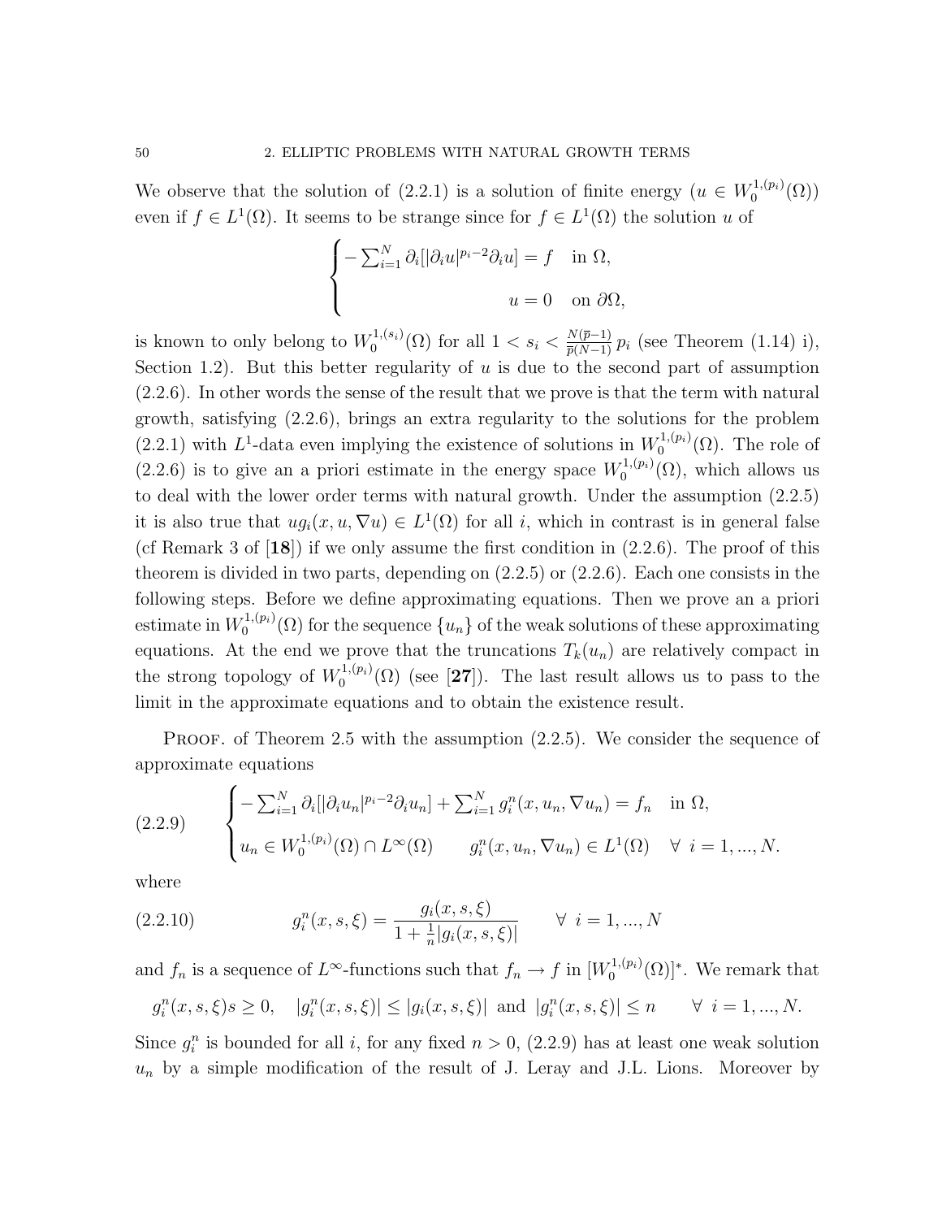We observe that the solution of (2.2.1) is a solution of finite energy ($u \in W_0^{1,(p_i)}(\Omega)$) even if $f \in L^1(\Omega)$. It seems to be strange since for $f \in L^1(\Omega)$ the solution $u$ of

$$
\begin{cases}
-\sum_{i=1}^N \partial_i[|\partial_i u|^{p_i-2}\partial_i u] = f & \text{in } \Omega, \\
u = 0 & \text{on } \partial\Omega,
\end{cases}
$$

is known to only belong to $W_0^{1,(s_i)}(\Omega)$ for all $1 < s_i < \frac{N(\overline{p}-1)}{\overline{p}(N-1)}\, p_i$ (see Theorem (1.14) i), Section 1.2). But this better regularity of $u$ is due to the second part of assumption (2.2.6). In other words the sense of the result that we prove is that the term with natural growth, satisfying (2.2.6), brings an extra regularity to the solutions for the problem (2.2.1) with $L^1$-data even implying the existence of solutions in $W_0^{1,(p_i)}(\Omega)$. The role of (2.2.6) is to give an a priori estimate in the energy space $W_0^{1,(p_i)}(\Omega)$, which allows us to deal with the lower order terms with natural growth. Under the assumption (2.2.5) it is also true that $ug_i(x, u, \nabla u) \in L^1(\Omega)$ for all $i$, which in contrast is in general false (cf Remark 3 of [**18**]) if we only assume the first condition in (2.2.6). The proof of this theorem is divided in two parts, depending on (2.2.5) or (2.2.6). Each one consists in the following steps. Before we define approximating equations. Then we prove an a priori estimate in $W_0^{1,(p_i)}(\Omega)$ for the sequence $\{u_n\}$ of the weak solutions of these approximating equations. At the end we prove that the truncations $T_k(u_n)$ are relatively compact in the strong topology of $W_0^{1,(p_i)}(\Omega)$ (see [**27**]). The last result allows us to pass to the limit in the approximate equations and to obtain the existence result.

Proof. of Theorem 2.5 with the assumption (2.2.5). We consider the sequence of approximate equations

$$
\begin{cases}
-\sum_{i=1}^N \partial_i[|\partial_i u_n|^{p_i-2}\partial_i u_n] + \sum_{i=1}^N g_i^n(x, u_n, \nabla u_n) = f_n & \text{in } \Omega, \\
u_n \in W_0^{1,(p_i)}(\Omega) \cap L^\infty(\Omega) \qquad g_i^n(x, u_n, \nabla u_n) \in L^1(\Omega) & \forall\ i = 1, ..., N.
\end{cases}
\tag{2.2.9}
$$

where

$$
g_i^n(x, s, \xi) = \frac{g_i(x, s, \xi)}{1 + \frac{1}{n}|g_i(x, s, \xi)|} \qquad \forall\ i = 1, ..., N
\tag{2.2.10}
$$

and $f_n$ is a sequence of $L^\infty$-functions such that $f_n \to f$ in $[W_0^{1,(p_i)}(\Omega)]^*$. We remark that

$$
g_i^n(x, s, \xi)s \geq 0, \quad |g_i^n(x, s, \xi)| \leq |g_i(x, s, \xi)| \text{ and } |g_i^n(x, s, \xi)| \leq n \qquad \forall\ i = 1, ..., N.
$$

Since $g_i^n$ is bounded for all $i$, for any fixed $n > 0$, (2.2.9) has at least one weak solution $u_n$ by a simple modification of the result of J. Leray and J.L. Lions. Moreover by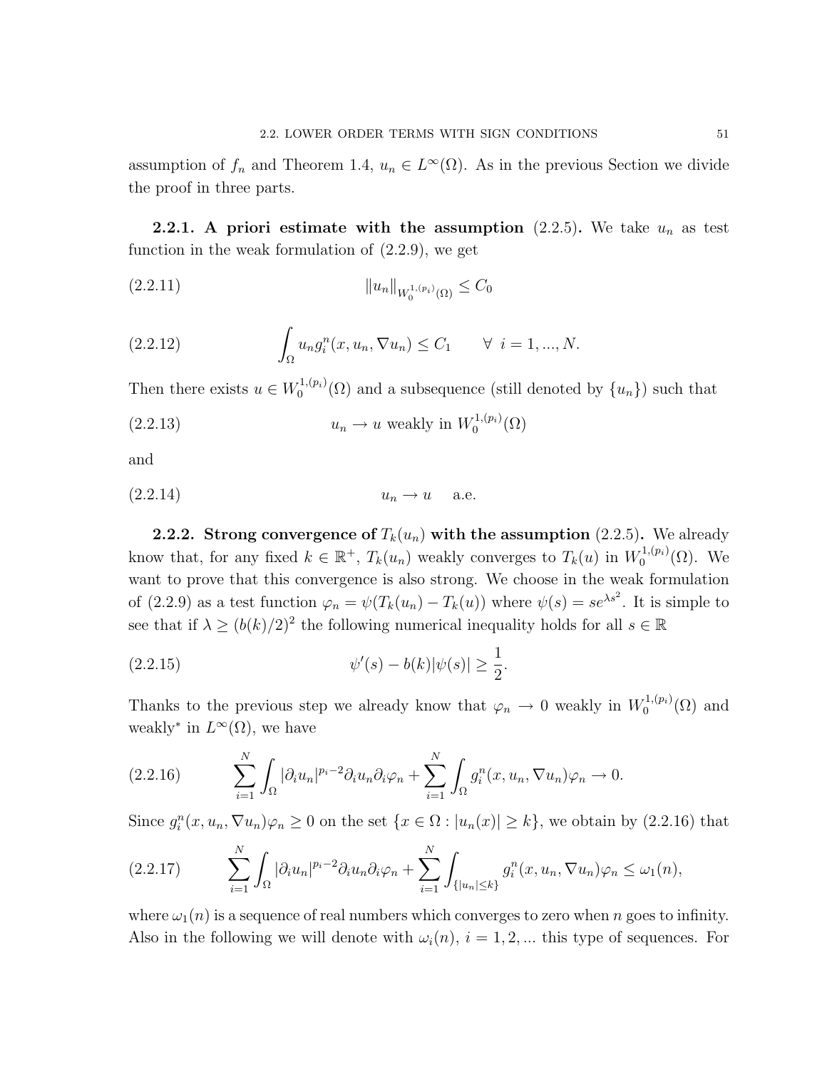assumption of $f_n$ and Theorem 1.4, $u_n \in L^\infty(\Omega)$. As in the previous Section we divide the proof in three parts.

**2.2.1. A priori estimate with the assumption** (2.2.5)**.** We take $u_n$ as test function in the weak formulation of (2.2.9), we get

$$\|u_n\|_{W_0^{1,(p_i)}(\Omega)} \leq C_0 \tag{2.2.11}$$

$$\int_\Omega u_n g_i^n(x, u_n, \nabla u_n) \leq C_1 \qquad \forall \ i = 1, ..., N. \tag{2.2.12}$$

Then there exists $u \in W_0^{1,(p_i)}(\Omega)$ and a subsequence (still denoted by $\{u_n\}$) such that

$$u_n \to u \text{ weakly in } W_0^{1,(p_i)}(\Omega) \tag{2.2.13}$$

and

$$u_n \to u \quad \text{a.e.} \tag{2.2.14}$$

**2.2.2. Strong convergence of $T_k(u_n)$ with the assumption** (2.2.5)**.** We already know that, for any fixed $k \in \mathbb{R}^+$, $T_k(u_n)$ weakly converges to $T_k(u)$ in $W_0^{1,(p_i)}(\Omega)$. We want to prove that this convergence is also strong. We choose in the weak formulation of (2.2.9) as a test function $\varphi_n = \psi(T_k(u_n) - T_k(u))$ where $\psi(s) = se^{\lambda s^2}$. It is simple to see that if $\lambda \geq (b(k)/2)^2$ the following numerical inequality holds for all $s \in \mathbb{R}$

$$\psi'(s) - b(k)|\psi(s)| \geq \frac{1}{2}. \tag{2.2.15}$$

Thanks to the previous step we already know that $\varphi_n \to 0$ weakly in $W_0^{1,(p_i)}(\Omega)$ and weakly$^*$ in $L^\infty(\Omega)$, we have

$$\sum_{i=1}^N \int_\Omega |\partial_i u_n|^{p_i-2} \partial_i u_n \partial_i \varphi_n + \sum_{i=1}^N \int_\Omega g_i^n(x, u_n, \nabla u_n)\varphi_n \to 0. \tag{2.2.16}$$

Since $g_i^n(x, u_n, \nabla u_n)\varphi_n \geq 0$ on the set $\{x \in \Omega : |u_n(x)| \geq k\}$, we obtain by (2.2.16) that

$$\sum_{i=1}^N \int_\Omega |\partial_i u_n|^{p_i-2} \partial_i u_n \partial_i \varphi_n + \sum_{i=1}^N \int_{\{|u_n| \leq k\}} g_i^n(x, u_n, \nabla u_n)\varphi_n \leq \omega_1(n), \tag{2.2.17}$$

where $\omega_1(n)$ is a sequence of real numbers which converges to zero when $n$ goes to infinity. Also in the following we will denote with $\omega_i(n)$, $i = 1, 2, ...$ this type of sequences. For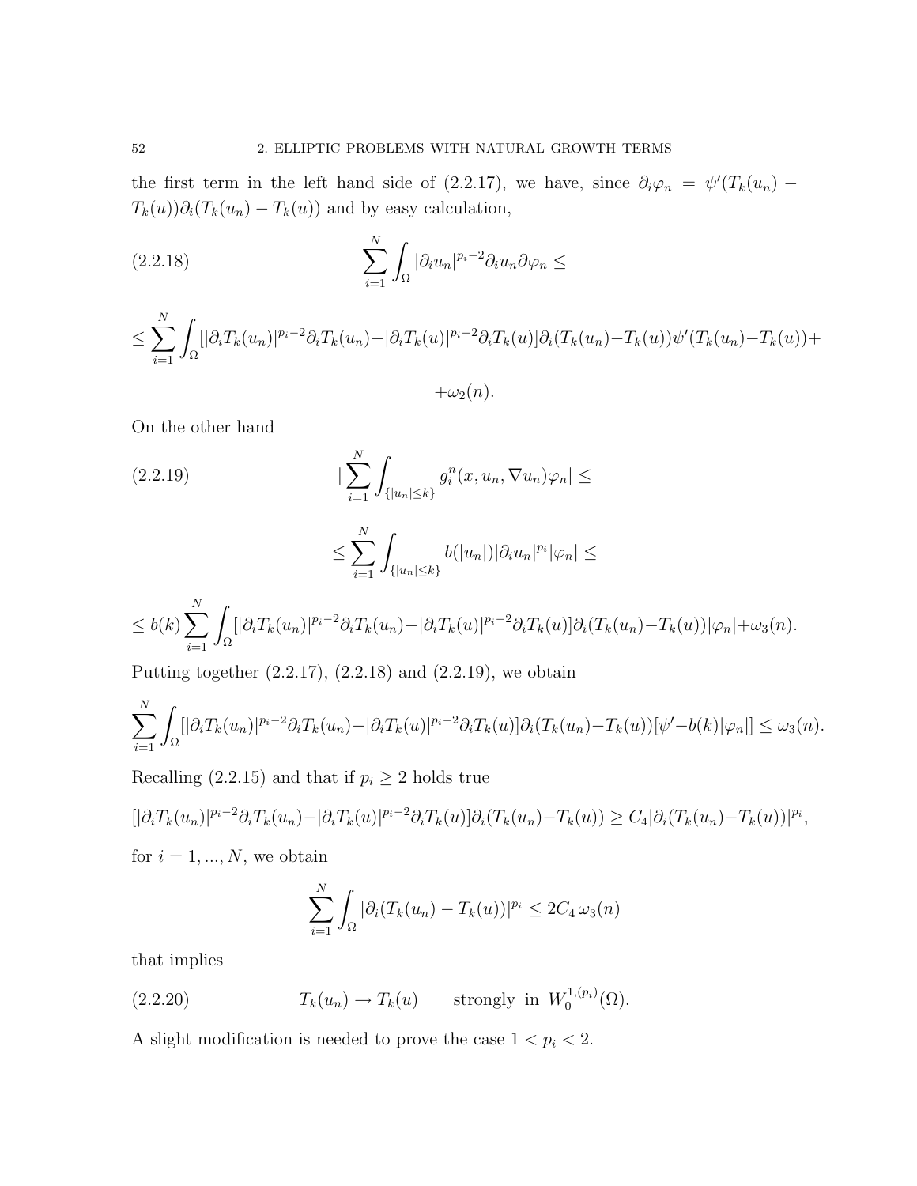the first term in the left hand side of (2.2.17), we have, since $\partial_i \varphi_n = \psi'(T_k(u_n) - T_k(u))\partial_i(T_k(u_n) - T_k(u))$ and by easy calculation,

$$
\sum_{i=1}^{N} \int_{\Omega} |\partial_i u_n|^{p_i - 2} \partial_i u_n \partial \varphi_n \leq \tag{2.2.18}
$$

$$
\leq \sum_{i=1}^{N} \int_{\Omega} [|\partial_i T_k(u_n)|^{p_i-2} \partial_i T_k(u_n) - |\partial_i T_k(u)|^{p_i-2} \partial_i T_k(u)] \partial_i (T_k(u_n) - T_k(u)) \psi'(T_k(u_n) - T_k(u)) +
$$

$$
+ \omega_2(n).
$$

On the other hand

$$
|\sum_{i=1}^{N} \int_{\{|u_n| \leq k\}} g_i^n(x, u_n, \nabla u_n) \varphi_n| \leq \tag{2.2.19}
$$

$$
\leq \sum_{i=1}^{N} \int_{\{|u_n| \leq k\}} b(|u_n|) |\partial_i u_n|^{p_i} |\varphi_n| \leq
$$

$$
\leq b(k) \sum_{i=1}^{N} \int_{\Omega} [|\partial_i T_k(u_n)|^{p_i-2} \partial_i T_k(u_n) - |\partial_i T_k(u)|^{p_i-2} \partial_i T_k(u)] \partial_i (T_k(u_n) - T_k(u)) |\varphi_n| + \omega_3(n).
$$

Putting together (2.2.17), (2.2.18) and (2.2.19), we obtain

$$
\sum_{i=1}^{N} \int_{\Omega} [|\partial_i T_k(u_n)|^{p_i-2} \partial_i T_k(u_n) - |\partial_i T_k(u)|^{p_i-2} \partial_i T_k(u)] \partial_i (T_k(u_n) - T_k(u)) [\psi' - b(k)|\varphi_n|] \leq \omega_3(n).
$$

Recalling (2.2.15) and that if $p_i \geq 2$ holds true

$$
[|\partial_i T_k(u_n)|^{p_i-2} \partial_i T_k(u_n) - |\partial_i T_k(u)|^{p_i-2} \partial_i T_k(u)] \partial_i (T_k(u_n) - T_k(u)) \geq C_4 |\partial_i (T_k(u_n) - T_k(u))|^{p_i},
$$

for $i = 1, ..., N$, we obtain

$$
\sum_{i=1}^{N} \int_{\Omega} |\partial_i (T_k(u_n) - T_k(u))|^{p_i} \leq 2C_4 \, \omega_3(n)
$$

that implies

$$
T_k(u_n) \to T_k(u) \qquad \text{strongly in } W_0^{1,(p_i)}(\Omega). \tag{2.2.20}
$$

A slight modification is needed to prove the case $1 < p_i < 2$.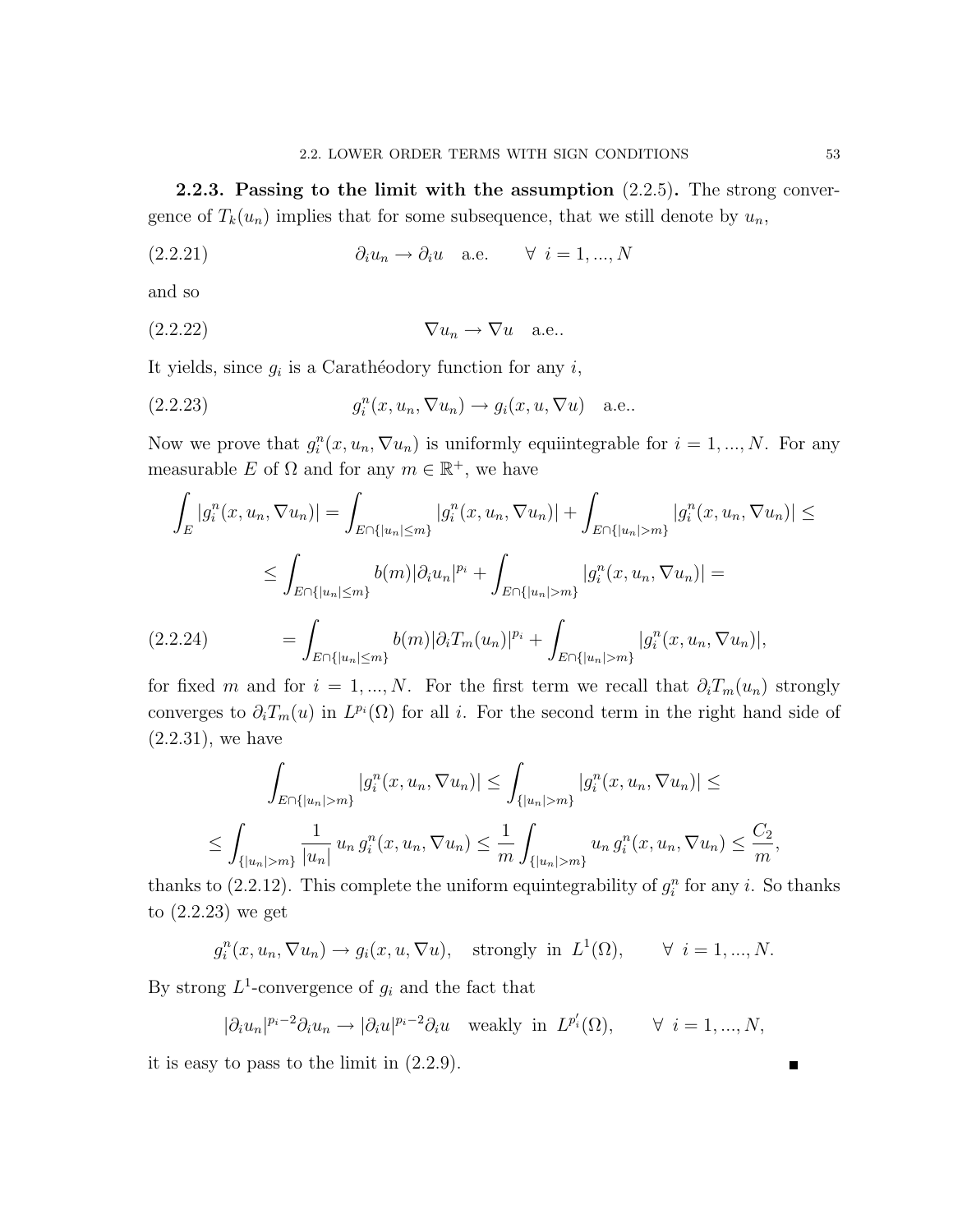**2.2.3. Passing to the limit with the assumption (2.2.5).** The strong convergence of $T_k(u_n)$ implies that for some subsequence, that we still denote by $u_n$,

$$\partial_i u_n \to \partial_i u \quad \text{a.e.} \qquad \forall\ i = 1, ..., N \tag{2.2.21}$$

and so

$$\nabla u_n \to \nabla u \quad \text{a.e..} \tag{2.2.22}$$

It yields, since $g_i$ is a Carathéodory function for any $i$,

$$g_i^n(x, u_n, \nabla u_n) \to g_i(x, u, \nabla u) \quad \text{a.e..} \tag{2.2.23}$$

Now we prove that $g_i^n(x, u_n, \nabla u_n)$ is uniformly equiintegrable for $i = 1, ..., N$. For any measurable $E$ of $\Omega$ and for any $m \in \mathbb{R}^+$, we have

$$\int_E |g_i^n(x, u_n, \nabla u_n)| = \int_{E \cap \{|u_n| \le m\}} |g_i^n(x, u_n, \nabla u_n)| + \int_{E \cap \{|u_n| > m\}} |g_i^n(x, u_n, \nabla u_n)| \le$$

$$\le \int_{E \cap \{|u_n| \le m\}} b(m) |\partial_i u_n|^{p_i} + \int_{E \cap \{|u_n| > m\}} |g_i^n(x, u_n, \nabla u_n)| =$$

$$= \int_{E \cap \{|u_n| \le m\}} b(m) |\partial_i T_m(u_n)|^{p_i} + \int_{E \cap \{|u_n| > m\}} |g_i^n(x, u_n, \nabla u_n)|, \tag{2.2.24}$$

for fixed $m$ and for $i = 1, ..., N$. For the first term we recall that $\partial_i T_m(u_n)$ strongly converges to $\partial_i T_m(u)$ in $L^{p_i}(\Omega)$ for all $i$. For the second term in the right hand side of (2.2.31), we have

$$\int_{E \cap \{|u_n| > m\}} |g_i^n(x, u_n, \nabla u_n)| \le \int_{\{|u_n| > m\}} |g_i^n(x, u_n, \nabla u_n)| \le$$

$$\le \int_{\{|u_n| > m\}} \frac{1}{|u_n|}\, u_n\, g_i^n(x, u_n, \nabla u_n) \le \frac{1}{m} \int_{\{|u_n| > m\}} u_n\, g_i^n(x, u_n, \nabla u_n) \le \frac{C_2}{m},$$

thanks to (2.2.12). This complete the uniform equintegrability of $g_i^n$ for any $i$. So thanks to (2.2.23) we get

$$g_i^n(x, u_n, \nabla u_n) \to g_i(x, u, \nabla u), \quad \text{strongly in } L^1(\Omega), \qquad \forall\ i = 1, ..., N.$$

By strong $L^1$-convergence of $g_i$ and the fact that

$$|\partial_i u_n|^{p_i - 2} \partial_i u_n \to |\partial_i u|^{p_i - 2} \partial_i u \quad \text{weakly in } L^{p_i'}(\Omega), \qquad \forall\ i = 1, ..., N,$$

it is easy to pass to the limit in (2.2.9). ∎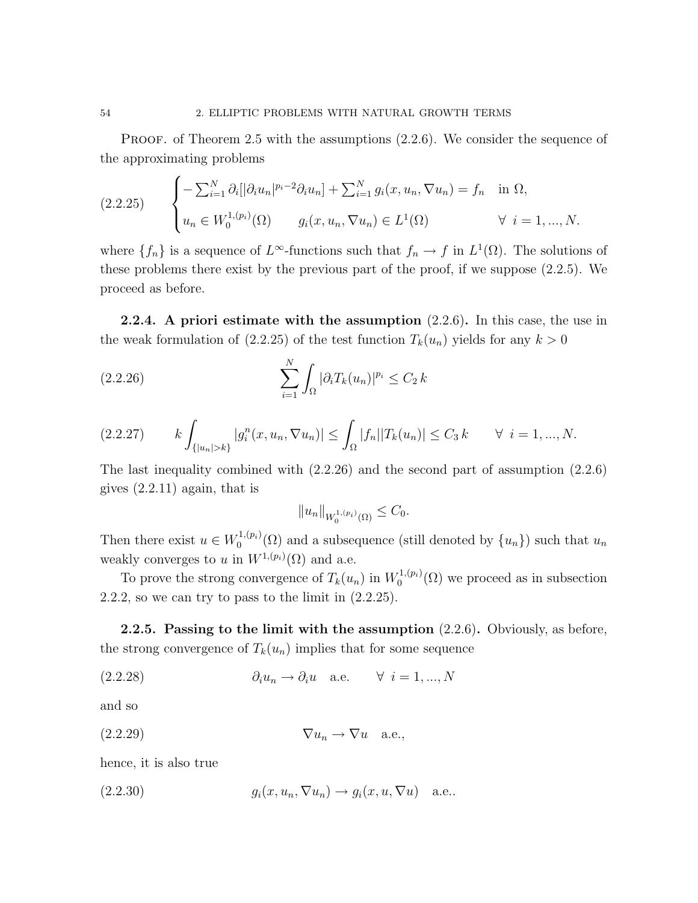PROOF. of Theorem 2.5 with the assumptions (2.2.6). We consider the sequence of the approximating problems

$$
\begin{cases} -\sum_{i=1}^{N}\partial_i[|\partial_i u_n|^{p_i-2}\partial_i u_n] + \sum_{i=1}^{N} g_i(x,u_n,\nabla u_n) = f_n & \text{in } \Omega, \\ u_n \in W_0^{1,(p_i)}(\Omega) \qquad g_i(x,u_n,\nabla u_n) \in L^1(\Omega) & \forall\ i=1,...,N. \end{cases} \tag{2.2.25}
$$

where $\{f_n\}$ is a sequence of $L^\infty$-functions such that $f_n \to f$ in $L^1(\Omega)$. The solutions of these problems there exist by the previous part of the proof, if we suppose (2.2.5). We proceed as before.

**2.2.4. A priori estimate with the assumption (2.2.6).** In this case, the use in the weak formulation of (2.2.25) of the test function $T_k(u_n)$ yields for any $k > 0$

$$
\sum_{i=1}^{N}\int_\Omega |\partial_i T_k(u_n)|^{p_i} \le C_2\, k \tag{2.2.26}
$$

$$
k\int_{\{|u_n|>k\}} |g_i^n(x,u_n,\nabla u_n)| \le \int_\Omega |f_n||T_k(u_n)| \le C_3\, k \qquad \forall\ i=1,...,N. \tag{2.2.27}
$$

The last inequality combined with (2.2.26) and the second part of assumption (2.2.6) gives (2.2.11) again, that is

$$
\|u_n\|_{W_0^{1,(p_i)}(\Omega)} \le C_0.
$$

Then there exist $u \in W_0^{1,(p_i)}(\Omega)$ and a subsequence (still denoted by $\{u_n\}$) such that $u_n$ weakly converges to $u$ in $W^{1,(p_i)}(\Omega)$ and a.e.

To prove the strong convergence of $T_k(u_n)$ in $W_0^{1,(p_i)}(\Omega)$ we proceed as in subsection 2.2.2, so we can try to pass to the limit in (2.2.25).

**2.2.5. Passing to the limit with the assumption (2.2.6).** Obviously, as before, the strong convergence of $T_k(u_n)$ implies that for some sequence

$$
\partial_i u_n \to \partial_i u \quad \text{a.e.} \qquad \forall\ i=1,...,N \tag{2.2.28}
$$

and so

$$
\nabla u_n \to \nabla u \quad \text{a.e.,} \tag{2.2.29}
$$

hence, it is also true

$$
g_i(x,u_n,\nabla u_n) \to g_i(x,u,\nabla u) \quad \text{a.e..} \tag{2.2.30}
$$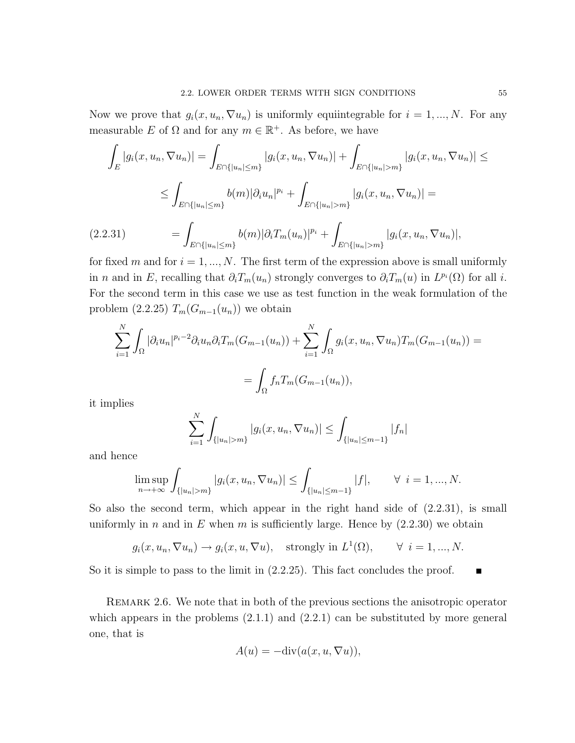Now we prove that $g_i(x, u_n, \nabla u_n)$ is uniformly equiintegrable for $i = 1, ..., N$. For any measurable $E$ of $\Omega$ and for any $m \in \mathbb{R}^+$. As before, we have

$$\int_E |g_i(x, u_n, \nabla u_n)| = \int_{E\cap\{|u_n|\leq m\}} |g_i(x, u_n, \nabla u_n)| + \int_{E\cap\{|u_n|>m\}} |g_i(x, u_n, \nabla u_n)| \leq$$

$$\leq \int_{E\cap\{|u_n|\leq m\}} b(m)|\partial_i u_n|^{p_i} + \int_{E\cap\{|u_n|>m\}} |g_i(x, u_n, \nabla u_n)| =$$

$$= \int_{E\cap\{|u_n|\leq m\}} b(m)|\partial_i T_m(u_n)|^{p_i} + \int_{E\cap\{|u_n|>m\}} |g_i(x, u_n, \nabla u_n)|, \tag{2.2.31}$$

for fixed $m$ and for $i = 1, ..., N$. The first term of the expression above is small uniformly in $n$ and in $E$, recalling that $\partial_i T_m(u_n)$ strongly converges to $\partial_i T_m(u)$ in $L^{p_i}(\Omega)$ for all $i$. For the second term in this case we use as test function in the weak formulation of the problem (2.2.25) $T_m(G_{m-1}(u_n))$ we obtain

$$\sum_{i=1}^N \int_\Omega |\partial_i u_n|^{p_i-2}\partial_i u_n \partial_i T_m(G_{m-1}(u_n)) + \sum_{i=1}^N \int_\Omega g_i(x, u_n, \nabla u_n) T_m(G_{m-1}(u_n)) =$$

$$= \int_\Omega f_n T_m(G_{m-1}(u_n)),$$

it implies

$$\sum_{i=1}^N \int_{\{|u_n|>m\}} |g_i(x, u_n, \nabla u_n)| \leq \int_{\{|u_n|\leq m-1\}} |f_n|$$

and hence

$$\limsup_{n\to+\infty} \int_{\{|u_n|>m\}} |g_i(x, u_n, \nabla u_n)| \leq \int_{\{|u_n|\leq m-1\}} |f|, \qquad \forall\ i = 1, ..., N.$$

So also the second term, which appear in the right hand side of (2.2.31), is small uniformly in $n$ and in $E$ when $m$ is sufficiently large. Hence by (2.2.30) we obtain

$$g_i(x, u_n, \nabla u_n) \to g_i(x, u, \nabla u), \quad \text{strongly in } L^1(\Omega), \qquad \forall\ i = 1, ..., N.$$

So it is simple to pass to the limit in (2.2.25). This fact concludes the proof. ■

Remark 2.6. We note that in both of the previous sections the anisotropic operator which appears in the problems (2.1.1) and (2.2.1) can be substituted by more general one, that is

$$A(u) = -\text{div}(a(x, u, \nabla u)),$$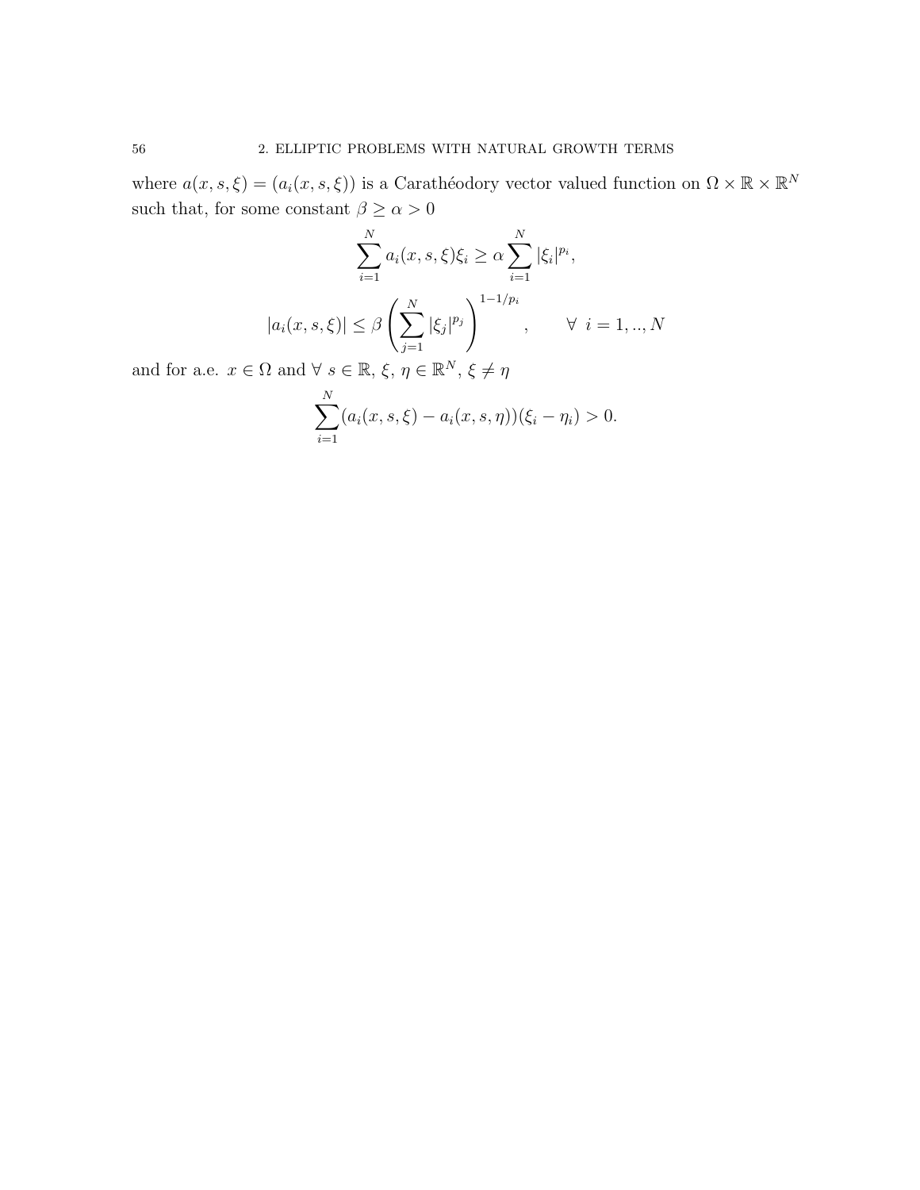where $a(x, s, \xi) = (a_i(x, s, \xi))$ is a Carathéodory vector valued function on $\Omega \times \mathbb{R} \times \mathbb{R}^N$ such that, for some constant $\beta \geq \alpha > 0$

$$\sum_{i=1}^{N} a_i(x, s, \xi)\xi_i \geq \alpha \sum_{i=1}^{N} |\xi_i|^{p_i},$$

$$|a_i(x, s, \xi)| \leq \beta \left( \sum_{j=1}^{N} |\xi_j|^{p_j} \right)^{1-1/p_i}, \qquad \forall \ i = 1, .., N$$

and for a.e. $x \in \Omega$ and $\forall \ s \in \mathbb{R}$, $\xi$, $\eta \in \mathbb{R}^N$, $\xi \neq \eta$

$$\sum_{i=1}^{N} (a_i(x, s, \xi) - a_i(x, s, \eta))(\xi_i - \eta_i) > 0.$$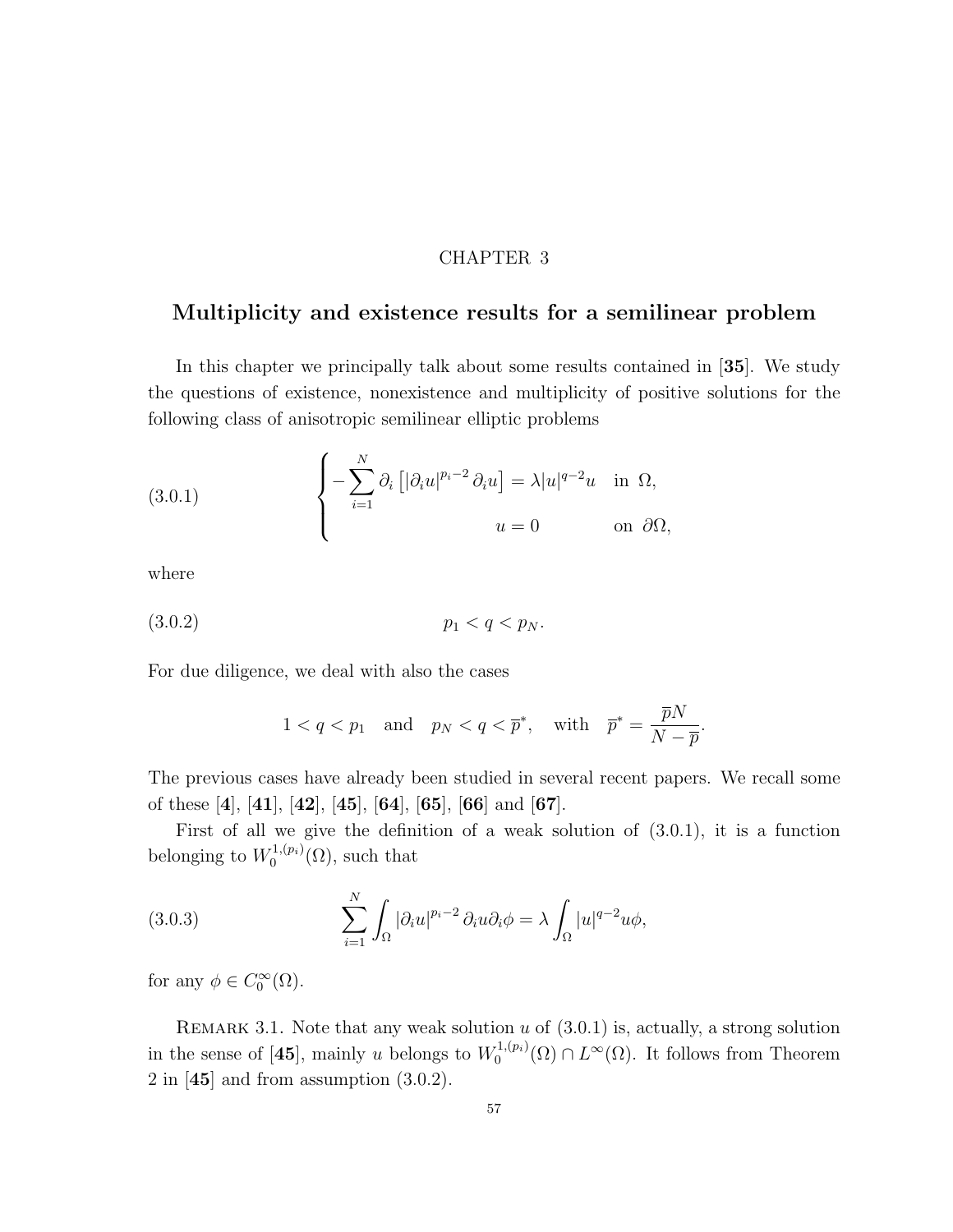CHAPTER 3

# Multiplicity and existence results for a semilinear problem

In this chapter we principally talk about some results contained in [**35**]. We study the questions of existence, nonexistence and multiplicity of positive solutions for the following class of anisotropic semilinear elliptic problems

$$
\begin{cases} -\displaystyle\sum_{i=1}^{N} \partial_i \left[ |\partial_i u|^{p_i-2} \partial_i u \right] = \lambda |u|^{q-2} u & \text{in } \Omega, \\ \qquad\qquad\qquad\qquad u = 0 & \text{on } \partial\Omega, \end{cases} \tag{3.0.1}
$$

where

$$
p_1 < q < p_N. \tag{3.0.2}
$$

For due diligence, we deal with also the cases

$$
1 < q < p_1 \quad \text{and} \quad p_N < q < \overline{p}^*, \quad \text{with} \quad \overline{p}^* = \frac{\overline{p}N}{N - \overline{p}}.
$$

The previous cases have already been studied in several recent papers. We recall some of these [**4**], [**41**], [**42**], [**45**], [**64**], [**65**], [**66**] and [**67**].

First of all we give the definition of a weak solution of (3.0.1), it is a function belonging to $W_0^{1,(p_i)}(\Omega)$, such that

$$
\sum_{i=1}^{N} \int_{\Omega} |\partial_i u|^{p_i-2} \partial_i u \partial_i \phi = \lambda \int_{\Omega} |u|^{q-2} u \phi, \tag{3.0.3}
$$

for any $\phi \in C_0^\infty(\Omega)$.

Remark 3.1. Note that any weak solution $u$ of (3.0.1) is, actually, a strong solution in the sense of [**45**], mainly $u$ belongs to $W_0^{1,(p_i)}(\Omega) \cap L^\infty(\Omega)$. It follows from Theorem 2 in [**45**] and from assumption (3.0.2).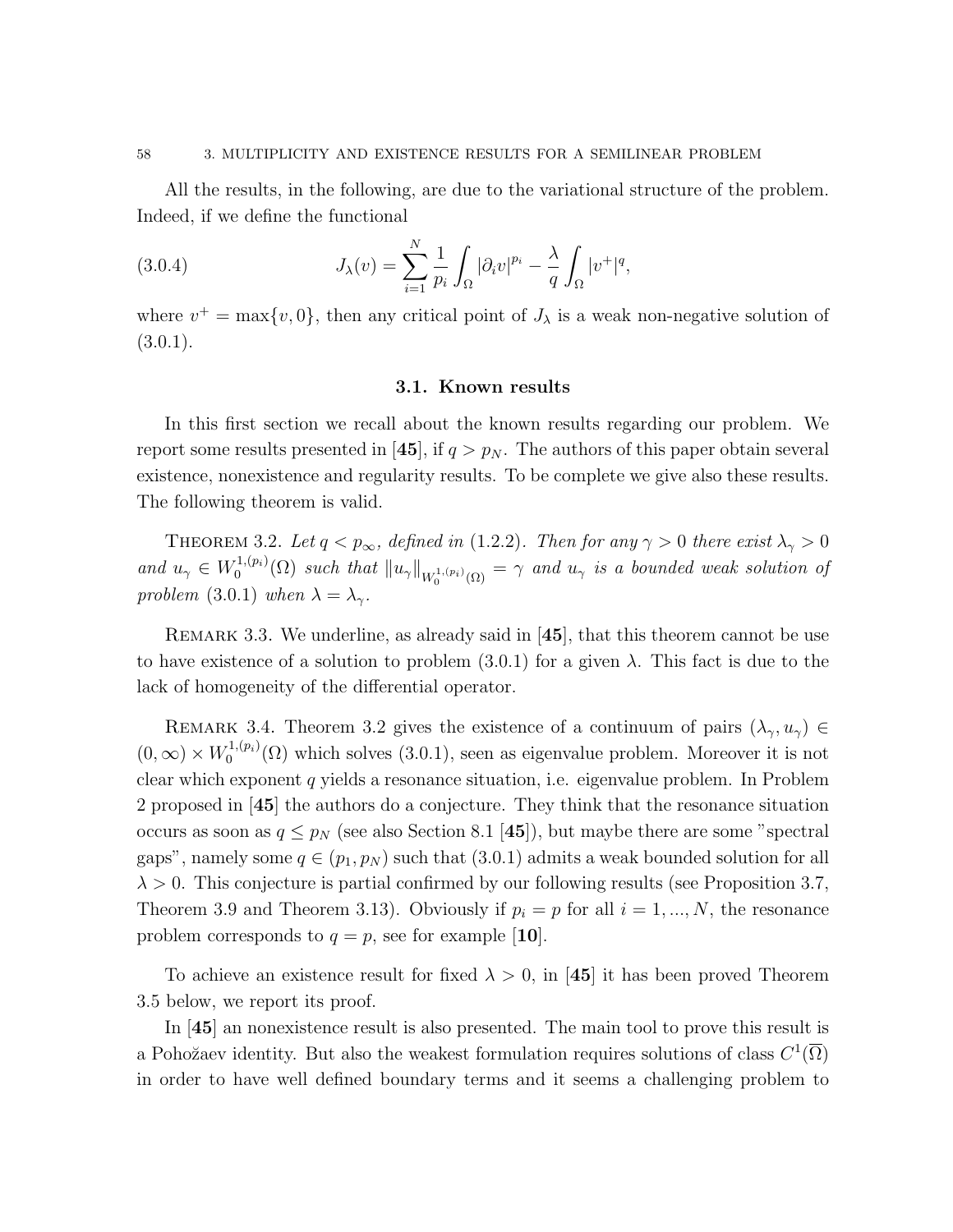All the results, in the following, are due to the variational structure of the problem. Indeed, if we define the functional

$$J_\lambda(v) = \sum_{i=1}^{N} \frac{1}{p_i} \int_\Omega |\partial_i v|^{p_i} - \frac{\lambda}{q} \int_\Omega |v^+|^q, \tag{3.0.4}$$

where $v^+ = \max\{v, 0\}$, then any critical point of $J_\lambda$ is a weak non-negative solution of (3.0.1).

## 3.1. Known results

In this first section we recall about the known results regarding our problem. We report some results presented in [**45**], if $q > p_N$. The authors of this paper obtain several existence, nonexistence and regularity results. To be complete we give also these results. The following theorem is valid.

Theorem 3.2. *Let $q < p_\infty$, defined in (1.2.2). Then for any $\gamma > 0$ there exist $\lambda_\gamma > 0$ and $u_\gamma \in W_0^{1,(p_i)}(\Omega)$ such that $\|u_\gamma\|_{W_0^{1,(p_i)}(\Omega)} = \gamma$ and $u_\gamma$ is a bounded weak solution of problem (3.0.1) when $\lambda = \lambda_\gamma$.*

Remark 3.3. We underline, as already said in [**45**], that this theorem cannot be use to have existence of a solution to problem (3.0.1) for a given $\lambda$. This fact is due to the lack of homogeneity of the differential operator.

Remark 3.4. Theorem 3.2 gives the existence of a continuum of pairs $(\lambda_\gamma, u_\gamma) \in (0, \infty) \times W_0^{1,(p_i)}(\Omega)$ which solves (3.0.1), seen as eigenvalue problem. Moreover it is not clear which exponent $q$ yields a resonance situation, i.e. eigenvalue problem. In Problem 2 proposed in [**45**] the authors do a conjecture. They think that the resonance situation occurs as soon as $q \leq p_N$ (see also Section 8.1 [**45**]), but maybe there are some "spectral gaps", namely some $q \in (p_1, p_N)$ such that (3.0.1) admits a weak bounded solution for all $\lambda > 0$. This conjecture is partial confirmed by our following results (see Proposition 3.7, Theorem 3.9 and Theorem 3.13). Obviously if $p_i = p$ for all $i = 1, ..., N$, the resonance problem corresponds to $q = p$, see for example [**10**].

To achieve an existence result for fixed $\lambda > 0$, in [**45**] it has been proved Theorem 3.5 below, we report its proof.

In [**45**] an nonexistence result is also presented. The main tool to prove this result is a Pohožaev identity. But also the weakest formulation requires solutions of class $C^1(\overline{\Omega})$ in order to have well defined boundary terms and it seems a challenging problem to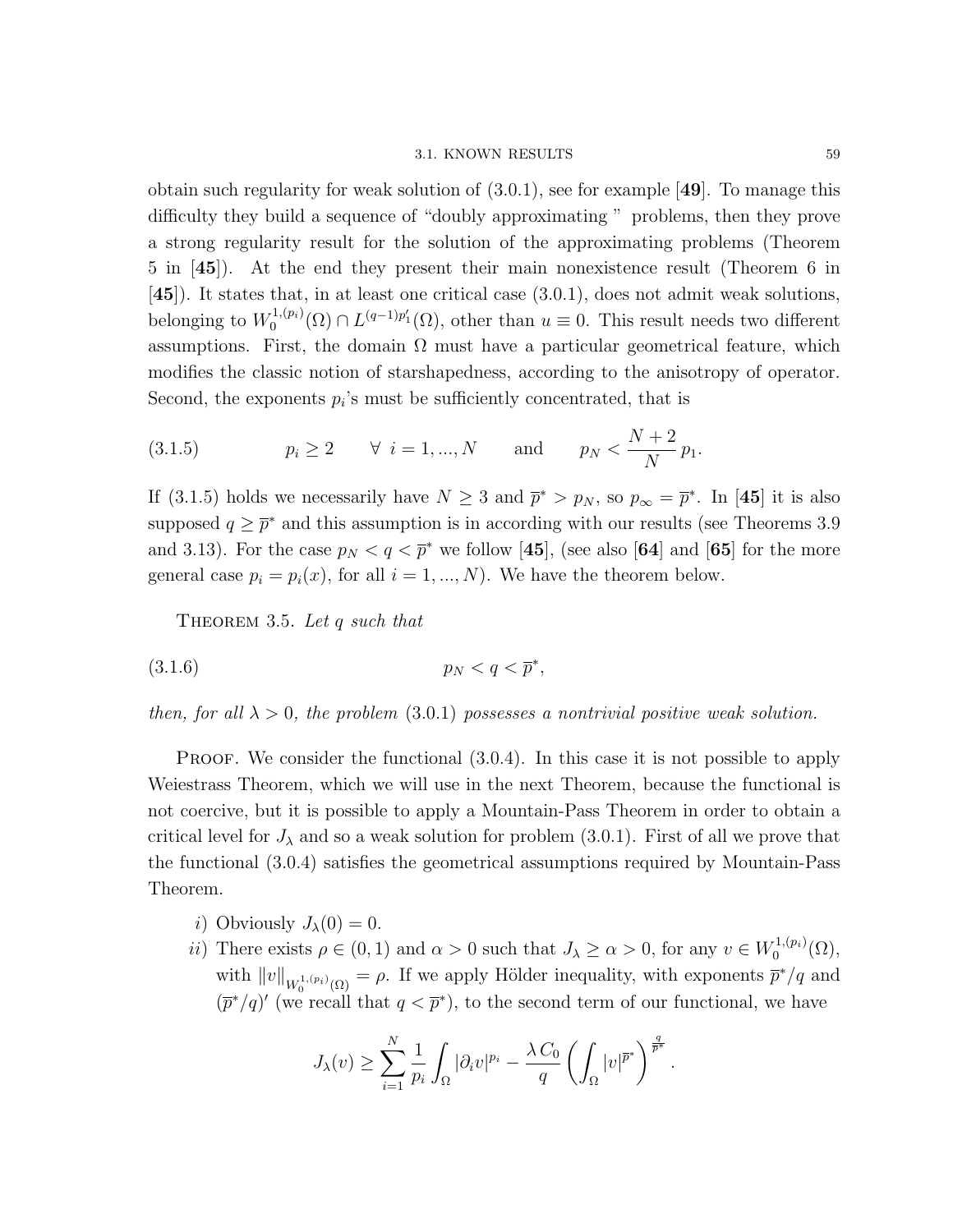obtain such regularity for weak solution of (3.0.1), see for example [**49**]. To manage this difficulty they build a sequence of "doubly approximating " problems, then they prove a strong regularity result for the solution of the approximating problems (Theorem 5 in [**45**]). At the end they present their main nonexistence result (Theorem 6 in [**45**]). It states that, in at least one critical case (3.0.1), does not admit weak solutions, belonging to $W_0^{1,(p_i)}(\Omega) \cap L^{(q-1)p_1'}(\Omega)$, other than $u \equiv 0$. This result needs two different assumptions. First, the domain $\Omega$ must have a particular geometrical feature, which modifies the classic notion of starshapedness, according to the anisotropy of operator. Second, the exponents $p_i$'s must be sufficiently concentrated, that is

$$p_i \geq 2 \qquad \forall \ i = 1, ..., N \qquad \text{and} \qquad p_N < \frac{N+2}{N} p_1. \tag{3.1.5}$$

If (3.1.5) holds we necessarily have $N \geq 3$ and $\overline{p}^* > p_N$, so $p_\infty = \overline{p}^*$. In [**45**] it is also supposed $q \geq \overline{p}^*$ and this assumption is in according with our results (see Theorems 3.9 and 3.13). For the case $p_N < q < \overline{p}^*$ we follow [**45**], (see also [**64**] and [**65**] for the more general case $p_i = p_i(x)$, for all $i = 1, ..., N$). We have the theorem below.

THEOREM 3.5. *Let $q$ such that*

$$p_N < q < \overline{p}^*, \tag{3.1.6}$$

*then, for all $\lambda > 0$, the problem* (3.0.1) *possesses a nontrivial positive weak solution.*

PROOF. We consider the functional (3.0.4). In this case it is not possible to apply Weiestrass Theorem, which we will use in the next Theorem, because the functional is not coercive, but it is possible to apply a Mountain-Pass Theorem in order to obtain a critical level for $J_\lambda$ and so a weak solution for problem (3.0.1). First of all we prove that the functional (3.0.4) satisfies the geometrical assumptions required by Mountain-Pass Theorem.

*i)* Obviously $J_\lambda(0) = 0$.

*ii)* There exists $\rho \in (0, 1)$ and $\alpha > 0$ such that $J_\lambda \geq \alpha > 0$, for any $v \in W_0^{1,(p_i)}(\Omega)$, with $\|v\|_{W_0^{1,(p_i)}(\Omega)} = \rho$. If we apply Hölder inequality, with exponents $\overline{p}^*/q$ and $(\overline{p}^*/q)'$ (we recall that $q < \overline{p}^*$), to the second term of our functional, we have

$$J_\lambda(v) \geq \sum_{i=1}^N \frac{1}{p_i} \int_\Omega |\partial_i v|^{p_i} - \frac{\lambda \, C_0}{q} \left( \int_\Omega |v|^{\overline{p}^*} \right)^{\frac{q}{\overline{p}^*}}.$$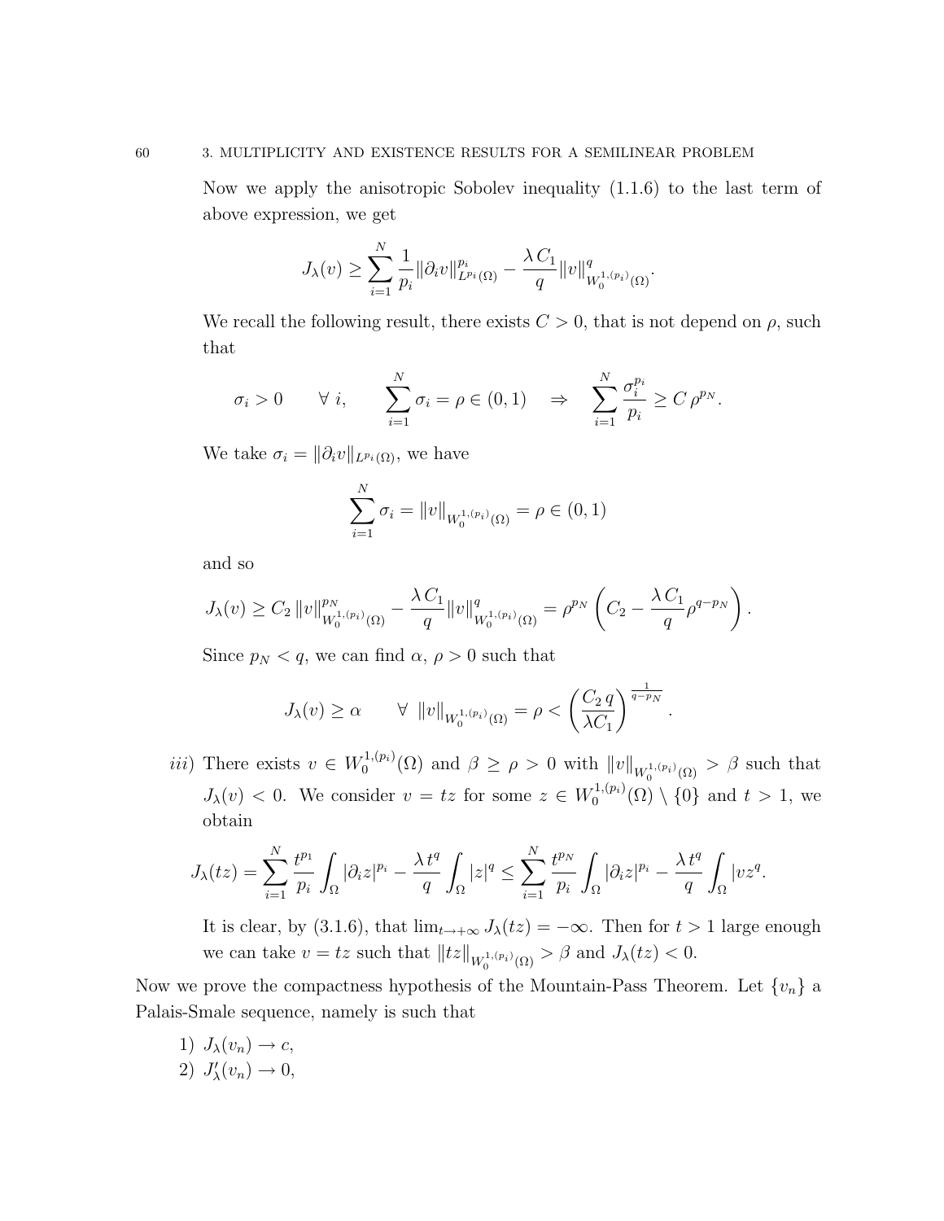Now we apply the anisotropic Sobolev inequality (1.1.6) to the last term of above expression, we get

$$J_\lambda(v) \geq \sum_{i=1}^{N} \frac{1}{p_i} \|\partial_i v\|^{p_i}_{L^{p_i}(\Omega)} - \frac{\lambda\, C_1}{q} \|v\|^q_{W_0^{1,(p_i)}(\Omega)}.$$

We recall the following result, there exists $C > 0$, that is not depend on $\rho$, such that

$$\sigma_i > 0 \qquad \forall\ i, \qquad \sum_{i=1}^{N} \sigma_i = \rho \in (0,1) \quad \Rightarrow \quad \sum_{i=1}^{N} \frac{\sigma_i^{p_i}}{p_i} \geq C\, \rho^{p_N}.$$

We take $\sigma_i = \|\partial_i v\|_{L^{p_i}(\Omega)}$, we have

$$\sum_{i=1}^{N} \sigma_i = \|v\|_{W_0^{1,(p_i)}(\Omega)} = \rho \in (0,1)$$

and so

$$J_\lambda(v) \geq C_2\, \|v\|^{p_N}_{W_0^{1,(p_i)}(\Omega)} - \frac{\lambda\, C_1}{q} \|v\|^q_{W_0^{1,(p_i)}(\Omega)} = \rho^{p_N} \left( C_2 - \frac{\lambda\, C_1}{q} \rho^{q-p_N} \right).$$

Since $p_N < q$, we can find $\alpha,\, \rho > 0$ such that

$$J_\lambda(v) \geq \alpha \qquad \forall\ \|v\|_{W_0^{1,(p_i)}(\Omega)} = \rho < \left( \frac{C_2\, q}{\lambda C_1} \right)^{\frac{1}{q-p_N}}.$$

*iii)* There exists $v \in W_0^{1,(p_i)}(\Omega)$ and $\beta \geq \rho > 0$ with $\|v\|_{W_0^{1,(p_i)}(\Omega)} > \beta$ such that $J_\lambda(v) < 0$. We consider $v = tz$ for some $z \in W_0^{1,(p_i)}(\Omega) \setminus \{0\}$ and $t > 1$, we obtain

$$J_\lambda(tz) = \sum_{i=1}^{N} \frac{t^{p_1}}{p_i} \int_\Omega |\partial_i z|^{p_i} - \frac{\lambda\, t^q}{q} \int_\Omega |z|^q \leq \sum_{i=1}^{N} \frac{t^{p_N}}{p_i} \int_\Omega |\partial_i z|^{p_i} - \frac{\lambda\, t^q}{q} \int_\Omega |vz^q.$$

It is clear, by (3.1.6), that $\lim_{t \to +\infty} J_\lambda(tz) = -\infty$. Then for $t > 1$ large enough we can take $v = tz$ such that $\|tz\|_{W_0^{1,(p_i)}(\Omega)} > \beta$ and $J_\lambda(tz) < 0$.

Now we prove the compactness hypothesis of the Mountain-Pass Theorem. Let $\{v_n\}$ a Palais-Smale sequence, namely is such that

1) $J_\lambda(v_n) \to c$,
2) $J_\lambda'(v_n) \to 0$,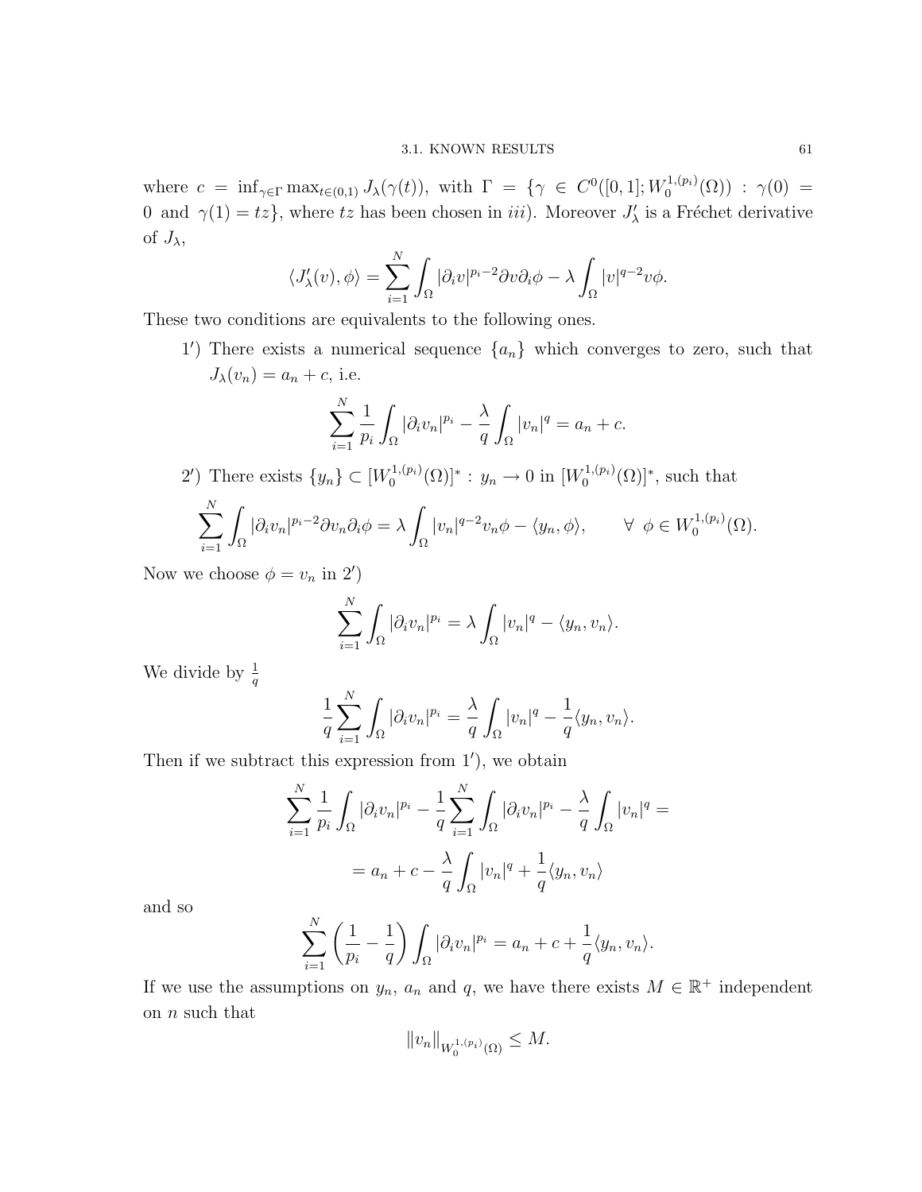where $c = \inf_{\gamma \in \Gamma} \max_{t \in (0,1)} J_\lambda(\gamma(t))$, with $\Gamma = \{\gamma \in C^0([0,1]; W_0^{1,(p_i)}(\Omega)) : \gamma(0) = 0 \text{ and } \gamma(1) = tz\}$, where $tz$ has been chosen in *iii*). Moreover $J'_\lambda$ is a Fréchet derivative of $J_\lambda$,

$$\langle J'_\lambda(v), \phi \rangle = \sum_{i=1}^{N} \int_\Omega |\partial_i v|^{p_i - 2} \partial v \partial_i \phi - \lambda \int_\Omega |v|^{q-2} v \phi.$$

These two conditions are equivalents to the following ones.

1′) There exists a numerical sequence $\{a_n\}$ which converges to zero, such that $J_\lambda(v_n) = a_n + c$, i.e.

$$\sum_{i=1}^{N} \frac{1}{p_i} \int_\Omega |\partial_i v_n|^{p_i} - \frac{\lambda}{q} \int_\Omega |v_n|^q = a_n + c.$$

2′) There exists $\{y_n\} \subset [W_0^{1,(p_i)}(\Omega)]^* : y_n \to 0$ in $[W_0^{1,(p_i)}(\Omega)]^*$, such that

$$\sum_{i=1}^{N} \int_\Omega |\partial_i v_n|^{p_i - 2} \partial v_n \partial_i \phi = \lambda \int_\Omega |v_n|^{q-2} v_n \phi - \langle y_n, \phi \rangle, \qquad \forall \ \phi \in W_0^{1,(p_i)}(\Omega).$$

Now we choose $\phi = v_n$ in 2′)

$$\sum_{i=1}^{N} \int_\Omega |\partial_i v_n|^{p_i} = \lambda \int_\Omega |v_n|^q - \langle y_n, v_n \rangle.$$

We divide by $\frac{1}{q}$

$$\frac{1}{q} \sum_{i=1}^{N} \int_\Omega |\partial_i v_n|^{p_i} = \frac{\lambda}{q} \int_\Omega |v_n|^q - \frac{1}{q} \langle y_n, v_n \rangle.$$

Then if we subtract this expression from 1′), we obtain

$$\sum_{i=1}^{N} \frac{1}{p_i} \int_\Omega |\partial_i v_n|^{p_i} - \frac{1}{q} \sum_{i=1}^{N} \int_\Omega |\partial_i v_n|^{p_i} - \frac{\lambda}{q} \int_\Omega |v_n|^q =$$

$$= a_n + c - \frac{\lambda}{q} \int_\Omega |v_n|^q + \frac{1}{q} \langle y_n, v_n \rangle$$

and so

$$\sum_{i=1}^{N} \left( \frac{1}{p_i} - \frac{1}{q} \right) \int_\Omega |\partial_i v_n|^{p_i} = a_n + c + \frac{1}{q} \langle y_n, v_n \rangle.$$

If we use the assumptions on $y_n$, $a_n$ and $q$, we have there exists $M \in \mathbb{R}^+$ independent on $n$ such that

$$\|v_n\|_{W_0^{1,(p_i)}(\Omega)} \leq M.$$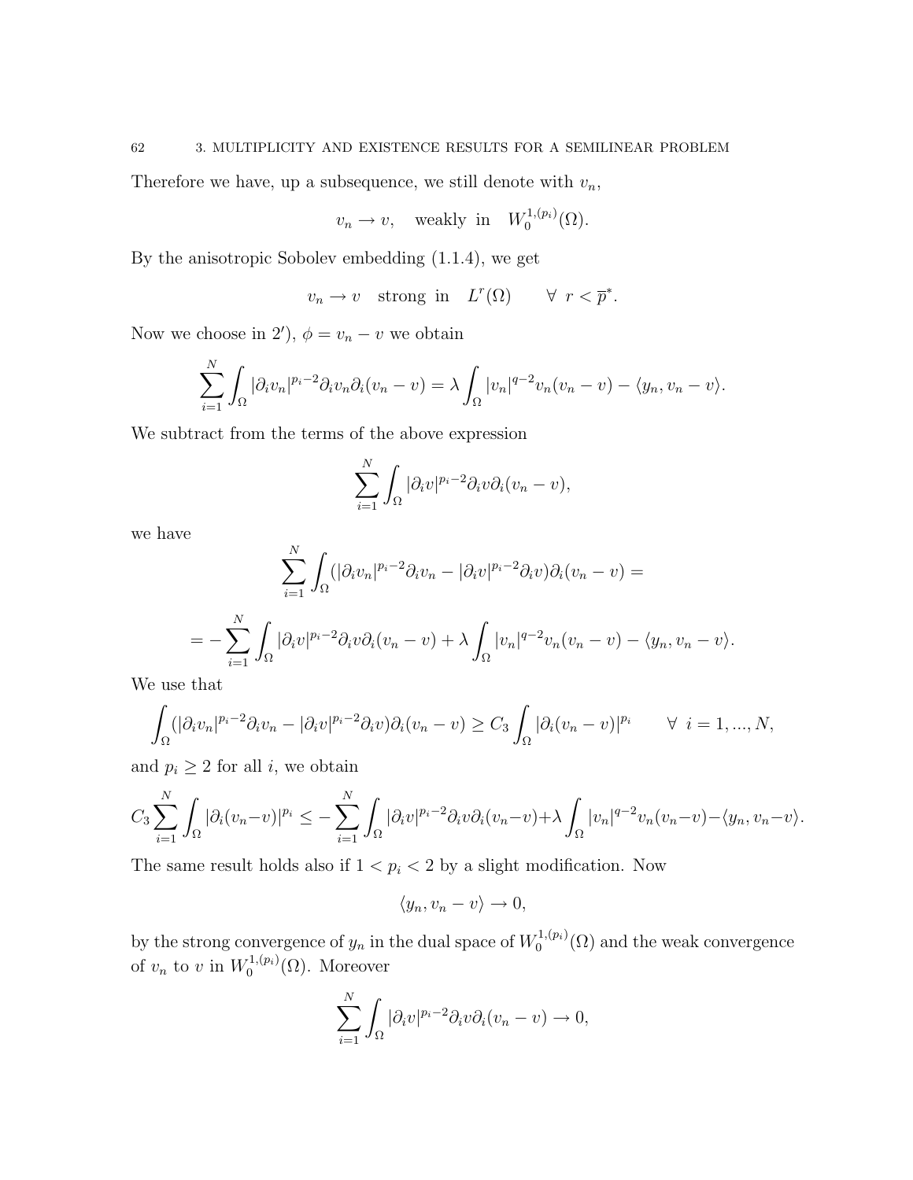Therefore we have, up a subsequence, we still denote with $v_n$,

$$v_n \to v, \quad \text{weakly in} \quad W_0^{1,(p_i)}(\Omega).$$

By the anisotropic Sobolev embedding (1.1.4), we get

$$v_n \to v \quad \text{strong in} \quad L^r(\Omega) \qquad \forall \ r < \overline{p}^*.$$

Now we choose in $2')$, $\phi = v_n - v$ we obtain

$$\sum_{i=1}^{N} \int_\Omega |\partial_i v_n|^{p_i - 2} \partial_i v_n \partial_i (v_n - v) = \lambda \int_\Omega |v_n|^{q-2} v_n (v_n - v) - \langle y_n, v_n - v \rangle.$$

We subtract from the terms of the above expression

$$\sum_{i=1}^{N} \int_\Omega |\partial_i v|^{p_i - 2} \partial_i v \partial_i (v_n - v),$$

we have

$$\sum_{i=1}^{N} \int_\Omega (|\partial_i v_n|^{p_i - 2} \partial_i v_n - |\partial_i v|^{p_i - 2} \partial_i v) \partial_i (v_n - v) =$$

$$= - \sum_{i=1}^{N} \int_\Omega |\partial_i v|^{p_i - 2} \partial_i v \partial_i (v_n - v) + \lambda \int_\Omega |v_n|^{q-2} v_n (v_n - v) - \langle y_n, v_n - v \rangle.$$

We use that

$$\int_\Omega (|\partial_i v_n|^{p_i - 2} \partial_i v_n - |\partial_i v|^{p_i - 2} \partial_i v) \partial_i (v_n - v) \geq C_3 \int_\Omega |\partial_i (v_n - v)|^{p_i} \qquad \forall \ i = 1, ..., N,$$

and $p_i \geq 2$ for all $i$, we obtain

$$C_3 \sum_{i=1}^{N} \int_\Omega |\partial_i (v_n - v)|^{p_i} \leq - \sum_{i=1}^{N} \int_\Omega |\partial_i v|^{p_i - 2} \partial_i v \partial_i (v_n - v) + \lambda \int_\Omega |v_n|^{q-2} v_n (v_n - v) - \langle y_n, v_n - v \rangle.$$

The same result holds also if $1 < p_i < 2$ by a slight modification. Now

$$\langle y_n, v_n - v \rangle \to 0,$$

by the strong convergence of $y_n$ in the dual space of $W_0^{1,(p_i)}(\Omega)$ and the weak convergence of $v_n$ to $v$ in $W_0^{1,(p_i)}(\Omega)$. Moreover

$$\sum_{i=1}^{N} \int_\Omega |\partial_i v|^{p_i - 2} \partial_i v \partial_i (v_n - v) \to 0,$$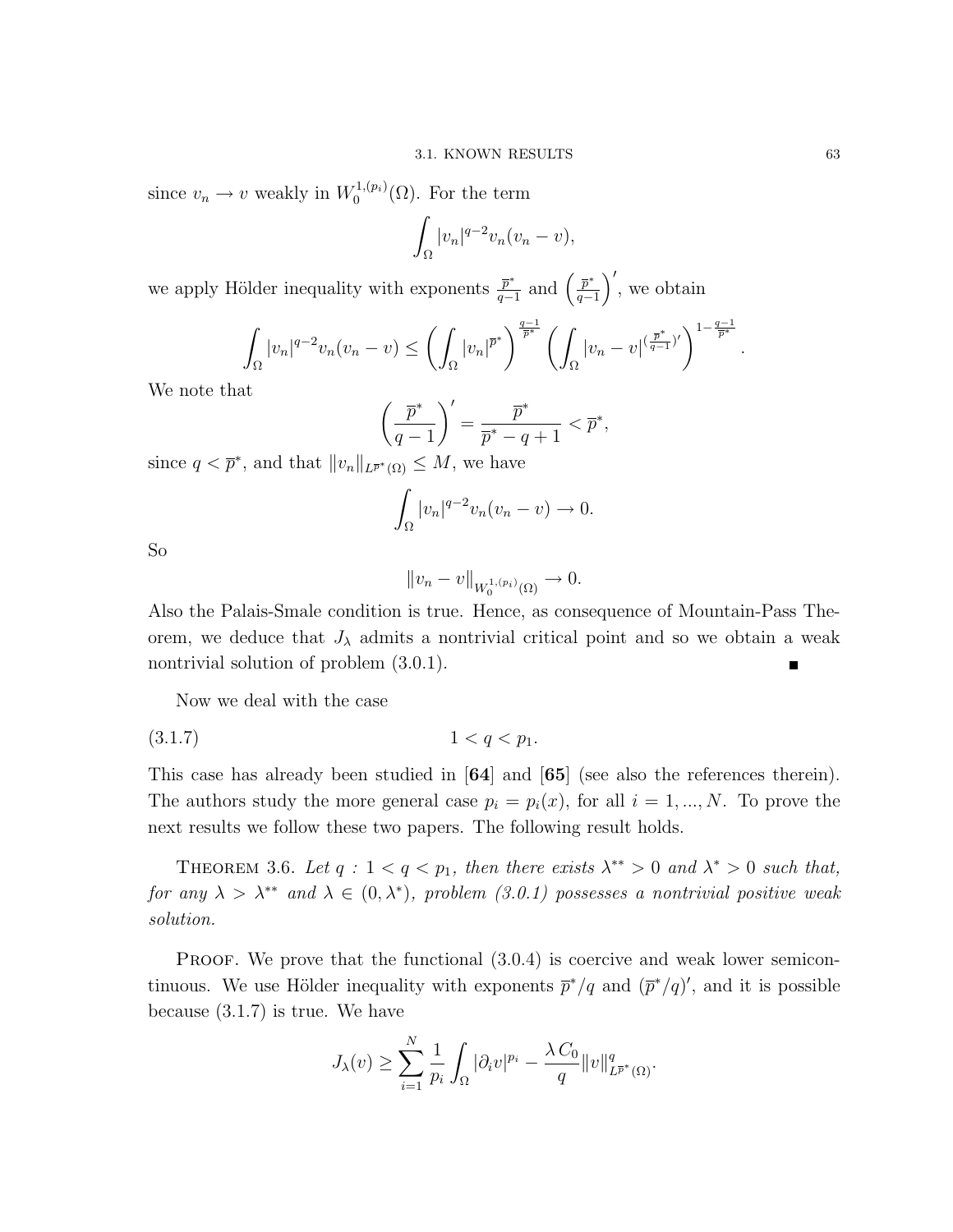since $v_n \to v$ weakly in $W_0^{1,(p_i)}(\Omega)$. For the term

$$\int_\Omega |v_n|^{q-2} v_n (v_n - v),$$

we apply Hölder inequality with exponents $\frac{\overline{p}^*}{q-1}$ and $\left(\frac{\overline{p}^*}{q-1}\right)'$, we obtain

$$\int_\Omega |v_n|^{q-2} v_n (v_n - v) \le \left(\int_\Omega |v_n|^{\overline{p}^*}\right)^{\frac{q-1}{\overline{p}^*}} \left(\int_\Omega |v_n - v|^{(\frac{\overline{p}^*}{q-1})'}\right)^{1-\frac{q-1}{\overline{p}^*}}.$$

We note that

$$\left(\frac{\overline{p}^*}{q-1}\right)' = \frac{\overline{p}^*}{\overline{p}^* - q + 1} < \overline{p}^*,$$

since $q < \overline{p}^*$, and that $\|v_n\|_{L^{\overline{p}^*}(\Omega)} \le M$, we have

$$\int_\Omega |v_n|^{q-2} v_n (v_n - v) \to 0.$$

So

$$\|v_n - v\|_{W_0^{1,(p_i)}(\Omega)} \to 0.$$

Also the Palais-Smale condition is true. Hence, as consequence of Mountain-Pass Theorem, we deduce that $J_\lambda$ admits a nontrivial critical point and so we obtain a weak nontrivial solution of problem (3.0.1). ∎

Now we deal with the case

$$1 < q < p_1. \tag{3.1.7}$$

This case has already been studied in [**64**] and [**65**] (see also the references therein). The authors study the more general case $p_i = p_i(x)$, for all $i = 1, ..., N$. To prove the next results we follow these two papers. The following result holds.

THEOREM 3.6. *Let $q : 1 < q < p_1$, then there exists $\lambda^{**} > 0$ and $\lambda^* > 0$ such that, for any $\lambda > \lambda^{**}$ and $\lambda \in (0, \lambda^*)$, problem (3.0.1) possesses a nontrivial positive weak solution.*

PROOF. We prove that the functional (3.0.4) is coercive and weak lower semicontinuous. We use Hölder inequality with exponents $\overline{p}^*/q$ and $(\overline{p}^*/q)'$, and it is possible because (3.1.7) is true. We have

$$J_\lambda(v) \ge \sum_{i=1}^N \frac{1}{p_i} \int_\Omega |\partial_i v|^{p_i} - \frac{\lambda\, C_0}{q} \|v\|^q_{L^{\overline{p}^*}(\Omega)}.$$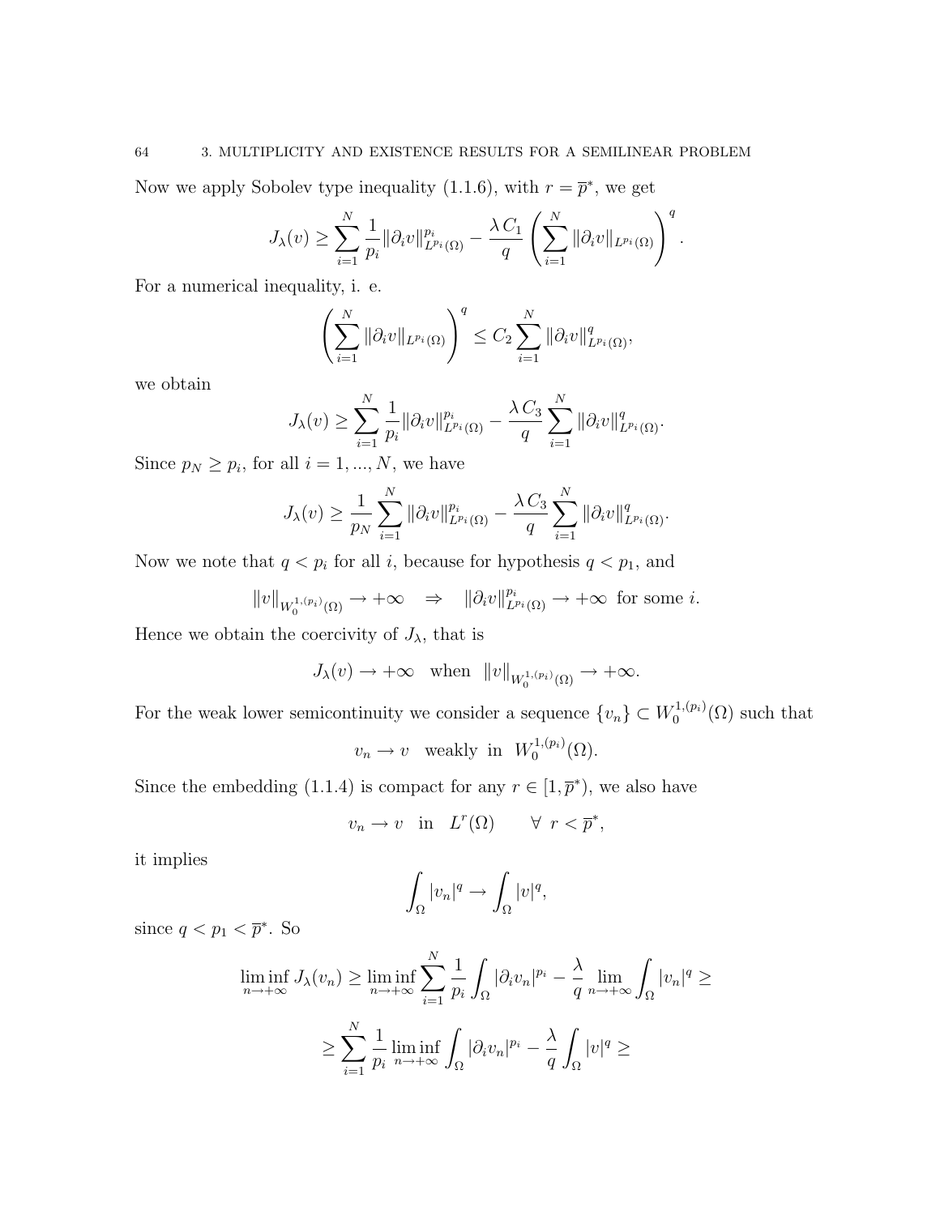Now we apply Sobolev type inequality (1.1.6), with $r = \overline{p}^*$, we get

$$J_\lambda(v) \geq \sum_{i=1}^{N} \frac{1}{p_i} \|\partial_i v\|_{L^{p_i}(\Omega)}^{p_i} - \frac{\lambda\, C_1}{q} \left( \sum_{i=1}^{N} \|\partial_i v\|_{L^{p_i}(\Omega)} \right)^q.$$

For a numerical inequality, i. e.

$$\left( \sum_{i=1}^{N} \|\partial_i v\|_{L^{p_i}(\Omega)} \right)^q \leq C_2 \sum_{i=1}^{N} \|\partial_i v\|_{L^{p_i}(\Omega)}^q,$$

we obtain

$$J_\lambda(v) \geq \sum_{i=1}^{N} \frac{1}{p_i} \|\partial_i v\|_{L^{p_i}(\Omega)}^{p_i} - \frac{\lambda\, C_3}{q} \sum_{i=1}^{N} \|\partial_i v\|_{L^{p_i}(\Omega)}^q.$$

Since $p_N \geq p_i$, for all $i = 1, ..., N$, we have

$$J_\lambda(v) \geq \frac{1}{p_N} \sum_{i=1}^{N} \|\partial_i v\|_{L^{p_i}(\Omega)}^{p_i} - \frac{\lambda\, C_3}{q} \sum_{i=1}^{N} \|\partial_i v\|_{L^{p_i}(\Omega)}^q.$$

Now we note that $q < p_i$ for all $i$, because for hypothesis $q < p_1$, and

$$\|v\|_{W_0^{1,(p_i)}(\Omega)} \to +\infty \quad \Rightarrow \quad \|\partial_i v\|_{L^{p_i}(\Omega)}^{p_i} \to +\infty \text{ for some } i.$$

Hence we obtain the coercivity of $J_\lambda$, that is

$$J_\lambda(v) \to +\infty \quad \text{when} \quad \|v\|_{W_0^{1,(p_i)}(\Omega)} \to +\infty.$$

For the weak lower semicontinuity we consider a sequence $\{v_n\} \subset W_0^{1,(p_i)}(\Omega)$ such that

$$v_n \to v \quad \text{weakly in} \quad W_0^{1,(p_i)}(\Omega).$$

Since the embedding (1.1.4) is compact for any $r \in [1, \overline{p}^*)$, we also have

$$v_n \to v \quad \text{in} \quad L^r(\Omega) \qquad \forall\ r < \overline{p}^*,$$

it implies

$$\int_\Omega |v_n|^q \to \int_\Omega |v|^q,$$

since $q < p_1 < \overline{p}^*$. So

$$\liminf_{n\to+\infty} J_\lambda(v_n) \geq \liminf_{n\to+\infty} \sum_{i=1}^{N} \frac{1}{p_i} \int_\Omega |\partial_i v_n|^{p_i} - \frac{\lambda}{q} \lim_{n\to+\infty} \int_\Omega |v_n|^q \geq$$

$$\geq \sum_{i=1}^{N} \frac{1}{p_i} \liminf_{n\to+\infty} \int_\Omega |\partial_i v_n|^{p_i} - \frac{\lambda}{q} \int_\Omega |v|^q \geq$$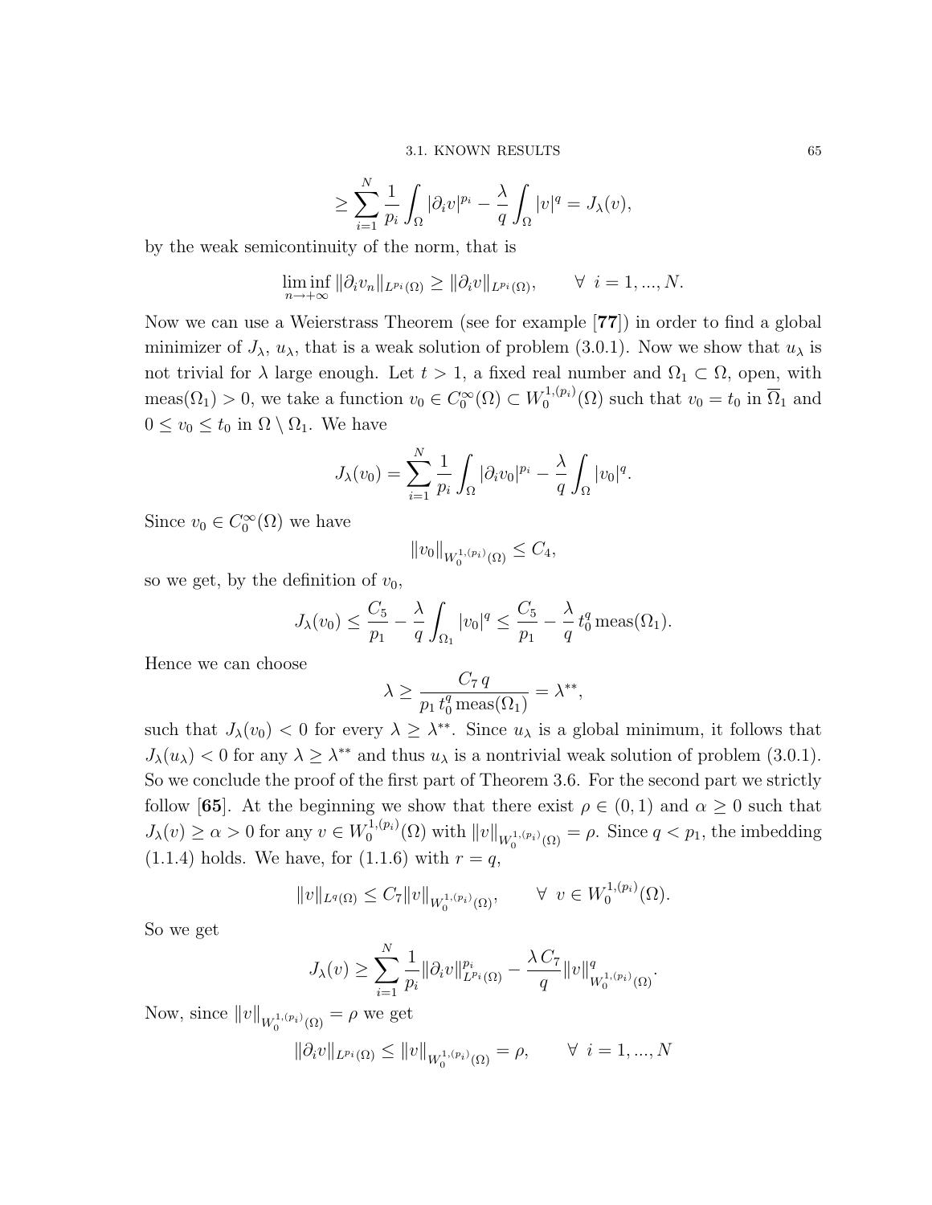$$\geq \sum_{i=1}^{N} \frac{1}{p_i} \int_\Omega |\partial_i v|^{p_i} - \frac{\lambda}{q} \int_\Omega |v|^q = J_\lambda(v),$$

by the weak semicontinuity of the norm, that is

$$\liminf_{n\to+\infty} \|\partial_i v_n\|_{L^{p_i}(\Omega)} \geq \|\partial_i v\|_{L^{p_i}(\Omega)}, \qquad \forall \ i = 1, ..., N.$$

Now we can use a Weierstrass Theorem (see for example [**77**]) in order to find a global minimizer of $J_\lambda$, $u_\lambda$, that is a weak solution of problem (3.0.1). Now we show that $u_\lambda$ is not trivial for $\lambda$ large enough. Let $t > 1$, a fixed real number and $\Omega_1 \subset \Omega$, open, with $\mathrm{meas}(\Omega_1) > 0$, we take a function $v_0 \in C_0^\infty(\Omega) \subset W_0^{1,(p_i)}(\Omega)$ such that $v_0 = t_0$ in $\overline{\Omega}_1$ and $0 \leq v_0 \leq t_0$ in $\Omega \setminus \Omega_1$. We have

$$J_\lambda(v_0) = \sum_{i=1}^{N} \frac{1}{p_i} \int_\Omega |\partial_i v_0|^{p_i} - \frac{\lambda}{q} \int_\Omega |v_0|^q.$$

Since $v_0 \in C_0^\infty(\Omega)$ we have

$$\|v_0\|_{W_0^{1,(p_i)}(\Omega)} \leq C_4,$$

so we get, by the definition of $v_0$,

$$J_\lambda(v_0) \leq \frac{C_5}{p_1} - \frac{\lambda}{q} \int_{\Omega_1} |v_0|^q \leq \frac{C_5}{p_1} - \frac{\lambda}{q} t_0^q \,\mathrm{meas}(\Omega_1).$$

Hence we can choose

$$\lambda \geq \frac{C_7\, q}{p_1\, t_0^q \,\mathrm{meas}(\Omega_1)} = \lambda^{**},$$

such that $J_\lambda(v_0) < 0$ for every $\lambda \geq \lambda^{**}$. Since $u_\lambda$ is a global minimum, it follows that $J_\lambda(u_\lambda) < 0$ for any $\lambda \geq \lambda^{**}$ and thus $u_\lambda$ is a nontrivial weak solution of problem (3.0.1). So we conclude the proof of the first part of Theorem 3.6. For the second part we strictly follow [**65**]. At the beginning we show that there exist $\rho \in (0, 1)$ and $\alpha \geq 0$ such that $J_\lambda(v) \geq \alpha > 0$ for any $v \in W_0^{1,(p_i)}(\Omega)$ with $\|v\|_{W_0^{1,(p_i)}(\Omega)} = \rho$. Since $q < p_1$, the imbedding (1.1.4) holds. We have, for (1.1.6) with $r = q$,

$$\|v\|_{L^q(\Omega)} \leq C_7 \|v\|_{W_0^{1,(p_i)}(\Omega)}, \qquad \forall \ v \in W_0^{1,(p_i)}(\Omega).$$

So we get

$$J_\lambda(v) \geq \sum_{i=1}^{N} \frac{1}{p_i} \|\partial_i v\|_{L^{p_i}(\Omega)}^{p_i} - \frac{\lambda\, C_7}{q} \|v\|_{W_0^{1,(p_i)}(\Omega)}^q.$$

Now, since $\|v\|_{W_0^{1,(p_i)}(\Omega)} = \rho$ we get

$$\|\partial_i v\|_{L^{p_i}(\Omega)} \leq \|v\|_{W_0^{1,(p_i)}(\Omega)} = \rho, \qquad \forall \ i = 1, ..., N$$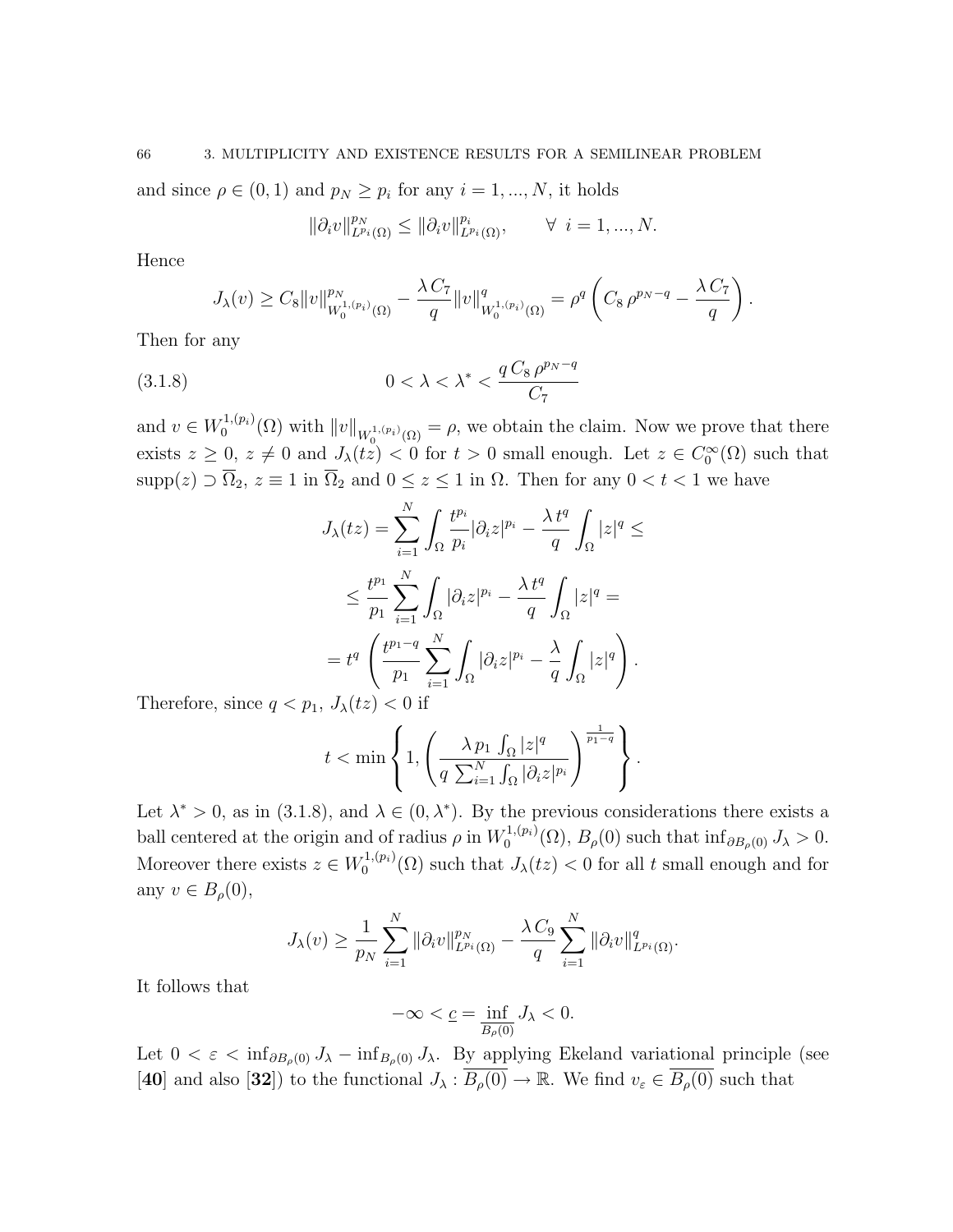and since $\rho \in (0,1)$ and $p_N \geq p_i$ for any $i = 1, ..., N$, it holds

$$\|\partial_i v\|^{p_N}_{L^{p_i}(\Omega)} \leq \|\partial_i v\|^{p_i}_{L^{p_i}(\Omega)}, \qquad \forall\ i = 1, ..., N.$$

Hence

$$J_\lambda(v) \geq C_8 \|v\|^{p_N}_{W_0^{1,(p_i)}(\Omega)} - \frac{\lambda\, C_7}{q} \|v\|^q_{W_0^{1,(p_i)}(\Omega)} = \rho^q \left( C_8\, \rho^{p_N - q} - \frac{\lambda\, C_7}{q} \right).$$

Then for any

$$0 < \lambda < \lambda^* < \frac{q\, C_8\, \rho^{p_N - q}}{C_7} \tag{3.1.8}$$

and $v \in W_0^{1,(p_i)}(\Omega)$ with $\|v\|_{W_0^{1,(p_i)}(\Omega)} = \rho$, we obtain the claim. Now we prove that there exists $z \geq 0$, $z \neq 0$ and $J_\lambda(tz) < 0$ for $t > 0$ small enough. Let $z \in C_0^\infty(\Omega)$ such that $\mathrm{supp}(z) \supset \overline{\Omega}_2$, $z \equiv 1$ in $\overline{\Omega}_2$ and $0 \leq z \leq 1$ in $\Omega$. Then for any $0 < t < 1$ we have

$$J_\lambda(tz) = \sum_{i=1}^N \int_\Omega \frac{t^{p_i}}{p_i} |\partial_i z|^{p_i} - \frac{\lambda\, t^q}{q} \int_\Omega |z|^q \leq$$

$$\leq \frac{t^{p_1}}{p_1} \sum_{i=1}^N \int_\Omega |\partial_i z|^{p_i} - \frac{\lambda\, t^q}{q} \int_\Omega |z|^q =$$

$$= t^q \left( \frac{t^{p_1 - q}}{p_1} \sum_{i=1}^N \int_\Omega |\partial_i z|^{p_i} - \frac{\lambda}{q} \int_\Omega |z|^q \right).$$

Therefore, since $q < p_1$, $J_\lambda(tz) < 0$ if

$$t < \min\left\{ 1, \left( \frac{\lambda\, p_1 \int_\Omega |z|^q}{q \sum_{i=1}^N \int_\Omega |\partial_i z|^{p_i}} \right)^{\frac{1}{p_1 - q}} \right\}.$$

Let $\lambda^* > 0$, as in (3.1.8), and $\lambda \in (0, \lambda^*)$. By the previous considerations there exists a ball centered at the origin and of radius $\rho$ in $W_0^{1,(p_i)}(\Omega)$, $B_\rho(0)$ such that $\inf_{\partial B_\rho(0)} J_\lambda > 0$. Moreover there exists $z \in W_0^{1,(p_i)}(\Omega)$ such that $J_\lambda(tz) < 0$ for all $t$ small enough and for any $v \in B_\rho(0)$,

$$J_\lambda(v) \geq \frac{1}{p_N} \sum_{i=1}^N \|\partial_i v\|^{p_N}_{L^{p_i}(\Omega)} - \frac{\lambda\, C_9}{q} \sum_{i=1}^N \|\partial_i v\|^q_{L^{p_i}(\Omega)}.$$

It follows that

$$-\infty < \underline{c} = \inf_{B_\rho(0)} J_\lambda < 0.$$

Let $0 < \varepsilon < \inf_{\partial B_\rho(0)} J_\lambda - \inf_{B_\rho(0)} J_\lambda$. By applying Ekeland variational principle (see [**40**] and also [**32**]) to the functional $J_\lambda : \overline{B_\rho(0)} \to \mathbb{R}$. We find $v_\varepsilon \in \overline{B_\rho(0)}$ such that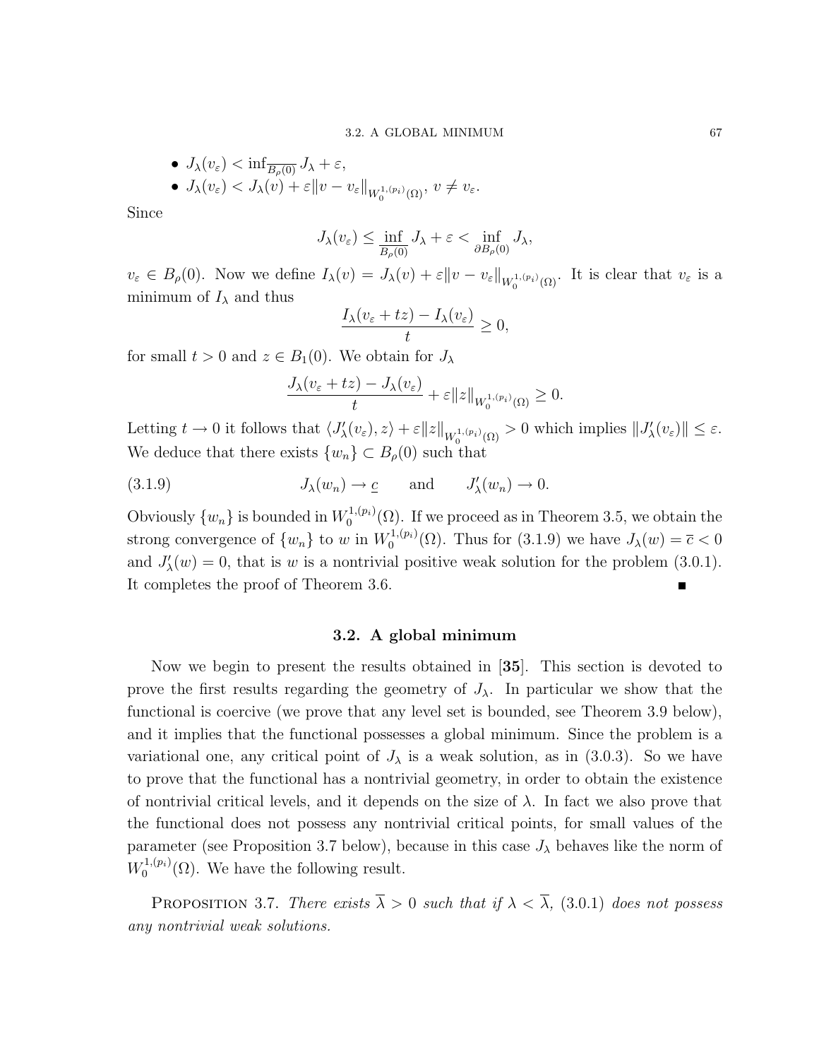- $J_\lambda(v_\varepsilon) < \inf_{\overline{B_\rho(0)}} J_\lambda + \varepsilon$,
- $J_\lambda(v_\varepsilon) < J_\lambda(v) + \varepsilon\|v - v_\varepsilon\|_{W_0^{1,(p_i)}(\Omega)}$, $v \neq v_\varepsilon$.

Since

$$J_\lambda(v_\varepsilon) \leq \inf_{\overline{B_\rho(0)}} J_\lambda + \varepsilon < \inf_{\partial B_\rho(0)} J_\lambda,$$

$v_\varepsilon \in B_\rho(0)$. Now we define $I_\lambda(v) = J_\lambda(v) + \varepsilon\|v - v_\varepsilon\|_{W_0^{1,(p_i)}(\Omega)}$. It is clear that $v_\varepsilon$ is a minimum of $I_\lambda$ and thus

$$\frac{I_\lambda(v_\varepsilon + tz) - I_\lambda(v_\varepsilon)}{t} \geq 0,$$

for small $t > 0$ and $z \in B_1(0)$. We obtain for $J_\lambda$

$$\frac{J_\lambda(v_\varepsilon + tz) - J_\lambda(v_\varepsilon)}{t} + \varepsilon\|z\|_{W_0^{1,(p_i)}(\Omega)} \geq 0.$$

Letting $t \to 0$ it follows that $\langle J'_\lambda(v_\varepsilon), z\rangle + \varepsilon\|z\|_{W_0^{1,(p_i)}(\Omega)} > 0$ which implies $\|J'_\lambda(v_\varepsilon)\| \leq \varepsilon$. We deduce that there exists $\{w_n\} \subset B_\rho(0)$ such that

$$J_\lambda(w_n) \to \underline{c} \qquad \text{and} \qquad J'_\lambda(w_n) \to 0. \tag{3.1.9}$$

Obviously $\{w_n\}$ is bounded in $W_0^{1,(p_i)}(\Omega)$. If we proceed as in Theorem 3.5, we obtain the strong convergence of $\{w_n\}$ to $w$ in $W_0^{1,(p_i)}(\Omega)$. Thus for (3.1.9) we have $J_\lambda(w) = \overline{c} < 0$ and $J'_\lambda(w) = 0$, that is $w$ is a nontrivial positive weak solution for the problem (3.0.1). It completes the proof of Theorem 3.6. ∎

## 3.2. A global minimum

Now we begin to present the results obtained in [**35**]. This section is devoted to prove the first results regarding the geometry of $J_\lambda$. In particular we show that the functional is coercive (we prove that any level set is bounded, see Theorem 3.9 below), and it implies that the functional possesses a global minimum. Since the problem is a variational one, any critical point of $J_\lambda$ is a weak solution, as in (3.0.3). So we have to prove that the functional has a nontrivial geometry, in order to obtain the existence of nontrivial critical levels, and it depends on the size of $\lambda$. In fact we also prove that the functional does not possess any nontrivial critical points, for small values of the parameter (see Proposition 3.7 below), because in this case $J_\lambda$ behaves like the norm of $W_0^{1,(p_i)}(\Omega)$. We have the following result.

Proposition 3.7. *There exists $\overline{\lambda} > 0$ such that if $\lambda < \overline{\lambda}$,* (3.0.1) *does not possess any nontrivial weak solutions.*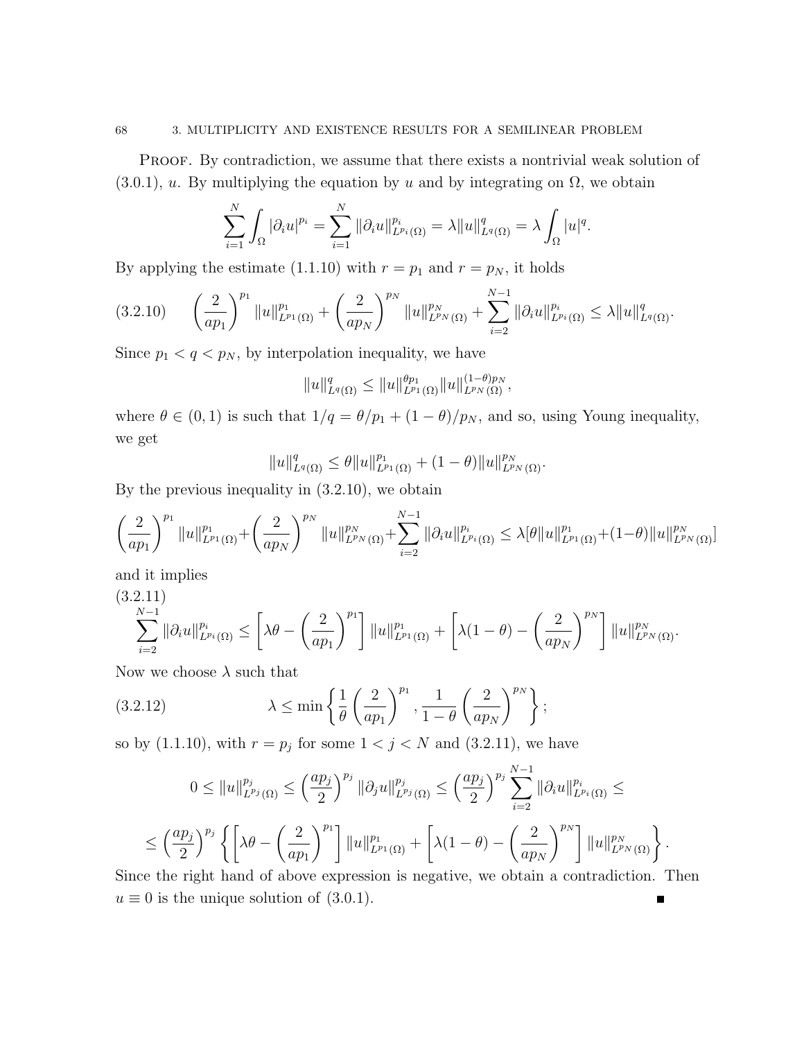PROOF. By contradiction, we assume that there exists a nontrivial weak solution of (3.0.1), $u$. By multiplying the equation by $u$ and by integrating on $\Omega$, we obtain

$$\sum_{i=1}^{N} \int_{\Omega} |\partial_i u|^{p_i} = \sum_{i=1}^{N} \|\partial_i u\|_{L^{p_i}(\Omega)}^{p_i} = \lambda \|u\|_{L^q(\Omega)}^{q} = \lambda \int_{\Omega} |u|^q.$$

By applying the estimate (1.1.10) with $r = p_1$ and $r = p_N$, it holds

$$\left(\frac{2}{ap_1}\right)^{p_1} \|u\|_{L^{p_1}(\Omega)}^{p_1} + \left(\frac{2}{ap_N}\right)^{p_N} \|u\|_{L^{p_N}(\Omega)}^{p_N} + \sum_{i=2}^{N-1} \|\partial_i u\|_{L^{p_i}(\Omega)}^{p_i} \leq \lambda \|u\|_{L^q(\Omega)}^{q}. \tag{3.2.10}$$

Since $p_1 < q < p_N$, by interpolation inequality, we have

$$\|u\|_{L^q(\Omega)}^{q} \leq \|u\|_{L^{p_1}(\Omega)}^{\theta p_1} \|u\|_{L^{p_N}(\Omega)}^{(1-\theta)p_N},$$

where $\theta \in (0,1)$ is such that $1/q = \theta/p_1 + (1-\theta)/p_N$, and so, using Young inequality, we get

$$\|u\|_{L^q(\Omega)}^{q} \leq \theta \|u\|_{L^{p_1}(\Omega)}^{p_1} + (1-\theta) \|u\|_{L^{p_N}(\Omega)}^{p_N}.$$

By the previous inequality in (3.2.10), we obtain

$$\left(\frac{2}{ap_1}\right)^{p_1} \|u\|_{L^{p_1}(\Omega)}^{p_1} + \left(\frac{2}{ap_N}\right)^{p_N} \|u\|_{L^{p_N}(\Omega)}^{p_N} + \sum_{i=2}^{N-1} \|\partial_i u\|_{L^{p_i}(\Omega)}^{p_i} \leq \lambda [\theta \|u\|_{L^{p_1}(\Omega)}^{p_1} + (1-\theta) \|u\|_{L^{p_N}(\Omega)}^{p_N}]$$

and it implies

$$\sum_{i=2}^{N-1} \|\partial_i u\|_{L^{p_i}(\Omega)}^{p_i} \leq \left[\lambda\theta - \left(\frac{2}{ap_1}\right)^{p_1}\right] \|u\|_{L^{p_1}(\Omega)}^{p_1} + \left[\lambda(1-\theta) - \left(\frac{2}{ap_N}\right)^{p_N}\right] \|u\|_{L^{p_N}(\Omega)}^{p_N}. \tag{3.2.11}$$

Now we choose $\lambda$ such that

$$\lambda \leq \min\left\{\frac{1}{\theta}\left(\frac{2}{ap_1}\right)^{p_1}, \frac{1}{1-\theta}\left(\frac{2}{ap_N}\right)^{p_N}\right\}; \tag{3.2.12}$$

so by (1.1.10), with $r = p_j$ for some $1 < j < N$ and (3.2.11), we have

$$0 \leq \|u\|_{L^{p_j}(\Omega)}^{p_j} \leq \left(\frac{ap_j}{2}\right)^{p_j} \|\partial_j u\|_{L^{p_j}(\Omega)}^{p_j} \leq \left(\frac{ap_j}{2}\right)^{p_j} \sum_{i=2}^{N-1} \|\partial_i u\|_{L^{p_i}(\Omega)}^{p_i} \leq$$

$$\leq \left(\frac{ap_j}{2}\right)^{p_j} \left\{\left[\lambda\theta - \left(\frac{2}{ap_1}\right)^{p_1}\right] \|u\|_{L^{p_1}(\Omega)}^{p_1} + \left[\lambda(1-\theta) - \left(\frac{2}{ap_N}\right)^{p_N}\right] \|u\|_{L^{p_N}(\Omega)}^{p_N}\right\}.$$

Since the right hand of above expression is negative, we obtain a contradiction. Then $u \equiv 0$ is the unique solution of (3.0.1). ∎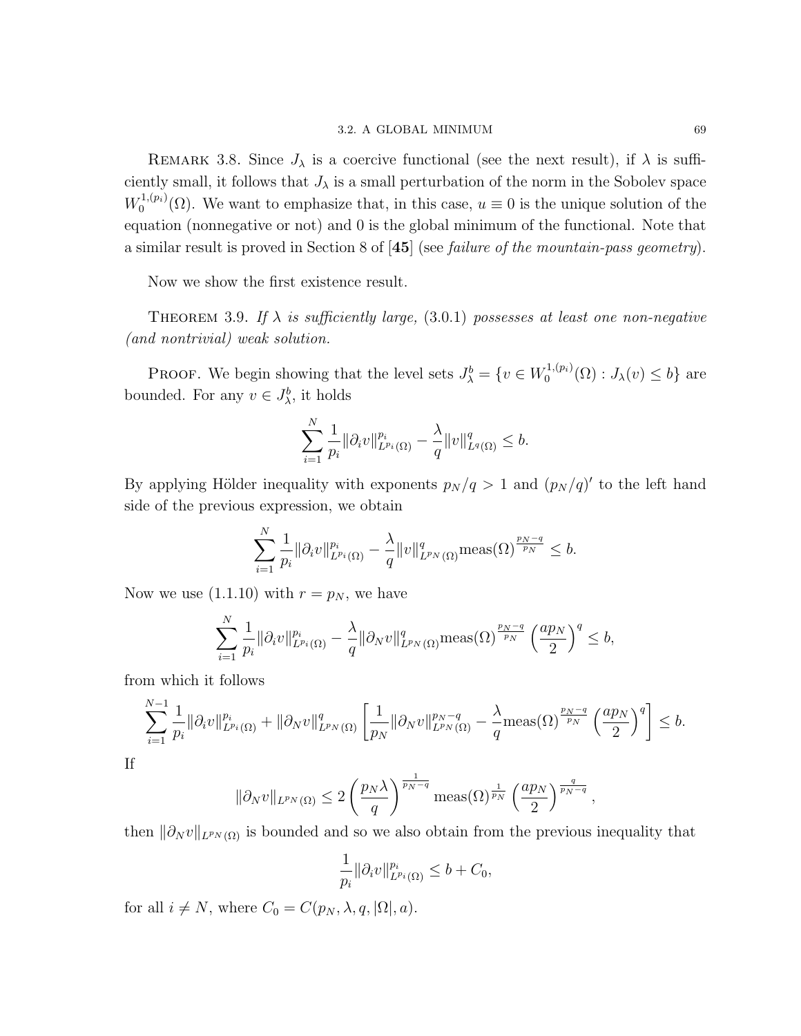REMARK 3.8. Since $J_\lambda$ is a coercive functional (see the next result), if $\lambda$ is sufficiently small, it follows that $J_\lambda$ is a small perturbation of the norm in the Sobolev space $W_0^{1,(p_i)}(\Omega)$. We want to emphasize that, in this case, $u \equiv 0$ is the unique solution of the equation (nonnegative or not) and 0 is the global minimum of the functional. Note that a similar result is proved in Section 8 of [**45**] (see *failure of the mountain-pass geometry*).

Now we show the first existence result.

THEOREM 3.9. *If $\lambda$ is sufficiently large,* (3.0.1) *possesses at least one non-negative (and nontrivial) weak solution.*

PROOF. We begin showing that the level sets $J_\lambda^b = \{v \in W_0^{1,(p_i)}(\Omega) : J_\lambda(v) \leq b\}$ are bounded. For any $v \in J_\lambda^b$, it holds

$$\sum_{i=1}^{N} \frac{1}{p_i} \|\partial_i v\|_{L^{p_i}(\Omega)}^{p_i} - \frac{\lambda}{q} \|v\|_{L^q(\Omega)}^q \leq b.$$

By applying Hölder inequality with exponents $p_N/q > 1$ and $(p_N/q)'$ to the left hand side of the previous expression, we obtain

$$\sum_{i=1}^{N} \frac{1}{p_i} \|\partial_i v\|_{L^{p_i}(\Omega)}^{p_i} - \frac{\lambda}{q} \|v\|_{L^{p_N}(\Omega)}^q \mathrm{meas}(\Omega)^{\frac{p_N-q}{p_N}} \leq b.$$

Now we use (1.1.10) with $r = p_N$, we have

$$\sum_{i=1}^{N} \frac{1}{p_i} \|\partial_i v\|_{L^{p_i}(\Omega)}^{p_i} - \frac{\lambda}{q} \|\partial_N v\|_{L^{p_N}(\Omega)}^q \mathrm{meas}(\Omega)^{\frac{p_N-q}{p_N}} \left(\frac{a p_N}{2}\right)^q \leq b,$$

from which it follows

$$\sum_{i=1}^{N-1} \frac{1}{p_i} \|\partial_i v\|_{L^{p_i}(\Omega)}^{p_i} + \|\partial_N v\|_{L^{p_N}(\Omega)}^q \left[\frac{1}{p_N} \|\partial_N v\|_{L^{p_N}(\Omega)}^{p_N-q} - \frac{\lambda}{q} \mathrm{meas}(\Omega)^{\frac{p_N-q}{p_N}} \left(\frac{a p_N}{2}\right)^q\right] \leq b.$$

If

$$\|\partial_N v\|_{L^{p_N}(\Omega)} \leq 2 \left(\frac{p_N \lambda}{q}\right)^{\frac{1}{p_N-q}} \mathrm{meas}(\Omega)^{\frac{1}{p_N}} \left(\frac{a p_N}{2}\right)^{\frac{q}{p_N-q}},$$

then $\|\partial_N v\|_{L^{p_N}(\Omega)}$ is bounded and so we also obtain from the previous inequality that

$$\frac{1}{p_i} \|\partial_i v\|_{L^{p_i}(\Omega)}^{p_i} \leq b + C_0,$$

for all $i \neq N$, where $C_0 = C(p_N, \lambda, q, |\Omega|, a)$.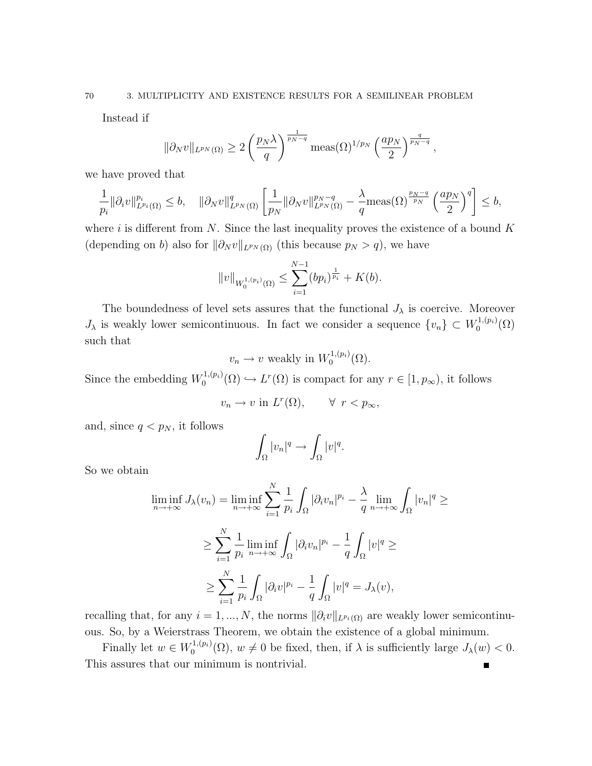Instead if

$$\|\partial_N v\|_{L^{p_N}(\Omega)} \geq 2\left(\frac{p_N\lambda}{q}\right)^{\frac{1}{p_N-q}} \operatorname{meas}(\Omega)^{1/p_N}\left(\frac{ap_N}{2}\right)^{\frac{q}{p_N-q}},$$

we have proved that

$$\frac{1}{p_i}\|\partial_i v\|^{p_i}_{L^{p_i}(\Omega)} \leq b, \quad \|\partial_N v\|^q_{L^{p_N}(\Omega)}\left[\frac{1}{p_N}\|\partial_N v\|^{p_N-q}_{L^{p_N}(\Omega)} - \frac{\lambda}{q}\operatorname{meas}(\Omega)^{\frac{p_N-q}{p_N}}\left(\frac{ap_N}{2}\right)^q\right] \leq b,$$

where $i$ is different from $N$. Since the last inequality proves the existence of a bound $K$ (depending on $b$) also for $\|\partial_N v\|_{L^{p_N}(\Omega)}$ (this because $p_N > q$), we have

$$\|v\|_{W_0^{1,(p_i)}(\Omega)} \leq \sum_{i=1}^{N-1}(bp_i)^{\frac{1}{p_i}} + K(b).$$

The boundedness of level sets assures that the functional $J_\lambda$ is coercive. Moreover $J_\lambda$ is weakly lower semicontinuous. In fact we consider a sequence $\{v_n\} \subset W_0^{1,(p_i)}(\Omega)$ such that

$$v_n \to v \text{ weakly in } W_0^{1,(p_i)}(\Omega).$$

Since the embedding $W_0^{1,(p_i)}(\Omega) \hookrightarrow L^r(\Omega)$ is compact for any $r \in [1, p_\infty)$, it follows

$$v_n \to v \text{ in } L^r(\Omega), \qquad \forall\ r < p_\infty,$$

and, since $q < p_N$, it follows

$$\int_\Omega |v_n|^q \to \int_\Omega |v|^q.$$

So we obtain

$$\liminf_{n\to+\infty} J_\lambda(v_n) = \liminf_{n\to+\infty} \sum_{i=1}^N \frac{1}{p_i}\int_\Omega |\partial_i v_n|^{p_i} - \frac{\lambda}{q}\lim_{n\to+\infty}\int_\Omega |v_n|^q \geq$$

$$\geq \sum_{i=1}^N \frac{1}{p_i}\liminf_{n\to+\infty}\int_\Omega |\partial_i v_n|^{p_i} - \frac{1}{q}\int_\Omega |v|^q \geq$$

$$\geq \sum_{i=1}^N \frac{1}{p_i}\int_\Omega |\partial_i v|^{p_i} - \frac{1}{q}\int_\Omega |v|^q = J_\lambda(v),$$

recalling that, for any $i = 1, ..., N$, the norms $\|\partial_i v\|_{L^{p_i}(\Omega)}$ are weakly lower semicontinuous. So, by a Weierstrass Theorem, we obtain the existence of a global minimum.

Finally let $w \in W_0^{1,(p_i)}(\Omega)$, $w \neq 0$ be fixed, then, if $\lambda$ is sufficiently large $J_\lambda(w) < 0$. This assures that our minimum is nontrivial. ∎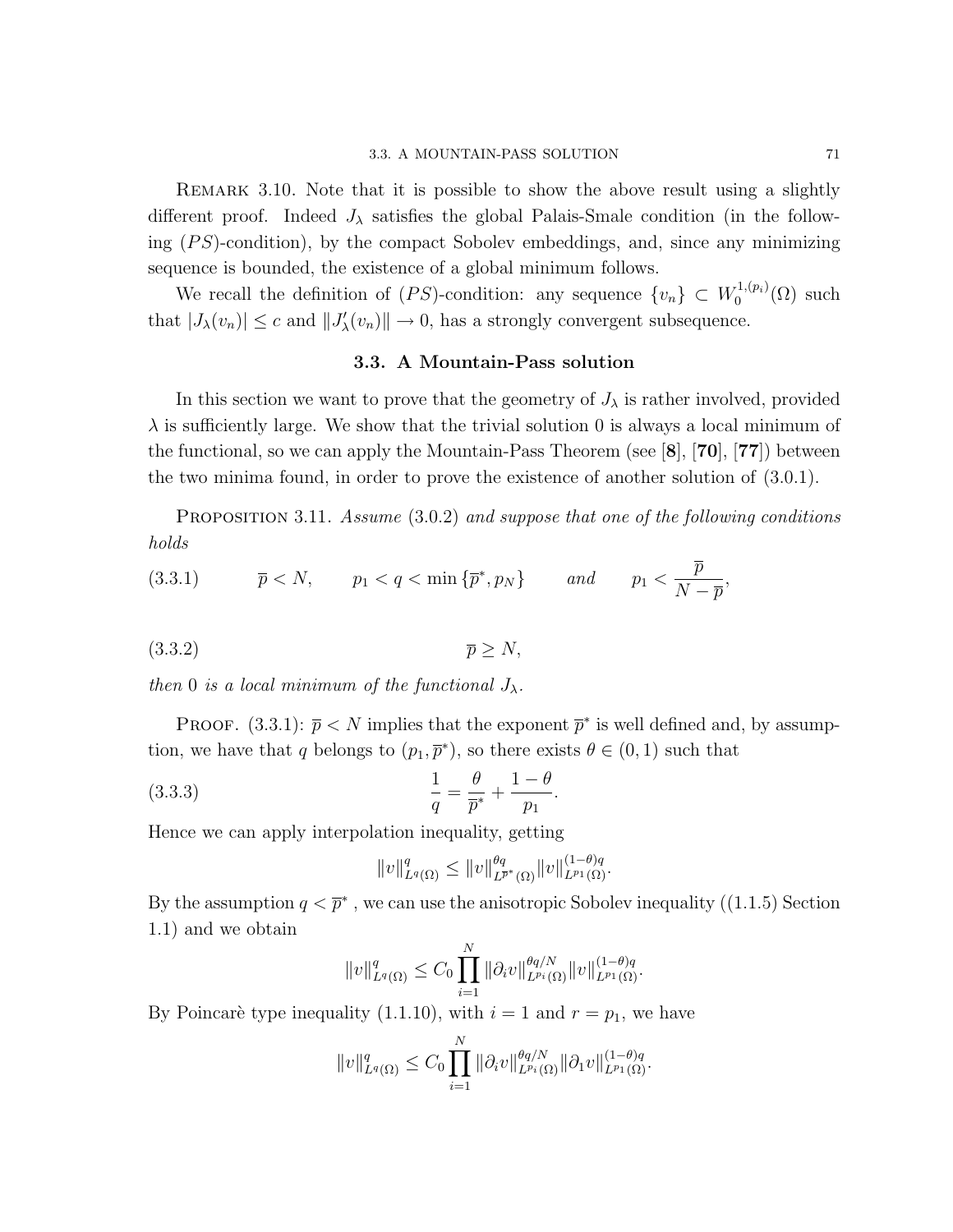Remark 3.10. Note that it is possible to show the above result using a slightly different proof. Indeed $J_\lambda$ satisfies the global Palais-Smale condition (in the following $(PS)$-condition), by the compact Sobolev embeddings, and, since any minimizing sequence is bounded, the existence of a global minimum follows.

We recall the definition of $(PS)$-condition: any sequence $\{v_n\} \subset W_0^{1,(p_i)}(\Omega)$ such that $|J_\lambda(v_n)| \leq c$ and $\|J'_\lambda(v_n)\| \to 0$, has a strongly convergent subsequence.

## 3.3. A Mountain-Pass solution

In this section we want to prove that the geometry of $J_\lambda$ is rather involved, provided $\lambda$ is sufficiently large. We show that the trivial solution 0 is always a local minimum of the functional, so we can apply the Mountain-Pass Theorem (see [**8**], [**70**], [**77**]) between the two minima found, in order to prove the existence of another solution of (3.0.1).

Proposition 3.11. *Assume* (3.0.2) *and suppose that one of the following conditions holds*

$$\overline{p} < N, \qquad p_1 < q < \min\{\overline{p}^*, p_N\} \qquad \textit{and} \qquad p_1 < \frac{\overline{p}}{N - \overline{p}}, \tag{3.3.1}$$

$$\overline{p} \geq N, \tag{3.3.2}$$

*then* 0 *is a local minimum of the functional* $J_\lambda$.

Proof. (3.3.1): $\overline{p} < N$ implies that the exponent $\overline{p}^*$ is well defined and, by assumption, we have that $q$ belongs to $(p_1, \overline{p}^*)$, so there exists $\theta \in (0,1)$ such that

$$\frac{1}{q} = \frac{\theta}{\overline{p}^*} + \frac{1-\theta}{p_1}. \tag{3.3.3}$$

Hence we can apply interpolation inequality, getting

$$\|v\|^q_{L^q(\Omega)} \leq \|v\|^{\theta q}_{L^{\overline{p}^*}(\Omega)} \|v\|^{(1-\theta)q}_{L^{p_1}(\Omega)}.$$

By the assumption $q < \overline{p}^*$, we can use the anisotropic Sobolev inequality ((1.1.5) Section 1.1) and we obtain

$$\|v\|^q_{L^q(\Omega)} \leq C_0 \prod_{i=1}^N \|\partial_i v\|^{\theta q/N}_{L^{p_i}(\Omega)} \|v\|^{(1-\theta)q}_{L^{p_1}(\Omega)}.$$

By Poincarè type inequality (1.1.10), with $i = 1$ and $r = p_1$, we have

$$\|v\|^q_{L^q(\Omega)} \leq C_0 \prod_{i=1}^N \|\partial_i v\|^{\theta q/N}_{L^{p_i}(\Omega)} \|\partial_1 v\|^{(1-\theta)q}_{L^{p_1}(\Omega)}.$$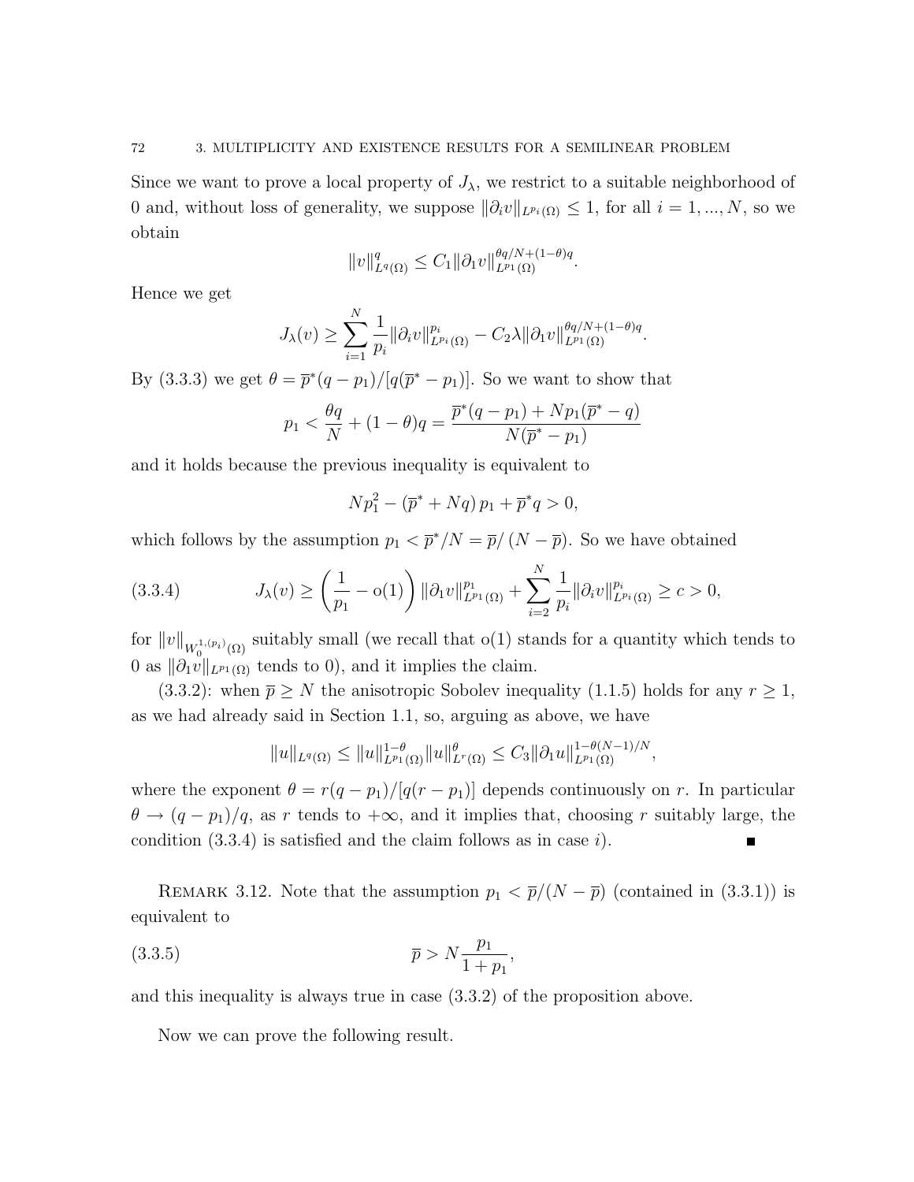Since we want to prove a local property of $J_\lambda$, we restrict to a suitable neighborhood of 0 and, without loss of generality, we suppose $\|\partial_i v\|_{L^{p_i}(\Omega)} \leq 1$, for all $i = 1, ..., N$, so we obtain

$$\|v\|^q_{L^q(\Omega)} \leq C_1 \|\partial_1 v\|^{\theta q/N + (1-\theta)q}_{L^{p_1}(\Omega)}.$$

Hence we get

$$J_\lambda(v) \geq \sum_{i=1}^{N} \frac{1}{p_i} \|\partial_i v\|^{p_i}_{L^{p_i}(\Omega)} - C_2 \lambda \|\partial_1 v\|^{\theta q/N + (1-\theta)q}_{L^{p_1}(\Omega)}.$$

By (3.3.3) we get $\theta = \overline{p}^*(q - p_1)/[q(\overline{p}^* - p_1)]$. So we want to show that

$$p_1 < \frac{\theta q}{N} + (1-\theta)q = \frac{\overline{p}^*(q - p_1) + N p_1 (\overline{p}^* - q)}{N(\overline{p}^* - p_1)}$$

and it holds because the previous inequality is equivalent to

$$N p_1^2 - (\overline{p}^* + Nq)\, p_1 + \overline{p}^* q > 0,$$

which follows by the assumption $p_1 < \overline{p}^*/N = \overline{p}/(N - \overline{p})$. So we have obtained

$$J_\lambda(v) \geq \left( \frac{1}{p_1} - \mathrm{o}(1) \right) \|\partial_1 v\|^{p_1}_{L^{p_1}(\Omega)} + \sum_{i=2}^{N} \frac{1}{p_i} \|\partial_i v\|^{p_i}_{L^{p_i}(\Omega)} \geq c > 0, \tag{3.3.4}$$

for $\|v\|_{W_0^{1,(p_i)}(\Omega)}$ suitably small (we recall that $\mathrm{o}(1)$ stands for a quantity which tends to 0 as $\|\partial_1 v\|_{L^{p_1}(\Omega)}$ tends to 0), and it implies the claim.

(3.3.2): when $\overline{p} \geq N$ the anisotropic Sobolev inequality (1.1.5) holds for any $r \geq 1$, as we had already said in Section 1.1, so, arguing as above, we have

$$\|u\|_{L^q(\Omega)} \leq \|u\|^{1-\theta}_{L^{p_1}(\Omega)} \|u\|^{\theta}_{L^r(\Omega)} \leq C_3 \|\partial_1 u\|^{1-\theta(N-1)/N}_{L^{p_1}(\Omega)},$$

where the exponent $\theta = r(q - p_1)/[q(r - p_1)]$ depends continuously on $r$. In particular $\theta \to (q - p_1)/q$, as $r$ tends to $+\infty$, and it implies that, choosing $r$ suitably large, the condition (3.3.4) is satisfied and the claim follows as in case $i$). ■

Remark 3.12. Note that the assumption $p_1 < \overline{p}/(N - \overline{p})$ (contained in (3.3.1)) is equivalent to

$$\overline{p} > N \frac{p_1}{1 + p_1}, \tag{3.3.5}$$

and this inequality is always true in case (3.3.2) of the proposition above.

Now we can prove the following result.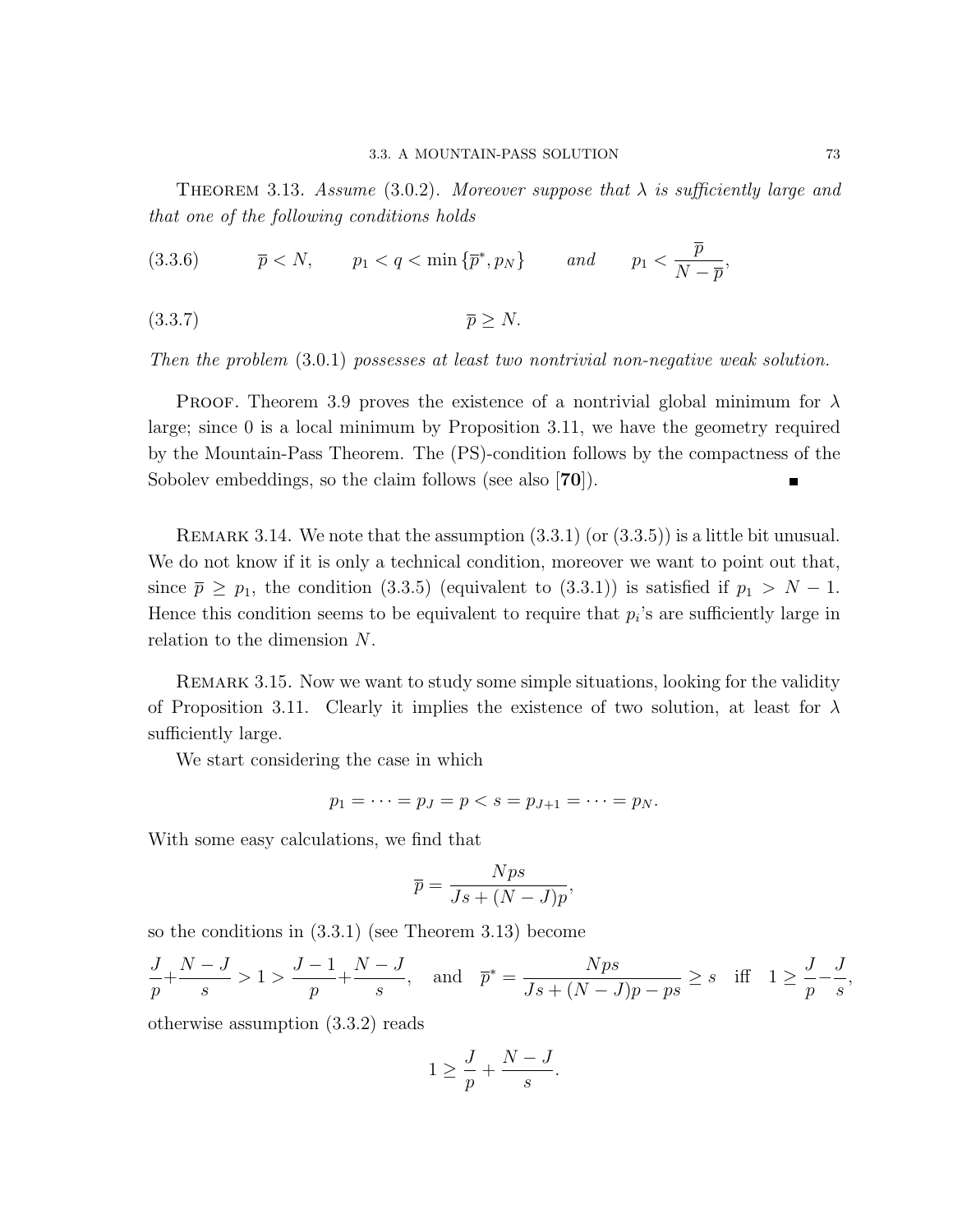**Theorem 3.13.** *Assume* (3.0.2). *Moreover suppose that $\lambda$ is sufficiently large and that one of the following conditions holds*

$$\overline{p} < N, \qquad p_1 < q < \min\{\overline{p}^*, p_N\} \qquad \textit{and} \qquad p_1 < \frac{\overline{p}}{N - \overline{p}}, \tag{3.3.6}$$

$$\overline{p} \geq N. \tag{3.3.7}$$

*Then the problem* (3.0.1) *possesses at least two nontrivial non-negative weak solution.*

Proof. Theorem 3.9 proves the existence of a nontrivial global minimum for $\lambda$ large; since 0 is a local minimum by Proposition 3.11, we have the geometry required by the Mountain-Pass Theorem. The (PS)-condition follows by the compactness of the Sobolev embeddings, so the claim follows (see also [**70**]). ∎

Remark 3.14. We note that the assumption (3.3.1) (or (3.3.5)) is a little bit unusual. We do not know if it is only a technical condition, moreover we want to point out that, since $\overline{p} \geq p_1$, the condition (3.3.5) (equivalent to (3.3.1)) is satisfied if $p_1 > N - 1$. Hence this condition seems to be equivalent to require that $p_i$'s are sufficiently large in relation to the dimension $N$.

Remark 3.15. Now we want to study some simple situations, looking for the validity of Proposition 3.11. Clearly it implies the existence of two solution, at least for $\lambda$ sufficiently large.

We start considering the case in which

$$p_1 = \cdots = p_J = p < s = p_{J+1} = \cdots = p_N.$$

With some easy calculations, we find that

$$\overline{p} = \frac{Nps}{Js + (N - J)p},$$

so the conditions in (3.3.1) (see Theorem 3.13) become

$$\frac{J}{p} + \frac{N - J}{s} > 1 > \frac{J - 1}{p} + \frac{N - J}{s}, \quad \text{and} \quad \overline{p}^* = \frac{Nps}{Js + (N - J)p - ps} \geq s \quad \text{iff} \quad 1 \geq \frac{J}{p} - \frac{J}{s},$$

otherwise assumption (3.3.2) reads

$$1 \geq \frac{J}{p} + \frac{N - J}{s}.$$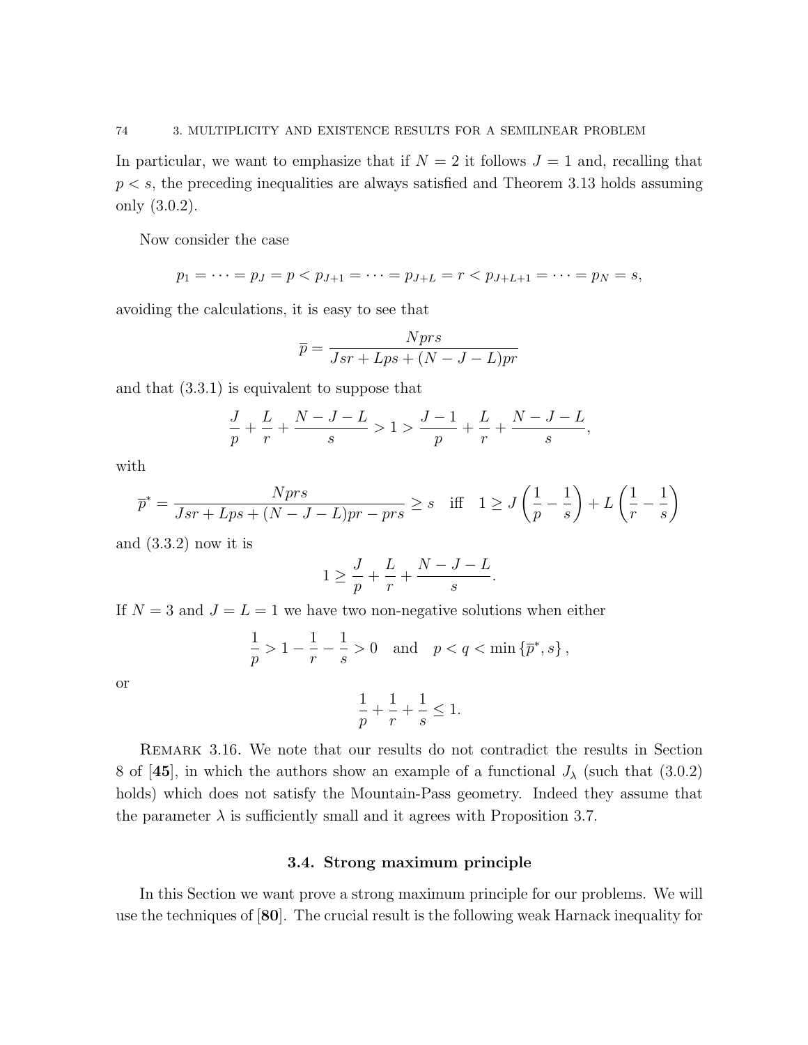In particular, we want to emphasize that if $N = 2$ it follows $J = 1$ and, recalling that $p < s$, the preceding inequalities are always satisfied and Theorem 3.13 holds assuming only (3.0.2).

Now consider the case

$$p_1 = \cdots = p_J = p < p_{J+1} = \cdots = p_{J+L} = r < p_{J+L+1} = \cdots = p_N = s,$$

avoiding the calculations, it is easy to see that

$$\overline{p} = \frac{Nprs}{Jsr + Lps + (N - J - L)pr}$$

and that (3.3.1) is equivalent to suppose that

$$\frac{J}{p} + \frac{L}{r} + \frac{N - J - L}{s} > 1 > \frac{J - 1}{p} + \frac{L}{r} + \frac{N - J - L}{s},$$

with

$$\overline{p}^* = \frac{Nprs}{Jsr + Lps + (N - J - L)pr - prs} \geq s \quad \text{iff} \quad 1 \geq J\left(\frac{1}{p} - \frac{1}{s}\right) + L\left(\frac{1}{r} - \frac{1}{s}\right)$$

and (3.3.2) now it is

$$1 \geq \frac{J}{p} + \frac{L}{r} + \frac{N - J - L}{s}.$$

If $N = 3$ and $J = L = 1$ we have two non-negative solutions when either

$$\frac{1}{p} > 1 - \frac{1}{r} - \frac{1}{s} > 0 \quad \text{and} \quad p < q < \min\{\overline{p}^*, s\},$$

or

$$\frac{1}{p} + \frac{1}{r} + \frac{1}{s} \leq 1.$$

Remark 3.16. We note that our results do not contradict the results in Section 8 of [**45**], in which the authors show an example of a functional $J_\lambda$ (such that (3.0.2) holds) which does not satisfy the Mountain-Pass geometry. Indeed they assume that the parameter $\lambda$ is sufficiently small and it agrees with Proposition 3.7.

## 3.4. Strong maximum principle

In this Section we want prove a strong maximum principle for our problems. We will use the techniques of [**80**]. The crucial result is the following weak Harnack inequality for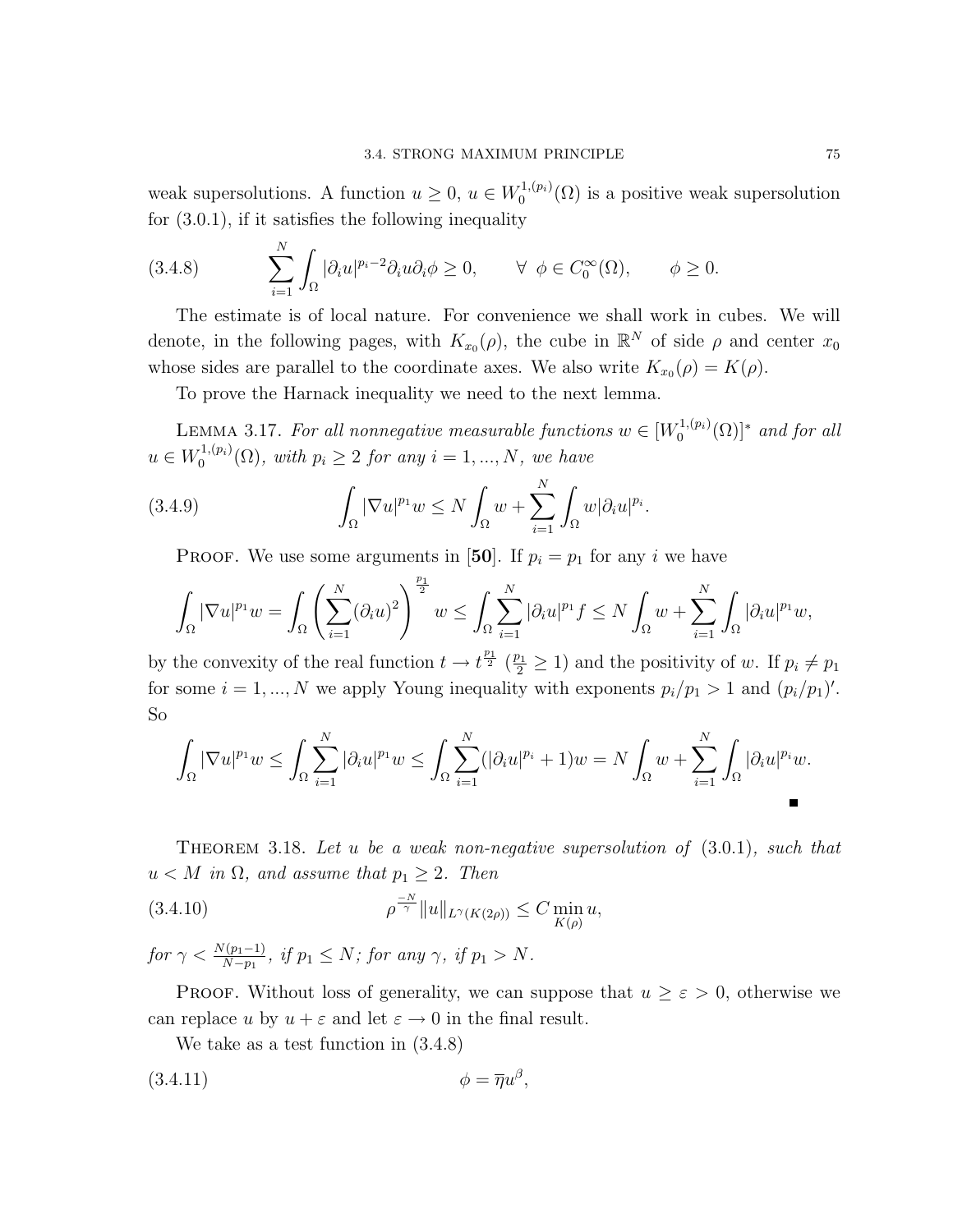weak supersolutions. A function $u \geq 0$, $u \in W_0^{1,(p_i)}(\Omega)$ is a positive weak supersolution for (3.0.1), if it satisfies the following inequality

$$\sum_{i=1}^{N} \int_\Omega |\partial_i u|^{p_i-2} \partial_i u \partial_i \phi \geq 0, \qquad \forall\ \phi \in C_0^\infty(\Omega), \qquad \phi \geq 0. \tag{3.4.8}$$

The estimate is of local nature. For convenience we shall work in cubes. We will denote, in the following pages, with $K_{x_0}(\rho)$, the cube in $\mathbb{R}^N$ of side $\rho$ and center $x_0$ whose sides are parallel to the coordinate axes. We also write $K_{x_0}(\rho) = K(\rho)$.

To prove the Harnack inequality we need to the next lemma.

Lemma 3.17. *For all nonnegative measurable functions $w \in [W_0^{1,(p_i)}(\Omega)]^*$ and for all $u \in W_0^{1,(p_i)}(\Omega)$, with $p_i \geq 2$ for any $i = 1, ..., N$, we have*

$$\int_\Omega |\nabla u|^{p_1} w \leq N \int_\Omega w + \sum_{i=1}^{N} \int_\Omega w |\partial_i u|^{p_i}. \tag{3.4.9}$$

Proof. We use some arguments in [**50**]. If $p_i = p_1$ for any $i$ we have

$$\int_\Omega |\nabla u|^{p_1} w = \int_\Omega \left( \sum_{i=1}^{N} (\partial_i u)^2 \right)^{\frac{p_1}{2}} w \leq \int_\Omega \sum_{i=1}^{N} |\partial_i u|^{p_1} f \leq N \int_\Omega w + \sum_{i=1}^{N} \int_\Omega |\partial_i u|^{p_1} w,$$

by the convexity of the real function $t \to t^{\frac{p_1}{2}}$ ($\frac{p_1}{2} \geq 1$) and the positivity of $w$. If $p_i \neq p_1$ for some $i = 1, ..., N$ we apply Young inequality with exponents $p_i/p_1 > 1$ and $(p_i/p_1)'$. So

$$\int_\Omega |\nabla u|^{p_1} w \leq \int_\Omega \sum_{i=1}^{N} |\partial_i u|^{p_1} w \leq \int_\Omega \sum_{i=1}^{N} (|\partial_i u|^{p_i} + 1) w = N \int_\Omega w + \sum_{i=1}^{N} \int_\Omega |\partial_i u|^{p_i} w.$$

∎

Theorem 3.18. *Let $u$ be a weak non-negative supersolution of* (3.0.1)*, such that $u < M$ in $\Omega$, and assume that $p_1 \geq 2$. Then*

$$\rho^{\frac{-N}{\gamma}} \|u\|_{L^\gamma(K(2\rho))} \leq C \min_{K(\rho)} u, \tag{3.4.10}$$

*for $\gamma < \frac{N(p_1-1)}{N-p_1}$, if $p_1 \leq N$; for any $\gamma$, if $p_1 > N$.*

Proof. Without loss of generality, we can suppose that $u \geq \varepsilon > 0$, otherwise we can replace $u$ by $u + \varepsilon$ and let $\varepsilon \to 0$ in the final result.

We take as a test function in (3.4.8)

$$\phi = \overline{\eta} u^\beta, \tag{3.4.11}$$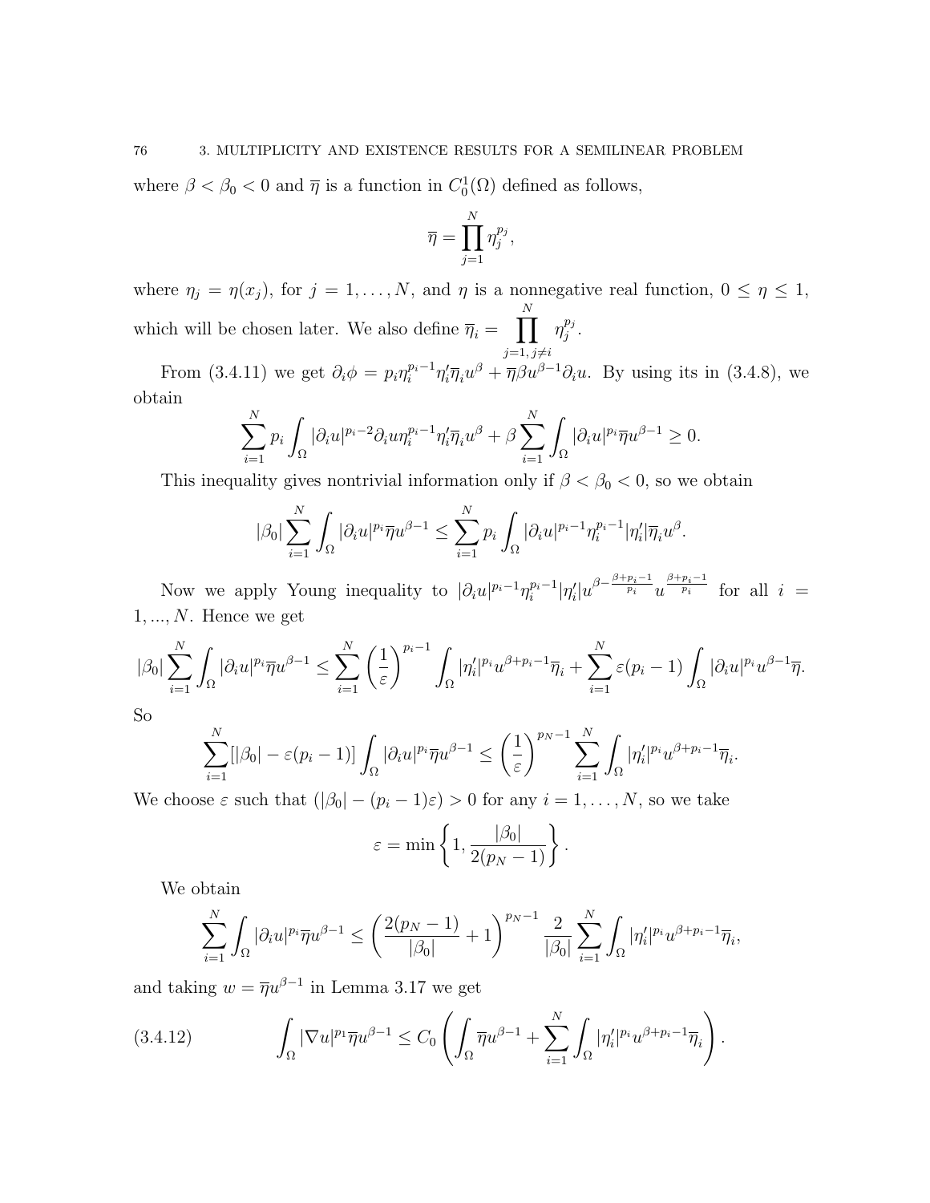where $\beta < \beta_0 < 0$ and $\overline{\eta}$ is a function in $C_0^1(\Omega)$ defined as follows,

$$\overline{\eta} = \prod_{j=1}^{N} \eta_j^{p_j},$$

where $\eta_j = \eta(x_j)$, for $j = 1, \ldots, N$, and $\eta$ is a nonnegative real function, $0 \leq \eta \leq 1$, which will be chosen later. We also define $\overline{\eta}_i = \prod_{j=1,\, j\neq i}^{N} \eta_j^{p_j}$.

From (3.4.11) we get $\partial_i \phi = p_i \eta_i^{p_i-1}\eta_i' \overline{\eta}_i u^{\beta} + \overline{\eta}\beta u^{\beta-1}\partial_i u$. By using its in (3.4.8), we obtain

$$\sum_{i=1}^{N} p_i \int_\Omega |\partial_i u|^{p_i-2}\partial_i u \eta_i^{p_i-1}\eta_i'\overline{\eta}_i u^{\beta} + \beta \sum_{i=1}^{N}\int_\Omega |\partial_i u|^{p_i}\overline{\eta} u^{\beta-1} \geq 0.$$

This inequality gives nontrivial information only if $\beta < \beta_0 < 0$, so we obtain

$$|\beta_0| \sum_{i=1}^{N}\int_\Omega |\partial_i u|^{p_i}\overline{\eta} u^{\beta-1} \leq \sum_{i=1}^{N} p_i \int_\Omega |\partial_i u|^{p_i-1}\eta_i^{p_i-1}|\eta_i'|\overline{\eta}_i u^{\beta}.$$

Now we apply Young inequality to $|\partial_i u|^{p_i-1}\eta_i^{p_i-1}|\eta_i'| u^{\beta-\frac{\beta+p_i-1}{p_i}} u^{\frac{\beta+p_i-1}{p_i}}$ for all $i = 1, ..., N$. Hence we get

$$|\beta_0| \sum_{i=1}^{N}\int_\Omega |\partial_i u|^{p_i}\overline{\eta} u^{\beta-1} \leq \sum_{i=1}^{N}\left(\frac{1}{\varepsilon}\right)^{p_i-1}\int_\Omega |\eta_i'|^{p_i} u^{\beta+p_i-1}\overline{\eta}_i + \sum_{i=1}^{N}\varepsilon(p_i-1)\int_\Omega |\partial_i u|^{p_i} u^{\beta-1}\overline{\eta}.$$

So

$$\sum_{i=1}^{N}[|\beta_0| - \varepsilon(p_i-1)]\int_\Omega |\partial_i u|^{p_i}\overline{\eta} u^{\beta-1} \leq \left(\frac{1}{\varepsilon}\right)^{p_N-1}\sum_{i=1}^{N}\int_\Omega |\eta_i'|^{p_i} u^{\beta+p_i-1}\overline{\eta}_i.$$

We choose $\varepsilon$ such that $(|\beta_0| - (p_i-1)\varepsilon) > 0$ for any $i = 1, \ldots, N$, so we take

$$\varepsilon = \min\left\{1, \frac{|\beta_0|}{2(p_N-1)}\right\}.$$

We obtain

$$\sum_{i=1}^{N}\int_\Omega |\partial_i u|^{p_i}\overline{\eta} u^{\beta-1} \leq \left(\frac{2(p_N-1)}{|\beta_0|}+1\right)^{p_N-1}\frac{2}{|\beta_0|}\sum_{i=1}^{N}\int_\Omega |\eta_i'|^{p_i} u^{\beta+p_i-1}\overline{\eta}_i,$$

and taking $w = \overline{\eta} u^{\beta-1}$ in Lemma 3.17 we get

$$\int_\Omega |\nabla u|^{p_1}\overline{\eta} u^{\beta-1} \leq C_0\left(\int_\Omega \overline{\eta} u^{\beta-1} + \sum_{i=1}^{N}\int_\Omega |\eta_i'|^{p_i} u^{\beta+p_i-1}\overline{\eta}_i\right). \tag{3.4.12}$$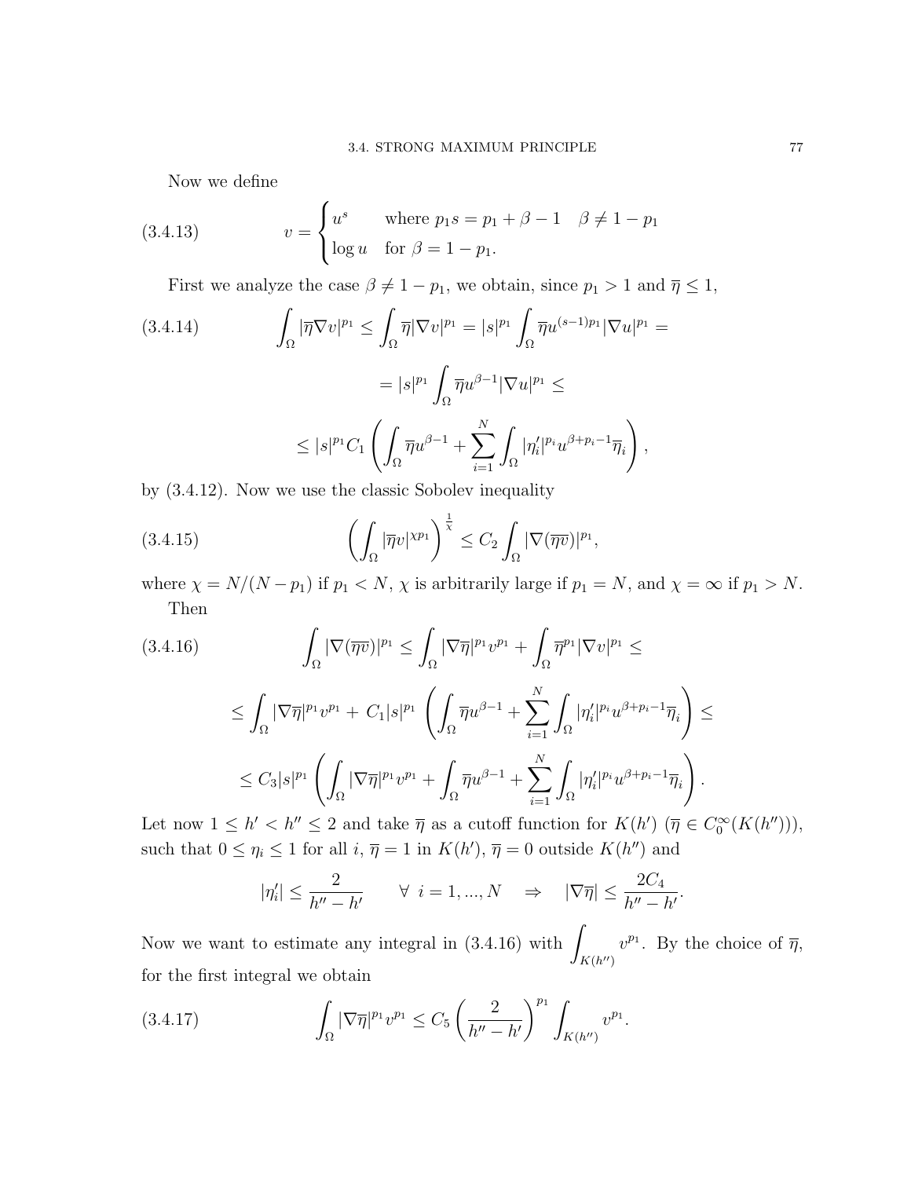Now we define

$$
v = \begin{cases} u^s & \text{where } p_1 s = p_1 + \beta - 1 \quad \beta \neq 1 - p_1 \\ \log u & \text{for } \beta = 1 - p_1. \end{cases} \tag{3.4.13}
$$

First we analyze the case $\beta \neq 1 - p_1$, we obtain, since $p_1 > 1$ and $\overline{\eta} \leq 1$,

$$
\begin{aligned}
\int_\Omega |\overline{\eta} \nabla v|^{p_1} &\leq \int_\Omega \overline{\eta} |\nabla v|^{p_1} = |s|^{p_1} \int_\Omega \overline{\eta} u^{(s-1)p_1} |\nabla u|^{p_1} = \\
&= |s|^{p_1} \int_\Omega \overline{\eta} u^{\beta - 1} |\nabla u|^{p_1} \leq \\
&\leq |s|^{p_1} C_1 \left( \int_\Omega \overline{\eta} u^{\beta-1} + \sum_{i=1}^N \int_\Omega |\eta_i'|^{p_i} u^{\beta + p_i - 1} \overline{\eta}_i \right),
\end{aligned} \tag{3.4.14}
$$

by (3.4.12). Now we use the classic Sobolev inequality

$$
\left( \int_\Omega |\overline{\eta} v|^{\chi p_1} \right)^{\frac{1}{\chi}} \leq C_2 \int_\Omega |\nabla (\overline{\eta} v)|^{p_1}, \tag{3.4.15}
$$

where $\chi = N/(N - p_1)$ if $p_1 < N$, $\chi$ is arbitrarily large if $p_1 = N$, and $\chi = \infty$ if $p_1 > N$.

Then

$$
\begin{aligned}
\int_\Omega |\nabla (\overline{\eta v})|^{p_1} &\leq \int_\Omega |\nabla \overline{\eta}|^{p_1} v^{p_1} + \int_\Omega \overline{\eta}^{p_1} |\nabla v|^{p_1} \leq \\
&\leq \int_\Omega |\nabla \overline{\eta}|^{p_1} v^{p_1} + C_1 |s|^{p_1} \left( \int_\Omega \overline{\eta} u^{\beta - 1} + \sum_{i=1}^N \int_\Omega |\eta_i'|^{p_i} u^{\beta + p_i - 1} \overline{\eta}_i \right) \leq \\
&\leq C_3 |s|^{p_1} \left( \int_\Omega |\nabla \overline{\eta}|^{p_1} v^{p_1} + \int_\Omega \overline{\eta} u^{\beta - 1} + \sum_{i=1}^N \int_\Omega |\eta_i'|^{p_i} u^{\beta + p_i - 1} \overline{\eta}_i \right).
\end{aligned} \tag{3.4.16}
$$

Let now $1 \leq h' < h'' \leq 2$ and take $\overline{\eta}$ as a cutoff function for $K(h')$ ($\overline{\eta} \in C_0^\infty(K(h''))$), such that $0 \leq \eta_i \leq 1$ for all $i$, $\overline{\eta} = 1$ in $K(h')$, $\overline{\eta} = 0$ outside $K(h'')$ and

$$
|\eta_i'| \leq \frac{2}{h'' - h'} \qquad \forall \ i = 1, ..., N \quad \Rightarrow \quad |\nabla \overline{\eta}| \leq \frac{2C_4}{h'' - h'}.
$$

Now we want to estimate any integral in (3.4.16) with $\displaystyle\int_{K(h'')} v^{p_1}$. By the choice of $\overline{\eta}$, for the first integral we obtain

$$
\int_\Omega |\nabla \overline{\eta}|^{p_1} v^{p_1} \leq C_5 \left( \frac{2}{h'' - h'} \right)^{p_1} \int_{K(h'')} v^{p_1}. \tag{3.4.17}
$$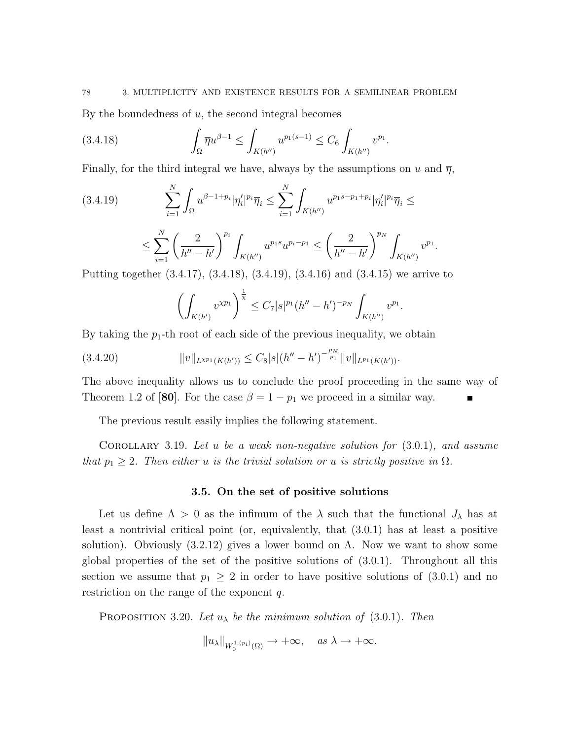By the boundedness of $u$, the second integral becomes

$$\int_\Omega \overline{\eta} u^{\beta-1} \leq \int_{K(h'')} u^{p_1(s-1)} \leq C_6 \int_{K(h'')} v^{p_1}. \tag{3.4.18}$$

Finally, for the third integral we have, always by the assumptions on $u$ and $\overline{\eta}$,

$$\sum_{i=1}^N \int_\Omega u^{\beta-1+p_i} |\eta_i'|^{p_i} \overline{\eta}_i \leq \sum_{i=1}^N \int_{K(h'')} u^{p_1 s - p_1 + p_i} |\eta_i'|^{p_i} \overline{\eta}_i \leq \tag{3.4.19}$$

$$\leq \sum_{i=1}^N \left( \frac{2}{h''-h'} \right)^{p_i} \int_{K(h'')} u^{p_1 s} u^{p_i - p_1} \leq \left( \frac{2}{h''-h'} \right)^{p_N} \int_{K(h'')} v^{p_1}.$$

Putting together (3.4.17), (3.4.18), (3.4.19), (3.4.16) and (3.4.15) we arrive to

$$\left( \int_{K(h')} v^{\chi p_1} \right)^{\frac{1}{\chi}} \leq C_7 |s|^{p_1} (h''-h')^{-p_N} \int_{K(h'')} v^{p_1}.$$

By taking the $p_1$-th root of each side of the previous inequality, we obtain

$$\|v\|_{L^{\chi p_1}(K(h'))} \leq C_8 |s| (h''-h')^{-\frac{p_N}{p_1}} \|v\|_{L^{p_1}(K(h'))}. \tag{3.4.20}$$

The above inequality allows us to conclude the proof proceeding in the same way of Theorem 1.2 of [**80**]. For the case $\beta = 1 - p_1$ we proceed in a similar way. ∎

The previous result easily implies the following statement.

Corollary 3.19. *Let $u$ be a weak non-negative solution for* (3.0.1)*, and assume that $p_1 \geq 2$. Then either $u$ is the trivial solution or $u$ is strictly positive in $\Omega$.*

## 3.5. On the set of positive solutions

Let us define $\Lambda > 0$ as the infimum of the $\lambda$ such that the functional $J_\lambda$ has at least a nontrivial critical point (or, equivalently, that (3.0.1) has at least a positive solution). Obviously (3.2.12) gives a lower bound on $\Lambda$. Now we want to show some global properties of the set of the positive solutions of (3.0.1). Throughout all this section we assume that $p_1 \geq 2$ in order to have positive solutions of (3.0.1) and no restriction on the range of the exponent $q$.

Proposition 3.20. *Let $u_\lambda$ be the minimum solution of* (3.0.1)*. Then*

$$\|u_\lambda\|_{W_0^{1,(p_i)}(\Omega)} \to +\infty, \quad \textit{as } \lambda \to +\infty.$$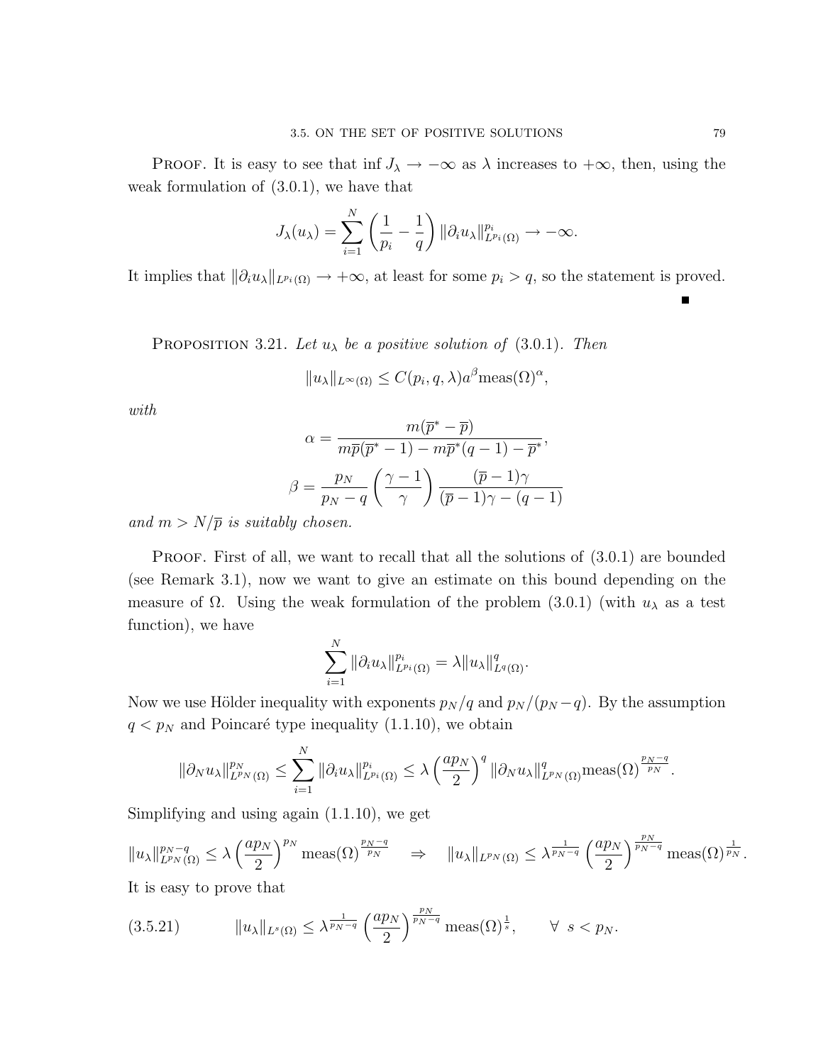Proof. It is easy to see that $\inf J_\lambda \to -\infty$ as $\lambda$ increases to $+\infty$, then, using the weak formulation of (3.0.1), we have that

$$J_\lambda(u_\lambda) = \sum_{i=1}^{N} \left(\frac{1}{p_i} - \frac{1}{q}\right) \|\partial_i u_\lambda\|^{p_i}_{L^{p_i}(\Omega)} \to -\infty.$$

It implies that $\|\partial_i u_\lambda\|_{L^{p_i}(\Omega)} \to +\infty$, at least for some $p_i > q$, so the statement is proved. ∎

Proposition 3.21. *Let $u_\lambda$ be a positive solution of* (3.0.1). *Then*

$$\|u_\lambda\|_{L^\infty(\Omega)} \le C(p_i, q, \lambda) a^\beta \mathrm{meas}(\Omega)^\alpha,$$

*with*

$$\alpha = \frac{m(\overline{p}^* - \overline{p})}{m\overline{p}(\overline{p}^* - 1) - m\overline{p}^*(q-1) - \overline{p}^*},$$

$$\beta = \frac{p_N}{p_N - q}\left(\frac{\gamma - 1}{\gamma}\right)\frac{(\overline{p}-1)\gamma}{(\overline{p}-1)\gamma - (q-1)}$$

*and $m > N/\overline{p}$ is suitably chosen.*

Proof. First of all, we want to recall that all the solutions of (3.0.1) are bounded (see Remark 3.1), now we want to give an estimate on this bound depending on the measure of $\Omega$. Using the weak formulation of the problem (3.0.1) (with $u_\lambda$ as a test function), we have

$$\sum_{i=1}^{N} \|\partial_i u_\lambda\|^{p_i}_{L^{p_i}(\Omega)} = \lambda \|u_\lambda\|^q_{L^q(\Omega)}.$$

Now we use Hölder inequality with exponents $p_N/q$ and $p_N/(p_N - q)$. By the assumption $q < p_N$ and Poincaré type inequality (1.1.10), we obtain

$$\|\partial_N u_\lambda\|^{p_N}_{L^{p_N}(\Omega)} \le \sum_{i=1}^{N} \|\partial_i u_\lambda\|^{p_i}_{L^{p_i}(\Omega)} \le \lambda \left(\frac{a p_N}{2}\right)^q \|\partial_N u_\lambda\|^q_{L^{p_N}(\Omega)} \mathrm{meas}(\Omega)^{\frac{p_N - q}{p_N}}.$$

Simplifying and using again (1.1.10), we get

$$\|u_\lambda\|^{p_N - q}_{L^{p_N}(\Omega)} \le \lambda \left(\frac{a p_N}{2}\right)^{p_N} \mathrm{meas}(\Omega)^{\frac{p_N - q}{p_N}} \quad \Rightarrow \quad \|u_\lambda\|_{L^{p_N}(\Omega)} \le \lambda^{\frac{1}{p_N - q}} \left(\frac{a p_N}{2}\right)^{\frac{p_N}{p_N - q}} \mathrm{meas}(\Omega)^{\frac{1}{p_N}}.$$

It is easy to prove that

$$\|u_\lambda\|_{L^s(\Omega)} \le \lambda^{\frac{1}{p_N - q}} \left(\frac{a p_N}{2}\right)^{\frac{p_N}{p_N - q}} \mathrm{meas}(\Omega)^{\frac{1}{s}}, \qquad \forall\ s < p_N. \tag{3.5.21}$$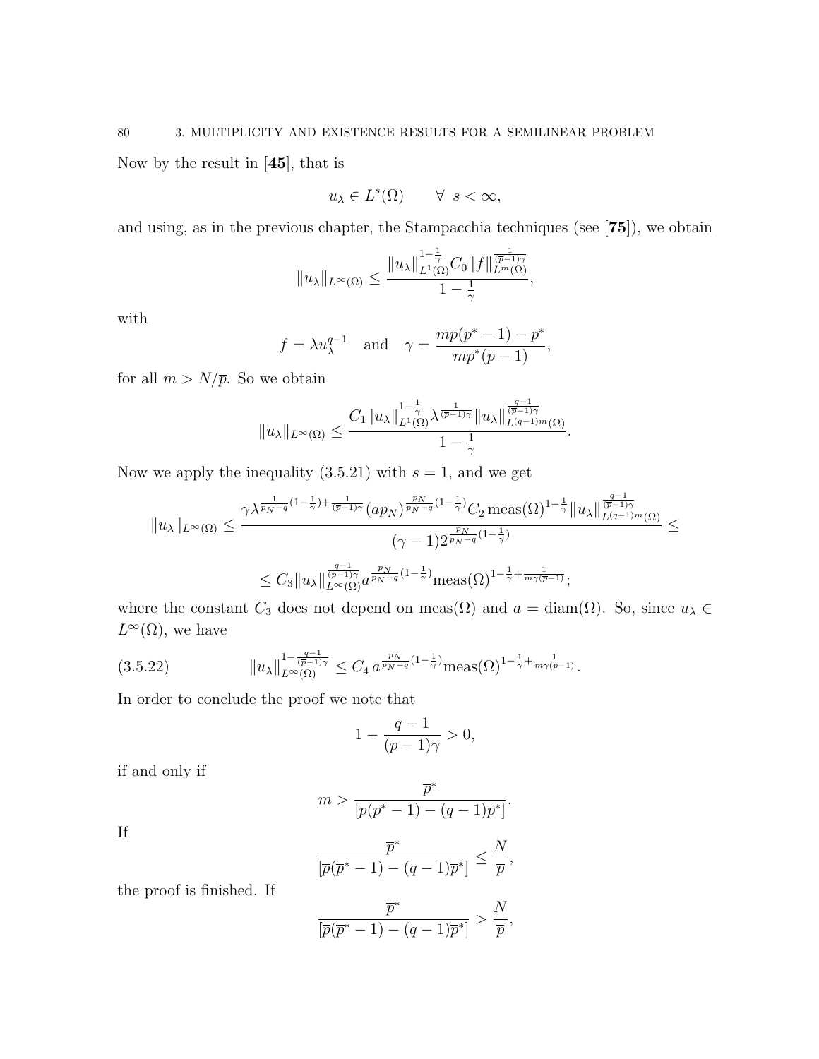Now by the result in [**45**], that is

$$u_\lambda \in L^s(\Omega) \qquad \forall \;\; s < \infty,$$

and using, as in the previous chapter, the Stampacchia techniques (see [**75**]), we obtain

$$\|u_\lambda\|_{L^\infty(\Omega)} \leq \frac{\|u_\lambda\|_{L^1(\Omega)}^{1-\frac{1}{\gamma}} C_0 \|f\|_{L^m(\Omega)}^{\frac{1}{(\overline{p}-1)\gamma}}}{1-\frac{1}{\gamma}},$$

with

$$f = \lambda u_\lambda^{q-1} \quad \text{and} \quad \gamma = \frac{m\overline{p}(\overline{p}^*-1)-\overline{p}^*}{m\overline{p}^*(\overline{p}-1)},$$

for all $m > N/\overline{p}$. So we obtain

$$\|u_\lambda\|_{L^\infty(\Omega)} \leq \frac{C_1 \|u_\lambda\|_{L^1(\Omega)}^{1-\frac{1}{\gamma}} \lambda^{\frac{1}{(\overline{p}-1)\gamma}} \|u_\lambda\|_{L^{(q-1)m}(\Omega)}^{\frac{q-1}{(\overline{p}-1)\gamma}}}{1-\frac{1}{\gamma}}.$$

Now we apply the inequality (3.5.21) with $s=1$, and we get

$$\|u_\lambda\|_{L^\infty(\Omega)} \leq \frac{\gamma \lambda^{\frac{1}{p_N-q}(1-\frac{1}{\gamma})+\frac{1}{(\overline{p}-1)\gamma}} (a p_N)^{\frac{p_N}{p_N-q}(1-\frac{1}{\gamma})} C_2 \operatorname{meas}(\Omega)^{1-\frac{1}{\gamma}} \|u_\lambda\|_{L^{(q-1)m}(\Omega)}^{\frac{q-1}{(\overline{p}-1)\gamma}}}{(\gamma-1) 2^{\frac{p_N}{p_N-q}(1-\frac{1}{\gamma})}} \leq$$

$$\leq C_3 \|u_\lambda\|_{L^\infty(\Omega)}^{\frac{q-1}{(\overline{p}-1)\gamma}} a^{\frac{p_N}{p_N-q}(1-\frac{1}{\gamma})} \operatorname{meas}(\Omega)^{1-\frac{1}{\gamma}+\frac{1}{m\gamma(\overline{p}-1)}};$$

where the constant $C_3$ does not depend on $\operatorname{meas}(\Omega)$ and $a = \operatorname{diam}(\Omega)$. So, since $u_\lambda \in L^\infty(\Omega)$, we have

$$\|u_\lambda\|_{L^\infty(\Omega)}^{1-\frac{q-1}{(\overline{p}-1)\gamma}} \leq C_4 \, a^{\frac{p_N}{p_N-q}(1-\frac{1}{\gamma})} \operatorname{meas}(\Omega)^{1-\frac{1}{\gamma}+\frac{1}{m\gamma(\overline{p}-1)}}. \tag{3.5.22}$$

In order to conclude the proof we note that

$$1 - \frac{q-1}{(\overline{p}-1)\gamma} > 0,$$

if and only if

$$m > \frac{\overline{p}^*}{[\overline{p}(\overline{p}^*-1)-(q-1)\overline{p}^*]}.$$

If

$$\frac{\overline{p}^*}{[\overline{p}(\overline{p}^*-1)-(q-1)\overline{p}^*]} \leq \frac{N}{\overline{p}},$$

the proof is finished. If

$$\frac{\overline{p}^*}{[\overline{p}(\overline{p}^*-1)-(q-1)\overline{p}^*]} > \frac{N}{\overline{p}},$$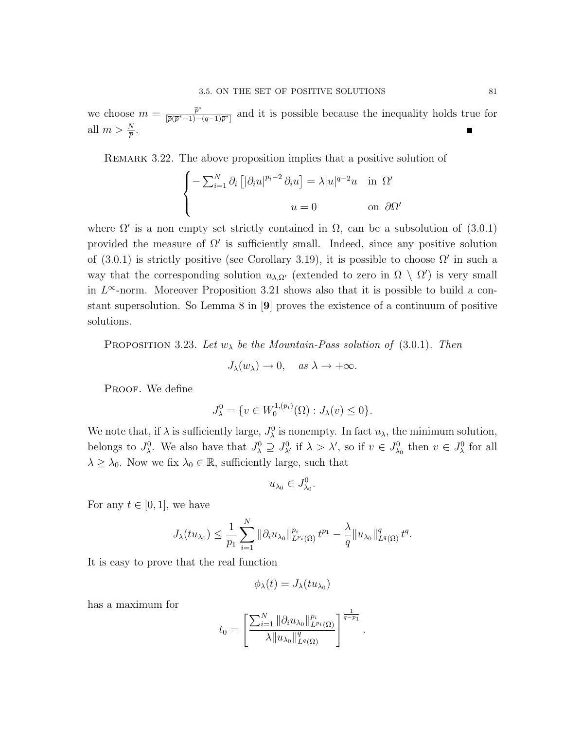we choose $m = \frac{\overline{p}^*}{[\overline{p}(\overline{p}^*-1)-(q-1)\overline{p}^*]}$ and it is possible because the inequality holds true for all $m > \frac{N}{\overline{p}}$. ∎

REMARK 3.22. The above proposition implies that a positive solution of

$$\begin{cases} -\sum_{i=1}^N \partial_i \left[ |\partial_i u|^{p_i-2} \partial_i u \right] = \lambda |u|^{q-2} u & \text{in } \Omega' \\ \\ u = 0 & \text{on } \partial\Omega' \end{cases}$$

where $\Omega'$ is a non empty set strictly contained in $\Omega$, can be a subsolution of (3.0.1) provided the measure of $\Omega'$ is sufficiently small. Indeed, since any positive solution of (3.0.1) is strictly positive (see Corollary 3.19), it is possible to choose $\Omega'$ in such a way that the corresponding solution $u_{\lambda,\Omega'}$ (extended to zero in $\Omega \setminus \Omega'$) is very small in $L^\infty$-norm. Moreover Proposition 3.21 shows also that it is possible to build a constant supersolution. So Lemma 8 in [**9**] proves the existence of a continuum of positive solutions.

PROPOSITION 3.23. *Let $w_\lambda$ be the Mountain-Pass solution of* (3.0.1). *Then*

$$J_\lambda(w_\lambda) \to 0, \quad \text{as } \lambda \to +\infty.$$

PROOF. We define

$$J_\lambda^0 = \{v \in W_0^{1,(p_i)}(\Omega) : J_\lambda(v) \leq 0\}.$$

We note that, if $\lambda$ is sufficiently large, $J_\lambda^0$ is nonempty. In fact $u_\lambda$, the minimum solution, belongs to $J_\lambda^0$. We also have that $J_\lambda^0 \supseteq J_{\lambda'}^0$ if $\lambda > \lambda'$, so if $v \in J_{\lambda_0}^0$ then $v \in J_\lambda^0$ for all $\lambda \geq \lambda_0$. Now we fix $\lambda_0 \in \mathbb{R}$, sufficiently large, such that

$$u_{\lambda_0} \in J_{\lambda_0}^0.$$

For any $t \in [0,1]$, we have

$$J_\lambda(tu_{\lambda_0}) \leq \frac{1}{p_1} \sum_{i=1}^N \|\partial_i u_{\lambda_0}\|_{L^{p_i}(\Omega)}^{p_i} t^{p_1} - \frac{\lambda}{q} \|u_{\lambda_0}\|_{L^q(\Omega)}^q t^q.$$

It is easy to prove that the real function

$$\phi_\lambda(t) = J_\lambda(tu_{\lambda_0})$$

has a maximum for

$$t_0 = \left[ \frac{\sum_{i=1}^N \|\partial_i u_{\lambda_0}\|_{L^{p_i}(\Omega)}^{p_i}}{\lambda \|u_{\lambda_0}\|_{L^q(\Omega)}^q} \right]^{\frac{1}{q-p_1}}.$$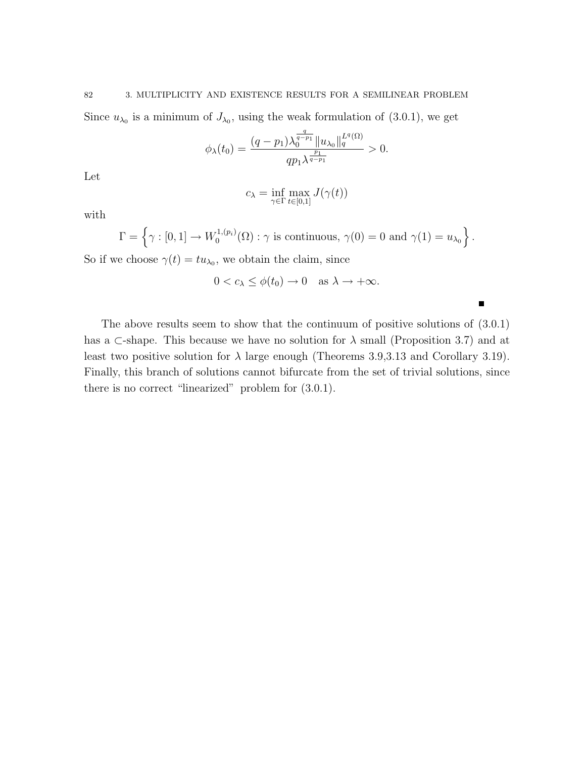Since $u_{\lambda_0}$ is a minimum of $J_{\lambda_0}$, using the weak formulation of (3.0.1), we get

$$\phi_\lambda(t_0) = \frac{(q-p_1)\lambda_0^{\frac{q}{q-p_1}} \|u_{\lambda_0}\|_q^{L^q(\Omega)}}{qp_1\lambda^{\frac{p_1}{q-p_1}}} > 0.$$

Let

$$c_\lambda = \inf_{\gamma\in\Gamma} \max_{t\in[0,1]} J(\gamma(t))$$

with

$$\Gamma = \left\{ \gamma : [0,1] \to W_0^{1,(p_i)}(\Omega) : \gamma \text{ is continuous, } \gamma(0) = 0 \text{ and } \gamma(1) = u_{\lambda_0} \right\}.$$

So if we choose $\gamma(t) = tu_{\lambda_0}$, we obtain the claim, since

$$0 < c_\lambda \le \phi(t_0) \to 0 \quad \text{as } \lambda \to +\infty.$$

■

The above results seem to show that the continuum of positive solutions of (3.0.1) has a $\subset$-shape. This because we have no solution for $\lambda$ small (Proposition 3.7) and at least two positive solution for $\lambda$ large enough (Theorems 3.9,3.13 and Corollary 3.19). Finally, this branch of solutions cannot bifurcate from the set of trivial solutions, since there is no correct "linearized" problem for (3.0.1).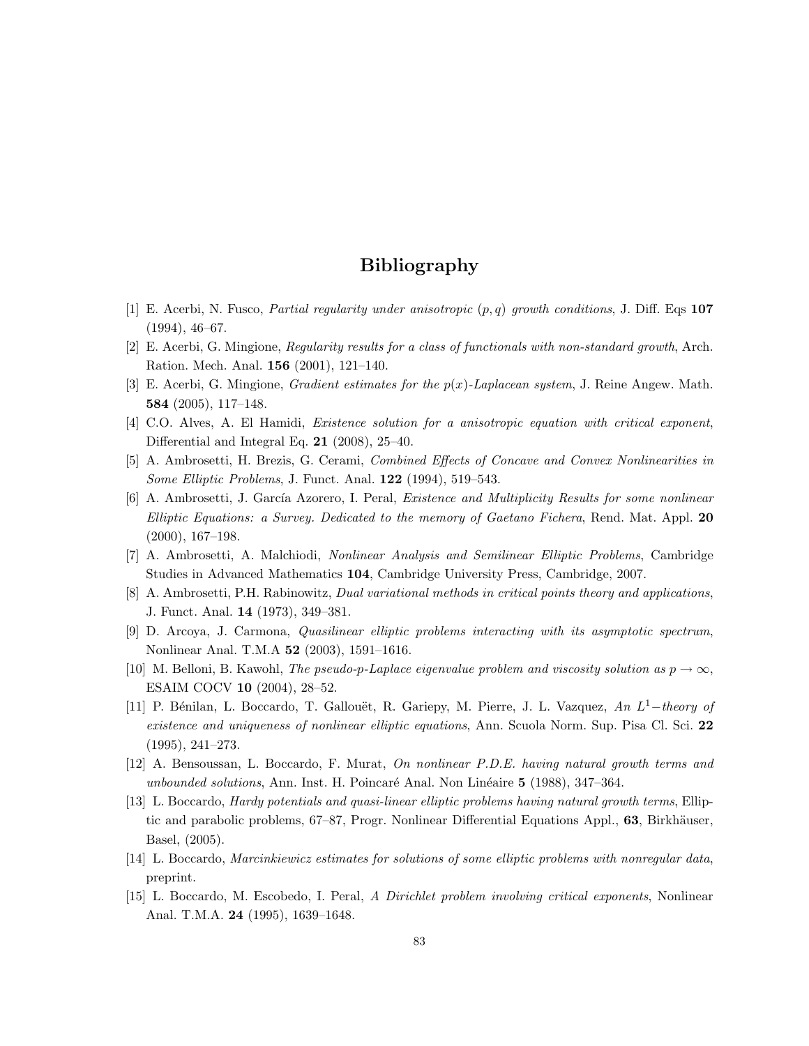# Bibliography

[1] E. Acerbi, N. Fusco, *Partial regularity under anisotropic $(p, q)$ growth conditions*, J. Diff. Eqs **107** (1994), 46–67.

[2] E. Acerbi, G. Mingione, *Regularity results for a class of functionals with non-standard growth*, Arch. Ration. Mech. Anal. **156** (2001), 121–140.

[3] E. Acerbi, G. Mingione, *Gradient estimates for the $p(x)$-Laplacean system*, J. Reine Angew. Math. **584** (2005), 117–148.

[4] C.O. Alves, A. El Hamidi, *Existence solution for a anisotropic equation with critical exponent*, Differential and Integral Eq. **21** (2008), 25–40.

[5] A. Ambrosetti, H. Brezis, G. Cerami, *Combined Effects of Concave and Convex Nonlinearities in Some Elliptic Problems*, J. Funct. Anal. **122** (1994), 519–543.

[6] A. Ambrosetti, J. García Azorero, I. Peral, *Existence and Multiplicity Results for some nonlinear Elliptic Equations: a Survey. Dedicated to the memory of Gaetano Fichera*, Rend. Mat. Appl. **20** (2000), 167–198.

[7] A. Ambrosetti, A. Malchiodi, *Nonlinear Analysis and Semilinear Elliptic Problems*, Cambridge Studies in Advanced Mathematics **104**, Cambridge University Press, Cambridge, 2007.

[8] A. Ambrosetti, P.H. Rabinowitz, *Dual variational methods in critical points theory and applications*, J. Funct. Anal. **14** (1973), 349–381.

[9] D. Arcoya, J. Carmona, *Quasilinear elliptic problems interacting with its asymptotic spectrum*, Nonlinear Anal. T.M.A **52** (2003), 1591–1616.

[10] M. Belloni, B. Kawohl, *The pseudo-p-Laplace eigenvalue problem and viscosity solution as $p \to \infty$*, ESAIM COCV **10** (2004), 28–52.

[11] P. Bénilan, L. Boccardo, T. Gallouët, R. Gariepy, M. Pierre, J. L. Vazquez, *An $L^1-$theory of existence and uniqueness of nonlinear elliptic equations*, Ann. Scuola Norm. Sup. Pisa Cl. Sci. **22** (1995), 241–273.

[12] A. Bensoussan, L. Boccardo, F. Murat, *On nonlinear P.D.E. having natural growth terms and unbounded solutions*, Ann. Inst. H. Poincaré Anal. Non Linéaire **5** (1988), 347–364.

[13] L. Boccardo, *Hardy potentials and quasi-linear elliptic problems having natural growth terms*, Elliptic and parabolic problems, 67–87, Progr. Nonlinear Differential Equations Appl., **63**, Birkhäuser, Basel, (2005).

[14] L. Boccardo, *Marcinkiewicz estimates for solutions of some elliptic problems with nonregular data*, preprint.

[15] L. Boccardo, M. Escobedo, I. Peral, *A Dirichlet problem involving critical exponents*, Nonlinear Anal. T.M.A. **24** (1995), 1639–1648.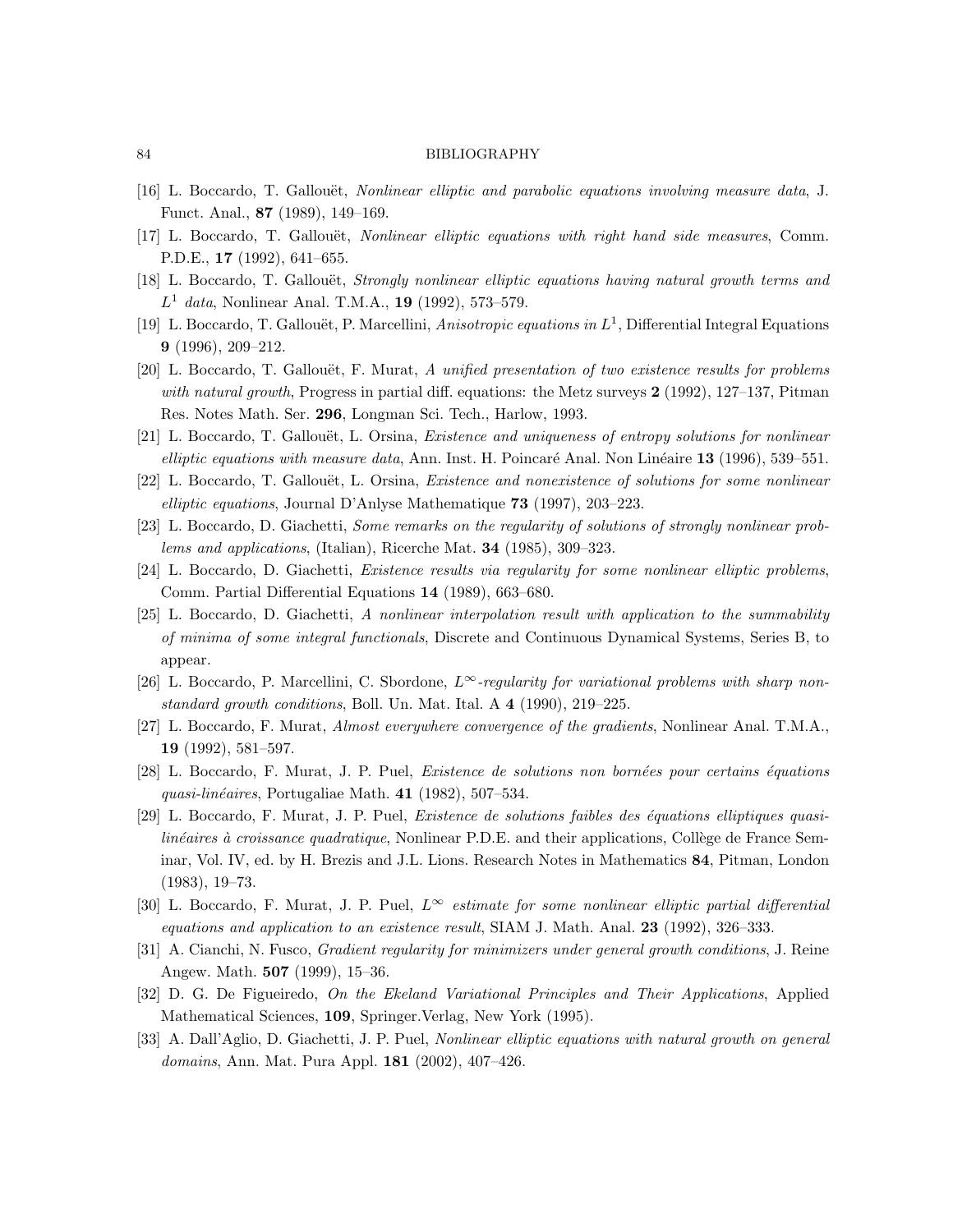[16] L. Boccardo, T. Gallouët, *Nonlinear elliptic and parabolic equations involving measure data*, J. Funct. Anal., **87** (1989), 149–169.

[17] L. Boccardo, T. Gallouët, *Nonlinear elliptic equations with right hand side measures*, Comm. P.D.E., **17** (1992), 641–655.

[18] L. Boccardo, T. Gallouët, *Strongly nonlinear elliptic equations having natural growth terms and $L^1$ data*, Nonlinear Anal. T.M.A., **19** (1992), 573–579.

[19] L. Boccardo, T. Gallouët, P. Marcellini, *Anisotropic equations in $L^1$*, Differential Integral Equations **9** (1996), 209–212.

[20] L. Boccardo, T. Gallouët, F. Murat, *A unified presentation of two existence results for problems with natural growth*, Progress in partial diff. equations: the Metz surveys **2** (1992), 127–137, Pitman Res. Notes Math. Ser. **296**, Longman Sci. Tech., Harlow, 1993.

[21] L. Boccardo, T. Gallouët, L. Orsina, *Existence and uniqueness of entropy solutions for nonlinear elliptic equations with measure data*, Ann. Inst. H. Poincaré Anal. Non Linéaire **13** (1996), 539–551.

[22] L. Boccardo, T. Gallouët, L. Orsina, *Existence and nonexistence of solutions for some nonlinear elliptic equations*, Journal D'Anlyse Mathematique **73** (1997), 203–223.

[23] L. Boccardo, D. Giachetti, *Some remarks on the regularity of solutions of strongly nonlinear problems and applications*, (Italian), Ricerche Mat. **34** (1985), 309–323.

[24] L. Boccardo, D. Giachetti, *Existence results via regularity for some nonlinear elliptic problems*, Comm. Partial Differential Equations **14** (1989), 663–680.

[25] L. Boccardo, D. Giachetti, *A nonlinear interpolation result with application to the summability of minima of some integral functionals*, Discrete and Continuous Dynamical Systems, Series B, to appear.

[26] L. Boccardo, P. Marcellini, C. Sbordone, *$L^\infty$-regularity for variational problems with sharp non-standard growth conditions*, Boll. Un. Mat. Ital. A **4** (1990), 219–225.

[27] L. Boccardo, F. Murat, *Almost everywhere convergence of the gradients*, Nonlinear Anal. T.M.A., **19** (1992), 581–597.

[28] L. Boccardo, F. Murat, J. P. Puel, *Existence de solutions non bornées pour certains équations quasi-linéaires*, Portugaliae Math. **41** (1982), 507–534.

[29] L. Boccardo, F. Murat, J. P. Puel, *Existence de solutions faibles des équations elliptiques quasi-linéaires à croissance quadratique*, Nonlinear P.D.E. and their applications, Collège de France Seminar, Vol. IV, ed. by H. Brezis and J.L. Lions. Research Notes in Mathematics **84**, Pitman, London (1983), 19–73.

[30] L. Boccardo, F. Murat, J. P. Puel, *$L^\infty$ estimate for some nonlinear elliptic partial differential equations and application to an existence result*, SIAM J. Math. Anal. **23** (1992), 326–333.

[31] A. Cianchi, N. Fusco, *Gradient regularity for minimizers under general growth conditions*, J. Reine Angew. Math. **507** (1999), 15–36.

[32] D. G. De Figueiredo, *On the Ekeland Variational Principles and Their Applications*, Applied Mathematical Sciences, **109**, Springer.Verlag, New York (1995).

[33] A. Dall'Aglio, D. Giachetti, J. P. Puel, *Nonlinear elliptic equations with natural growth on general domains*, Ann. Mat. Pura Appl. **181** (2002), 407–426.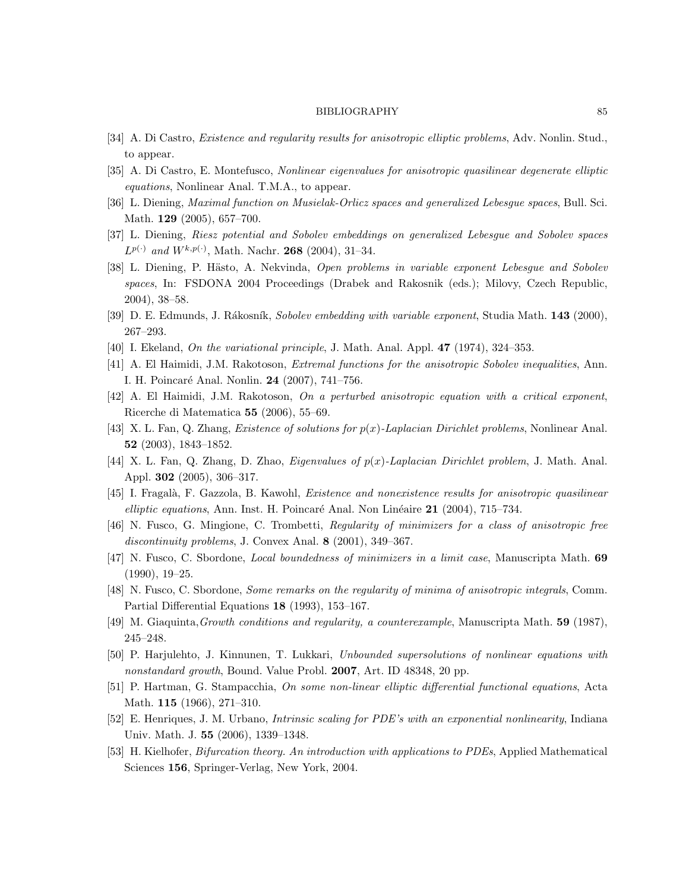[34] A. Di Castro, *Existence and regularity results for anisotropic elliptic problems*, Adv. Nonlin. Stud., to appear.

[35] A. Di Castro, E. Montefusco, *Nonlinear eigenvalues for anisotropic quasilinear degenerate elliptic equations*, Nonlinear Anal. T.M.A., to appear.

[36] L. Diening, *Maximal function on Musielak-Orlicz spaces and generalized Lebesgue spaces*, Bull. Sci. Math. **129** (2005), 657–700.

[37] L. Diening, *Riesz potential and Sobolev embeddings on generalized Lebesgue and Sobolev spaces* $L^{p(\cdot)}$ *and* $W^{k,p(\cdot)}$, Math. Nachr. **268** (2004), 31–34.

[38] L. Diening, P. Hästo, A. Nekvinda, *Open problems in variable exponent Lebesgue and Sobolev spaces*, In: FSDONA 2004 Proceedings (Drabek and Rakosnik (eds.); Milovy, Czech Republic, 2004), 38–58.

[39] D. E. Edmunds, J. Rákosník, *Sobolev embedding with variable exponent*, Studia Math. **143** (2000), 267–293.

[40] I. Ekeland, *On the variational principle*, J. Math. Anal. Appl. **47** (1974), 324–353.

[41] A. El Haimidi, J.M. Rakotoson, *Extremal functions for the anisotropic Sobolev inequalities*, Ann. I. H. Poincaré Anal. Nonlin. **24** (2007), 741–756.

[42] A. El Haimidi, J.M. Rakotoson, *On a perturbed anisotropic equation with a critical exponent*, Ricerche di Matematica **55** (2006), 55–69.

[43] X. L. Fan, Q. Zhang, *Existence of solutions for $p(x)$-Laplacian Dirichlet problems*, Nonlinear Anal. **52** (2003), 1843–1852.

[44] X. L. Fan, Q. Zhang, D. Zhao, *Eigenvalues of $p(x)$-Laplacian Dirichlet problem*, J. Math. Anal. Appl. **302** (2005), 306–317.

[45] I. Fragalà, F. Gazzola, B. Kawohl, *Existence and nonexistence results for anisotropic quasilinear elliptic equations*, Ann. Inst. H. Poincaré Anal. Non Linéaire **21** (2004), 715–734.

[46] N. Fusco, G. Mingione, C. Trombetti, *Regularity of minimizers for a class of anisotropic free discontinuity problems*, J. Convex Anal. **8** (2001), 349–367.

[47] N. Fusco, C. Sbordone, *Local boundedness of minimizers in a limit case*, Manuscripta Math. **69** (1990), 19–25.

[48] N. Fusco, C. Sbordone, *Some remarks on the regularity of minima of anisotropic integrals*, Comm. Partial Differential Equations **18** (1993), 153–167.

[49] M. Giaquinta,*Growth conditions and regularity, a counterexample*, Manuscripta Math. **59** (1987), 245–248.

[50] P. Harjulehto, J. Kinnunen, T. Lukkari, *Unbounded supersolutions of nonlinear equations with nonstandard growth*, Bound. Value Probl. **2007**, Art. ID 48348, 20 pp.

[51] P. Hartman, G. Stampacchia, *On some non-linear elliptic differential functional equations*, Acta Math. **115** (1966), 271–310.

[52] E. Henriques, J. M. Urbano, *Intrinsic scaling for PDE's with an exponential nonlinearity*, Indiana Univ. Math. J. **55** (2006), 1339–1348.

[53] H. Kielhofer, *Bifurcation theory. An introduction with applications to PDEs*, Applied Mathematical Sciences **156**, Springer-Verlag, New York, 2004.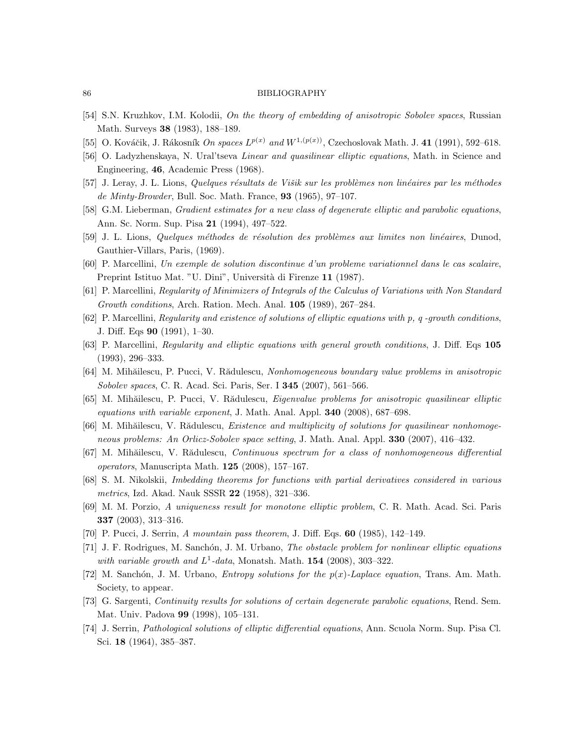[54] S.N. Kruzhkov, I.M. Kolodii, *On the theory of embedding of anisotropic Sobolev spaces*, Russian Math. Surveys **38** (1983), 188–189.

[55] O. Kováčik, J. Rákosník *On spaces $L^{p(x)}$ and $W^{1,(p(x))}$*, Czechoslovak Math. J. **41** (1991), 592–618.

[56] O. Ladyzhenskaya, N. Ural'tseva *Linear and quasilinear elliptic equations*, Math. in Science and Engineering, **46**, Academic Press (1968).

[57] J. Leray, J. L. Lions, *Quelques résultats de Višik sur les problèmes non linéaires par les méthodes de Minty-Browder*, Bull. Soc. Math. France, **93** (1965), 97–107.

[58] G.M. Lieberman, *Gradient estimates for a new class of degenerate elliptic and parabolic equations*, Ann. Sc. Norm. Sup. Pisa **21** (1994), 497–522.

[59] J. L. Lions, *Quelques méthodes de résolution des problèmes aux limites non linéaires*, Dunod, Gauthier-Villars, Paris, (1969).

[60] P. Marcellini, *Un exemple de solution discontinue d'un probleme variationnel dans le cas scalaire*, Preprint Istituo Mat. "U. Dini", Università di Firenze **11** (1987).

[61] P. Marcellini, *Regularity of Minimizers of Integrals of the Calculus of Variations with Non Standard Growth conditions*, Arch. Ration. Mech. Anal. **105** (1989), 267–284.

[62] P. Marcellini, *Regularity and existence of solutions of elliptic equations with p, q -growth conditions*, J. Diff. Eqs **90** (1991), 1–30.

[63] P. Marcellini, *Regularity and elliptic equations with general growth conditions*, J. Diff. Eqs **105** (1993), 296–333.

[64] M. Mihăilescu, P. Pucci, V. Rădulescu, *Nonhomogeneous boundary value problems in anisotropic Sobolev spaces*, C. R. Acad. Sci. Paris, Ser. I **345** (2007), 561–566.

[65] M. Mihăilescu, P. Pucci, V. Rădulescu, *Eigenvalue problems for anisotropic quasilinear elliptic equations with variable exponent*, J. Math. Anal. Appl. **340** (2008), 687–698.

[66] M. Mihăilescu, V. Rădulescu, *Existence and multiplicity of solutions for quasilinear nonhomogeneous problems: An Orlicz-Sobolev space setting*, J. Math. Anal. Appl. **330** (2007), 416–432.

[67] M. Mihăilescu, V. Rădulescu, *Continuous spectrum for a class of nonhomogeneous differential operators*, Manuscripta Math. **125** (2008), 157–167.

[68] S. M. Nikolskii, *Imbedding theorems for functions with partial derivatives considered in various metrics*, Izd. Akad. Nauk SSSR **22** (1958), 321–336.

[69] M. M. Porzio, *A uniqueness result for monotone elliptic problem*, C. R. Math. Acad. Sci. Paris **337** (2003), 313–316.

[70] P. Pucci, J. Serrin, *A mountain pass theorem*, J. Diff. Eqs. **60** (1985), 142–149.

[71] J. F. Rodrigues, M. Sanchón, J. M. Urbano, *The obstacle problem for nonlinear elliptic equations with variable growth and $L^1$-data*, Monatsh. Math. **154** (2008), 303–322.

[72] M. Sanchón, J. M. Urbano, *Entropy solutions for the $p(x)$-Laplace equation*, Trans. Am. Math. Society, to appear.

[73] G. Sargenti, *Continuity results for solutions of certain degenerate parabolic equations*, Rend. Sem. Mat. Univ. Padova **99** (1998), 105–131.

[74] J. Serrin, *Pathological solutions of elliptic differential equations*, Ann. Scuola Norm. Sup. Pisa Cl. Sci. **18** (1964), 385–387.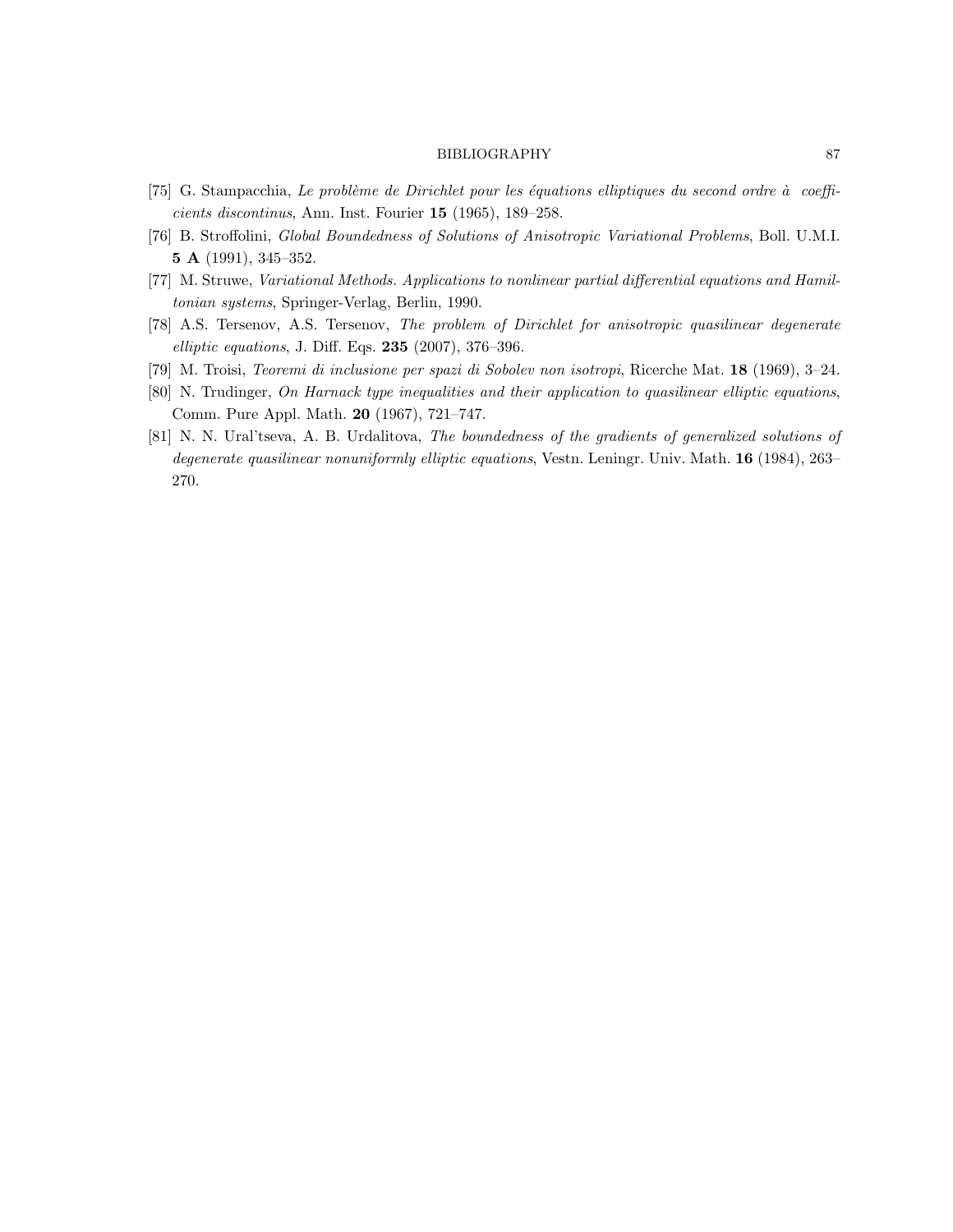[75] G. Stampacchia, *Le problème de Dirichlet pour les équations elliptiques du second ordre à coefficients discontinus*, Ann. Inst. Fourier **15** (1965), 189–258.

[76] B. Stroffolini, *Global Boundedness of Solutions of Anisotropic Variational Problems*, Boll. U.M.I. **5 A** (1991), 345–352.

[77] M. Struwe, *Variational Methods. Applications to nonlinear partial differential equations and Hamiltonian systems*, Springer-Verlag, Berlin, 1990.

[78] A.S. Tersenov, A.S. Tersenov, *The problem of Dirichlet for anisotropic quasilinear degenerate elliptic equations*, J. Diff. Eqs. **235** (2007), 376–396.

[79] M. Troisi, *Teoremi di inclusione per spazi di Sobolev non isotropi*, Ricerche Mat. **18** (1969), 3–24.

[80] N. Trudinger, *On Harnack type inequalities and their application to quasilinear elliptic equations*, Comm. Pure Appl. Math. **20** (1967), 721–747.

[81] N. N. Ural'tseva, A. B. Urdalitova, *The boundedness of the gradients of generalized solutions of degenerate quasilinear nonuniformly elliptic equations*, Vestn. Leningr. Univ. Math. **16** (1984), 263–270.